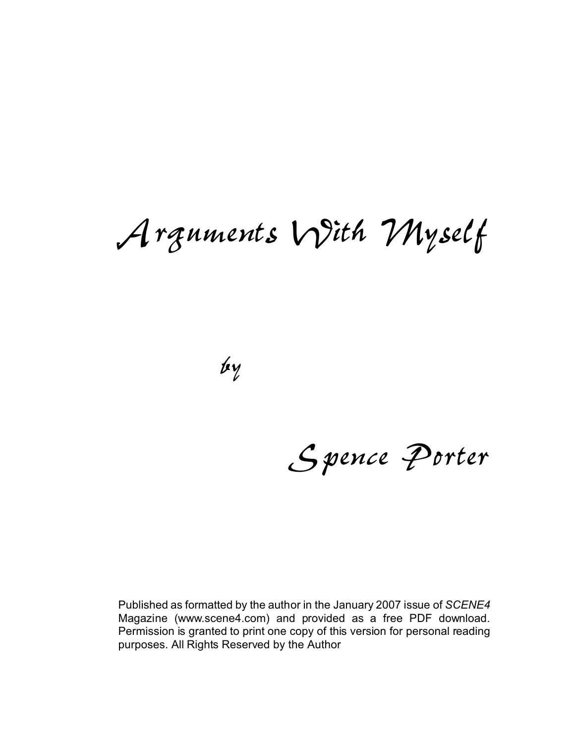# Arguments With Myself

by

## Spence Porter

Published as formatted by the author in the January 2007 issue of *SCENE4* Magazine (www.scene4.com) and provided as a free PDF download. Permission is granted to print one copy of this version for personal reading purposes. All Rights Reserved by the Author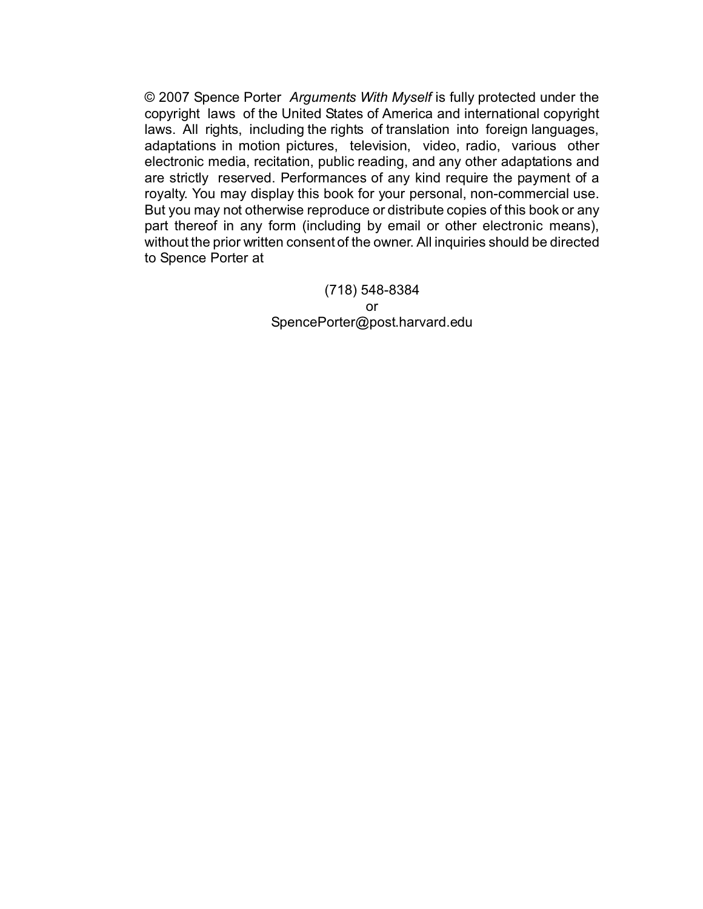© 2007 Spence Porter *Arguments With Myself* is fully protected under the copyright laws of the United States of America and international copyright laws. All rights, including the rights of translation into foreign languages, adaptations in motion pictures, television, video, radio, various other electronic media, recitation, public reading, and any other adaptations and are strictly reserved. Performances of any kind require the payment of a royalty. You may display this book for your personal, non-commercial use. But you may not otherwise reproduce or distribute copies of this book or any part thereof in any form (including by email or other electronic means), without the prior written consent of the owner. All inquiries should be directed to Spence Porter at

(718) 548-8384
or
SpencePorter@post.harvard.edu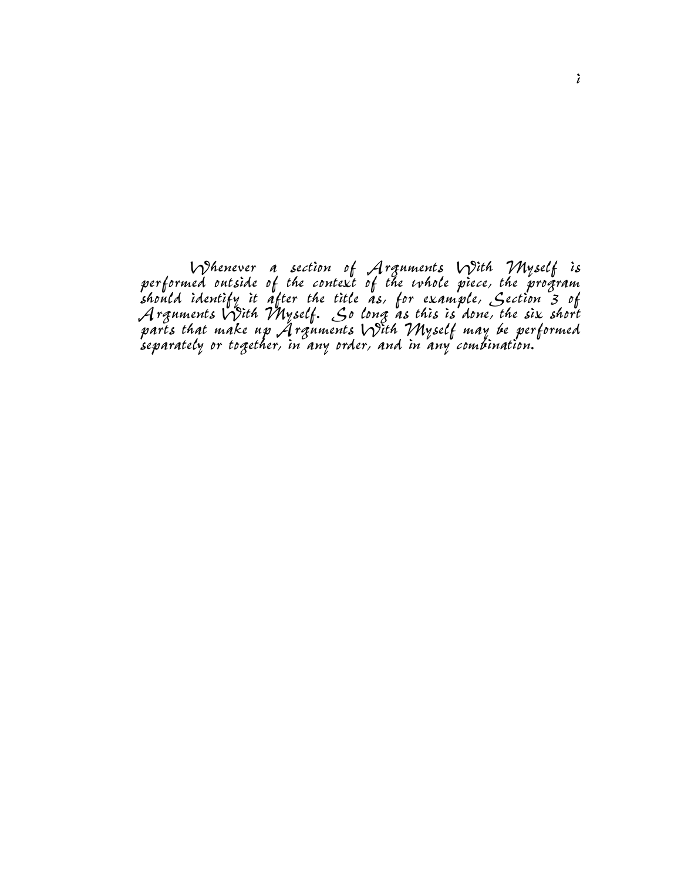Whenever a section of *Arguments With Myself* is performed outside of the context of the whole piece, the program should identify it after the title as, for example, Section 3 of *Arguments With Myself*. So long as this is done, the six short parts that make up *Arguments With Myself* may be performed separately or together, in any order, and in any combination.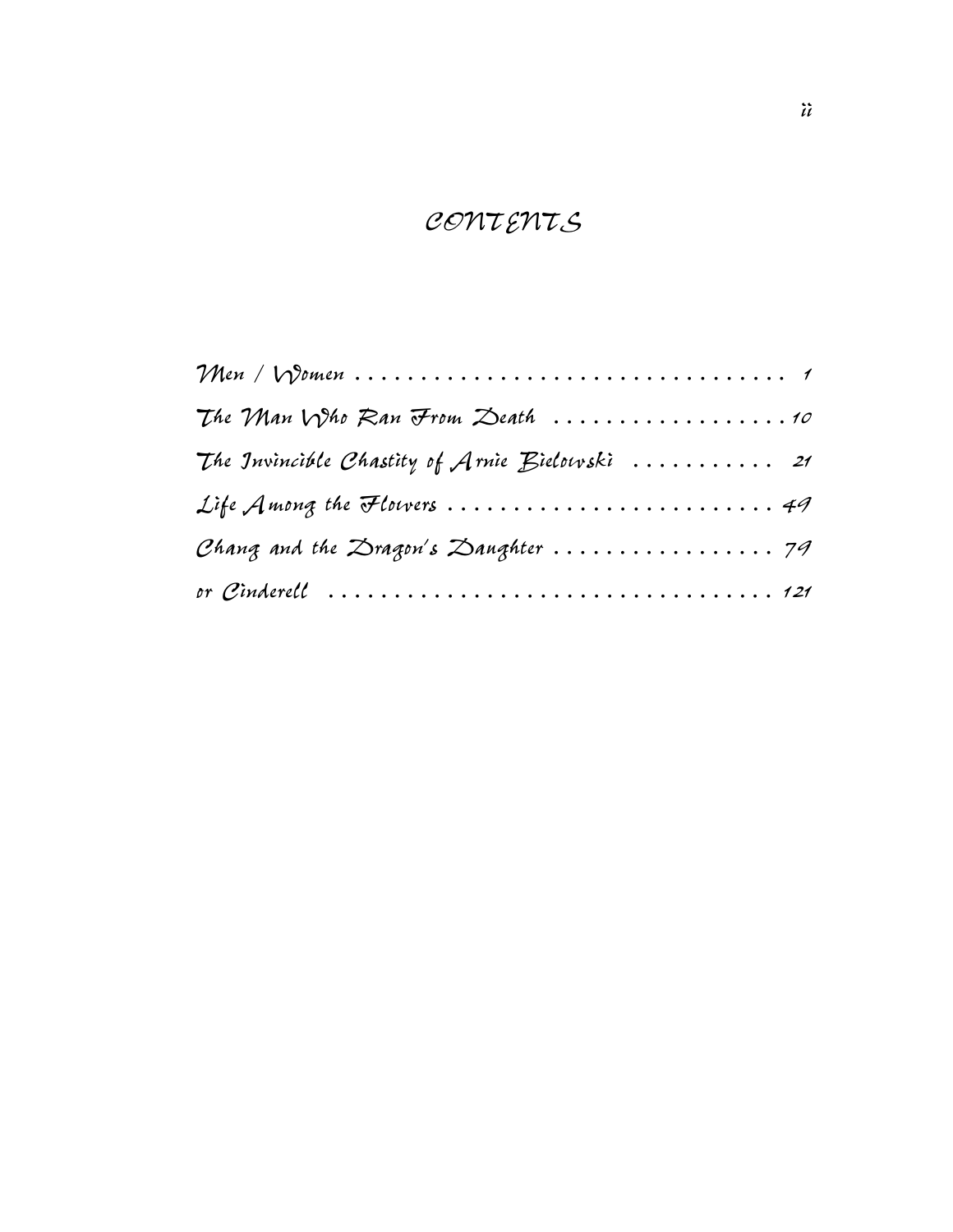# CONTENTS

Men / Women . . . . . . . . . . . . . . . . . . . . . . . . . . . . . . . . . . 1

The Man Who Ran From Death . . . . . . . . . . . . . . . . . . 10

The Invincible Chastity of Arnie Bielowski . . . . . . . . . . . 21

Life Among the Flowers . . . . . . . . . . . . . . . . . . . . . . . . . 49

Chang and the Dragon's Daughter . . . . . . . . . . . . . . . . . 79

or Cinderell . . . . . . . . . . . . . . . . . . . . . . . . . . . . . . . . . . 121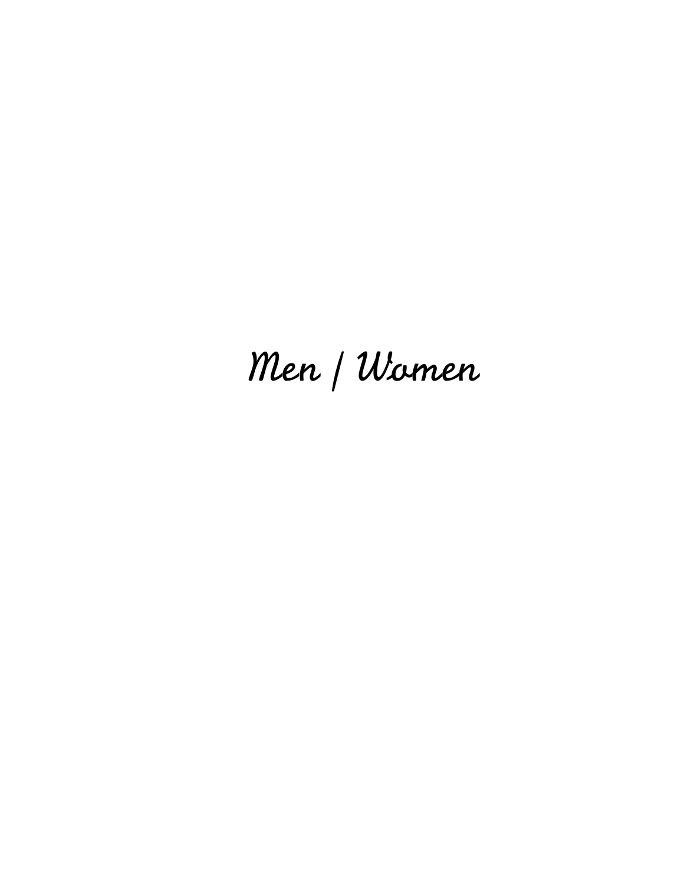# Men / Women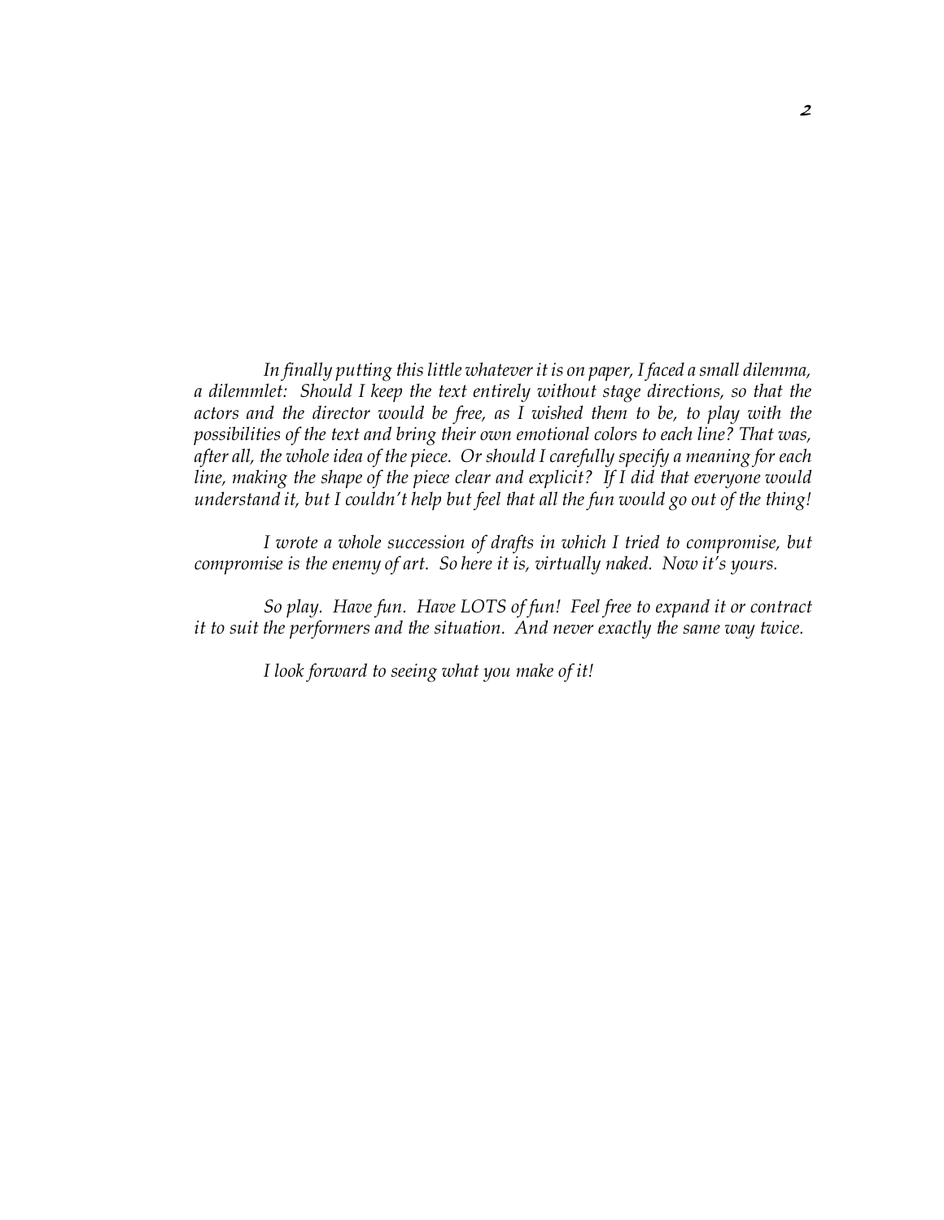*In finally putting this little whatever it is on paper, I faced a small dilemma, a dilemmlet: Should I keep the text entirely without stage directions, so that the actors and the director would be free, as I wished them to be, to play with the possibilities of the text and bring their own emotional colors to each line? That was, after all, the whole idea of the piece. Or should I carefully specify a meaning for each line, making the shape of the piece clear and explicit? If I did that everyone would understand it, but I couldn't help but feel that all the fun would go out of the thing!*

*I wrote a whole succession of drafts in which I tried to compromise, but compromise is the enemy of art. So here it is, virtually naked. Now it's yours.*

*So play. Have fun. Have LOTS of fun! Feel free to expand it or contract it to suit the performers and the situation. And never exactly the same way twice.*

*I look forward to seeing what you make of it!*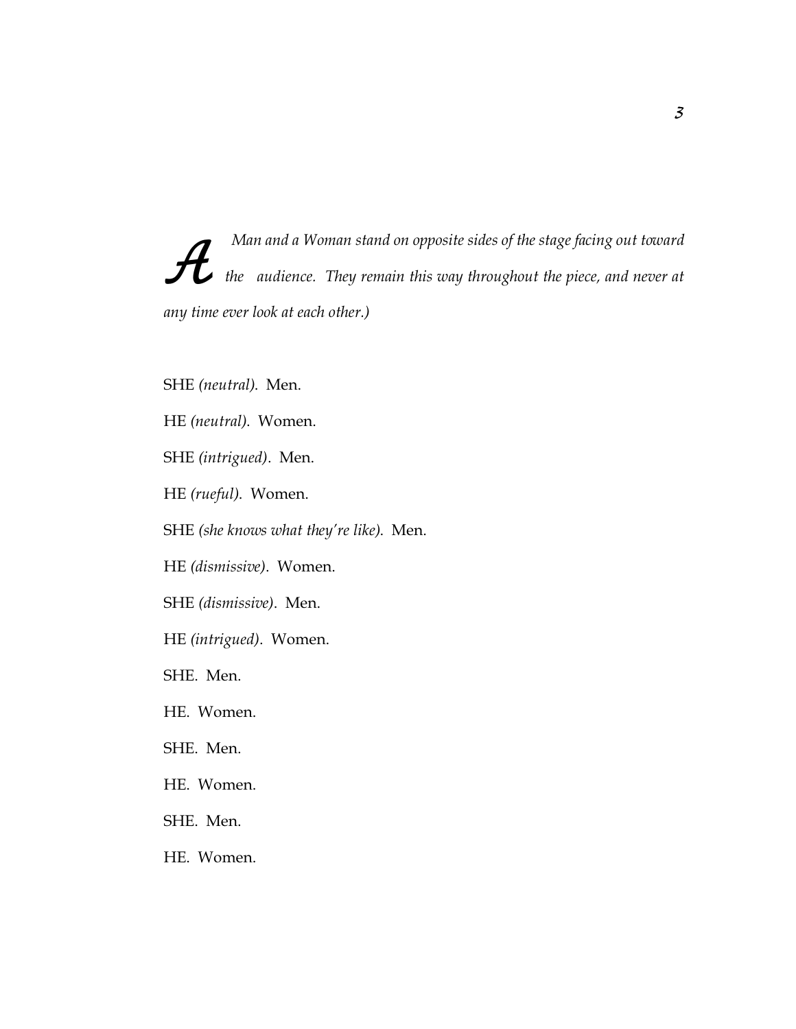*A Man and a Woman stand on opposite sides of the stage facing out toward the audience. They remain this way throughout the piece, and never at any time ever look at each other.)*

SHE *(neutral)*. Men.

HE *(neutral)*. Women.

SHE *(intrigued)*. Men.

HE *(rueful)*. Women.

SHE *(she knows what they're like)*. Men.

HE *(dismissive)*. Women.

SHE *(dismissive)*. Men.

HE *(intrigued)*. Women.

SHE. Men.

HE. Women.

SHE. Men.

HE. Women.

SHE. Men.

HE. Women.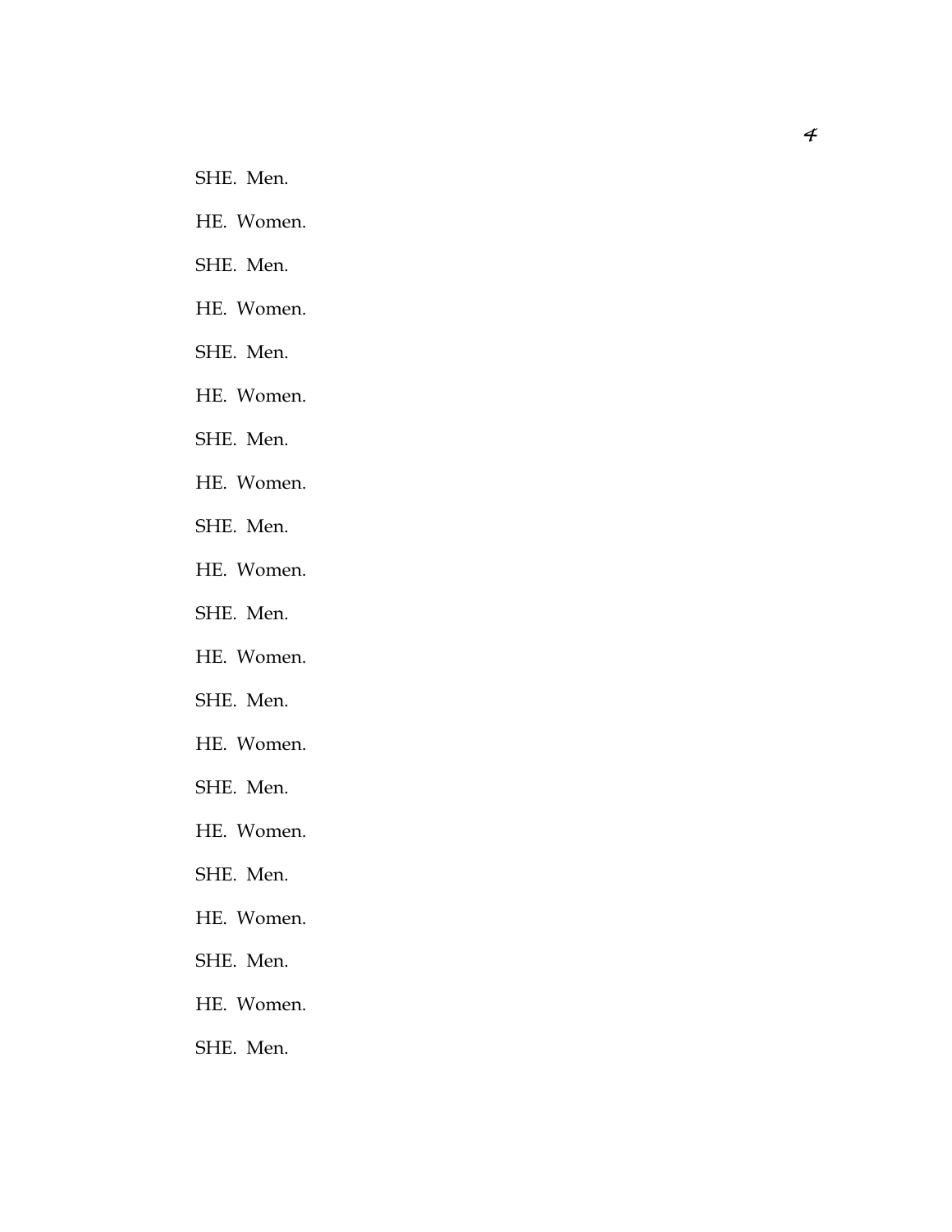SHE. Men.

HE. Women.

SHE. Men.

HE. Women.

SHE. Men.

HE. Women.

SHE. Men.

HE. Women.

SHE. Men.

HE. Women.

SHE. Men.

HE. Women.

SHE. Men.

HE. Women.

SHE. Men.

HE. Women.

SHE. Men.

HE. Women.

SHE. Men.

HE. Women.

SHE. Men.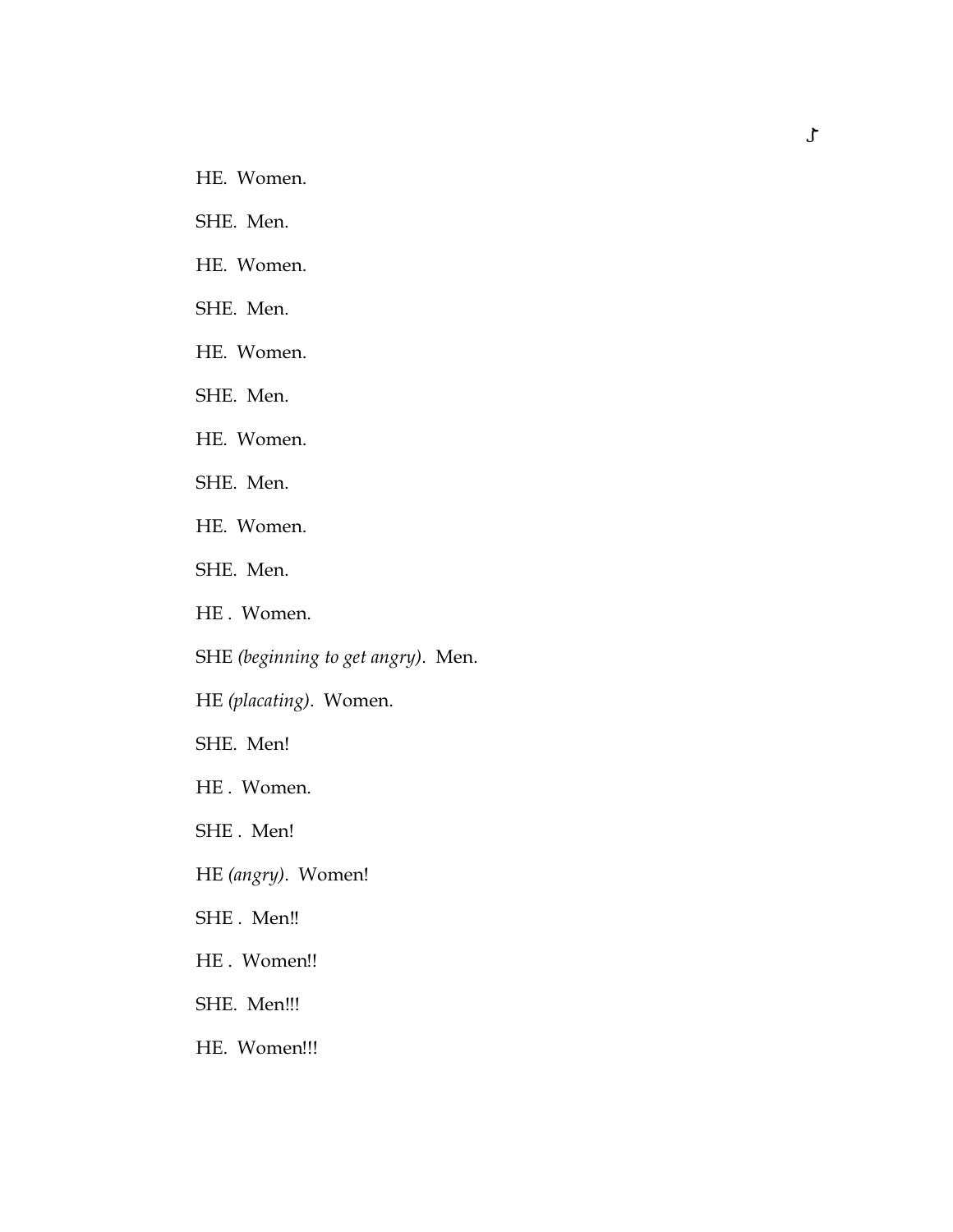HE. Women.

SHE. Men.

HE. Women.

SHE. Men.

HE. Women.

SHE. Men.

HE. Women.

SHE. Men.

HE. Women.

SHE. Men.

HE . Women.

SHE *(beginning to get angry)*. Men.

HE *(placating)*. Women.

SHE. Men!

HE . Women.

SHE . Men!

HE *(angry)*. Women!

SHE . Men!!

HE . Women!!

SHE. Men!!!

HE. Women!!!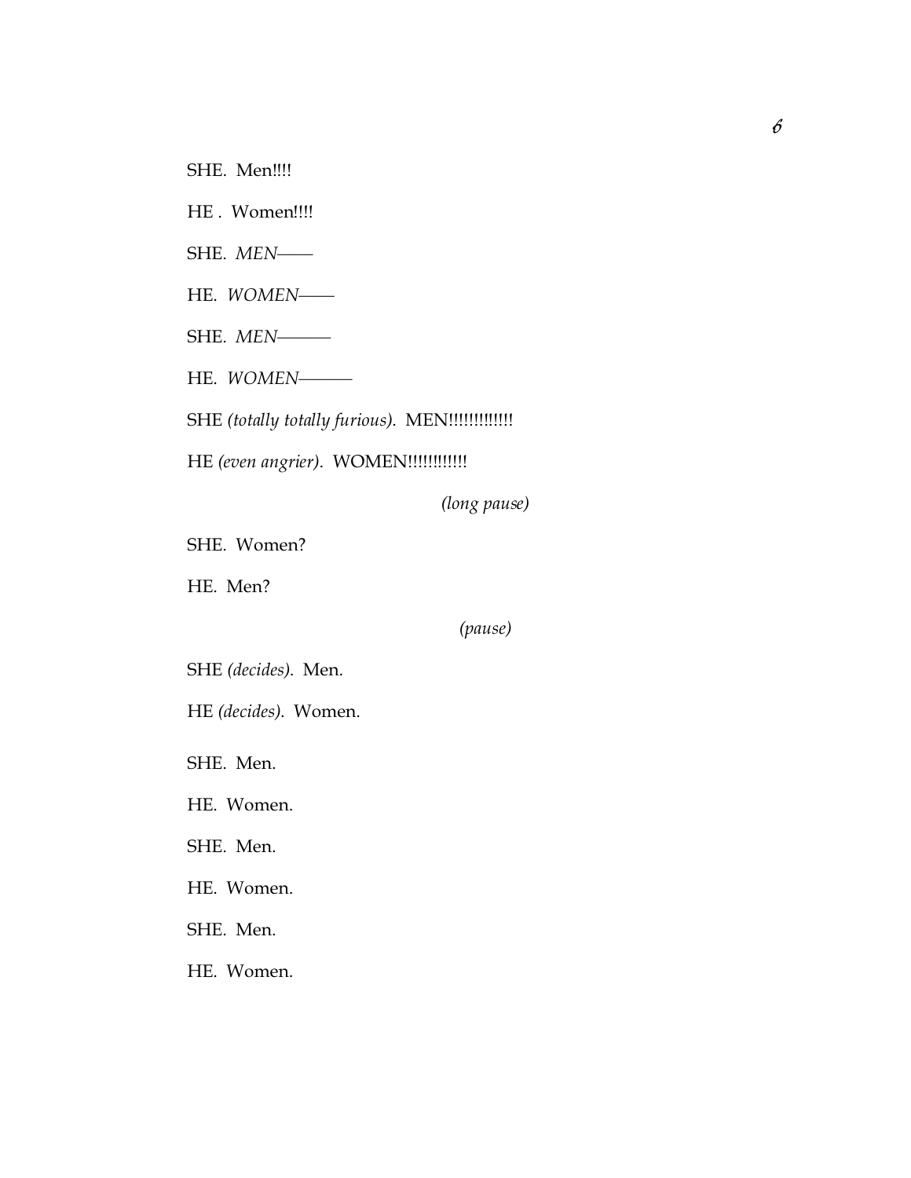SHE.  Men!!!!

HE .  Women!!!!

SHE.  *MEN*——

HE.  *WOMEN*——

SHE.  *MEN*———

HE.  *WOMEN*———

SHE *(totally totally furious)*.  MEN!!!!!!!!!!!!!

HE *(even angrier)*.  WOMEN!!!!!!!!!!!!

*(long pause)*

SHE.  Women?

HE.  Men?

*(pause)*

SHE *(decides)*.  Men.

HE *(decides)*.  Women.

SHE.  Men.

HE.  Women.

SHE.  Men.

HE.  Women.

SHE.  Men.

HE.  Women.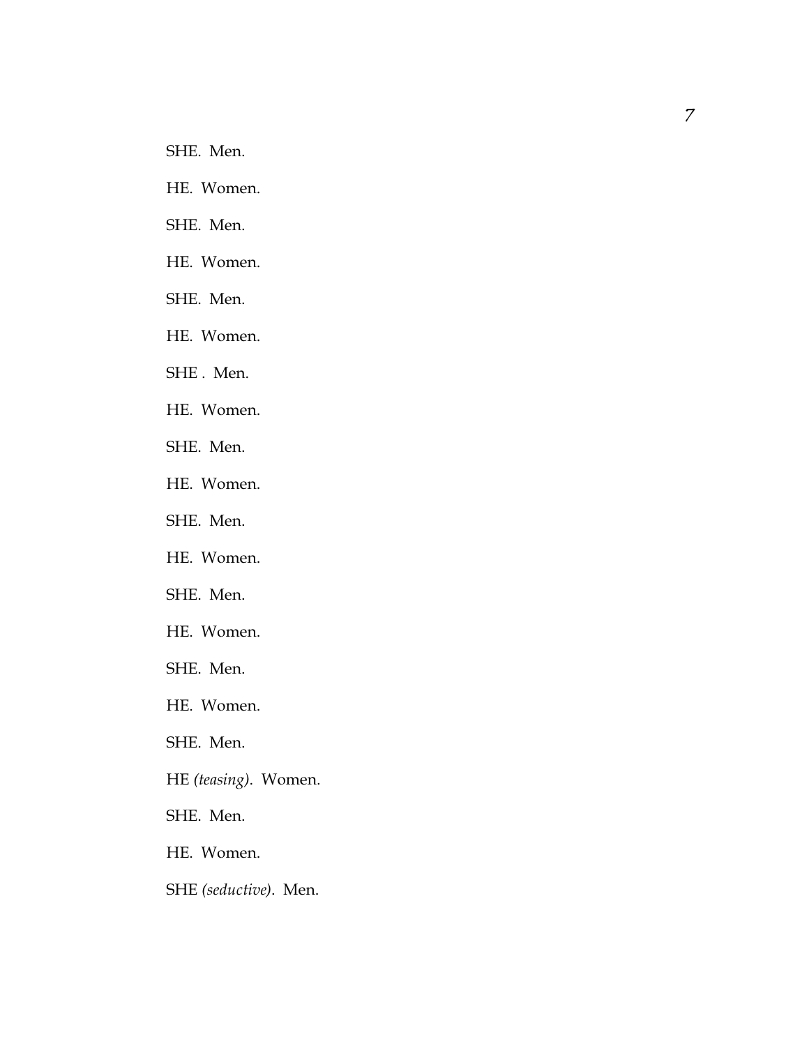SHE. Men.

HE. Women.

SHE. Men.

HE. Women.

SHE. Men.

HE. Women.

SHE . Men.

HE. Women.

SHE. Men.

HE. Women.

SHE. Men.

HE. Women.

SHE. Men.

HE. Women.

SHE. Men.

HE. Women.

SHE. Men.

HE *(teasing)*. Women.

SHE. Men.

HE. Women.

SHE *(seductive)*. Men.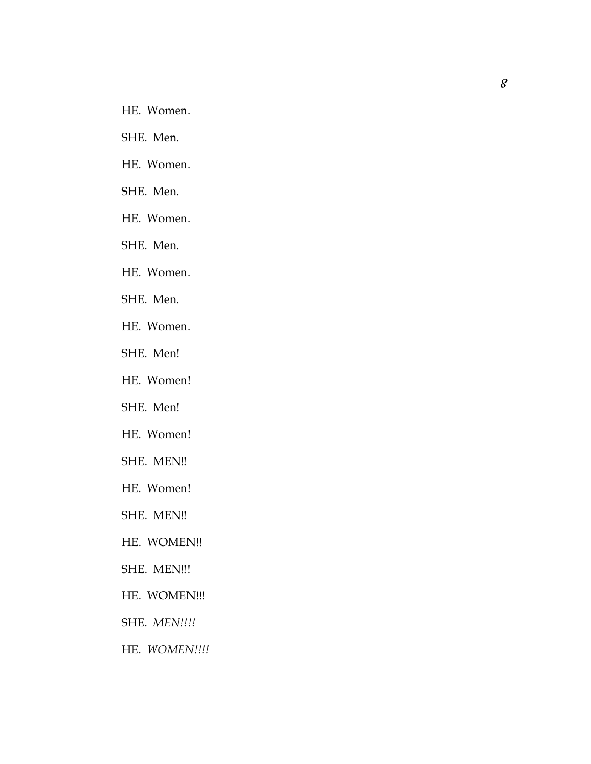HE. Women.

SHE. Men.

HE. Women.

SHE. Men.

HE. Women.

SHE. Men.

HE. Women.

SHE. Men.

HE. Women.

SHE. Men!

HE. Women!

SHE. Men!

HE. Women!

SHE. MEN!!

HE. Women!

SHE. MEN!!

HE. WOMEN!!

SHE. MEN!!!

HE. WOMEN!!!

SHE. *MEN!!!!*

HE. *WOMEN!!!!*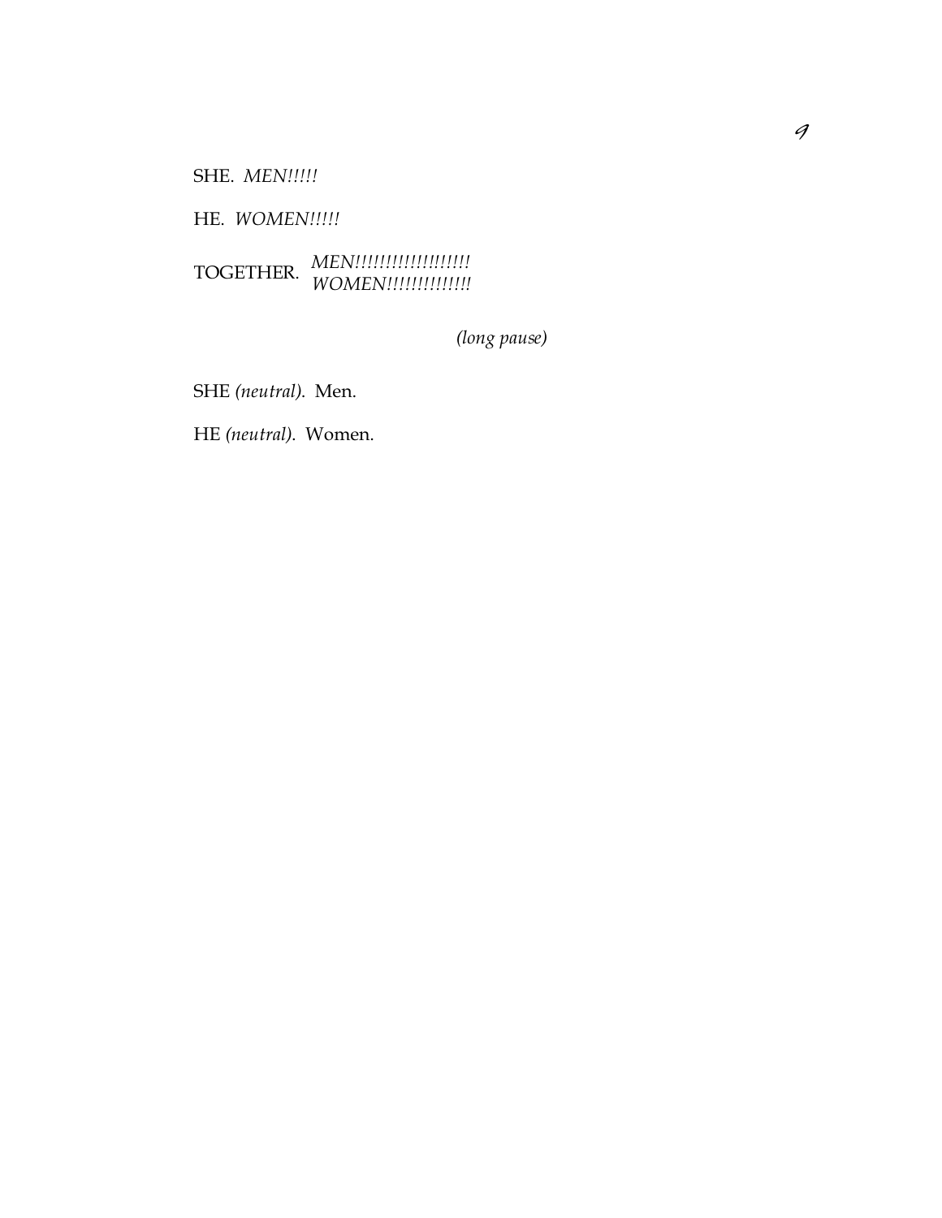SHE. *MEN!!!!!*

HE. *WOMEN!!!!!*

TOGETHER. *MEN!!!!!!!!!!!!!!!!!!!*
*WOMEN!!!!!!!!!!!!!!*

*(long pause)*

SHE *(neutral)*. Men.

HE *(neutral)*. Women.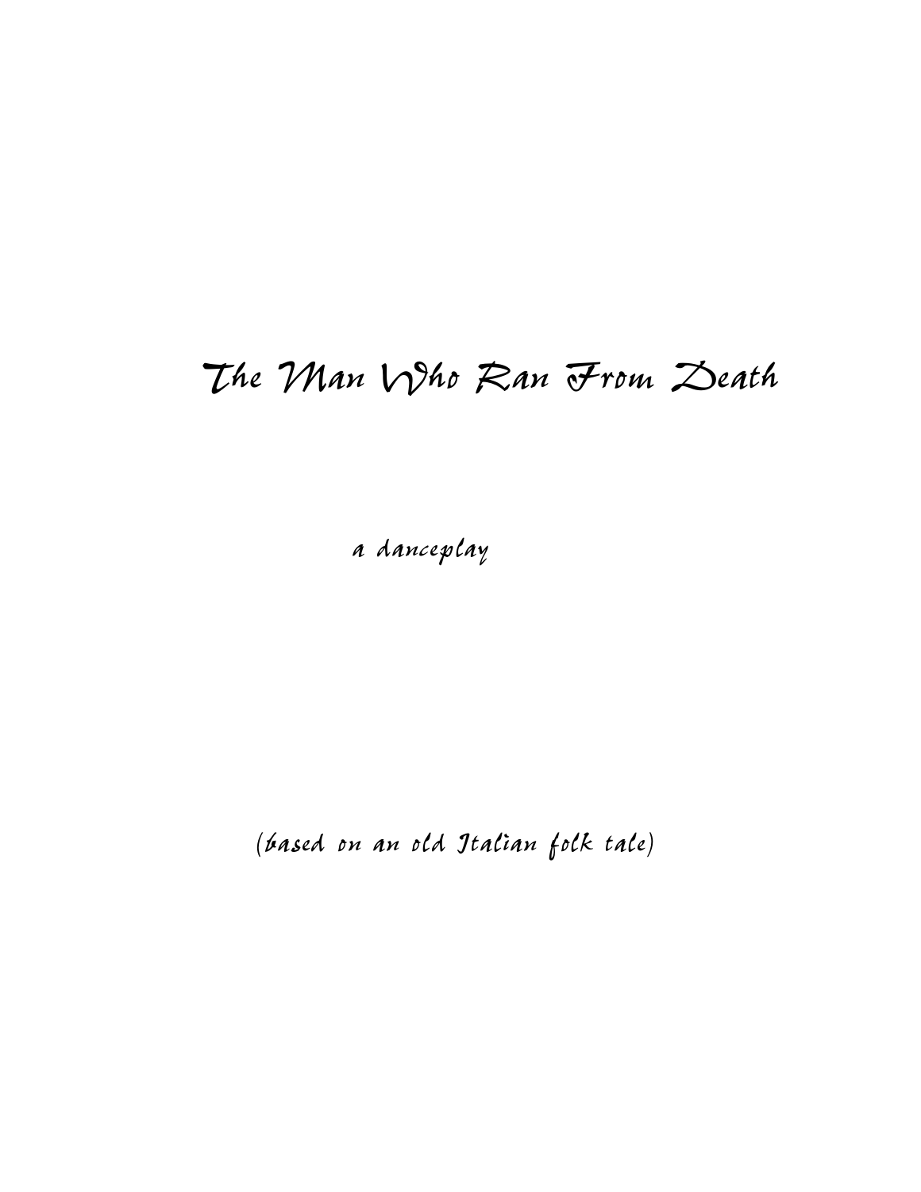# The Man Who Ran From Death

*a danceplay*

*(based on an old Italian folk tale)*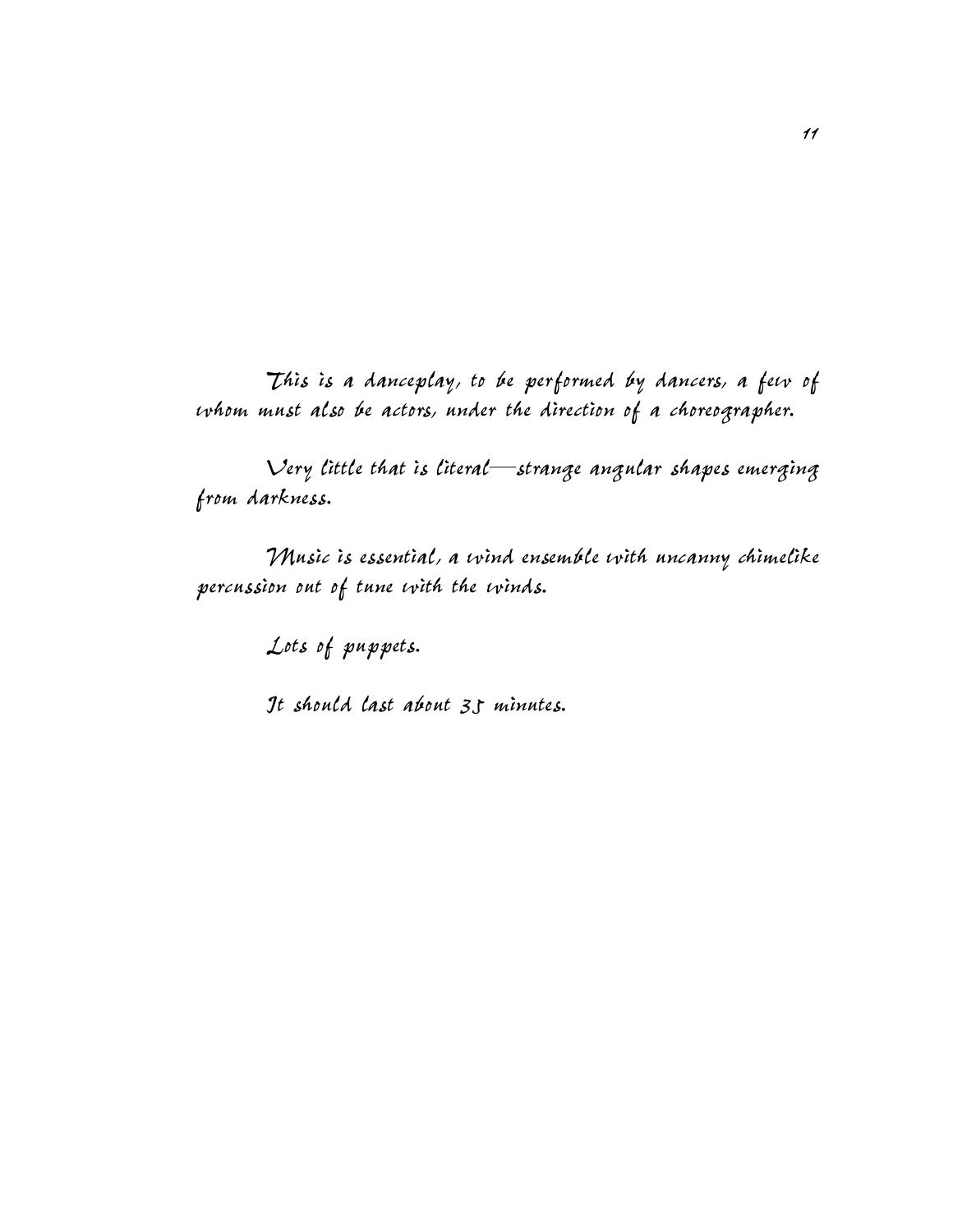*This is a danceplay, to be performed by dancers, a few of whom must also be actors, under the direction of a choreographer.*

*Very little that is literal—strange angular shapes emerging from darkness.*

*Music is essential, a wind ensemble with uncanny chimelike percussion out of tune with the winds.*

*Lots of puppets.*

*It should last about 35 minutes.*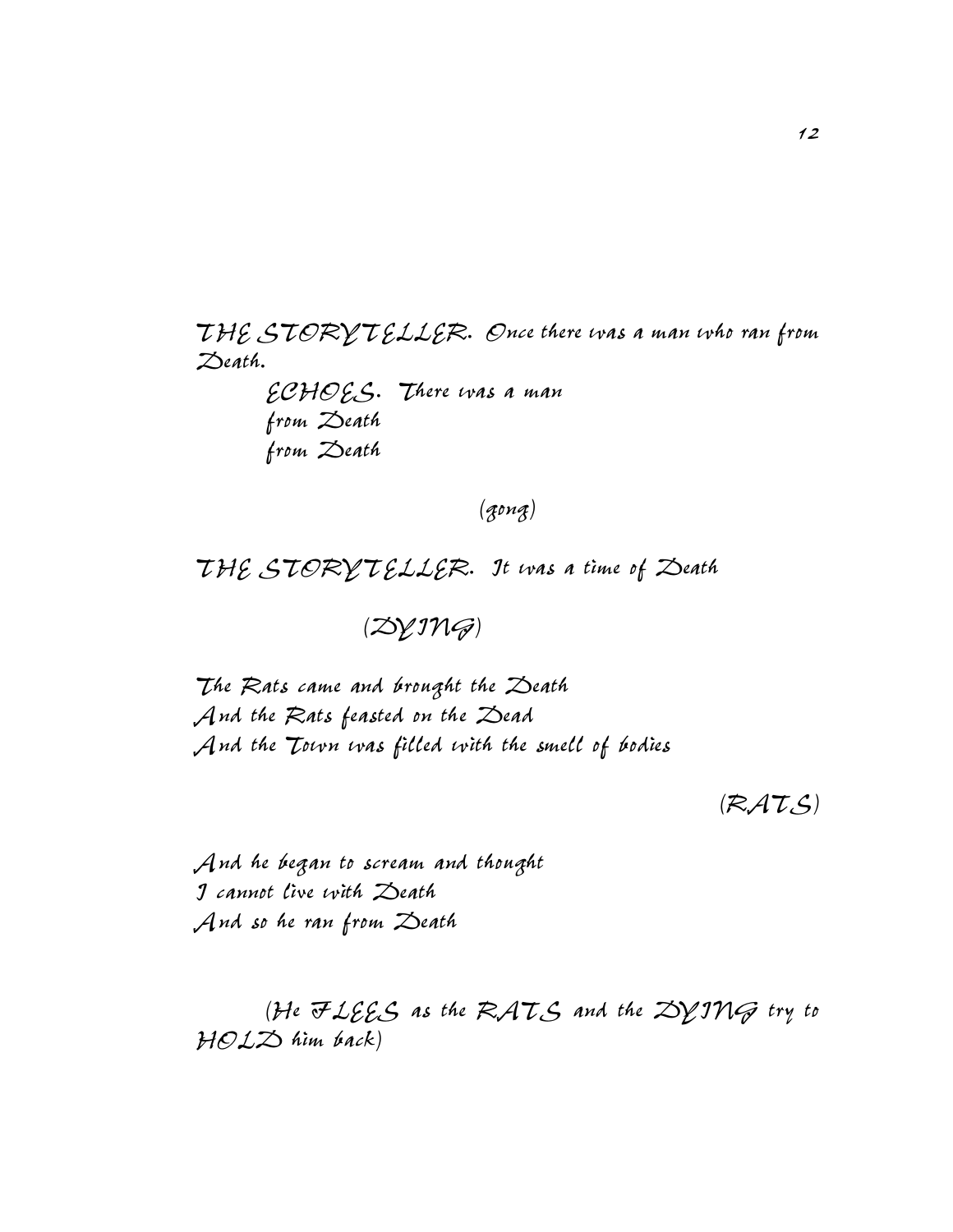THE STORYTELLER. Once there was a man who ran from Death.

> ECHOES. There was a man
> from Death
> from Death

(gong)

THE STORYTELLER. It was a time of Death

(DYING)

The Rats came and brought the Death
And the Rats feasted on the Dead
And the Town was filled with the smell of bodies

(RATS)

And he began to scream and thought
I cannot live with Death
And so he ran from Death

(He FLEES as the RATS and the DYING try to HOLD him back)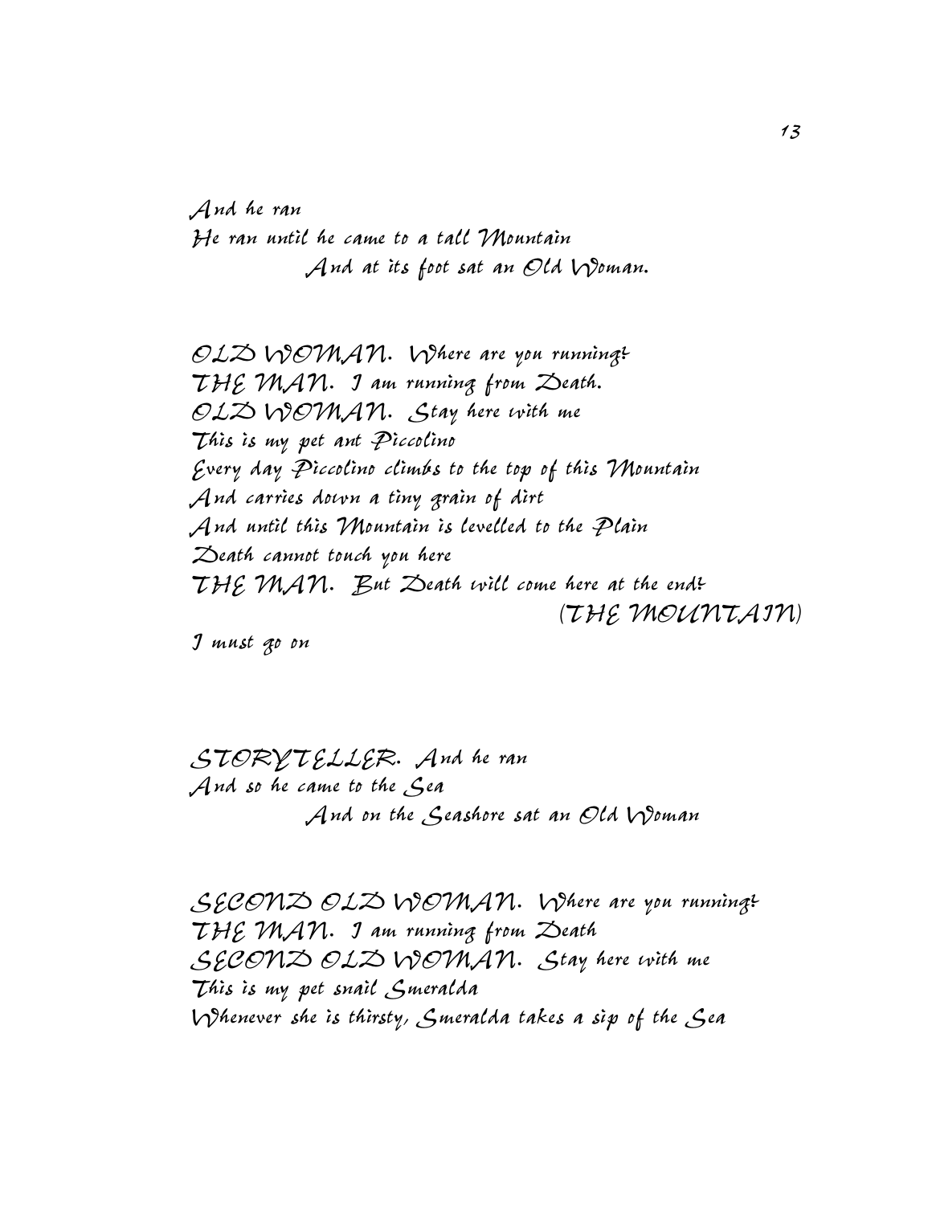*And he ran*
*He ran until he came to a tall Mountain*
*And at its foot sat an Old Woman.*

*OLD WOMAN. Where are you running?*
*THE MAN. I am running from Death.*
*OLD WOMAN. Stay here with me*
*This is my pet ant Piccolino*
*Every day Piccolino climbs to the top of this Mountain*
*And carries down a tiny grain of dirt*
*And until this Mountain is levelled to the Plain*
*Death cannot touch you here*
*THE MAN. But Death will come here at the end?*
*(THE MOUNTAIN)*
*I must go on*

*STORYTELLER. And he ran*
*And so he came to the Sea*
*And on the Seashore sat an Old Woman*

*SECOND OLD WOMAN. Where are you running?*
*THE MAN. I am running from Death*
*SECOND OLD WOMAN. Stay here with me*
*This is my pet snail Smeralda*
*Whenever she is thirsty, Smeralda takes a sip of the Sea*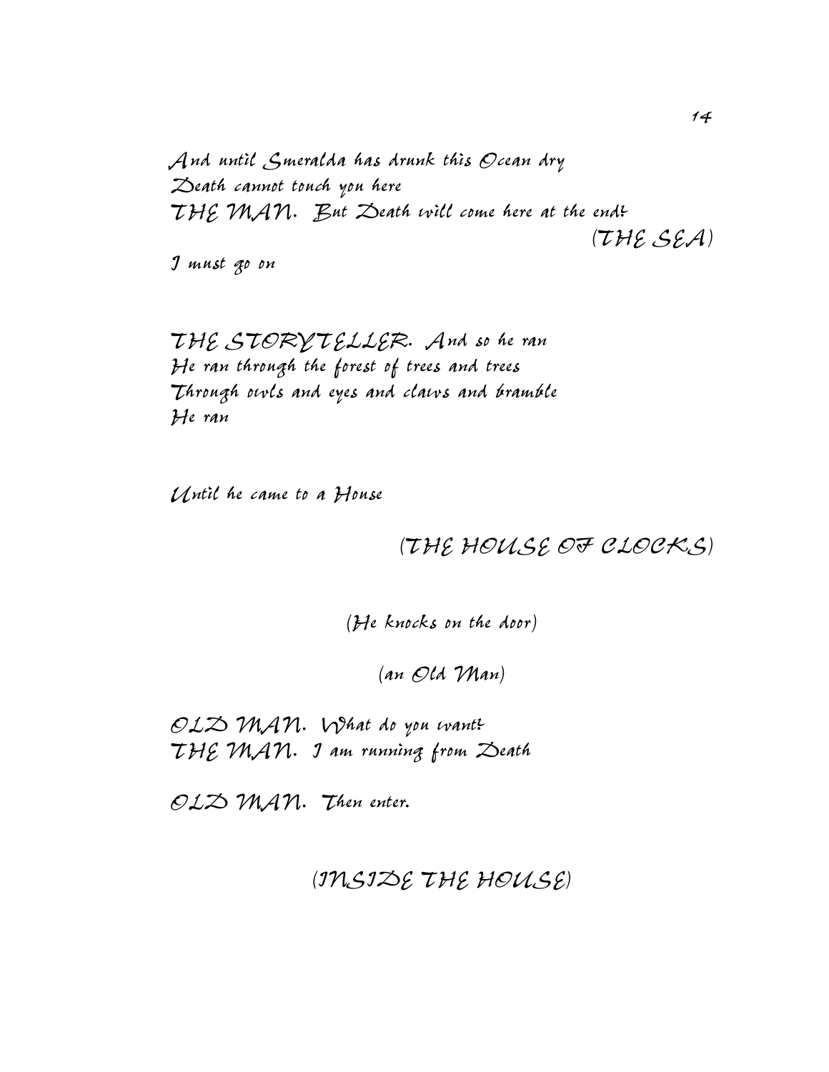And until Smeralda has drunk this Ocean dry
Death cannot touch you here
THE MAN. But Death will come here at the end!

(THE SEA)

I must go on

THE STORYTELLER. And so he ran
He ran through the forest of trees and trees
Through owls and eyes and claws and bramble
He ran

Until he came to a House

(THE HOUSE OF CLOCKS)

(He knocks on the door)

(an Old Man)

OLD MAN. What do you want?
THE MAN. I am running from Death

OLD MAN. Then enter.

(INSIDE THE HOUSE)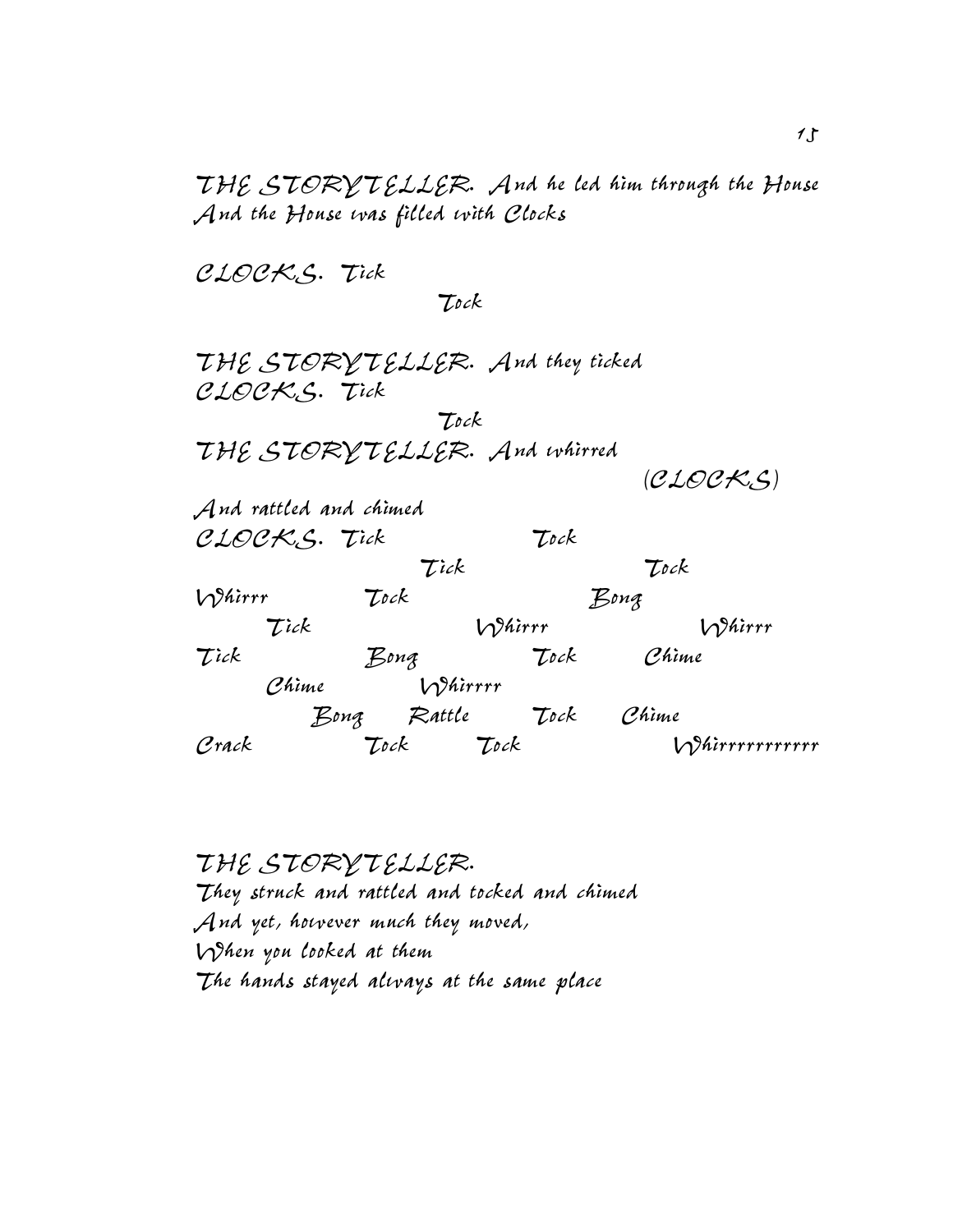THE STORYTELLER. And he led him through the House
And the House was filled with Clocks

CLOCKS. Tick
Tock

THE STORYTELLER. And they ticked
CLOCKS. Tick
Tock
THE STORYTELLER. And whirred
(CLOCKS)
And rattled and chimed
CLOCKS. Tick Tock
Tick Tock
Whirrr Tock Bong
Tick Whirrr Whirrr
Tick Bong Tock Chime
Chime Whirrrr
Bong Rattle Tock Chime
Crack Tock Tock Whirrrrrrrrrrr

THE STORYTELLER.
They struck and rattled and tocked and chimed
And yet, however much they moved,
When you looked at them
The hands stayed always at the same place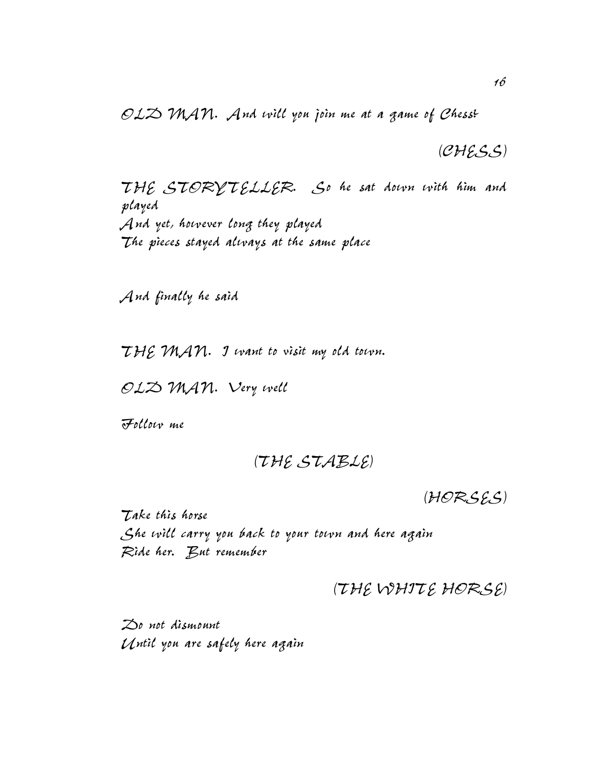OLD MAN. And will you join me at a game of Chess?

(CHESS)

THE STORYTELLER. So he sat down with him and played
And yet, however long they played
The pieces stayed always at the same place

And finally he said

THE MAN. I want to visit my old town.

OLD MAN. Very well

Follow me

(THE STABLE)

(HORSES)

Take this horse
She will carry you back to your town and here again
Ride her. But remember

(THE WHITE HORSE)

Do not dismount
Until you are safely here again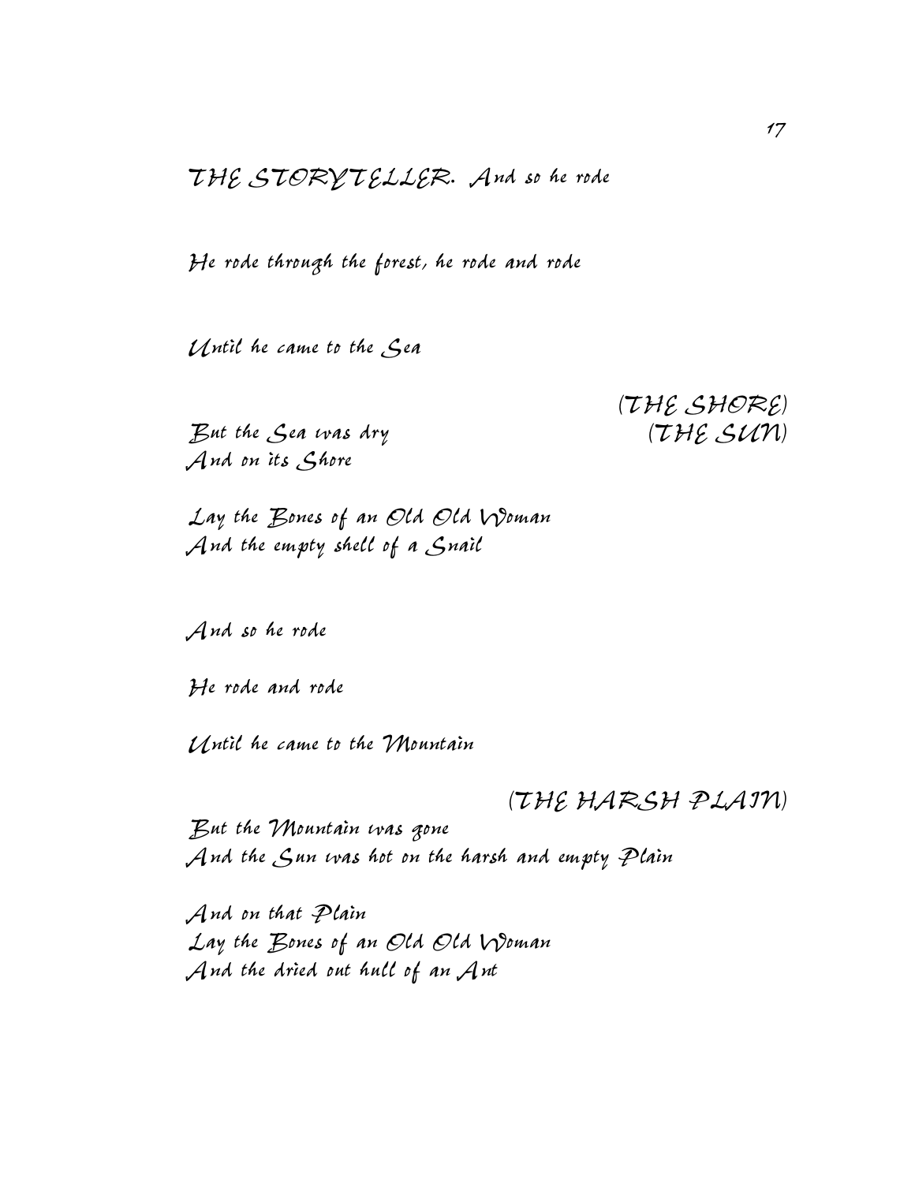THE STORYTELLER. And so he rode

He rode through the forest, he rode and rode

Until he came to the Sea

(THE SHORE)

But the Sea was dry (THE SUN)
And on its Shore

Lay the Bones of an Old Old Woman
And the empty shell of a Snail

And so he rode

He rode and rode

Until he came to the Mountain

(THE HARSH PLAIN)

But the Mountain was gone
And the Sun was hot on the harsh and empty Plain

And on that Plain
Lay the Bones of an Old Old Woman
And the dried out hull of an Ant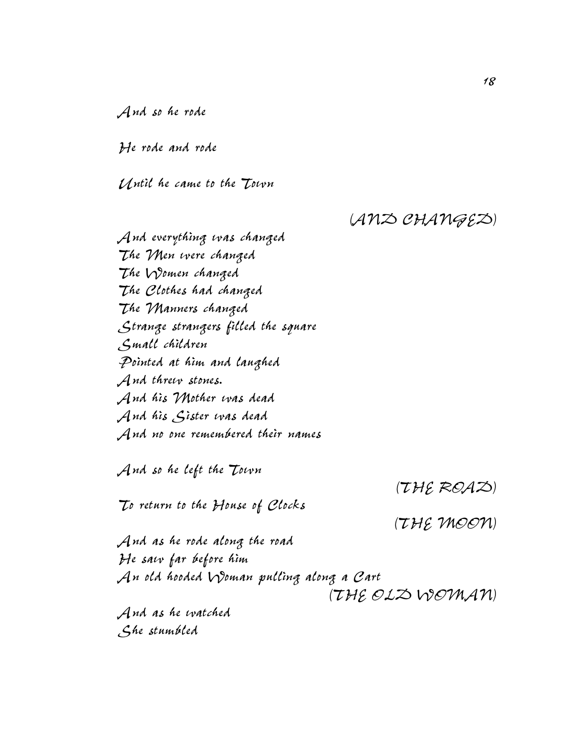*And so he rode*

*He rode and rode*

*Until he came to the Town*

(AND CHANGED)

*And everything was changed*
*The Men were changed*
*The Women changed*
*The Clothes had changed*
*The Manners changed*
*Strange strangers filled the square*
*Small children*
*Pointed at him and laughed*
*And threw stones.*
*And his Mother was dead*
*And his Sister was dead*
*And no one remembered their names*

*And so he left the Town*

(THE ROAD)

*To return to the House of Clocks*

(THE MOON)

*And as he rode along the road*
*He saw far before him*
*An old hooded Woman pulling along a Cart*

(THE OLD WOMAN)

*And as he watched*
*She stumbled*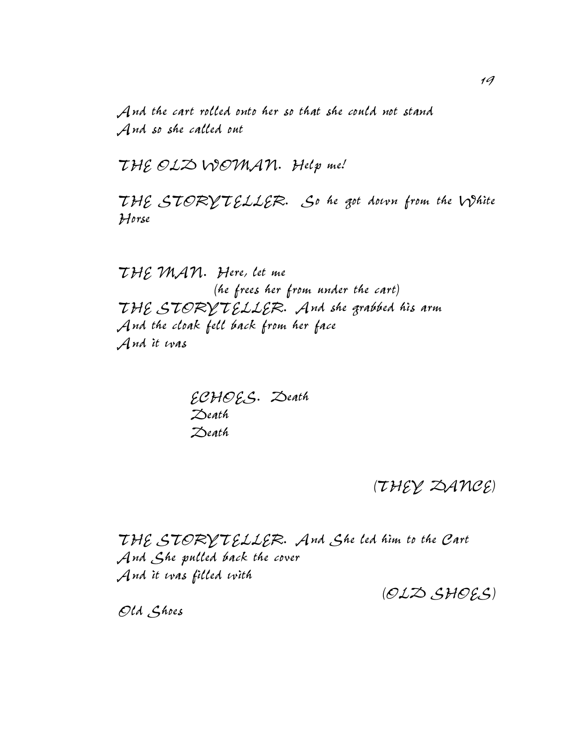And the cart rolled onto her so that she could not stand
And so she called out

THE OLD WOMAN. Help me!

THE STORYTELLER. So he got down from the White Horse

THE MAN. Here, let me
(he frees her from under the cart)
THE STORYTELLER. And she grabbed his arm
And the cloak fell back from her face
And it was

ECHOES. Death
Death
Death

(THEY DANCE)

THE STORYTELLER. And She led him to the Cart
And She pulled back the cover
And it was filled with

(OLD SHOES)

Old Shoes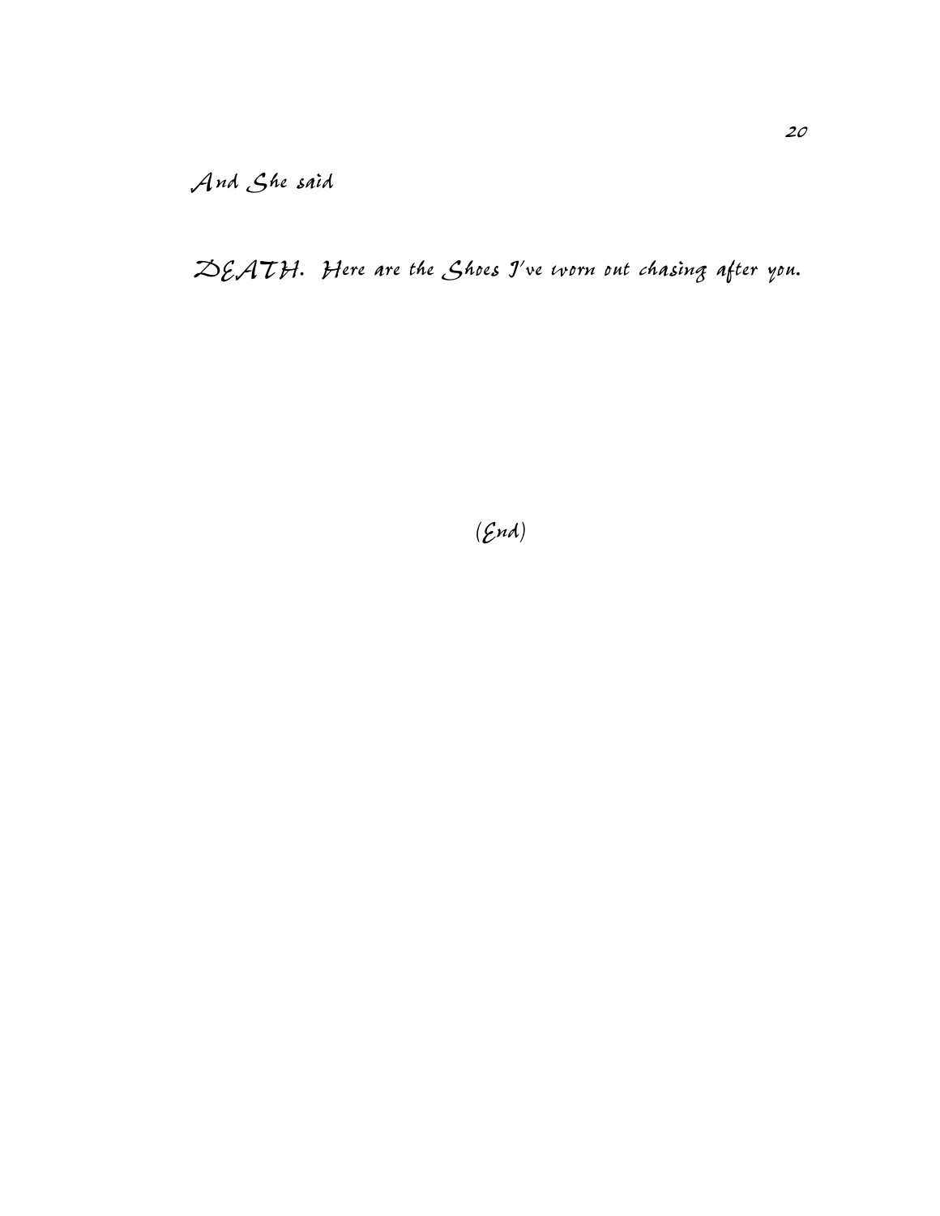*And She said*

*DEATH. Here are the Shoes I've worn out chasing after you.*

*(End)*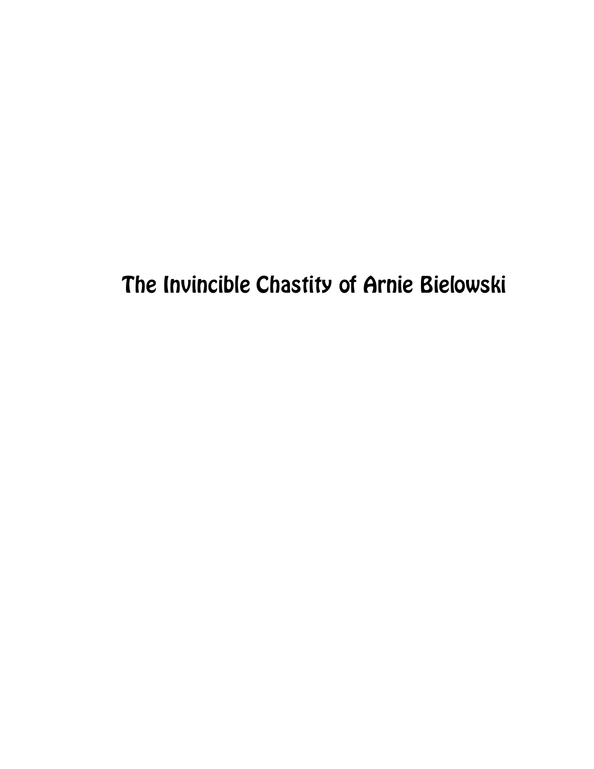# The Invincible Chastity of Arnie Bielowski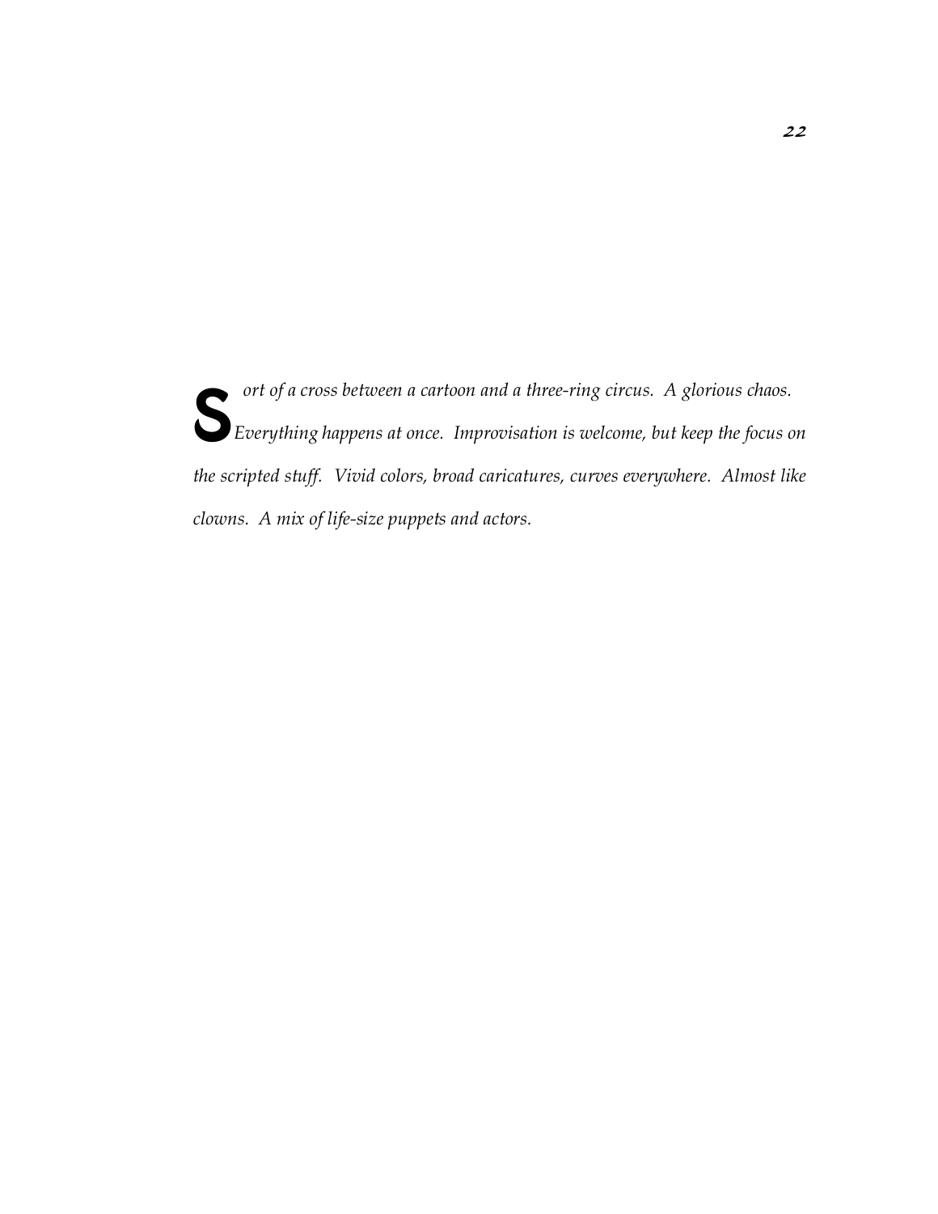*Sort of a cross between a cartoon and a three-ring circus. A glorious chaos. Everything happens at once. Improvisation is welcome, but keep the focus on the scripted stuff. Vivid colors, broad caricatures, curves everywhere. Almost like clowns. A mix of life-size puppets and actors.*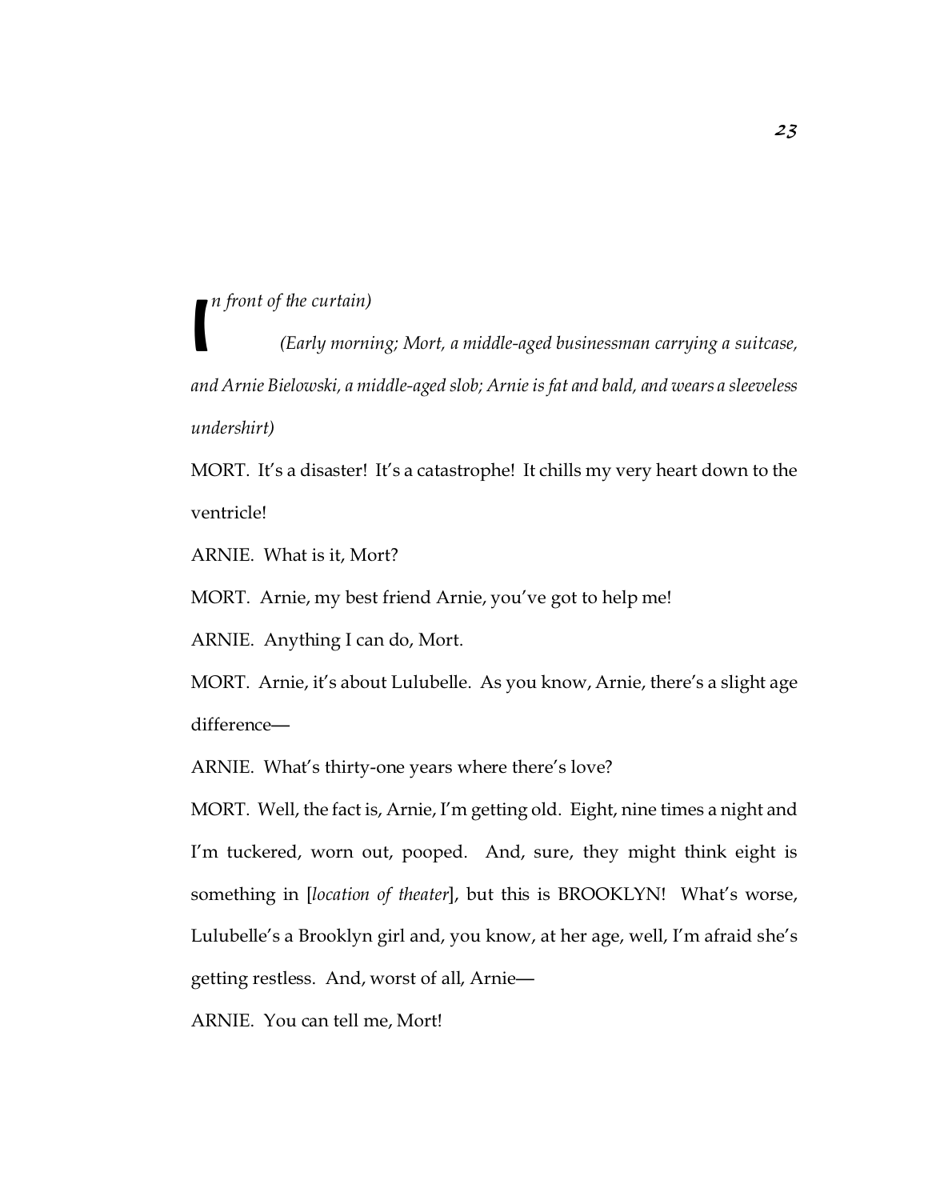*(In front of the curtain)*

*(Early morning; Mort, a middle-aged businessman carrying a suitcase, and Arnie Bielowski, a middle-aged slob; Arnie is fat and bald, and wears a sleeveless undershirt)*

MORT. It's a disaster! It's a catastrophe! It chills my very heart down to the ventricle!

ARNIE. What is it, Mort?

MORT. Arnie, my best friend Arnie, you've got to help me!

ARNIE. Anything I can do, Mort.

MORT. Arnie, it's about Lulubelle. As you know, Arnie, there's a slight age difference—

ARNIE. What's thirty-one years where there's love?

MORT. Well, the fact is, Arnie, I'm getting old. Eight, nine times a night and I'm tuckered, worn out, pooped. And, sure, they might think eight is something in [*location of theater*], but this is BROOKLYN! What's worse, Lulubelle's a Brooklyn girl and, you know, at her age, well, I'm afraid she's getting restless. And, worst of all, Arnie—

ARNIE. You can tell me, Mort!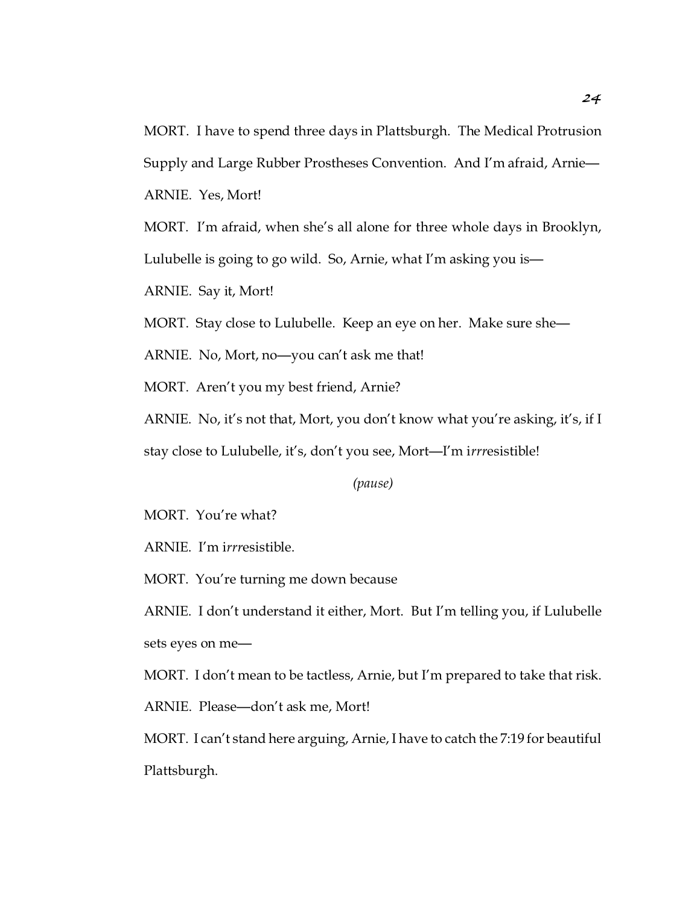MORT. I have to spend three days in Plattsburgh. The Medical Protrusion Supply and Large Rubber Prostheses Convention. And I'm afraid, Arnie—

ARNIE. Yes, Mort!

MORT. I'm afraid, when she's all alone for three whole days in Brooklyn, Lulubelle is going to go wild. So, Arnie, what I'm asking you is—

ARNIE. Say it, Mort!

MORT. Stay close to Lulubelle. Keep an eye on her. Make sure she—

ARNIE. No, Mort, no—you can't ask me that!

MORT. Aren't you my best friend, Arnie?

ARNIE. No, it's not that, Mort, you don't know what you're asking, it's, if I stay close to Lulubelle, it's, don't you see, Mort—I'm i*rrr*esistible!

*(pause)*

MORT. You're what?

ARNIE. I'm i*rrr*esistible.

MORT. You're turning me down because

ARNIE. I don't understand it either, Mort. But I'm telling you, if Lulubelle sets eyes on me—

MORT. I don't mean to be tactless, Arnie, but I'm prepared to take that risk.

ARNIE. Please—don't ask me, Mort!

MORT. I can't stand here arguing, Arnie, I have to catch the 7:19 for beautiful Plattsburgh.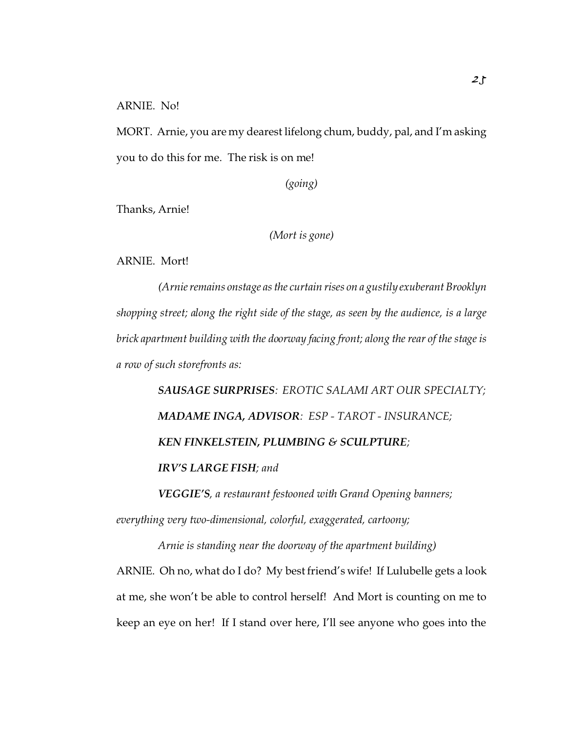ARNIE. No!

MORT. Arnie, you are my dearest lifelong chum, buddy, pal, and I'm asking you to do this for me. The risk is on me!

*(going)*

Thanks, Arnie!

*(Mort is gone)*

ARNIE. Mort!

*(Arnie remains onstage as the curtain rises on a gustily exuberant Brooklyn shopping street; along the right side of the stage, as seen by the audience, is a large brick apartment building with the doorway facing front; along the rear of the stage is a row of such storefronts as:*

***SAUSAGE SURPRISES**: EROTIC SALAMI ART OUR SPECIALTY;*

***MADAME INGA, ADVISOR**: ESP - TAROT - INSURANCE;*

***KEN FINKELSTEIN, PLUMBING & SCULPTURE**;*

***IRV'S LARGE FISH**; and*

***VEGGIE'S**, a restaurant festooned with Grand Opening banners;*

*everything very two-dimensional, colorful, exaggerated, cartoony;*

*Arnie is standing near the doorway of the apartment building)*

ARNIE. Oh no, what do I do? My best friend's wife! If Lulubelle gets a look at me, she won't be able to control herself! And Mort is counting on me to keep an eye on her! If I stand over here, I'll see anyone who goes into the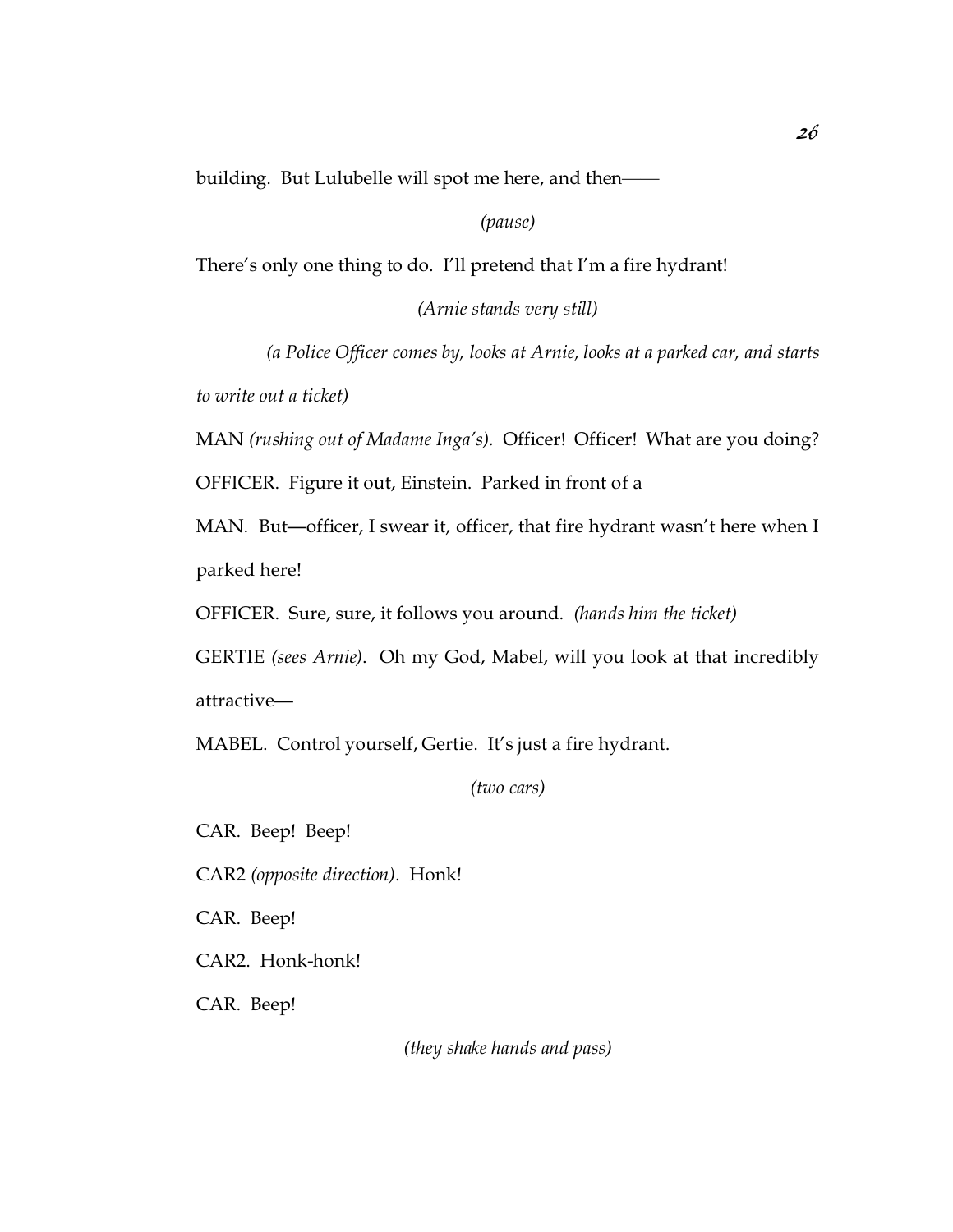building. But Lulubelle will spot me here, and then——

*(pause)*

There's only one thing to do. I'll pretend that I'm a fire hydrant!

*(Arnie stands very still)*

*(a Police Officer comes by, looks at Arnie, looks at a parked car, and starts to write out a ticket)*

MAN *(rushing out of Madame Inga's).* Officer! Officer! What are you doing?

OFFICER. Figure it out, Einstein. Parked in front of a

MAN. But—officer, I swear it, officer, that fire hydrant wasn't here when I parked here!

OFFICER. Sure, sure, it follows you around. *(hands him the ticket)*

GERTIE *(sees Arnie).* Oh my God, Mabel, will you look at that incredibly attractive—

MABEL. Control yourself, Gertie. It's just a fire hydrant.

*(two cars)*

CAR. Beep! Beep!

CAR2 *(opposite direction).* Honk!

CAR. Beep!

CAR2. Honk-honk!

CAR. Beep!

*(they shake hands and pass)*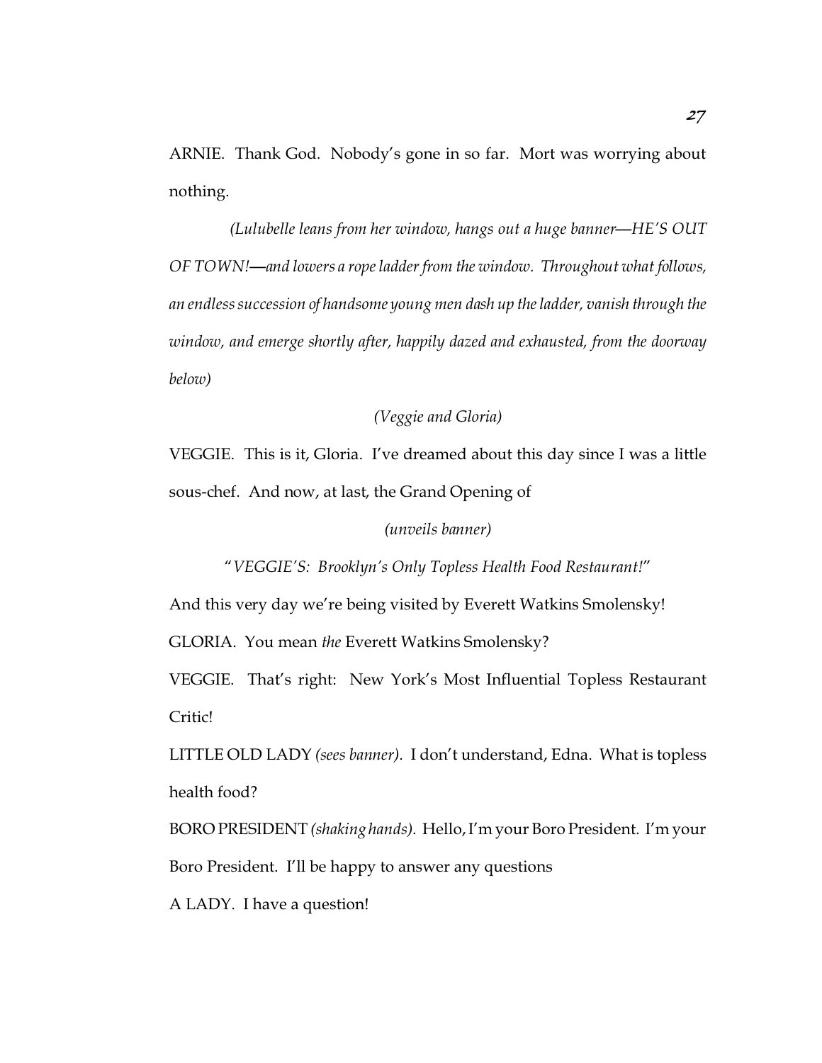ARNIE. Thank God. Nobody's gone in so far. Mort was worrying about nothing.

*(Lulubelle leans from her window, hangs out a huge banner—HE'S OUT OF TOWN!—and lowers a rope ladder from the window. Throughout what follows, an endless succession of handsome young men dash up the ladder, vanish through the window, and emerge shortly after, happily dazed and exhausted, from the doorway below)*

*(Veggie and Gloria)*

VEGGIE. This is it, Gloria. I've dreamed about this day since I was a little sous-chef. And now, at last, the Grand Opening of

*(unveils banner)*

"*VEGGIE'S: Brooklyn's Only Topless Health Food Restaurant!*"

And this very day we're being visited by Everett Watkins Smolensky!

GLORIA. You mean *the* Everett Watkins Smolensky?

VEGGIE. That's right: New York's Most Influential Topless Restaurant Critic!

LITTLE OLD LADY *(sees banner)*. I don't understand, Edna. What is topless health food?

BORO PRESIDENT *(shaking hands)*. Hello, I'm your Boro President. I'm your Boro President. I'll be happy to answer any questions

A LADY. I have a question!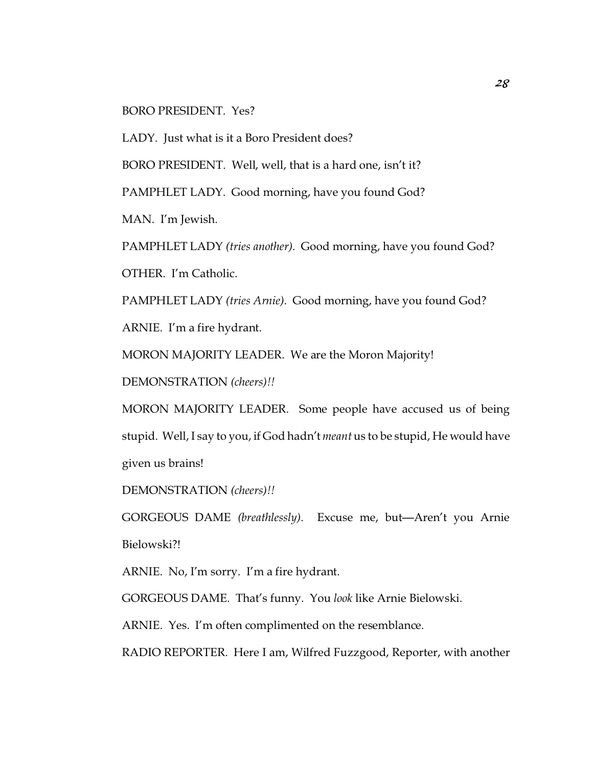BORO PRESIDENT. Yes?

LADY. Just what is it a Boro President does?

BORO PRESIDENT. Well, well, that is a hard one, isn't it?

PAMPHLET LADY. Good morning, have you found God?

MAN. I'm Jewish.

PAMPHLET LADY *(tries another)*. Good morning, have you found God?

OTHER. I'm Catholic.

PAMPHLET LADY *(tries Arnie)*. Good morning, have you found God?

ARNIE. I'm a fire hydrant.

MORON MAJORITY LEADER. We are the Moron Majority!

DEMONSTRATION *(cheers)!!*

MORON MAJORITY LEADER. Some people have accused us of being stupid. Well, I say to you, if God hadn't *meant* us to be stupid, He would have given us brains!

DEMONSTRATION *(cheers)!!*

GORGEOUS DAME *(breathlessly)*. Excuse me, but—Aren't you Arnie Bielowski?!

ARNIE. No, I'm sorry. I'm a fire hydrant.

GORGEOUS DAME. That's funny. You *look* like Arnie Bielowski.

ARNIE. Yes. I'm often complimented on the resemblance.

RADIO REPORTER. Here I am, Wilfred Fuzzgood, Reporter, with another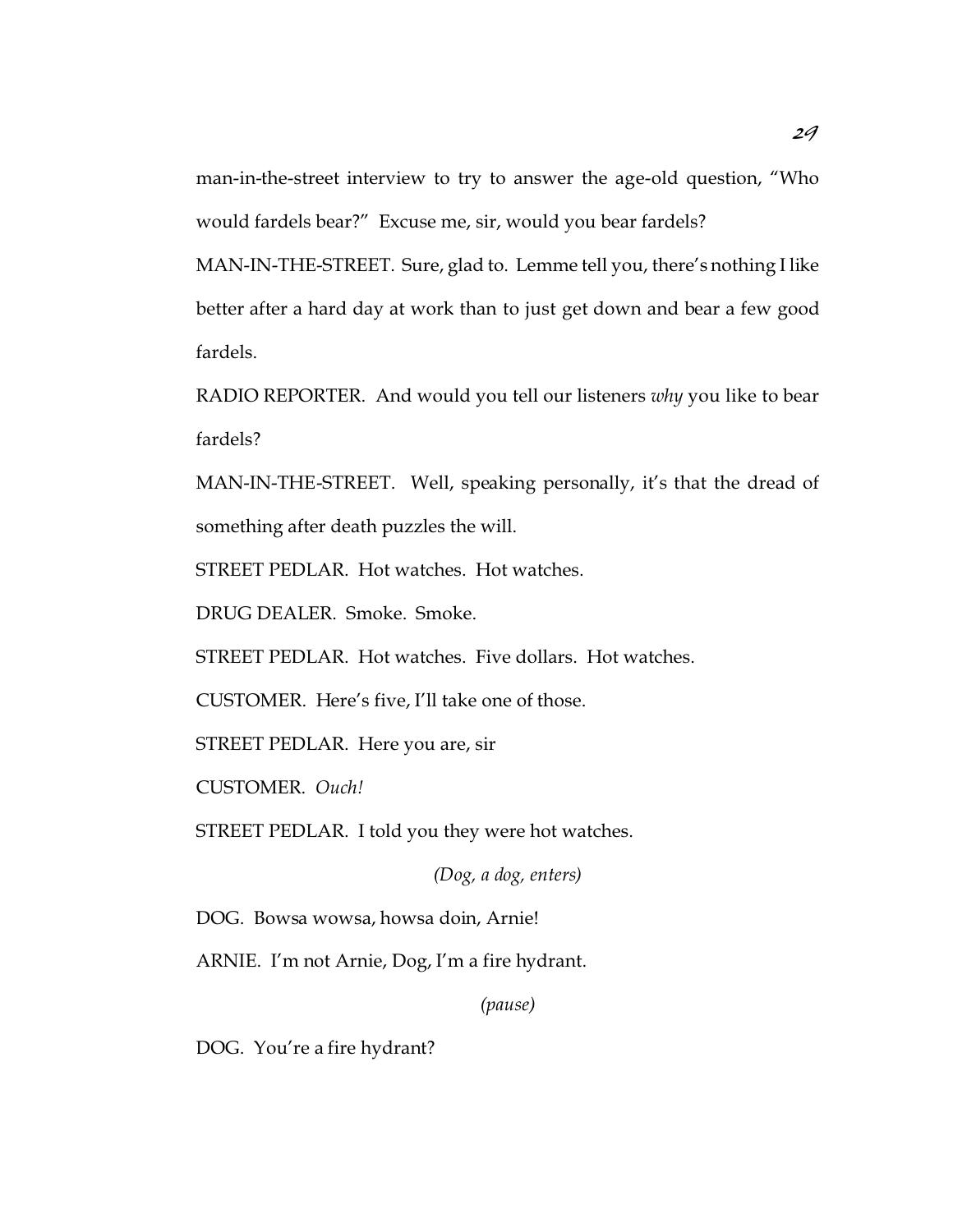man-in-the-street interview to try to answer the age-old question, "Who would fardels bear?" Excuse me, sir, would you bear fardels?

MAN-IN-THE-STREET. Sure, glad to. Lemme tell you, there's nothing I like better after a hard day at work than to just get down and bear a few good fardels.

RADIO REPORTER. And would you tell our listeners *why* you like to bear fardels?

MAN-IN-THE-STREET. Well, speaking personally, it's that the dread of something after death puzzles the will.

STREET PEDLAR. Hot watches. Hot watches.

DRUG DEALER. Smoke. Smoke.

STREET PEDLAR. Hot watches. Five dollars. Hot watches.

CUSTOMER. Here's five, I'll take one of those.

STREET PEDLAR. Here you are, sir

CUSTOMER. *Ouch!*

STREET PEDLAR. I told you they were hot watches.

*(Dog, a dog, enters)*

DOG. Bowsa wowsa, howsa doin, Arnie!

ARNIE. I'm not Arnie, Dog, I'm a fire hydrant.

*(pause)*

DOG. You're a fire hydrant?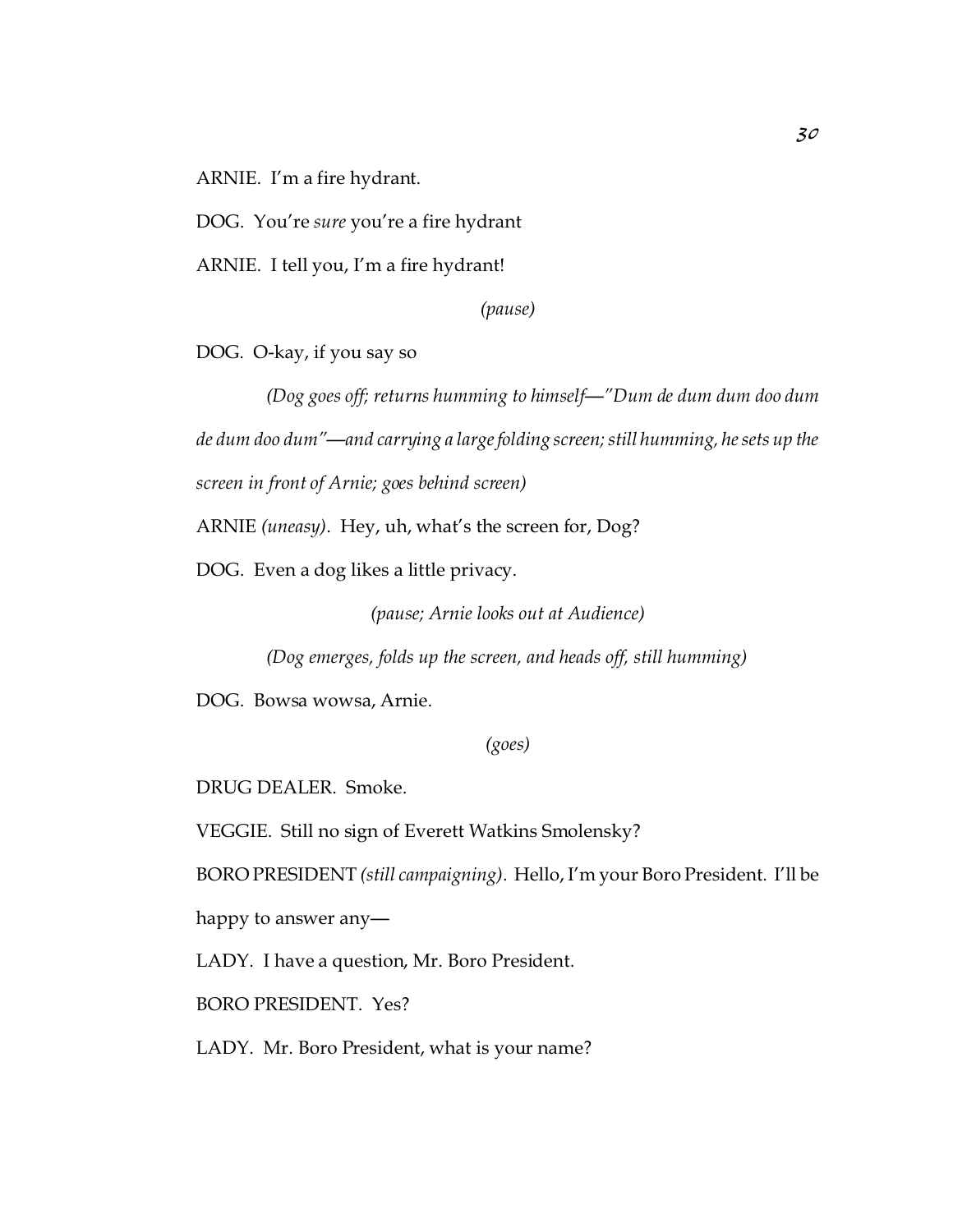ARNIE. I'm a fire hydrant.

DOG. You're *sure* you're a fire hydrant

ARNIE. I tell you, I'm a fire hydrant!

*(pause)*

DOG. O-kay, if you say so

*(Dog goes off; returns humming to himself—"Dum de dum dum doo dum de dum doo dum"—and carrying a large folding screen; still humming, he sets up the screen in front of Arnie; goes behind screen)*

ARNIE *(uneasy)*. Hey, uh, what's the screen for, Dog?

DOG. Even a dog likes a little privacy.

*(pause; Arnie looks out at Audience)*

*(Dog emerges, folds up the screen, and heads off, still humming)*

DOG. Bowsa wowsa, Arnie.

*(goes)*

DRUG DEALER. Smoke.

VEGGIE. Still no sign of Everett Watkins Smolensky?

BORO PRESIDENT *(still campaigning)*. Hello, I'm your Boro President. I'll be happy to answer any—

LADY. I have a question, Mr. Boro President.

BORO PRESIDENT. Yes?

LADY. Mr. Boro President, what is your name?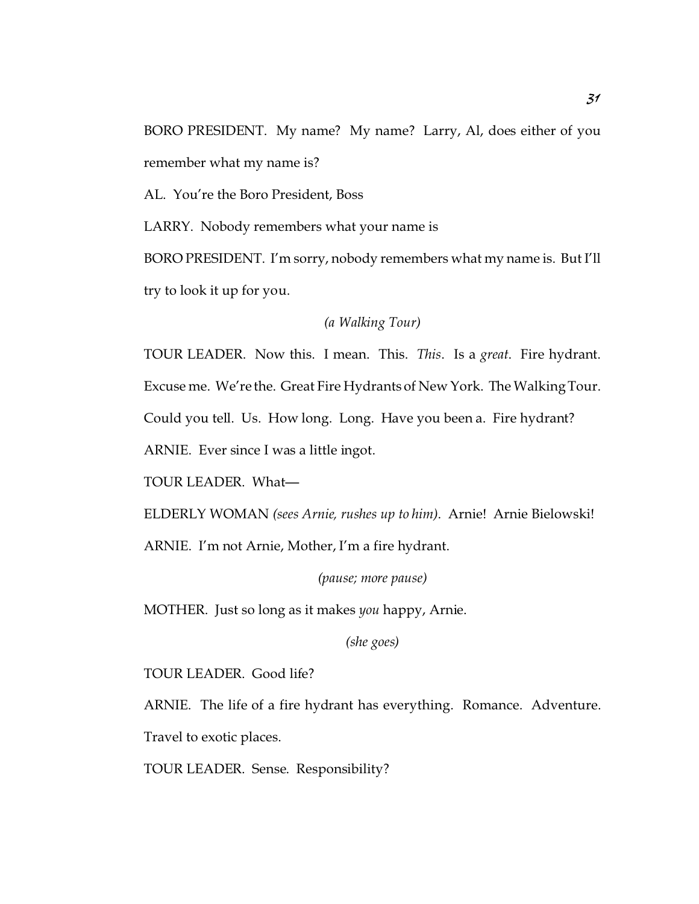BORO PRESIDENT. My name? My name? Larry, Al, does either of you remember what my name is?

AL. You're the Boro President, Boss

LARRY. Nobody remembers what your name is

BORO PRESIDENT. I'm sorry, nobody remembers what my name is. But I'll try to look it up for you.

*(a Walking Tour)*

TOUR LEADER. Now this. I mean. This. *This*. Is a *great*. Fire hydrant. Excuse me. We're the. Great Fire Hydrants of New York. The Walking Tour. Could you tell. Us. How long. Long. Have you been a. Fire hydrant?

ARNIE. Ever since I was a little ingot.

TOUR LEADER. What—

ELDERLY WOMAN *(sees Arnie, rushes up to him)*. Arnie! Arnie Bielowski!

ARNIE. I'm not Arnie, Mother, I'm a fire hydrant.

*(pause; more pause)*

MOTHER. Just so long as it makes *you* happy, Arnie.

*(she goes)*

TOUR LEADER. Good life?

ARNIE. The life of a fire hydrant has everything. Romance. Adventure. Travel to exotic places.

TOUR LEADER. Sense. Responsibility?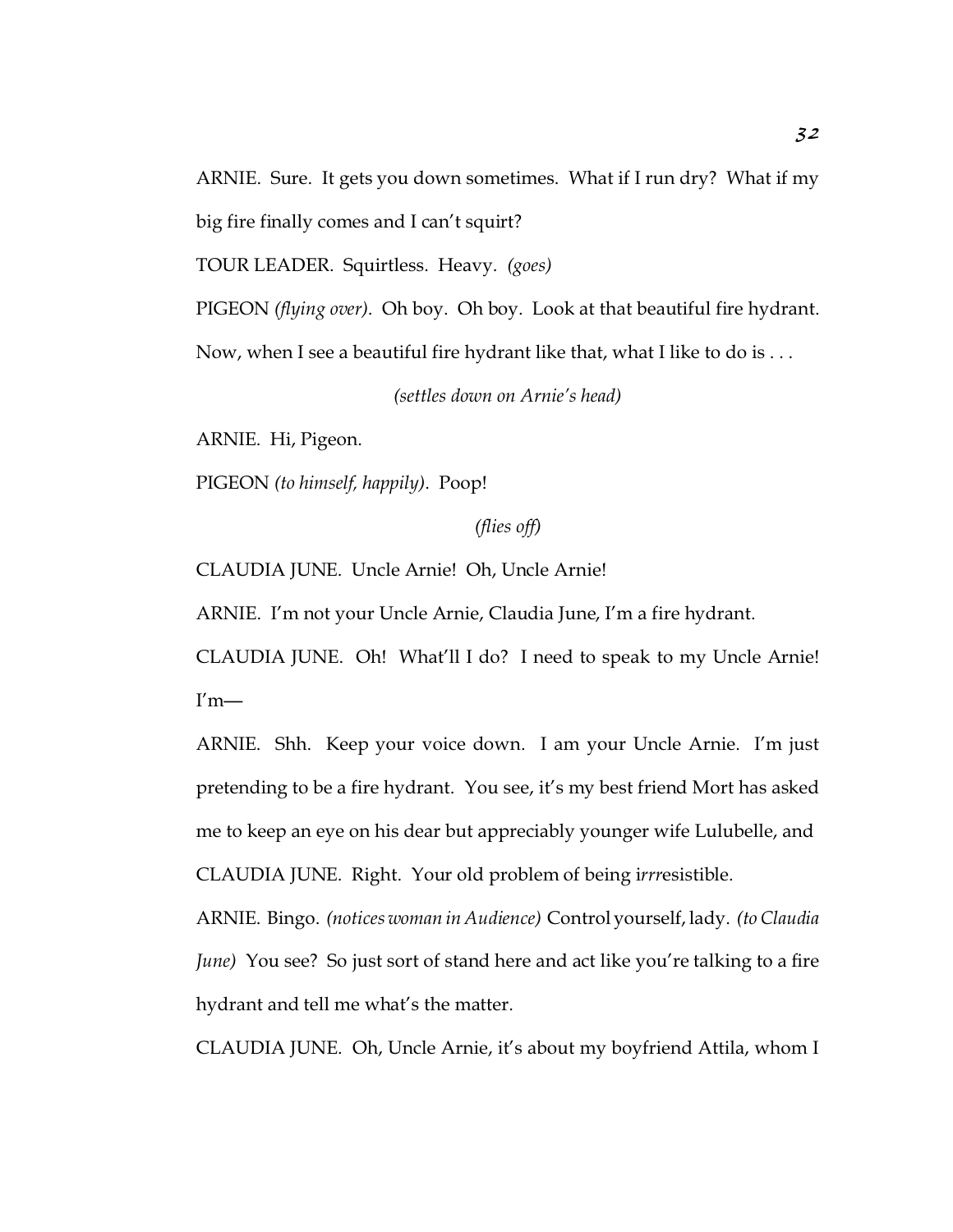ARNIE. Sure. It gets you down sometimes. What if I run dry? What if my big fire finally comes and I can't squirt?

TOUR LEADER. Squirtless. Heavy. *(goes)*

PIGEON *(flying over)*. Oh boy. Oh boy. Look at that beautiful fire hydrant. Now, when I see a beautiful fire hydrant like that, what I like to do is . . .

*(settles down on Arnie's head)*

ARNIE. Hi, Pigeon.

PIGEON *(to himself, happily)*. Poop!

*(flies off)*

CLAUDIA JUNE. Uncle Arnie! Oh, Uncle Arnie!

ARNIE. I'm not your Uncle Arnie, Claudia June, I'm a fire hydrant.

CLAUDIA JUNE. Oh! What'll I do? I need to speak to my Uncle Arnie! I'm—

ARNIE. Shh. Keep your voice down. I am your Uncle Arnie. I'm just pretending to be a fire hydrant. You see, it's my best friend Mort has asked me to keep an eye on his dear but appreciably younger wife Lulubelle, and

CLAUDIA JUNE. Right. Your old problem of being i*rrr*esistible.

ARNIE. Bingo. *(notices woman in Audience)* Control yourself, lady. *(to Claudia June)* You see? So just sort of stand here and act like you're talking to a fire hydrant and tell me what's the matter.

CLAUDIA JUNE. Oh, Uncle Arnie, it's about my boyfriend Attila, whom I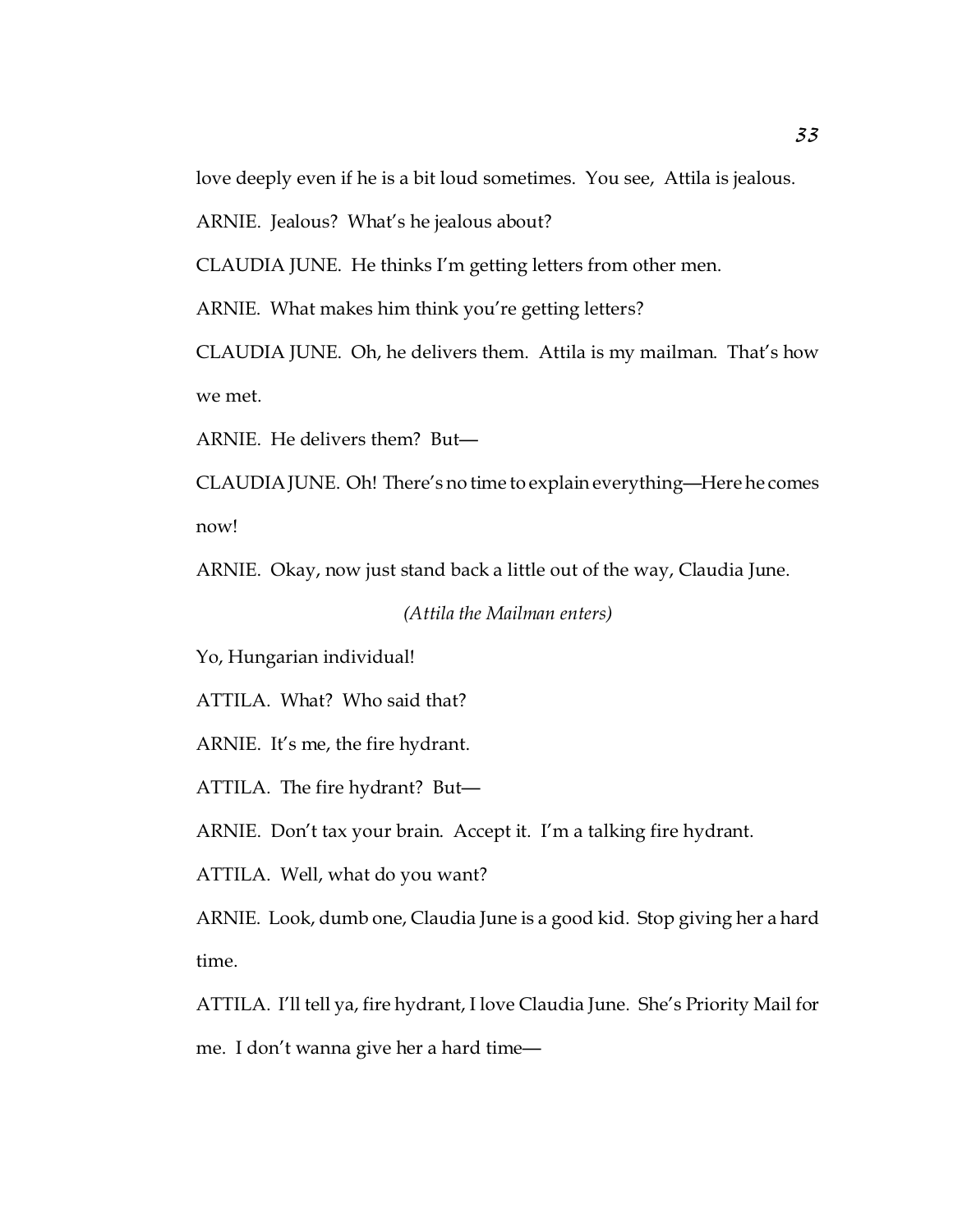love deeply even if he is a bit loud sometimes. You see, Attila is jealous.

ARNIE. Jealous? What's he jealous about?

CLAUDIA JUNE. He thinks I'm getting letters from other men.

ARNIE. What makes him think you're getting letters?

CLAUDIA JUNE. Oh, he delivers them. Attila is my mailman. That's how we met.

ARNIE. He delivers them? But—

CLAUDIA JUNE. Oh! There's no time to explain everything—Here he comes now!

ARNIE. Okay, now just stand back a little out of the way, Claudia June.

*(Attila the Mailman enters)*

Yo, Hungarian individual!

ATTILA. What? Who said that?

ARNIE. It's me, the fire hydrant.

ATTILA. The fire hydrant? But—

ARNIE. Don't tax your brain. Accept it. I'm a talking fire hydrant.

ATTILA. Well, what do you want?

ARNIE. Look, dumb one, Claudia June is a good kid. Stop giving her a hard time.

ATTILA. I'll tell ya, fire hydrant, I love Claudia June. She's Priority Mail for me. I don't wanna give her a hard time—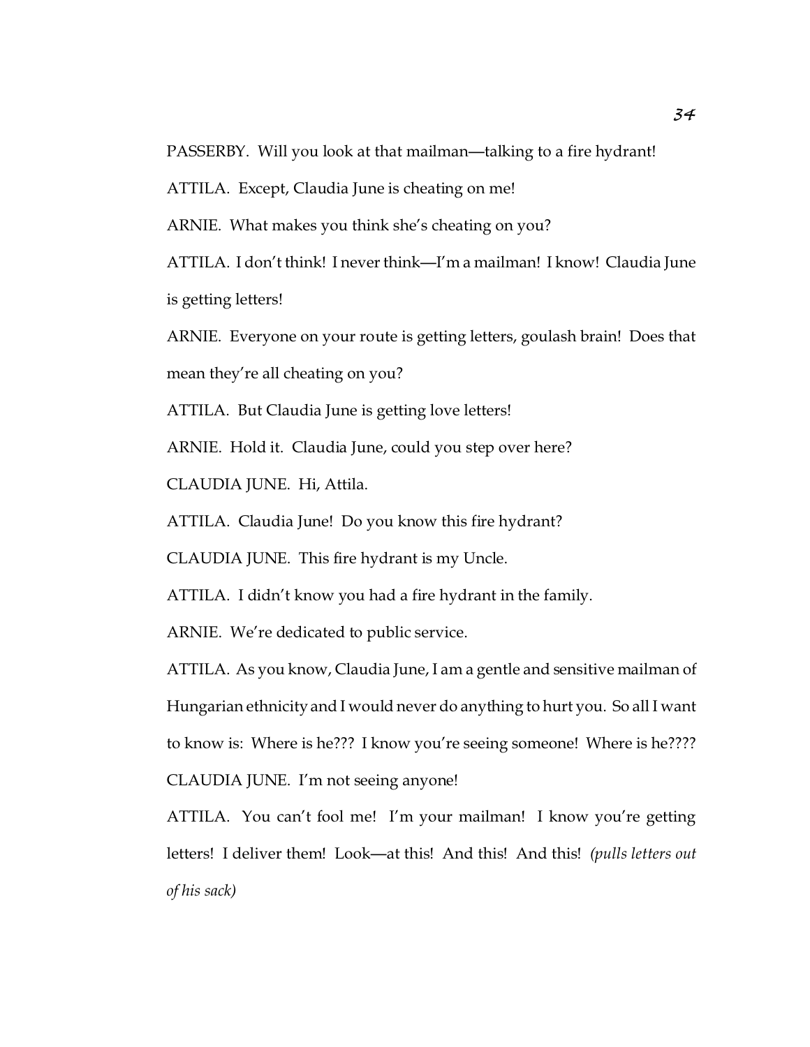PASSERBY. Will you look at that mailman—talking to a fire hydrant!

ATTILA. Except, Claudia June is cheating on me!

ARNIE. What makes you think she's cheating on you?

ATTILA. I don't think! I never think—I'm a mailman! I know! Claudia June is getting letters!

ARNIE. Everyone on your route is getting letters, goulash brain! Does that mean they're all cheating on you?

ATTILA. But Claudia June is getting love letters!

ARNIE. Hold it. Claudia June, could you step over here?

CLAUDIA JUNE. Hi, Attila.

ATTILA. Claudia June! Do you know this fire hydrant?

CLAUDIA JUNE. This fire hydrant is my Uncle.

ATTILA. I didn't know you had a fire hydrant in the family.

ARNIE. We're dedicated to public service.

ATTILA. As you know, Claudia June, I am a gentle and sensitive mailman of Hungarian ethnicity and I would never do anything to hurt you. So all I want to know is: Where is he??? I know you're seeing someone! Where is he????

CLAUDIA JUNE. I'm not seeing anyone!

ATTILA. You can't fool me! I'm your mailman! I know you're getting letters! I deliver them! Look—at this! And this! And this! *(pulls letters out of his sack)*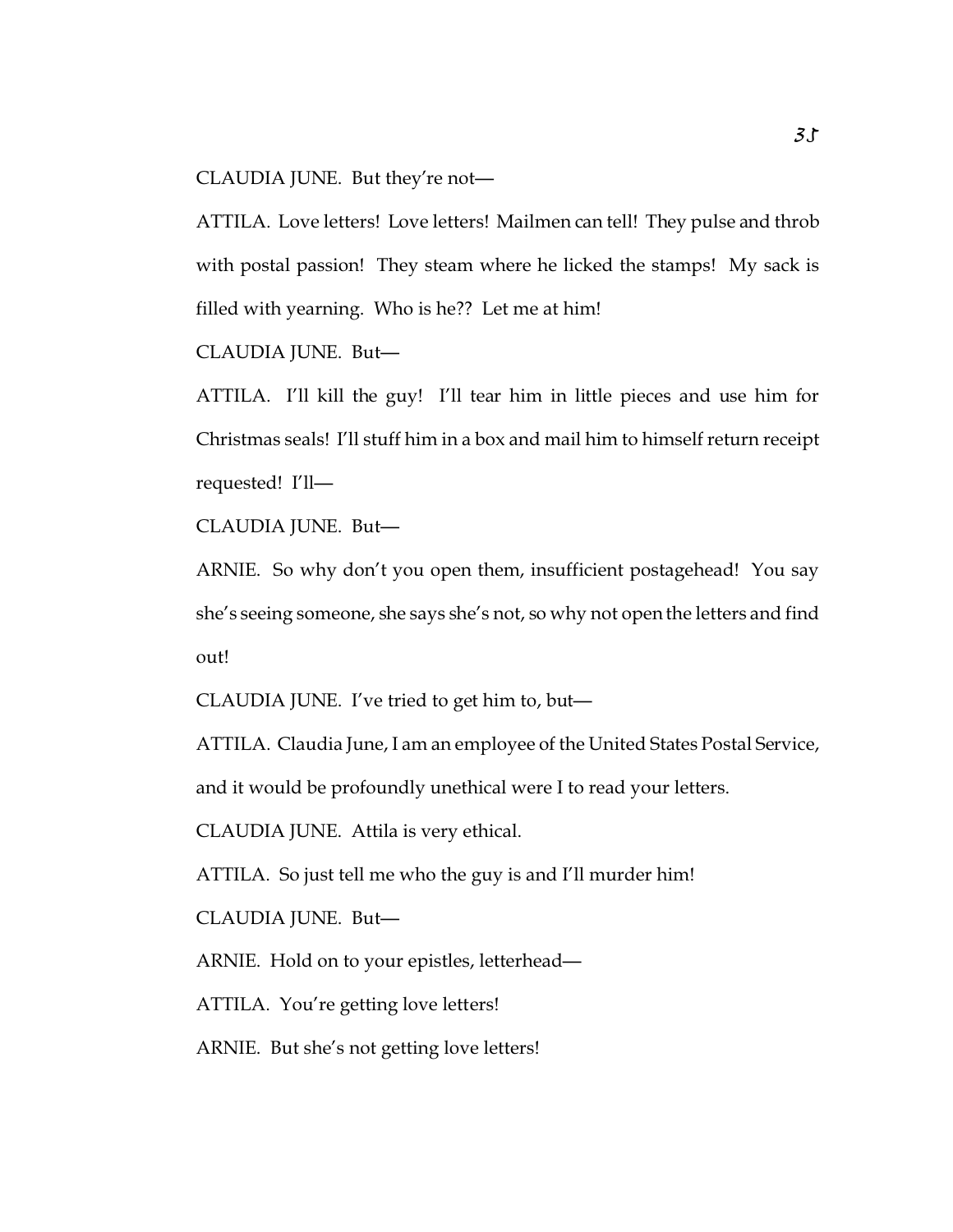CLAUDIA JUNE. But they're not—

ATTILA. Love letters! Love letters! Mailmen can tell! They pulse and throb with postal passion! They steam where he licked the stamps! My sack is filled with yearning. Who is he?? Let me at him!

CLAUDIA JUNE. But—

ATTILA. I'll kill the guy! I'll tear him in little pieces and use him for Christmas seals! I'll stuff him in a box and mail him to himself return receipt requested! I'll—

CLAUDIA JUNE. But—

ARNIE. So why don't you open them, insufficient postagehead! You say she's seeing someone, she says she's not, so why not open the letters and find out!

CLAUDIA JUNE. I've tried to get him to, but—

ATTILA. Claudia June, I am an employee of the United States Postal Service, and it would be profoundly unethical were I to read your letters.

CLAUDIA JUNE. Attila is very ethical.

ATTILA. So just tell me who the guy is and I'll murder him!

CLAUDIA JUNE. But—

ARNIE. Hold on to your epistles, letterhead—

ATTILA. You're getting love letters!

ARNIE. But she's not getting love letters!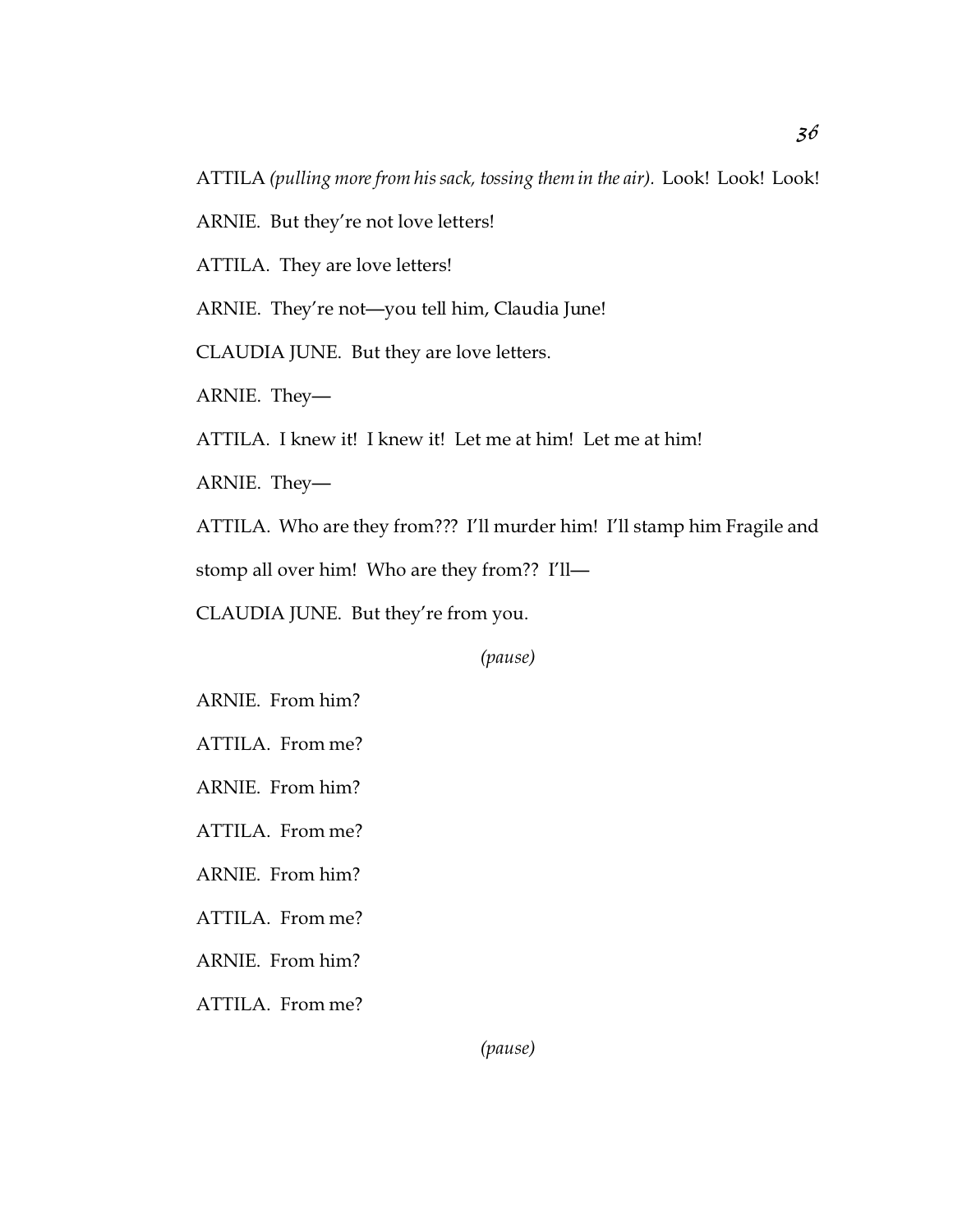ATTILA *(pulling more from his sack, tossing them in the air)*. Look! Look! Look!

ARNIE. But they're not love letters!

ATTILA. They are love letters!

ARNIE. They're not—you tell him, Claudia June!

CLAUDIA JUNE. But they are love letters.

ARNIE. They—

ATTILA. I knew it! I knew it! Let me at him! Let me at him!

ARNIE. They—

ATTILA. Who are they from??? I'll murder him! I'll stamp him Fragile and stomp all over him! Who are they from?? I'll—

CLAUDIA JUNE. But they're from you.

*(pause)*

ARNIE. From him?

ATTILA. From me?

ARNIE. From him?

ATTILA. From me?

ARNIE. From him?

ATTILA. From me?

ARNIE. From him?

ATTILA. From me?

*(pause)*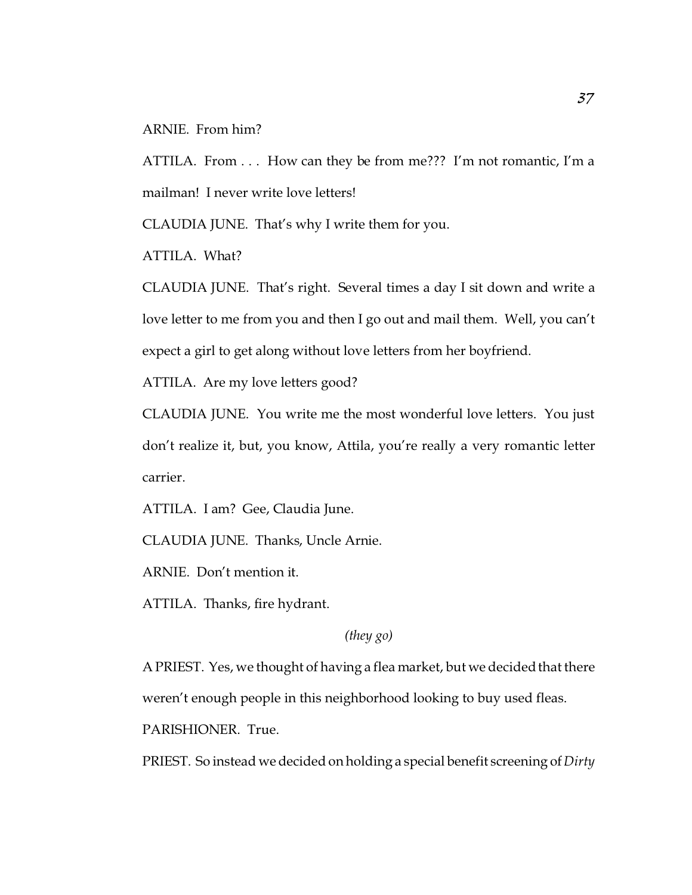ARNIE. From him?

ATTILA. From . . . How can they be from me??? I'm not romantic, I'm a mailman! I never write love letters!

CLAUDIA JUNE. That's why I write them for you.

ATTILA. What?

CLAUDIA JUNE. That's right. Several times a day I sit down and write a love letter to me from you and then I go out and mail them. Well, you can't expect a girl to get along without love letters from her boyfriend.

ATTILA. Are my love letters good?

CLAUDIA JUNE. You write me the most wonderful love letters. You just don't realize it, but, you know, Attila, you're really a very romantic letter carrier.

ATTILA. I am? Gee, Claudia June.

CLAUDIA JUNE. Thanks, Uncle Arnie.

ARNIE. Don't mention it.

ATTILA. Thanks, fire hydrant.

*(they go)*

A PRIEST. Yes, we thought of having a flea market, but we decided that there weren't enough people in this neighborhood looking to buy used fleas.

PARISHIONER. True.

PRIEST. So instead we decided on holding a special benefit screening of *Dirty*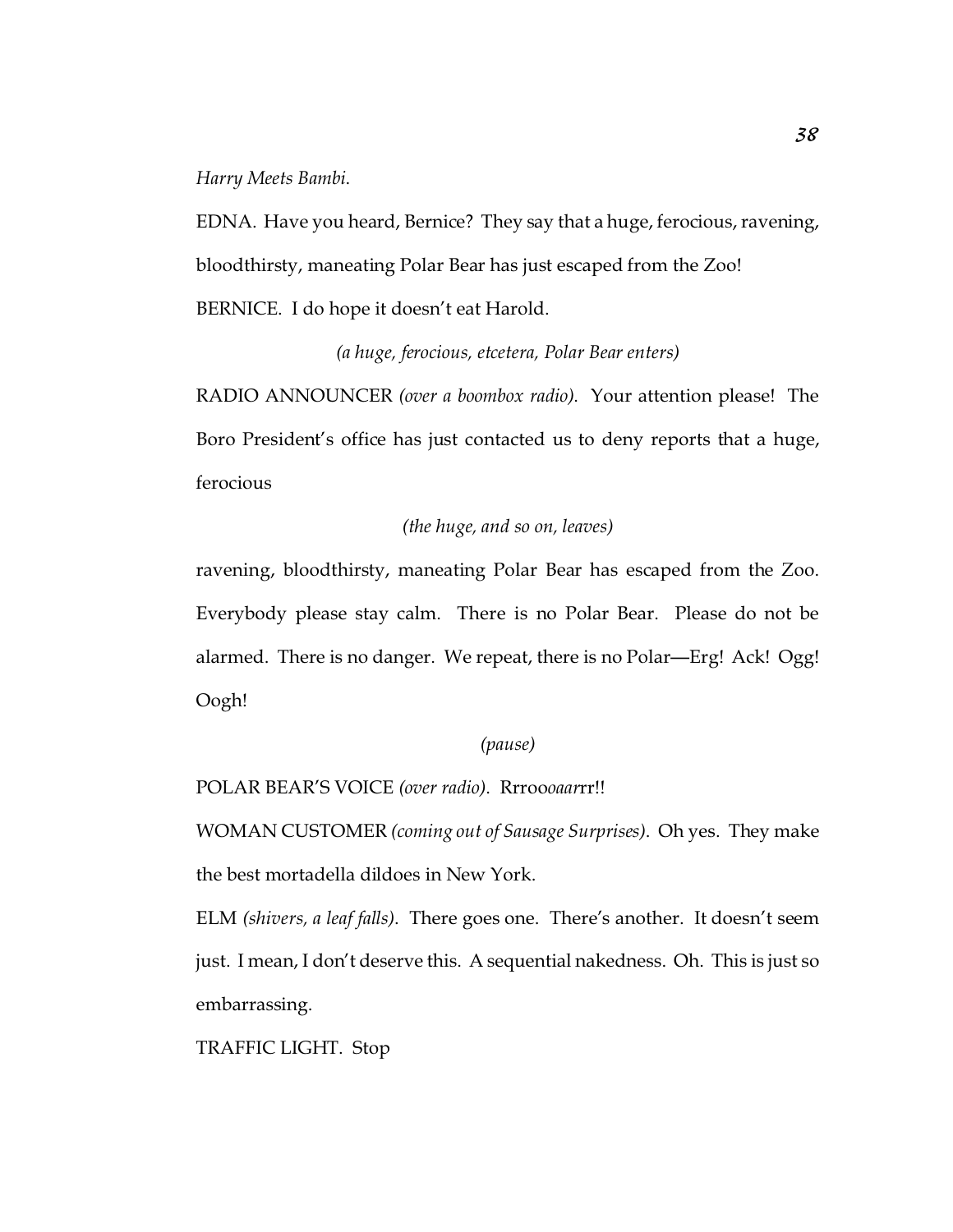*Harry Meets Bambi*.

EDNA. Have you heard, Bernice? They say that a huge, ferocious, ravening, bloodthirsty, maneating Polar Bear has just escaped from the Zoo!

BERNICE. I do hope it doesn't eat Harold.

*(a huge, ferocious, etcetera, Polar Bear enters)*

RADIO ANNOUNCER *(over a boombox radio)*. Your attention please! The Boro President's office has just contacted us to deny reports that a huge, ferocious

*(the huge, and so on, leaves)*

ravening, bloodthirsty, maneating Polar Bear has escaped from the Zoo. Everybody please stay calm. There is no Polar Bear. Please do not be alarmed. There is no danger. We repeat, there is no Polar—Erg! Ack! Ogg! Oogh!

*(pause)*

POLAR BEAR'S VOICE *(over radio)*. Rrroo*oaar*rr!!

WOMAN CUSTOMER *(coming out of Sausage Surprises)*. Oh yes. They make the best mortadella dildoes in New York.

ELM *(shivers, a leaf falls)*. There goes one. There's another. It doesn't seem just. I mean, I don't deserve this. A sequential nakedness. Oh. This is just so embarrassing.

TRAFFIC LIGHT. Stop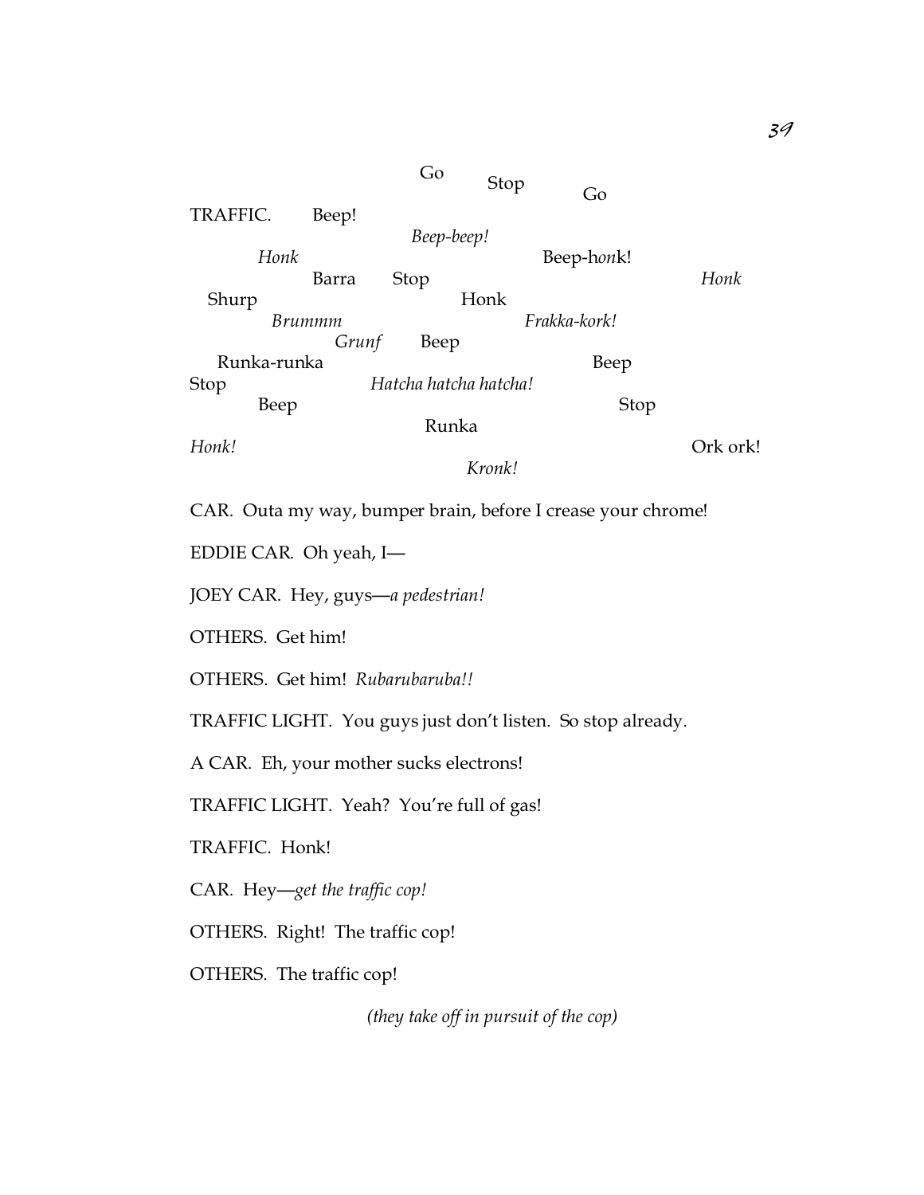Go Stop Go

TRAFFIC. Beep!

*Beep-beep!*

*Honk* Beep-h*on*k!

Barra Stop *Honk*

Shurp Honk

*Brummm* *Frakka-kork!*

*Grunf* Beep

Runka-runka Beep

Stop *Hatcha hatcha hatcha!*

Beep Stop

Runka

*Honk!* Ork ork!

*Kronk!*

CAR. Outa my way, bumper brain, before I crease your chrome!

EDDIE CAR. Oh yeah, I—

JOEY CAR. Hey, guys—*a pedestrian!*

OTHERS. Get him!

OTHERS. Get him! *Rubarubaruba!!*

TRAFFIC LIGHT. You guys just don't listen. So stop already.

A CAR. Eh, your mother sucks electrons!

TRAFFIC LIGHT. Yeah? You're full of gas!

TRAFFIC. Honk!

CAR. Hey—*get the traffic cop!*

OTHERS. Right! The traffic cop!

OTHERS. The traffic cop!

*(they take off in pursuit of the cop)*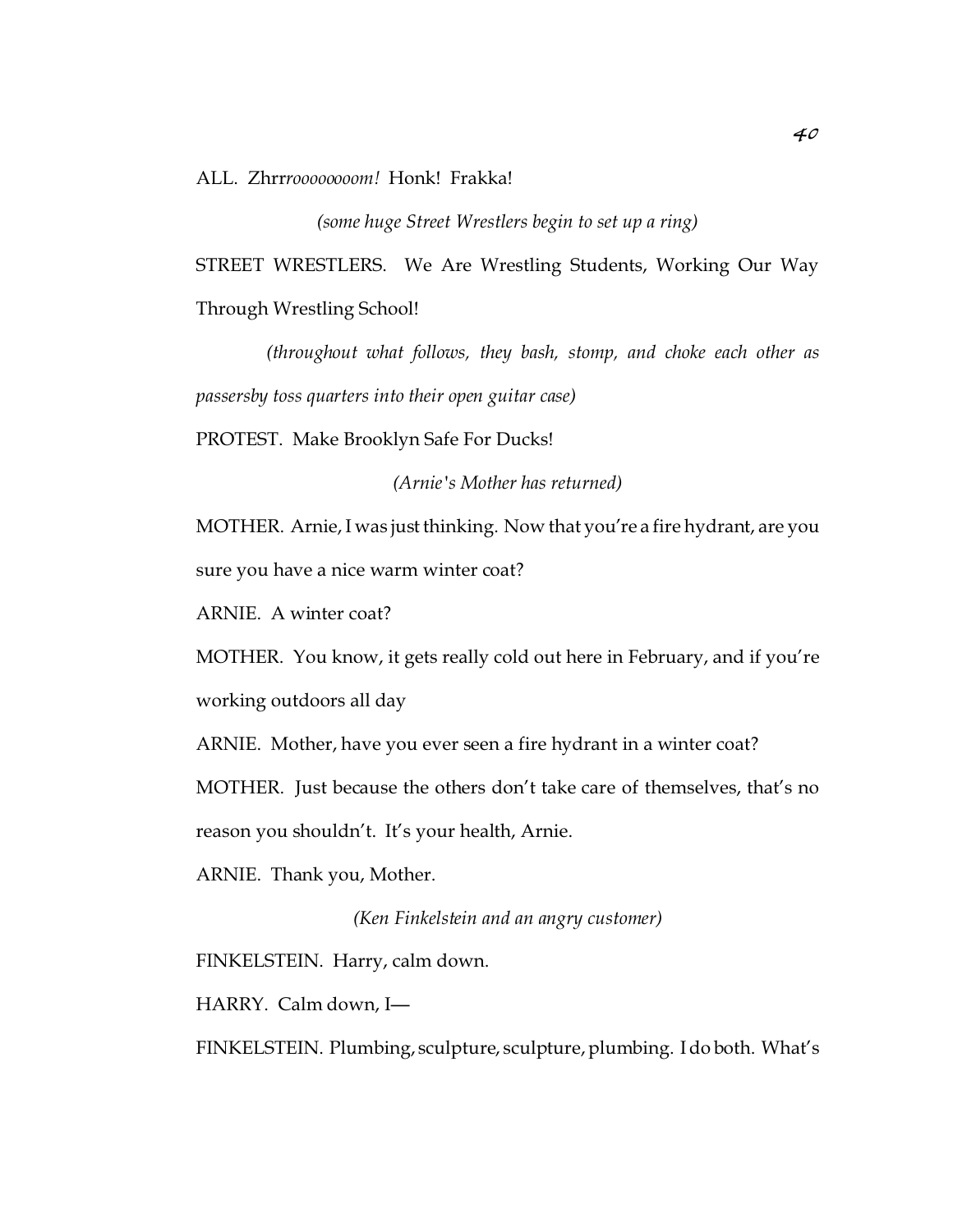ALL. Zhrr*rooooooooom!* Honk! Frakka!

*(some huge Street Wrestlers begin to set up a ring)*

STREET WRESTLERS. We Are Wrestling Students, Working Our Way Through Wrestling School!

*(throughout what follows, they bash, stomp, and choke each other as passersby toss quarters into their open guitar case)*

PROTEST. Make Brooklyn Safe For Ducks!

*(Arnie's Mother has returned)*

MOTHER. Arnie, I was just thinking. Now that you're a fire hydrant, are you sure you have a nice warm winter coat?

ARNIE. A winter coat?

MOTHER. You know, it gets really cold out here in February, and if you're working outdoors all day

ARNIE. Mother, have you ever seen a fire hydrant in a winter coat?

MOTHER. Just because the others don't take care of themselves, that's no reason you shouldn't. It's your health, Arnie.

ARNIE. Thank you, Mother.

*(Ken Finkelstein and an angry customer)*

FINKELSTEIN. Harry, calm down.

HARRY. Calm down, I—

FINKELSTEIN. Plumbing, sculpture, sculpture, plumbing. I do both. What's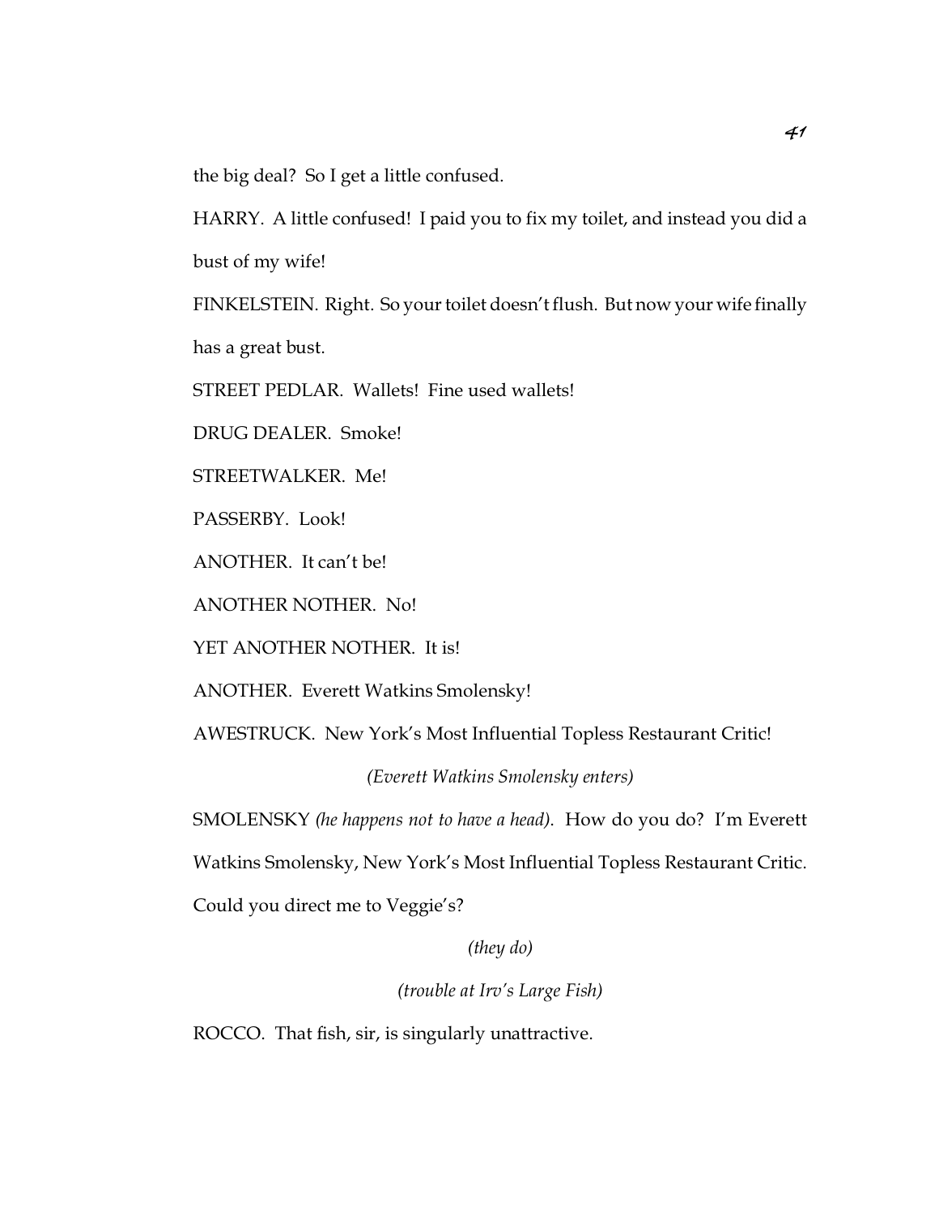the big deal? So I get a little confused.

HARRY. A little confused! I paid you to fix my toilet, and instead you did a bust of my wife!

FINKELSTEIN. Right. So your toilet doesn't flush. But now your wife finally has a great bust.

STREET PEDLAR. Wallets! Fine used wallets!

DRUG DEALER. Smoke!

STREETWALKER. Me!

PASSERBY. Look!

ANOTHER. It can't be!

ANOTHER NOTHER. No!

YET ANOTHER NOTHER. It is!

ANOTHER. Everett Watkins Smolensky!

AWESTRUCK. New York's Most Influential Topless Restaurant Critic!

*(Everett Watkins Smolensky enters)*

SMOLENSKY *(he happens not to have a head)*. How do you do? I'm Everett Watkins Smolensky, New York's Most Influential Topless Restaurant Critic. Could you direct me to Veggie's?

*(they do)*

*(trouble at Irv's Large Fish)*

ROCCO. That fish, sir, is singularly unattractive.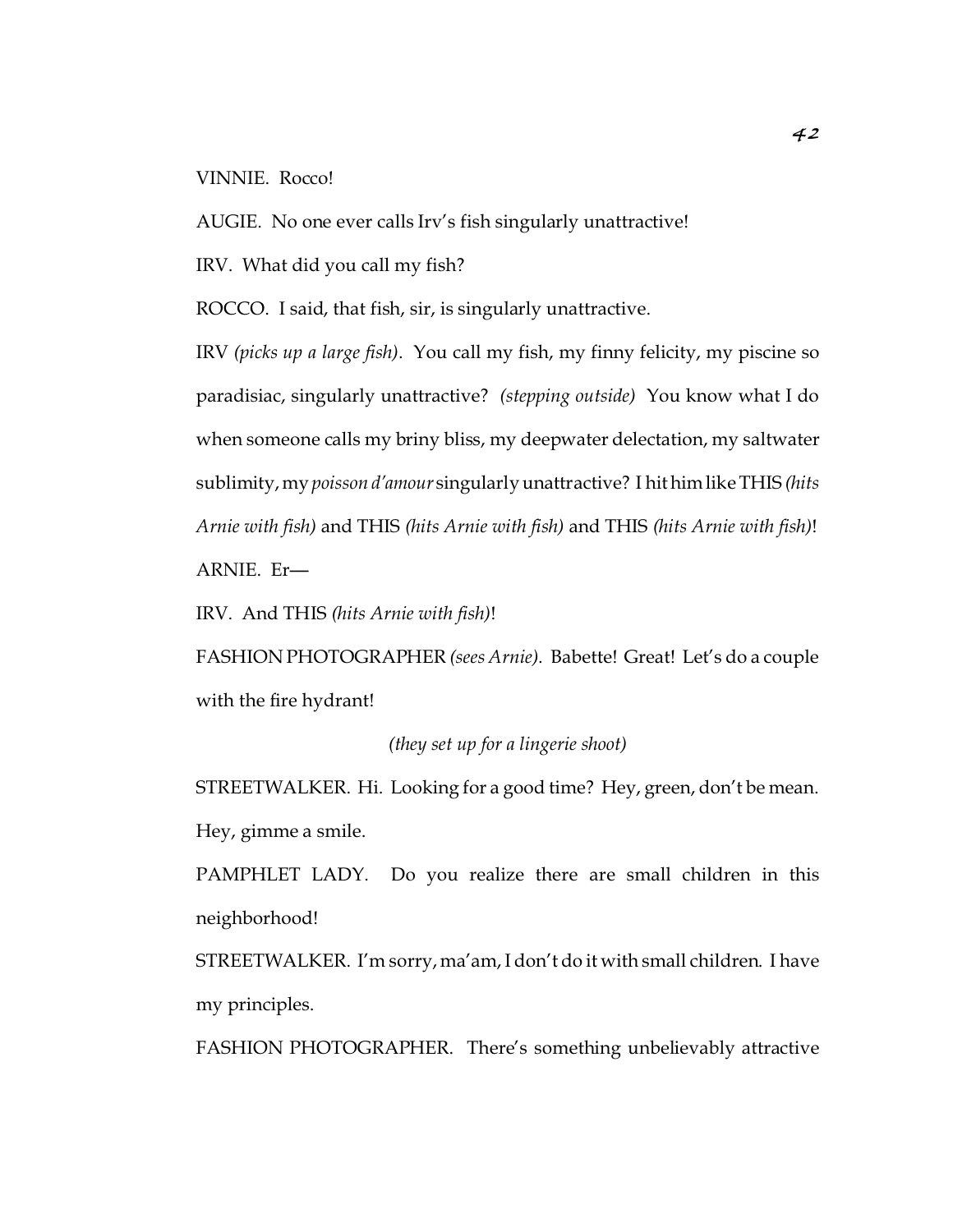VINNIE. Rocco!

AUGIE. No one ever calls Irv's fish singularly unattractive!

IRV. What did you call my fish?

ROCCO. I said, that fish, sir, is singularly unattractive.

IRV *(picks up a large fish)*. You call my fish, my finny felicity, my piscine so paradisiac, singularly unattractive? *(stepping outside)* You know what I do when someone calls my briny bliss, my deepwater delectation, my saltwater sublimity, my *poisson d'amour* singularly unattractive? I hit him like THIS *(hits Arnie with fish)* and THIS *(hits Arnie with fish)* and THIS *(hits Arnie with fish)*!

ARNIE. Er—

IRV. And THIS *(hits Arnie with fish)*!

FASHION PHOTOGRAPHER *(sees Arnie)*. Babette! Great! Let's do a couple with the fire hydrant!

*(they set up for a lingerie shoot)*

STREETWALKER. Hi. Looking for a good time? Hey, green, don't be mean. Hey, gimme a smile.

PAMPHLET LADY. Do you realize there are small children in this neighborhood!

STREETWALKER. I'm sorry, ma'am, I don't do it with small children. I have my principles.

FASHION PHOTOGRAPHER. There's something unbelievably attractive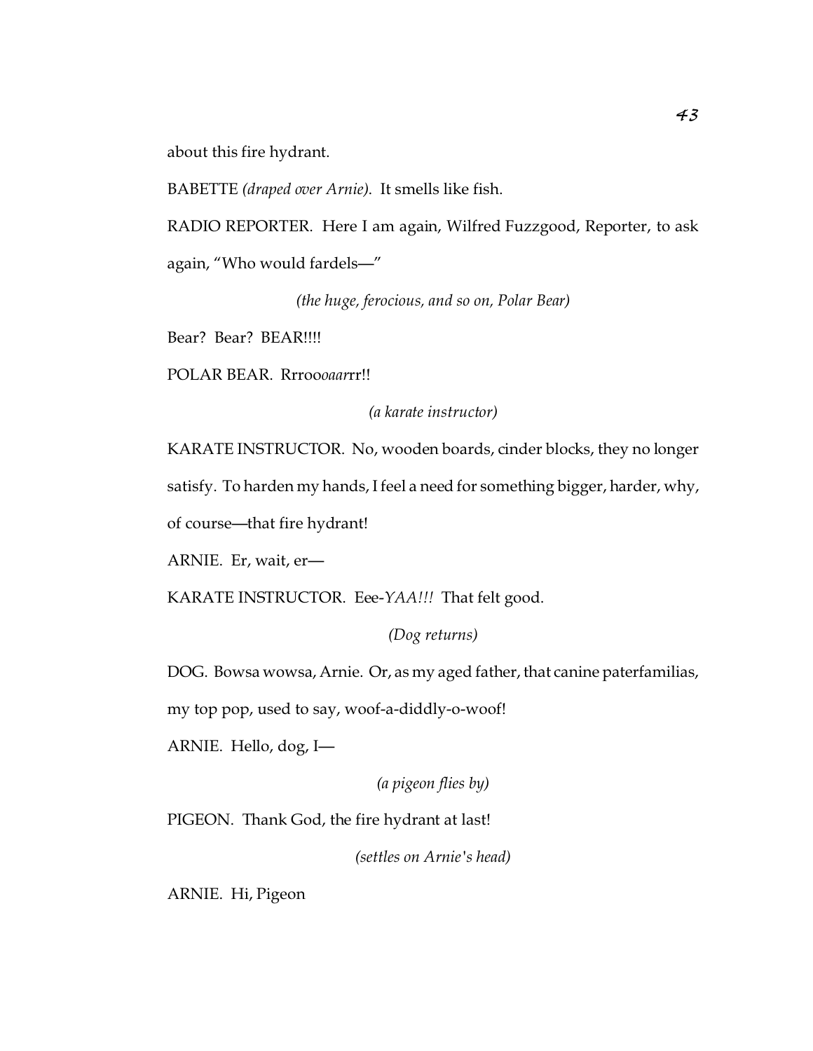about this fire hydrant.

BABETTE *(draped over Arnie)*. It smells like fish.

RADIO REPORTER. Here I am again, Wilfred Fuzzgood, Reporter, to ask again, "Who would fardels—"

*(the huge, ferocious, and so on, Polar Bear)*

Bear? Bear? BEAR!!!!

POLAR BEAR. Rrroo*ooaar*rr!!

*(a karate instructor)*

KARATE INSTRUCTOR. No, wooden boards, cinder blocks, they no longer satisfy. To harden my hands, I feel a need for something bigger, harder, why, of course—that fire hydrant!

ARNIE. Er, wait, er—

KARATE INSTRUCTOR. Eee-*YAA!!!* That felt good.

*(Dog returns)*

DOG. Bowsa wowsa, Arnie. Or, as my aged father, that canine paterfamilias, my top pop, used to say, woof-a-diddly-o-woof!

ARNIE. Hello, dog, I—

*(a pigeon flies by)*

PIGEON. Thank God, the fire hydrant at last!

*(settles on Arnie's head)*

ARNIE. Hi, Pigeon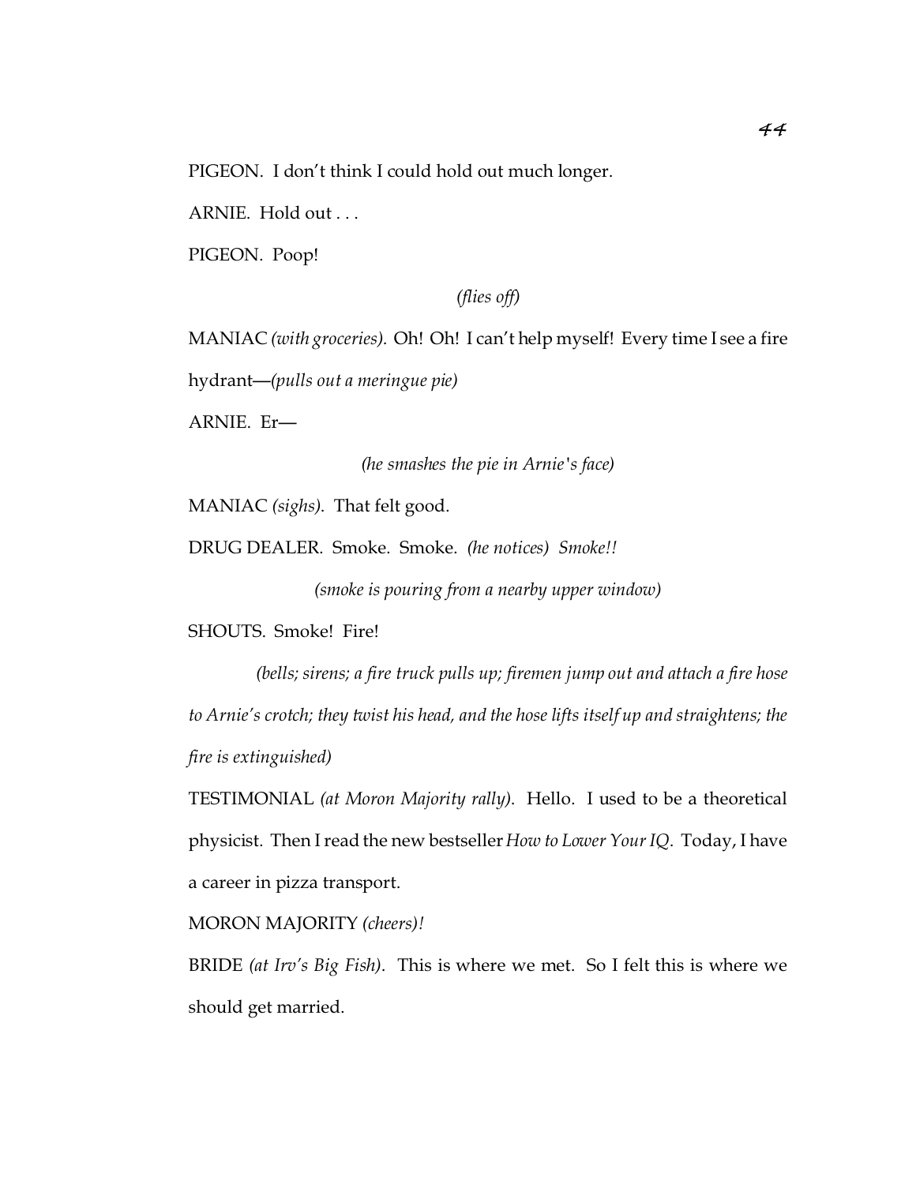PIGEON. I don't think I could hold out much longer.

ARNIE. Hold out . . .

PIGEON. Poop!

*(flies off)*

MANIAC *(with groceries)*. Oh! Oh! I can't help myself! Every time I see a fire hydrant—*(pulls out a meringue pie)*

ARNIE. Er—

*(he smashes the pie in Arnie's face)*

MANIAC *(sighs)*. That felt good.

DRUG DEALER. Smoke. Smoke. *(he notices) Smoke!!*

*(smoke is pouring from a nearby upper window)*

SHOUTS. Smoke! Fire!

*(bells; sirens; a fire truck pulls up; firemen jump out and attach a fire hose to Arnie's crotch; they twist his head, and the hose lifts itself up and straightens; the fire is extinguished)*

TESTIMONIAL *(at Moron Majority rally)*. Hello. I used to be a theoretical physicist. Then I read the new bestseller *How to Lower Your IQ*. Today, I have a career in pizza transport.

MORON MAJORITY *(cheers)!*

BRIDE *(at Irv's Big Fish)*. This is where we met. So I felt this is where we should get married.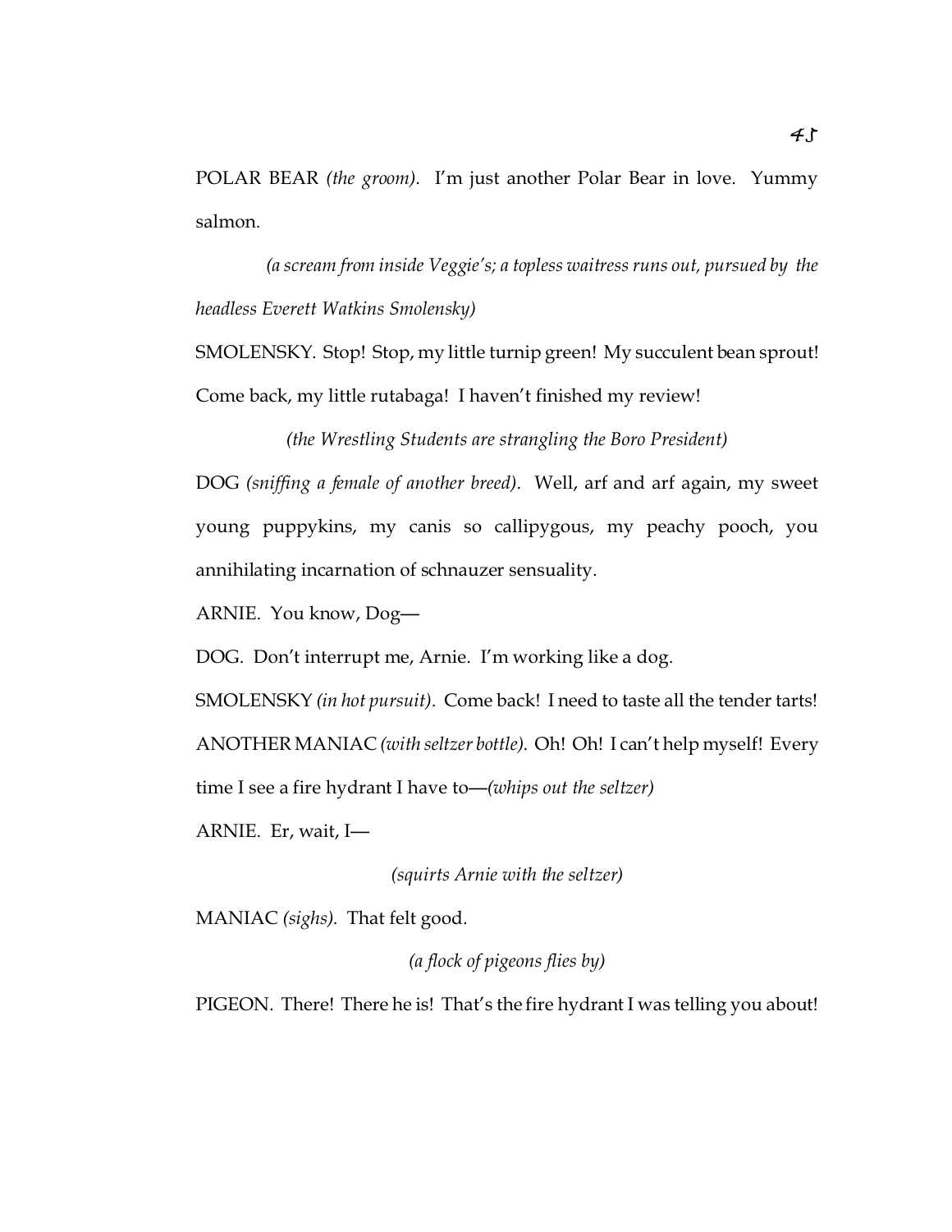POLAR BEAR *(the groom)*. I'm just another Polar Bear in love. Yummy salmon.

*(a scream from inside Veggie's; a topless waitress runs out, pursued by the headless Everett Watkins Smolensky)*

SMOLENSKY. Stop! Stop, my little turnip green! My succulent bean sprout! Come back, my little rutabaga! I haven't finished my review!

*(the Wrestling Students are strangling the Boro President)*

DOG *(sniffing a female of another breed)*. Well, arf and arf again, my sweet young puppykins, my canis so callipygous, my peachy pooch, you annihilating incarnation of schnauzer sensuality.

ARNIE. You know, Dog—

DOG. Don't interrupt me, Arnie. I'm working like a dog.

SMOLENSKY *(in hot pursuit)*. Come back! I need to taste all the tender tarts!

ANOTHER MANIAC *(with seltzer bottle)*. Oh! Oh! I can't help myself! Every time I see a fire hydrant I have to—*(whips out the seltzer)*

ARNIE. Er, wait, I—

*(squirts Arnie with the seltzer)*

MANIAC *(sighs)*. That felt good.

*(a flock of pigeons flies by)*

PIGEON. There! There he is! That's the fire hydrant I was telling you about!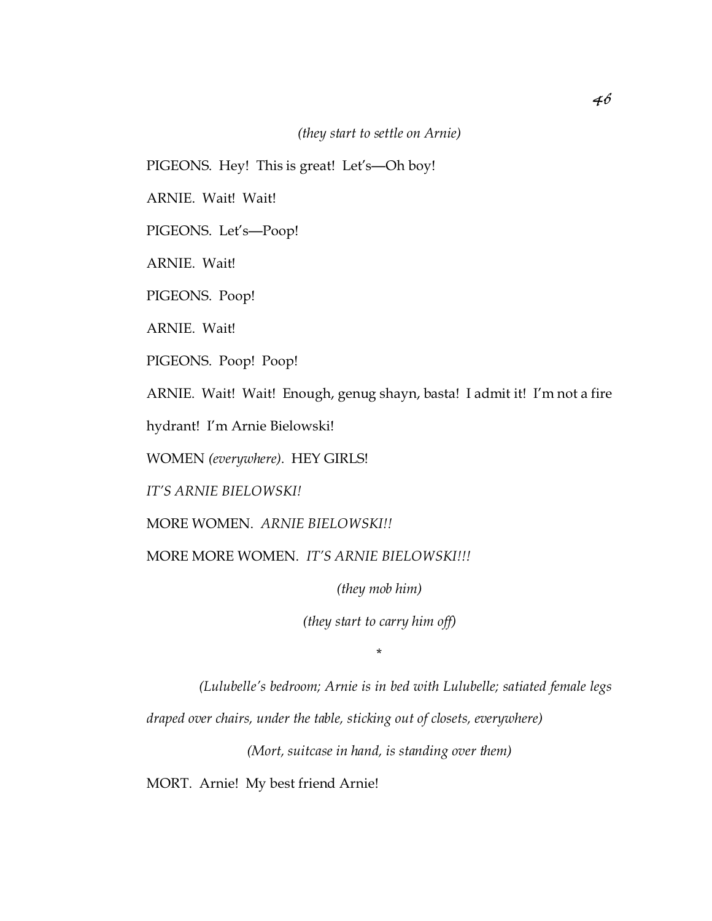*(they start to settle on Arnie)*

PIGEONS. Hey! This is great! Let's—Oh boy!

ARNIE. Wait! Wait!

PIGEONS. Let's—Poop!

ARNIE. Wait!

PIGEONS. Poop!

ARNIE. Wait!

PIGEONS. Poop! Poop!

ARNIE. Wait! Wait! Enough, genug shayn, basta! I admit it! I'm not a fire hydrant! I'm Arnie Bielowski!

WOMEN *(everywhere)*. HEY GIRLS!

*IT'S ARNIE BIELOWSKI!*

MORE WOMEN. *ARNIE BIELOWSKI!!*

MORE MORE WOMEN. *IT'S ARNIE BIELOWSKI!!!*

*(they mob him)*

*(they start to carry him off)*

*

*(Lulubelle's bedroom; Arnie is in bed with Lulubelle; satiated female legs draped over chairs, under the table, sticking out of closets, everywhere)*

*(Mort, suitcase in hand, is standing over them)*

MORT. Arnie! My best friend Arnie!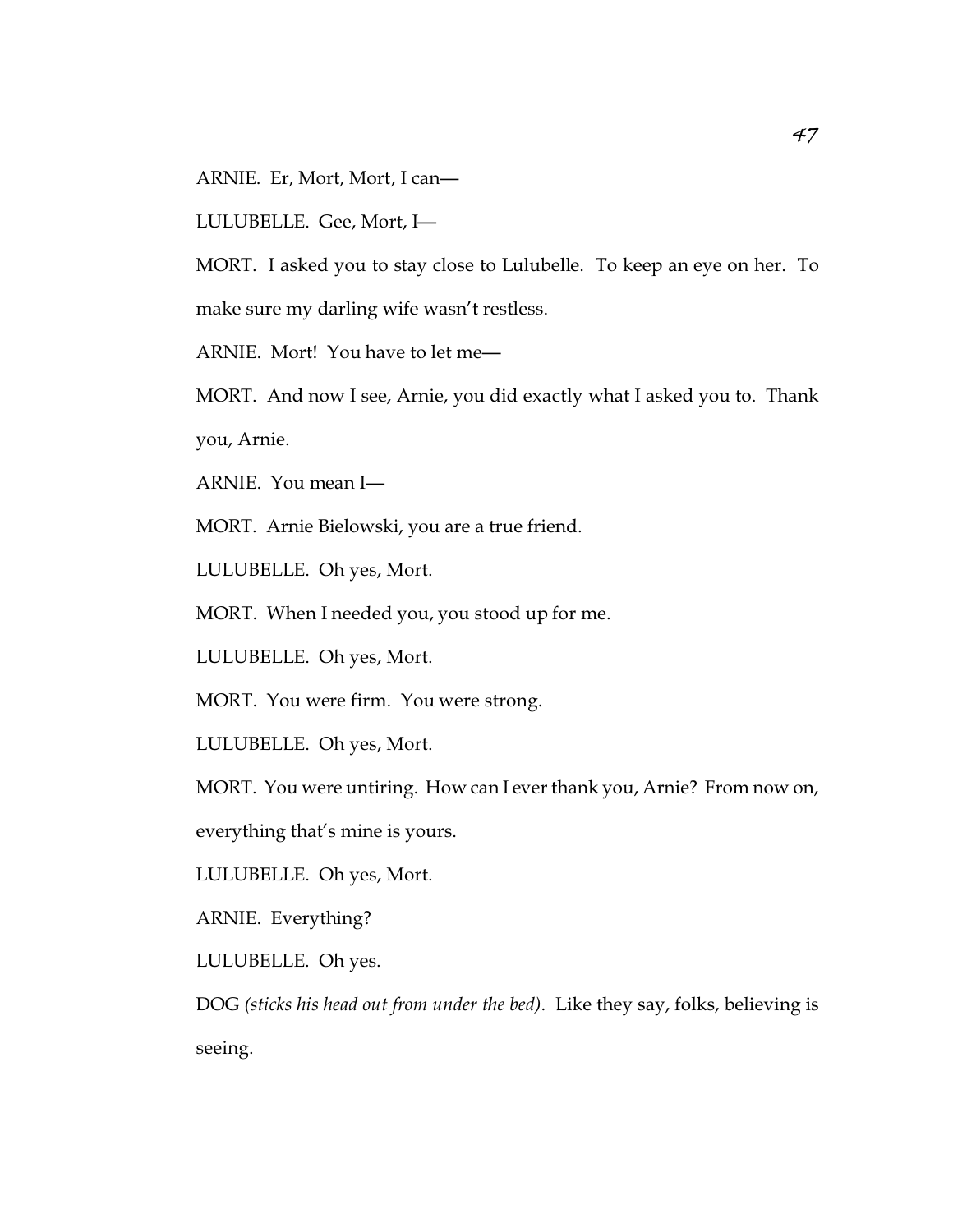ARNIE. Er, Mort, Mort, I can—

LULUBELLE. Gee, Mort, I—

MORT. I asked you to stay close to Lulubelle. To keep an eye on her. To make sure my darling wife wasn't restless.

ARNIE. Mort! You have to let me—

MORT. And now I see, Arnie, you did exactly what I asked you to. Thank you, Arnie.

ARNIE. You mean I—

MORT. Arnie Bielowski, you are a true friend.

LULUBELLE. Oh yes, Mort.

MORT. When I needed you, you stood up for me.

LULUBELLE. Oh yes, Mort.

MORT. You were firm. You were strong.

LULUBELLE. Oh yes, Mort.

MORT. You were untiring. How can I ever thank you, Arnie? From now on, everything that's mine is yours.

LULUBELLE. Oh yes, Mort.

ARNIE. Everything?

LULUBELLE. Oh yes.

DOG *(sticks his head out from under the bed)*. Like they say, folks, believing is seeing.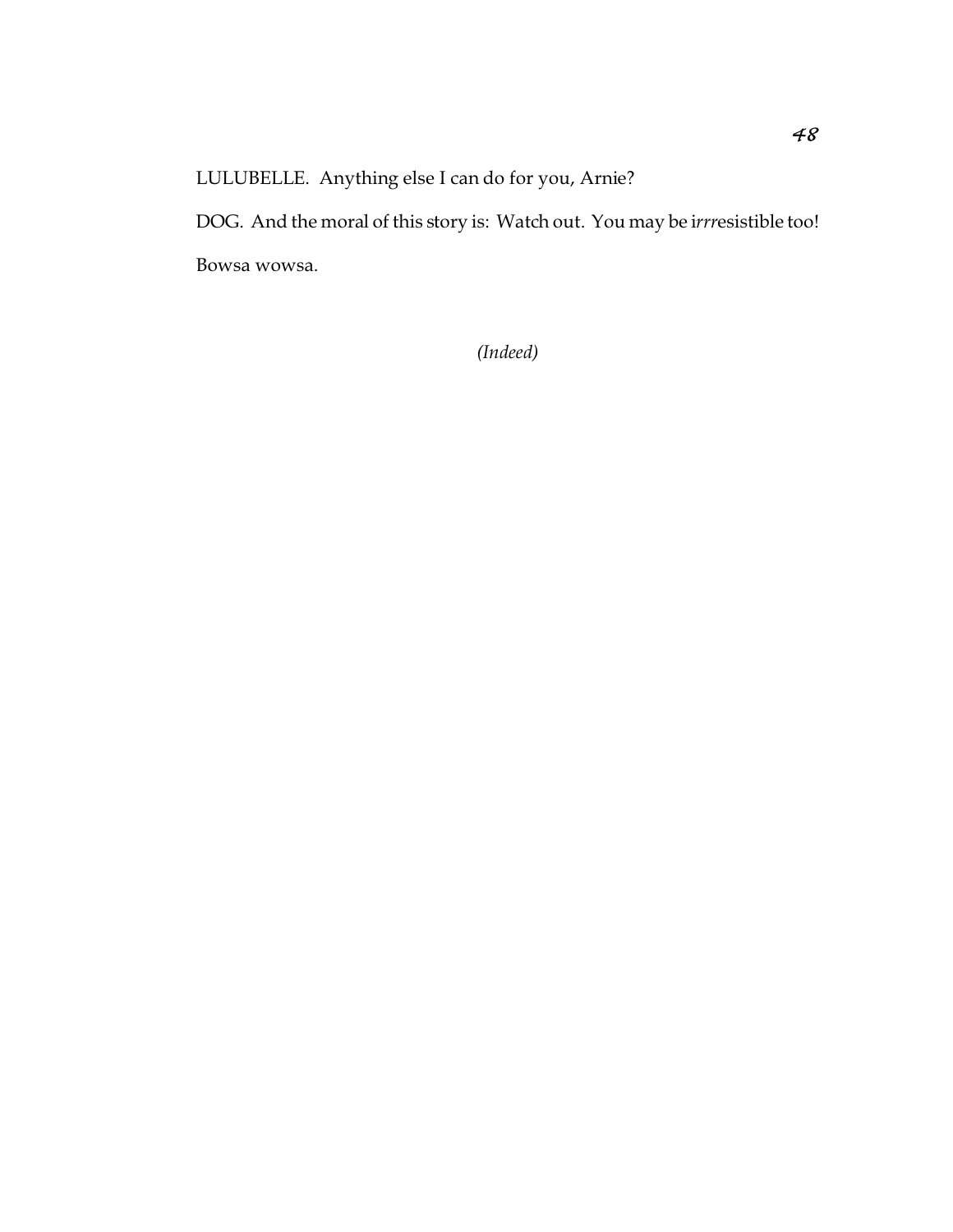LULUBELLE. Anything else I can do for you, Arnie?

DOG. And the moral of this story is: Watch out. You may be i*rrr*esistible too! Bowsa wowsa.

*(Indeed)*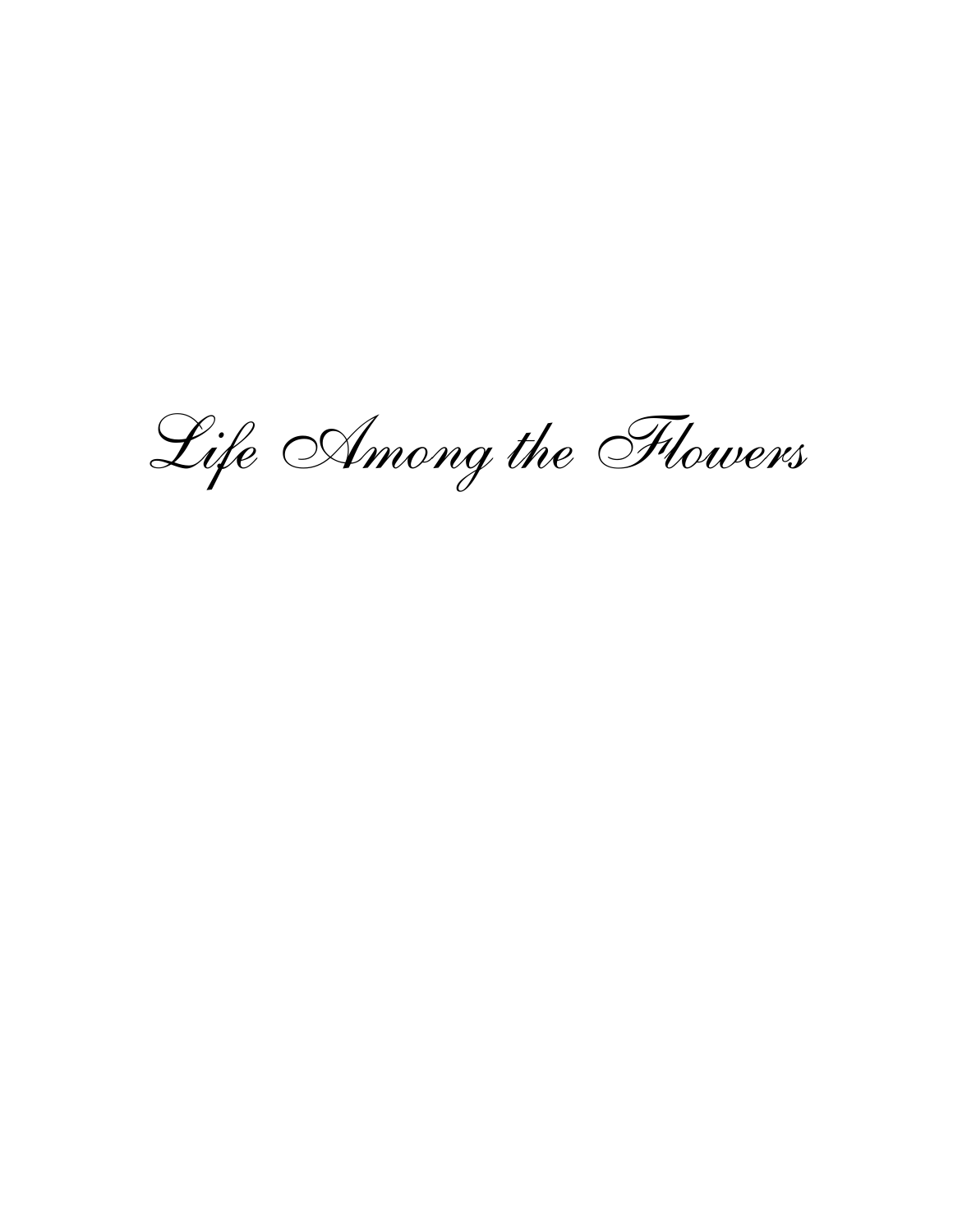# *Life Among the Flowers*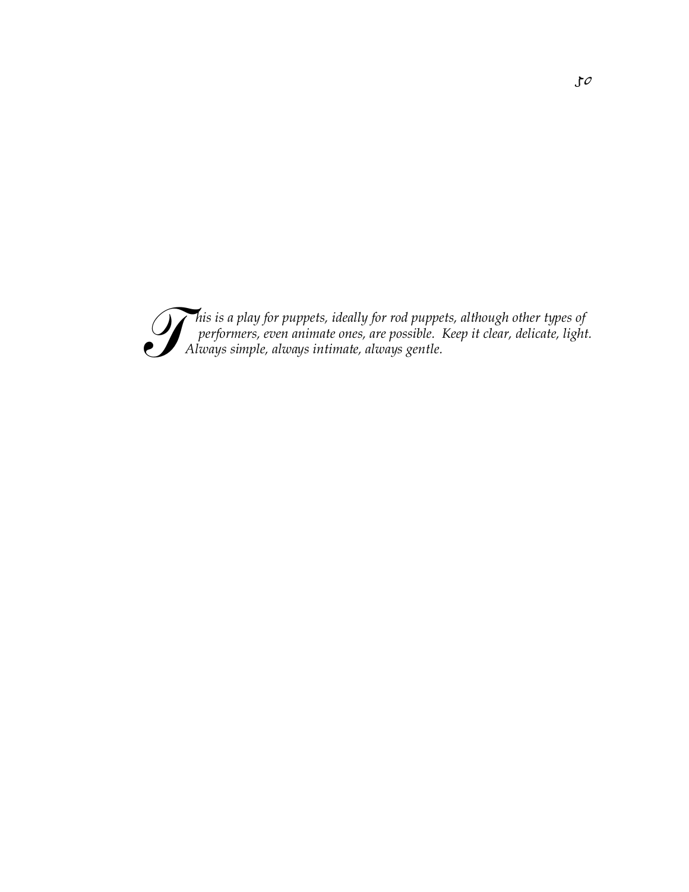*This is a play for puppets, ideally for rod puppets, although other types of performers, even animate ones, are possible. Keep it clear, delicate, light. Always simple, always intimate, always gentle.*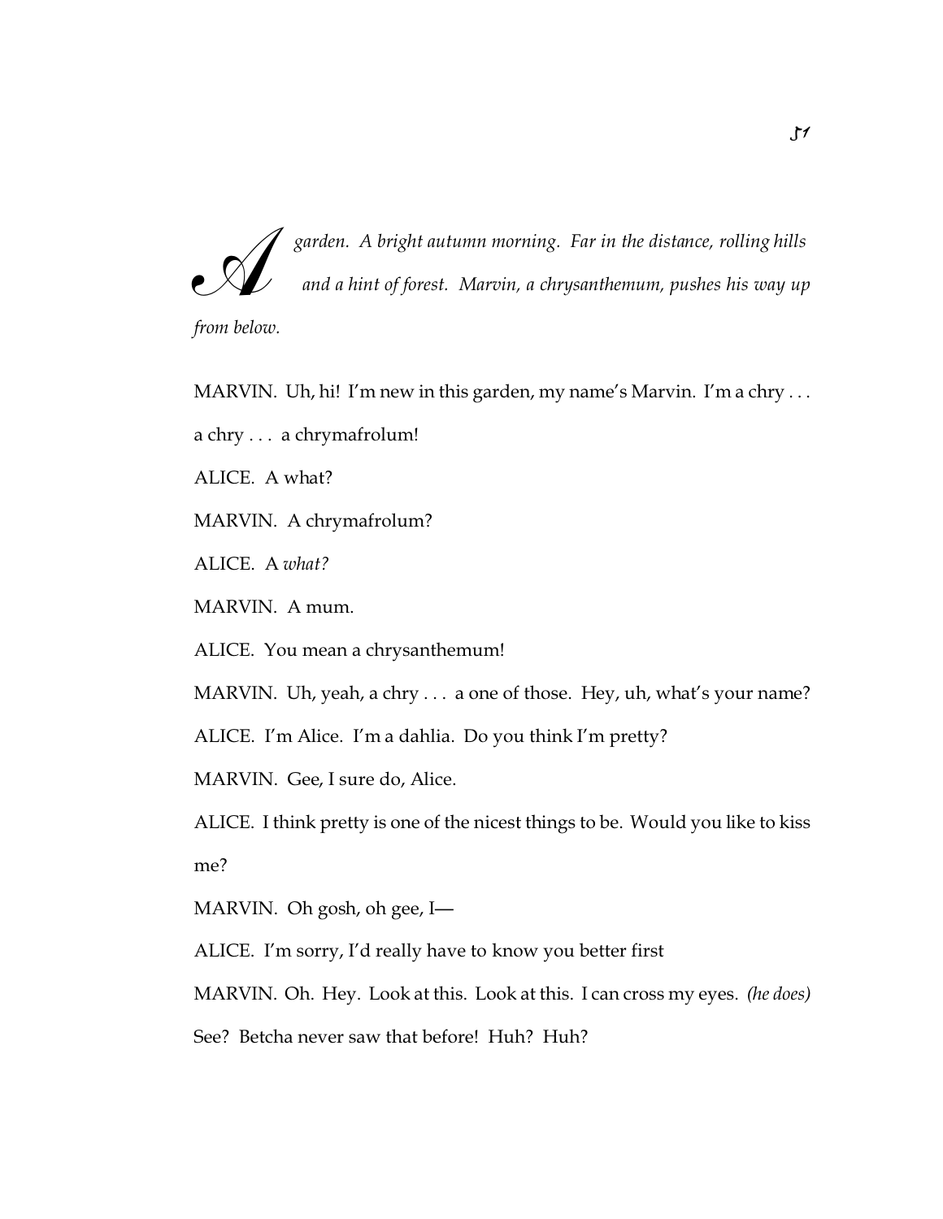*A garden. A bright autumn morning. Far in the distance, rolling hills and a hint of forest. Marvin, a chrysanthemum, pushes his way up from below.*

MARVIN. Uh, hi! I'm new in this garden, my name's Marvin. I'm a chry . . . a chry . . . a chrymafrolum!

ALICE. A what?

MARVIN. A chrymafrolum?

ALICE. A *what?*

MARVIN. A mum.

ALICE. You mean a chrysanthemum!

MARVIN. Uh, yeah, a chry . . . a one of those. Hey, uh, what's your name?

ALICE. I'm Alice. I'm a dahlia. Do you think I'm pretty?

MARVIN. Gee, I sure do, Alice.

ALICE. I think pretty is one of the nicest things to be. Would you like to kiss me?

MARVIN. Oh gosh, oh gee, I—

ALICE. I'm sorry, I'd really have to know you better first

MARVIN. Oh. Hey. Look at this. Look at this. I can cross my eyes. *(he does)* See? Betcha never saw that before! Huh? Huh?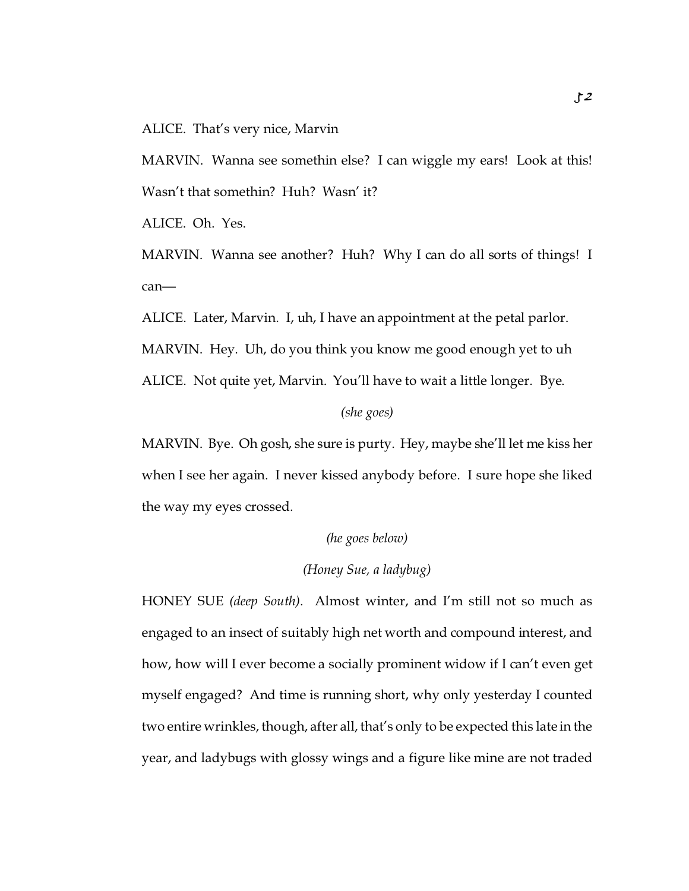ALICE. That's very nice, Marvin

MARVIN. Wanna see somethin else? I can wiggle my ears! Look at this! Wasn't that somethin? Huh? Wasn' it?

ALICE. Oh. Yes.

MARVIN. Wanna see another? Huh? Why I can do all sorts of things! I can—

ALICE. Later, Marvin. I, uh, I have an appointment at the petal parlor.

MARVIN. Hey. Uh, do you think you know me good enough yet to uh

ALICE. Not quite yet, Marvin. You'll have to wait a little longer. Bye.

*(she goes)*

MARVIN. Bye. Oh gosh, she sure is purty. Hey, maybe she'll let me kiss her when I see her again. I never kissed anybody before. I sure hope she liked the way my eyes crossed.

*(he goes below)*

*(Honey Sue, a ladybug)*

HONEY SUE *(deep South)*. Almost winter, and I'm still not so much as engaged to an insect of suitably high net worth and compound interest, and how, how will I ever become a socially prominent widow if I can't even get myself engaged? And time is running short, why only yesterday I counted two entire wrinkles, though, after all, that's only to be expected this late in the year, and ladybugs with glossy wings and a figure like mine are not traded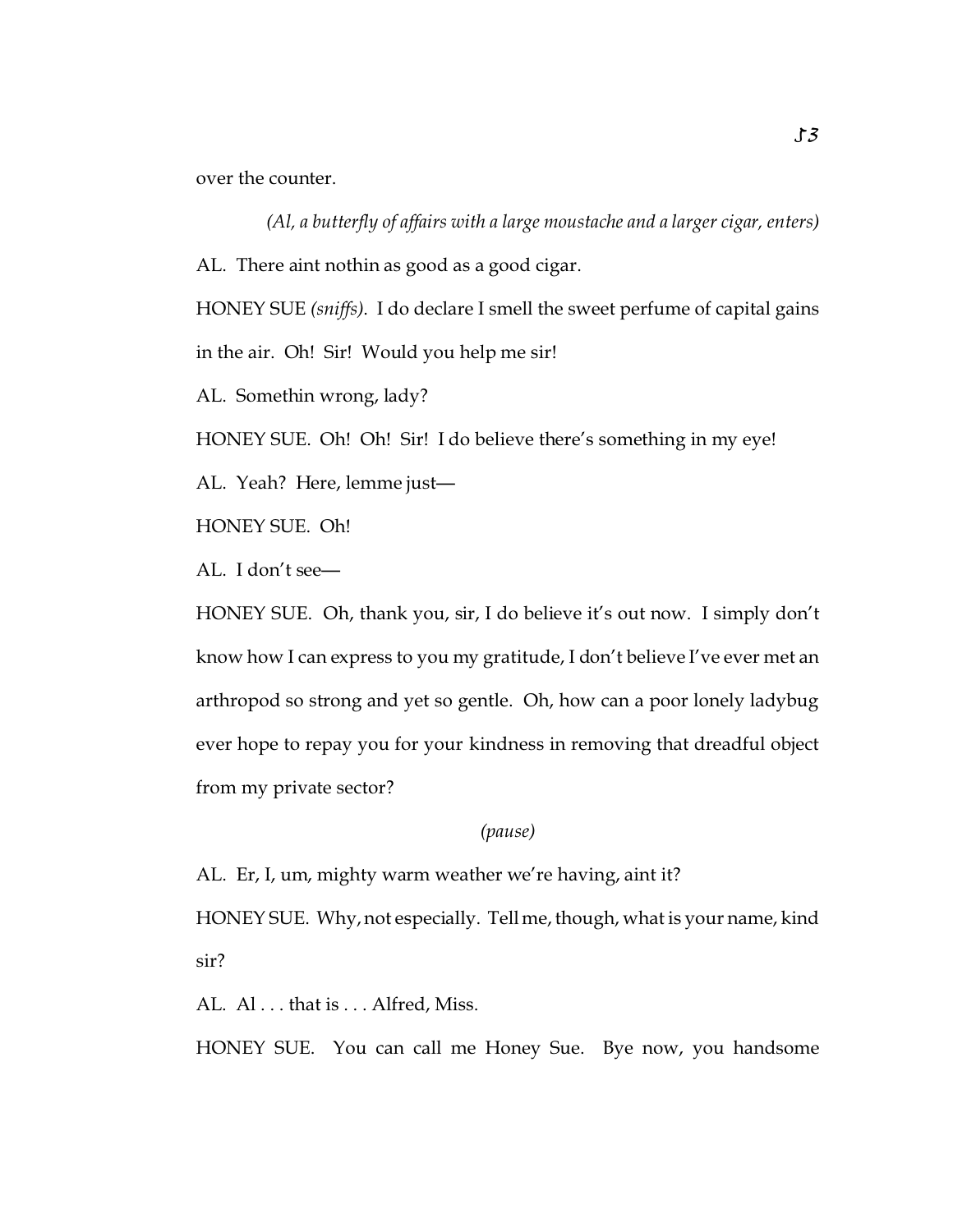over the counter.

*(Al, a butterfly of affairs with a large moustache and a larger cigar, enters)*

AL. There aint nothin as good as a good cigar.

HONEY SUE *(sniffs)*. I do declare I smell the sweet perfume of capital gains in the air. Oh! Sir! Would you help me sir!

AL. Somethin wrong, lady?

HONEY SUE. Oh! Oh! Sir! I do believe there's something in my eye!

AL. Yeah? Here, lemme just—

HONEY SUE. Oh!

AL. I don't see—

HONEY SUE. Oh, thank you, sir, I do believe it's out now. I simply don't know how I can express to you my gratitude, I don't believe I've ever met an arthropod so strong and yet so gentle. Oh, how can a poor lonely ladybug ever hope to repay you for your kindness in removing that dreadful object from my private sector?

*(pause)*

AL. Er, I, um, mighty warm weather we're having, aint it?

HONEY SUE. Why, not especially. Tell me, though, what is your name, kind sir?

AL. Al . . . that is . . . Alfred, Miss.

HONEY SUE. You can call me Honey Sue. Bye now, you handsome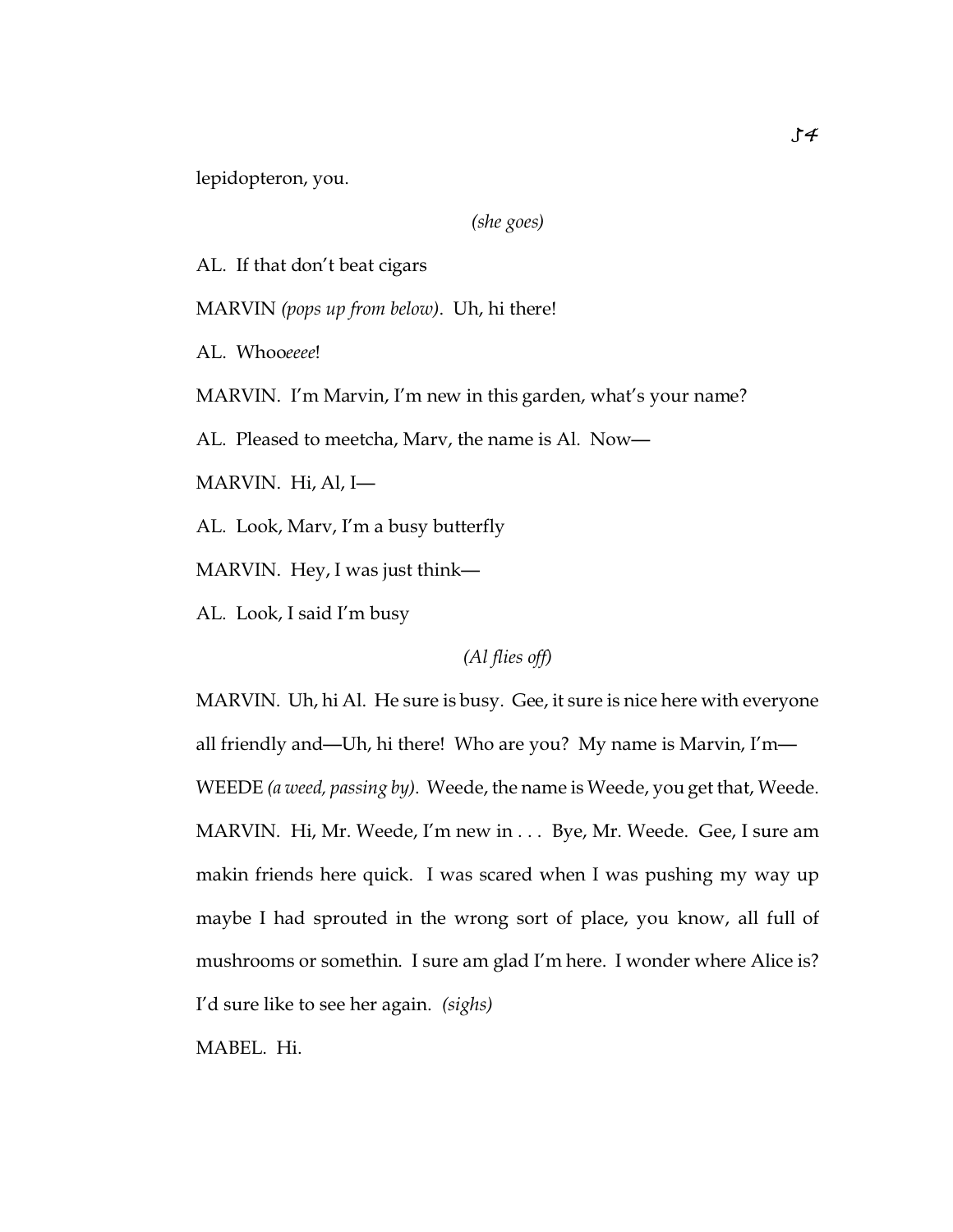lepidopteron, you.

*(she goes)*

AL. If that don't beat cigars

MARVIN *(pops up from below)*. Uh, hi there!

AL. Whoo*eeee*!

MARVIN. I'm Marvin, I'm new in this garden, what's your name?

AL. Pleased to meetcha, Marv, the name is Al. Now—

MARVIN. Hi, Al, I—

AL. Look, Marv, I'm a busy butterfly

MARVIN. Hey, I was just think—

AL. Look, I said I'm busy

*(Al flies off)*

MARVIN. Uh, hi Al. He sure is busy. Gee, it sure is nice here with everyone all friendly and—Uh, hi there! Who are you? My name is Marvin, I'm—

WEEDE *(a weed, passing by)*. Weede, the name is Weede, you get that, Weede.

MARVIN. Hi, Mr. Weede, I'm new in . . . Bye, Mr. Weede. Gee, I sure am makin friends here quick. I was scared when I was pushing my way up maybe I had sprouted in the wrong sort of place, you know, all full of mushrooms or somethin. I sure am glad I'm here. I wonder where Alice is? I'd sure like to see her again. *(sighs)*

MABEL. Hi.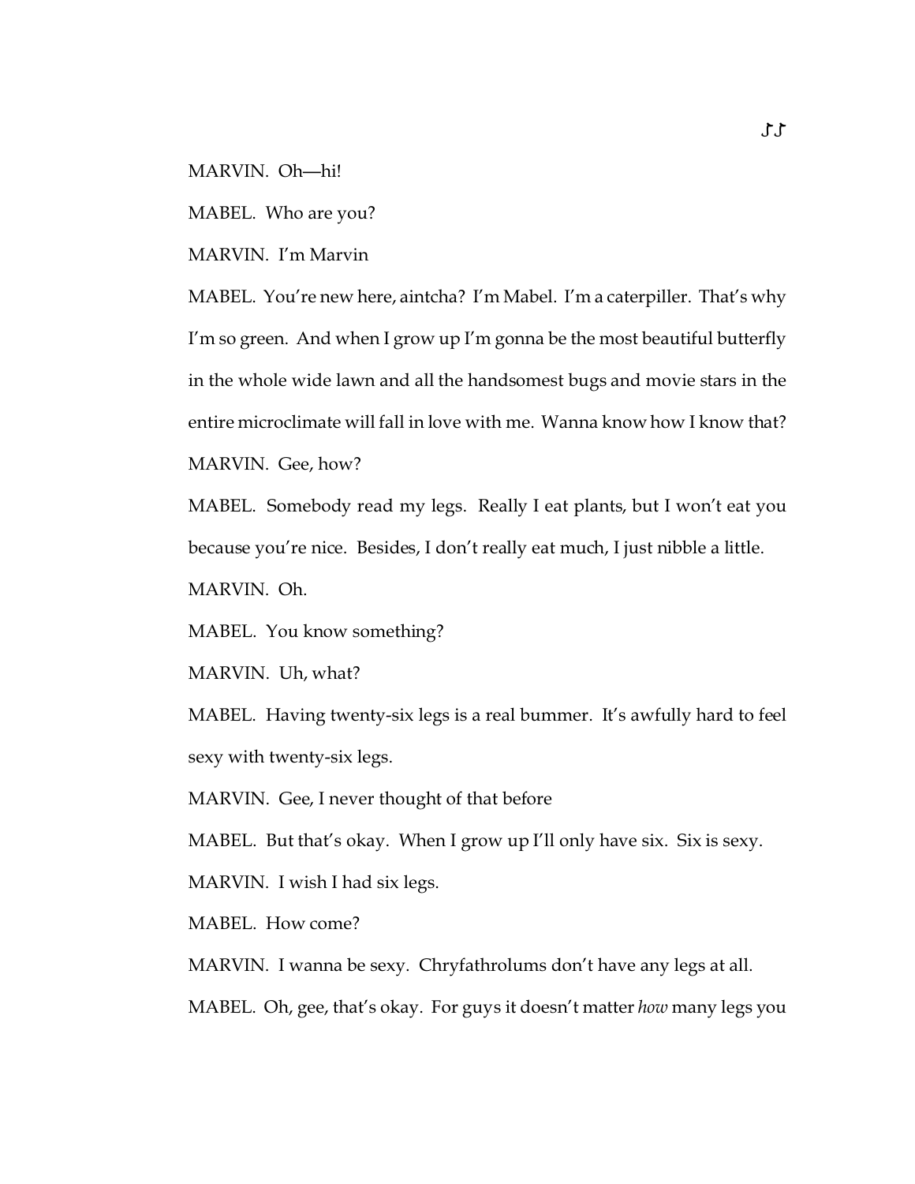MARVIN. Oh—hi!

MABEL. Who are you?

MARVIN. I'm Marvin

MABEL. You're new here, aintcha? I'm Mabel. I'm a caterpiller. That's why I'm so green. And when I grow up I'm gonna be the most beautiful butterfly in the whole wide lawn and all the handsomest bugs and movie stars in the entire microclimate will fall in love with me. Wanna know how I know that?

MARVIN. Gee, how?

MABEL. Somebody read my legs. Really I eat plants, but I won't eat you because you're nice. Besides, I don't really eat much, I just nibble a little.

MARVIN. Oh.

MABEL. You know something?

MARVIN. Uh, what?

MABEL. Having twenty-six legs is a real bummer. It's awfully hard to feel sexy with twenty-six legs.

MARVIN. Gee, I never thought of that before

MABEL. But that's okay. When I grow up I'll only have six. Six is sexy.

MARVIN. I wish I had six legs.

MABEL. How come?

MARVIN. I wanna be sexy. Chryfathrolums don't have any legs at all.

MABEL. Oh, gee, that's okay. For guys it doesn't matter *how* many legs you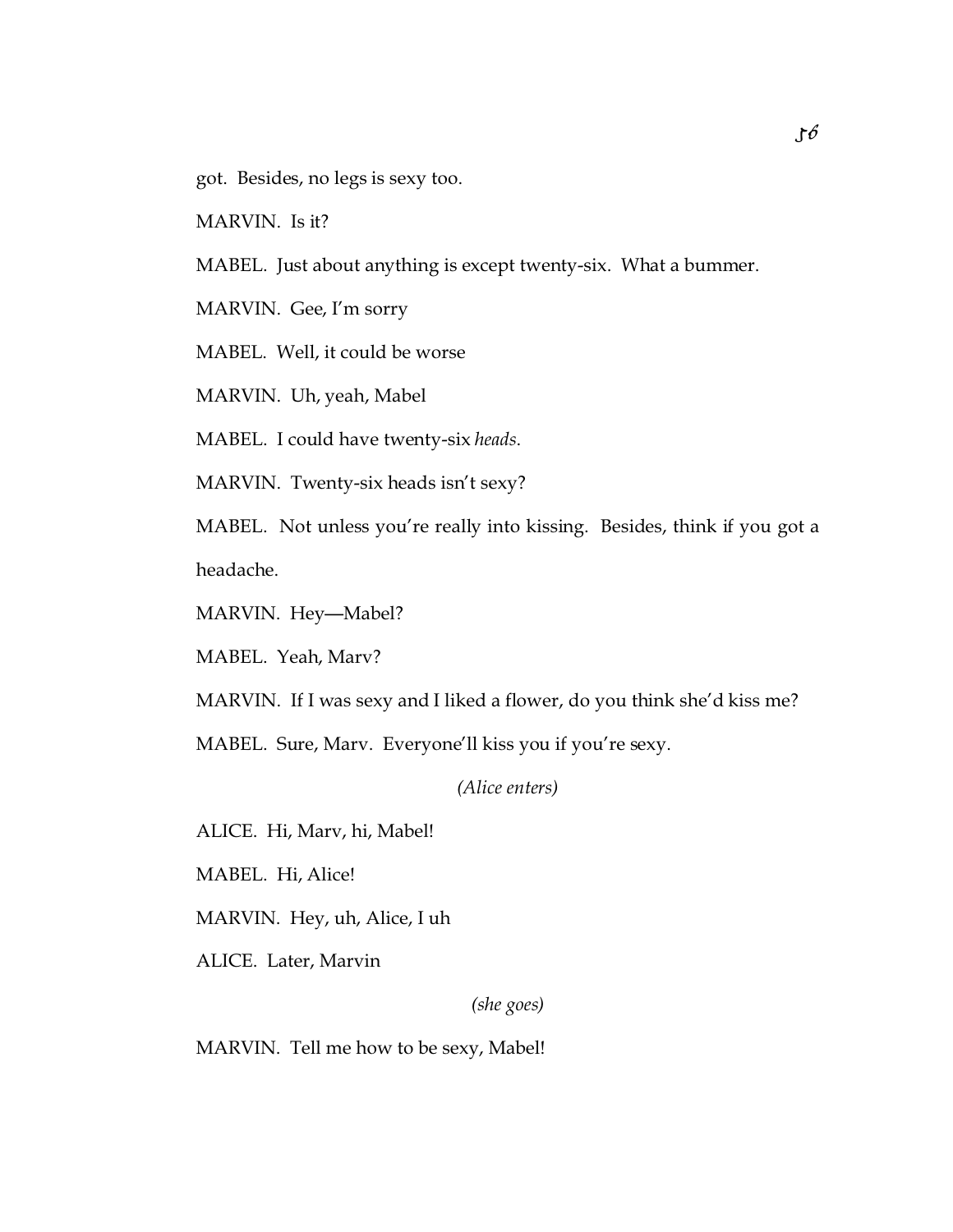got. Besides, no legs is sexy too.

MARVIN. Is it?

MABEL. Just about anything is except twenty-six. What a bummer.

MARVIN. Gee, I'm sorry

MABEL. Well, it could be worse

MARVIN. Uh, yeah, Mabel

MABEL. I could have twenty-six *heads*.

MARVIN. Twenty-six heads isn't sexy?

MABEL. Not unless you're really into kissing. Besides, think if you got a headache.

MARVIN. Hey—Mabel?

MABEL. Yeah, Marv?

MARVIN. If I was sexy and I liked a flower, do you think she'd kiss me?

MABEL. Sure, Marv. Everyone'll kiss you if you're sexy.

*(Alice enters)*

ALICE. Hi, Marv, hi, Mabel!

MABEL. Hi, Alice!

MARVIN. Hey, uh, Alice, I uh

ALICE. Later, Marvin

*(she goes)*

MARVIN. Tell me how to be sexy, Mabel!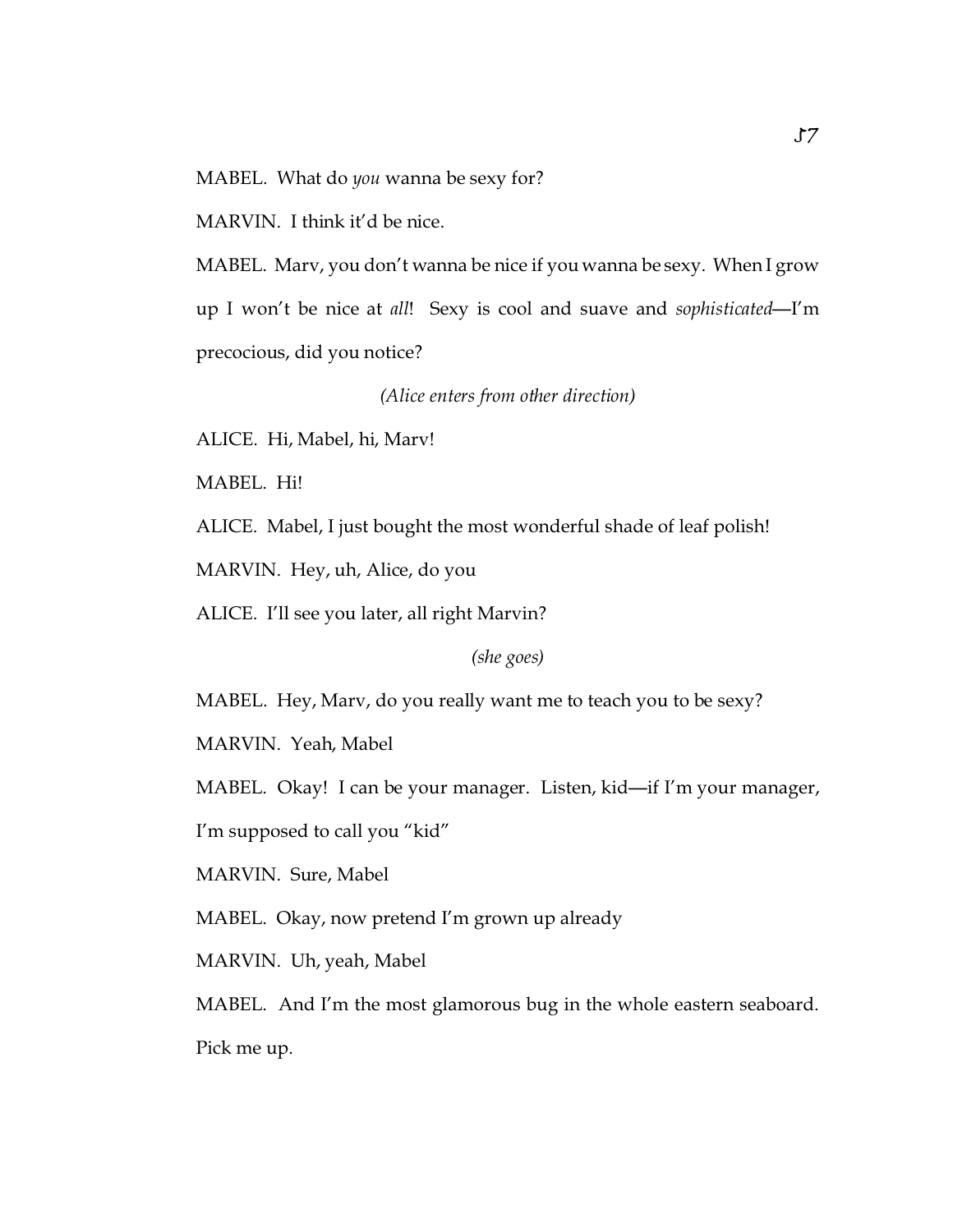MABEL. What do *you* wanna be sexy for?

MARVIN. I think it'd be nice.

MABEL. Marv, you don't wanna be nice if you wanna be sexy. When I grow up I won't be nice at *all*! Sexy is cool and suave and *sophisticated*—I'm precocious, did you notice?

*(Alice enters from other direction)*

ALICE. Hi, Mabel, hi, Marv!

MABEL. Hi!

ALICE. Mabel, I just bought the most wonderful shade of leaf polish!

MARVIN. Hey, uh, Alice, do you

ALICE. I'll see you later, all right Marvin?

*(she goes)*

MABEL. Hey, Marv, do you really want me to teach you to be sexy?

MARVIN. Yeah, Mabel

MABEL. Okay! I can be your manager. Listen, kid—if I'm your manager, I'm supposed to call you "kid"

MARVIN. Sure, Mabel

MABEL. Okay, now pretend I'm grown up already

MARVIN. Uh, yeah, Mabel

MABEL. And I'm the most glamorous bug in the whole eastern seaboard. Pick me up.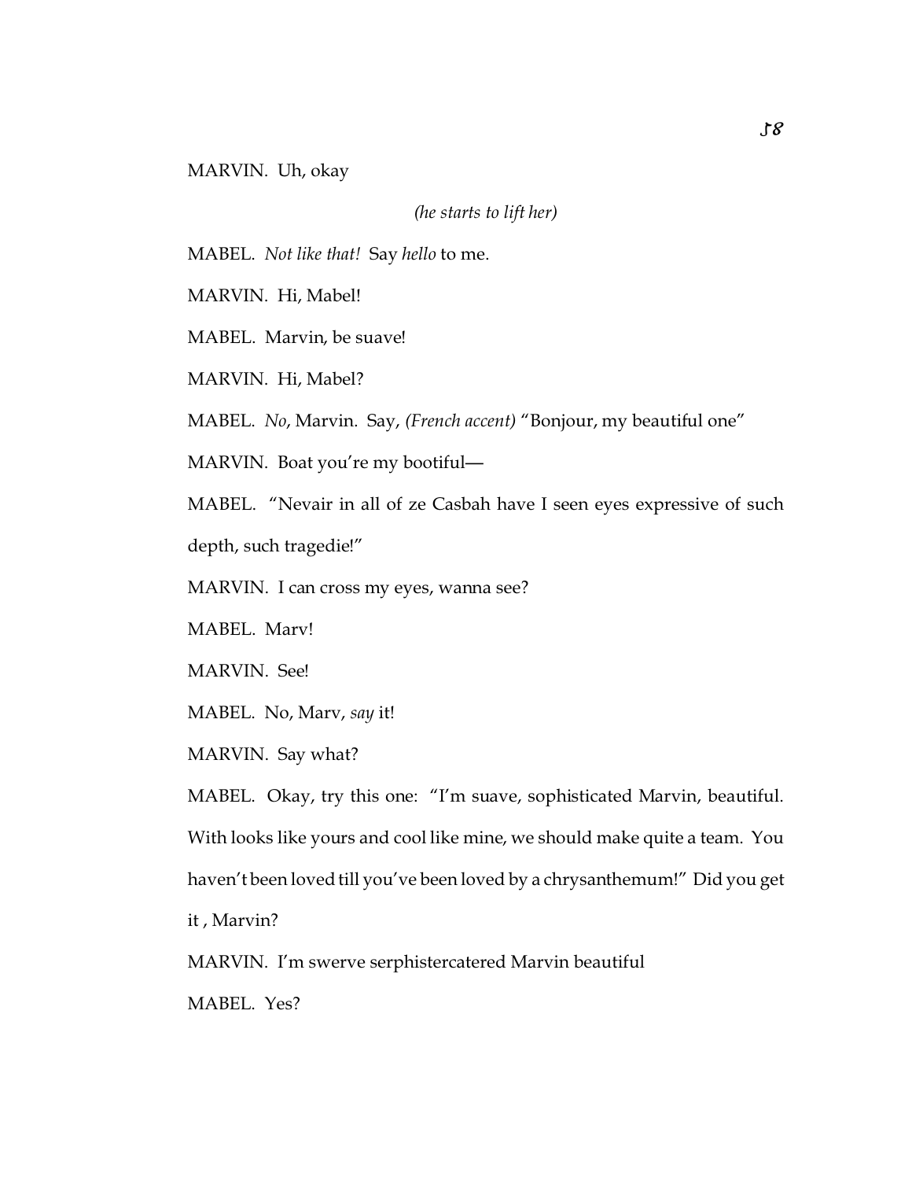MARVIN.  Uh, okay

*(he starts to lift her)*

MABEL.  *Not like that!*  Say *hello* to me.

MARVIN.  Hi, Mabel!

MABEL.  Marvin, be suave!

MARVIN.  Hi, Mabel?

MABEL.  *No*, Marvin.  Say, *(French accent)* “Bonjour, my beautiful one”

MARVIN.  Boat you’re my bootiful—

MABEL.  “Nevair in all of ze Casbah have I seen eyes expressive of such depth, such tragedie!”

MARVIN.  I can cross my eyes, wanna see?

MABEL.  Marv!

MARVIN.  See!

MABEL.  No, Marv, *say* it!

MARVIN.  Say what?

MABEL.  Okay, try this one:  “I’m suave, sophisticated Marvin, beautiful.  With looks like yours and cool like mine, we should make quite a team.  You haven’t been loved till you’ve been loved by a chrysanthemum!”  Did you get it , Marvin?

MARVIN.  I’m swerve serphistercatered Marvin beautiful

MABEL.  Yes?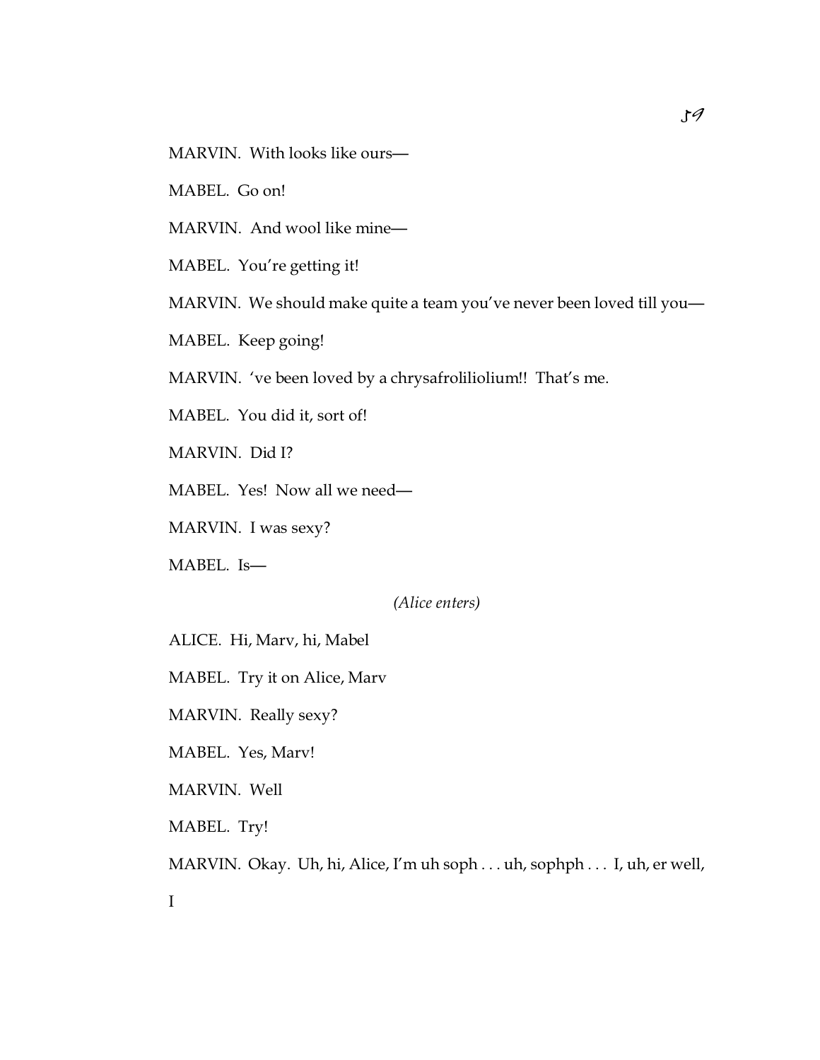MARVIN. With looks like ours—

MABEL. Go on!

MARVIN. And wool like mine—

MABEL. You're getting it!

MARVIN. We should make quite a team you've never been loved till you—

MABEL. Keep going!

MARVIN. 've been loved by a chrysafroliliolium!! That's me.

MABEL. You did it, sort of!

MARVIN. Did I?

MABEL. Yes! Now all we need—

MARVIN. I was sexy?

MABEL. Is—

*(Alice enters)*

ALICE. Hi, Marv, hi, Mabel

MABEL. Try it on Alice, Marv

MARVIN. Really sexy?

MABEL. Yes, Marv!

MARVIN. Well

MABEL. Try!

MARVIN. Okay. Uh, hi, Alice, I'm uh soph . . . uh, sophph . . . I, uh, er well, I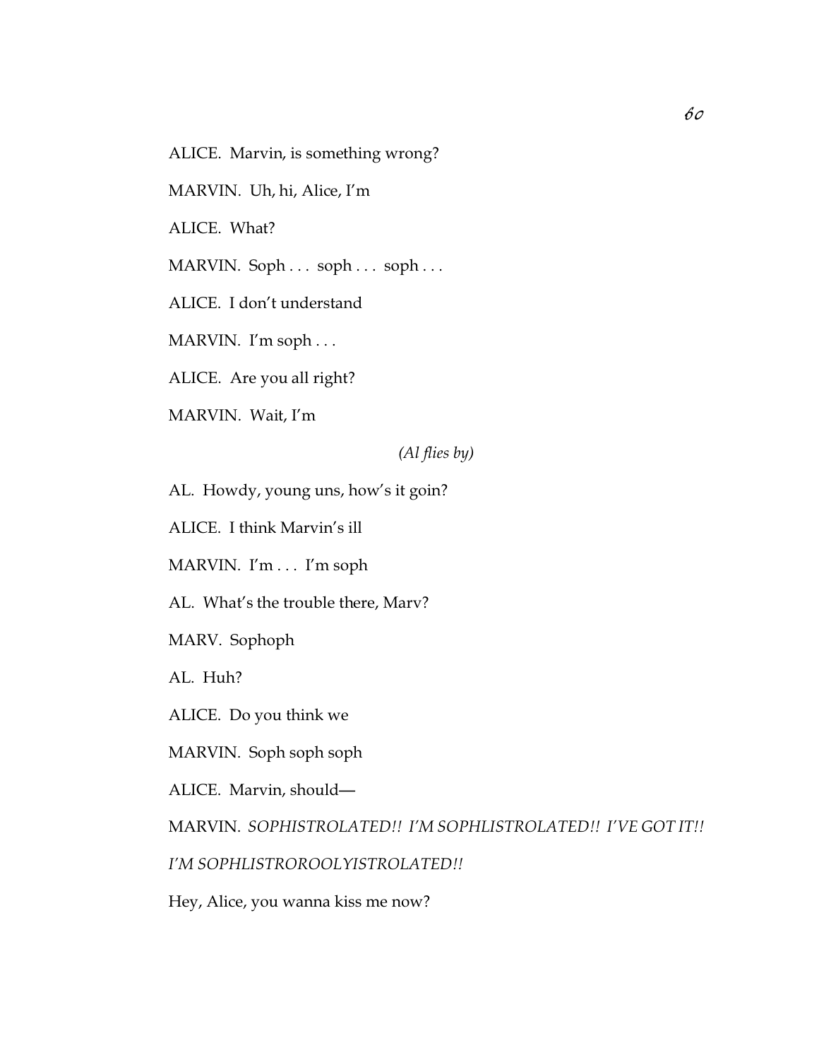ALICE. Marvin, is something wrong?

MARVIN. Uh, hi, Alice, I'm

ALICE. What?

MARVIN. Soph . . . soph . . . soph . . .

ALICE. I don't understand

MARVIN. I'm soph . . .

ALICE. Are you all right?

MARVIN. Wait, I'm

*(Al flies by)*

AL. Howdy, young uns, how's it goin?

ALICE. I think Marvin's ill

MARVIN. I'm . . . I'm soph

AL. What's the trouble there, Marv?

MARV. Sophoph

AL. Huh?

ALICE. Do you think we

MARVIN. Soph soph soph

ALICE. Marvin, should—

MARVIN. *SOPHISTROLATED!! I'M SOPHLISTROLATED!! I'VE GOT IT!! I'M SOPHLISTROROOLYISTROLATED!!*

Hey, Alice, you wanna kiss me now?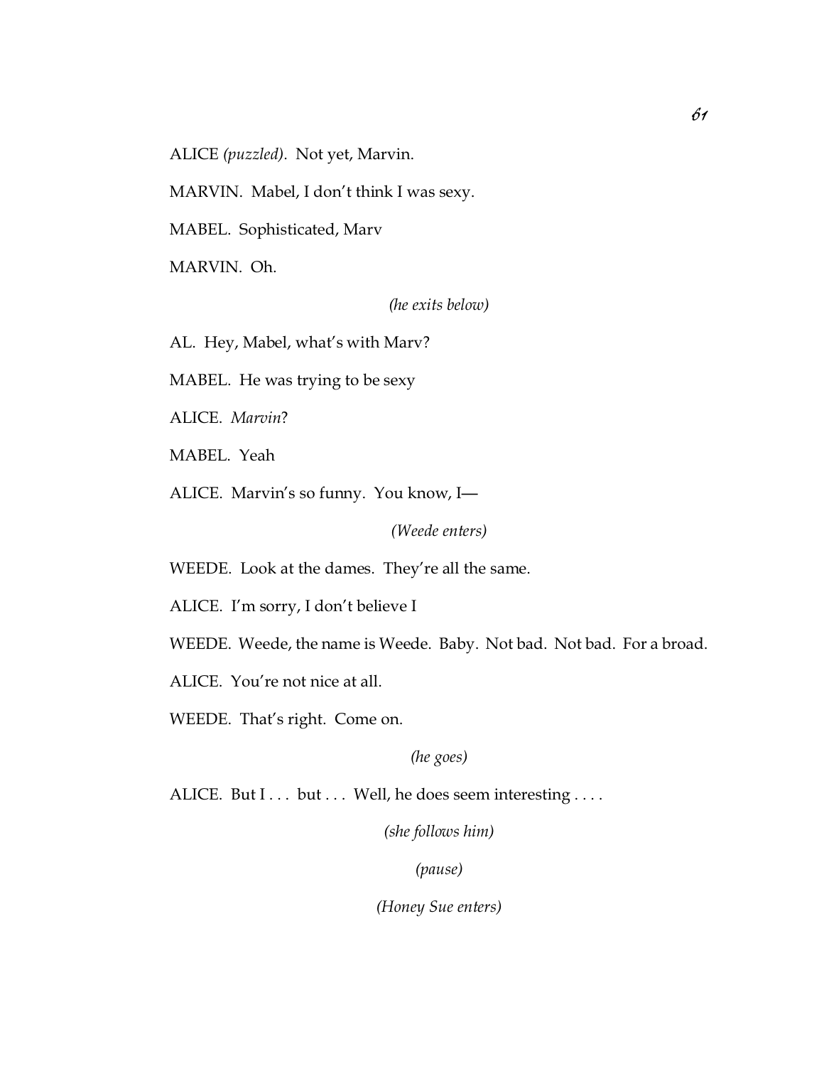ALICE *(puzzled)*. Not yet, Marvin.

MARVIN. Mabel, I don't think I was sexy.

MABEL. Sophisticated, Marv

MARVIN. Oh.

*(he exits below)*

AL. Hey, Mabel, what's with Marv?

MABEL. He was trying to be sexy

ALICE. *Marvin*?

MABEL. Yeah

ALICE. Marvin's so funny. You know, I—

*(Weede enters)*

WEEDE. Look at the dames. They're all the same.

ALICE. I'm sorry, I don't believe I

WEEDE. Weede, the name is Weede. Baby. Not bad. Not bad. For a broad.

ALICE. You're not nice at all.

WEEDE. That's right. Come on.

*(he goes)*

ALICE. But I . . . but . . . Well, he does seem interesting . . . .

*(she follows him)*

*(pause)*

*(Honey Sue enters)*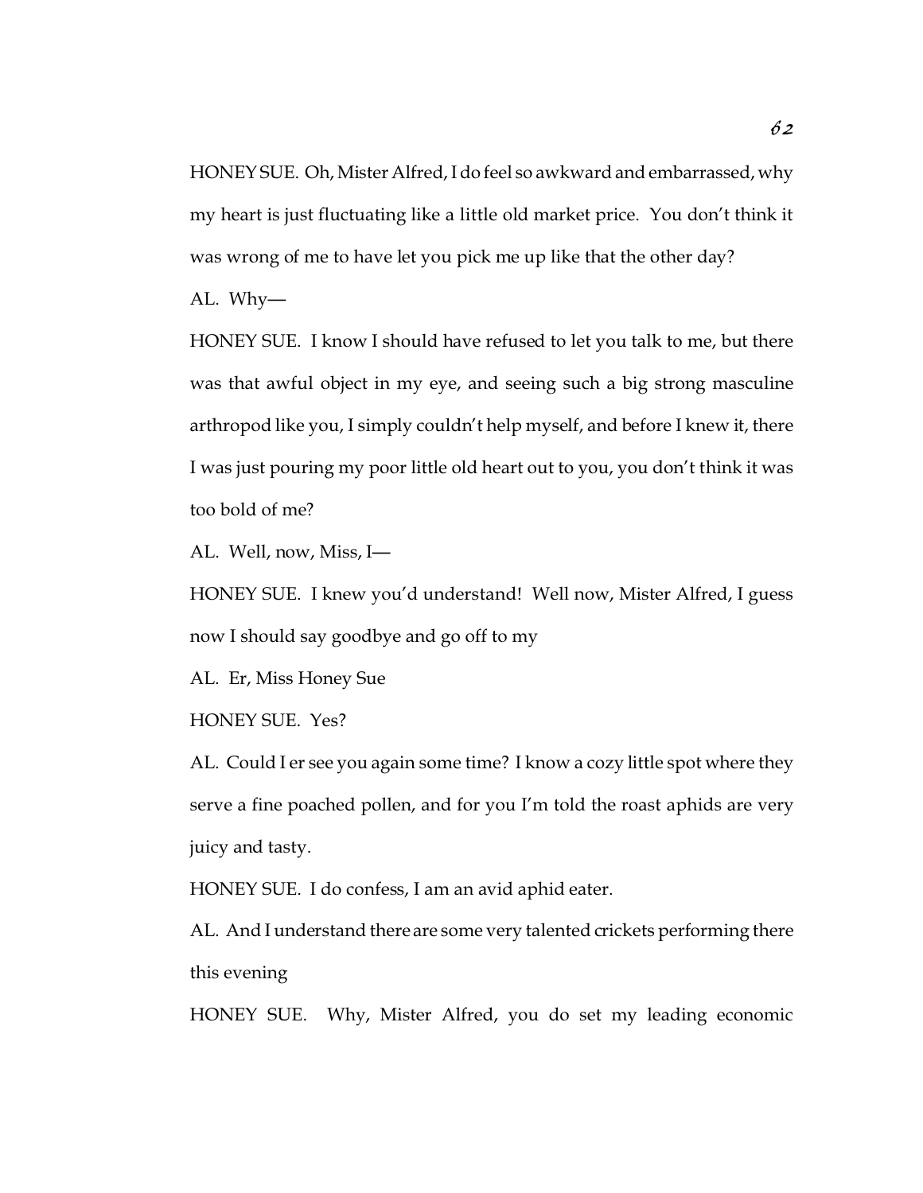HONEY SUE. Oh, Mister Alfred, I do feel so awkward and embarrassed, why my heart is just fluctuating like a little old market price. You don't think it was wrong of me to have let you pick me up like that the other day?

AL. Why—

HONEY SUE. I know I should have refused to let you talk to me, but there was that awful object in my eye, and seeing such a big strong masculine arthropod like you, I simply couldn't help myself, and before I knew it, there I was just pouring my poor little old heart out to you, you don't think it was too bold of me?

AL. Well, now, Miss, I—

HONEY SUE. I knew you'd understand! Well now, Mister Alfred, I guess now I should say goodbye and go off to my

AL. Er, Miss Honey Sue

HONEY SUE. Yes?

AL. Could I er see you again some time? I know a cozy little spot where they serve a fine poached pollen, and for you I'm told the roast aphids are very juicy and tasty.

HONEY SUE. I do confess, I am an avid aphid eater.

AL. And I understand there are some very talented crickets performing there this evening

HONEY SUE. Why, Mister Alfred, you do set my leading economic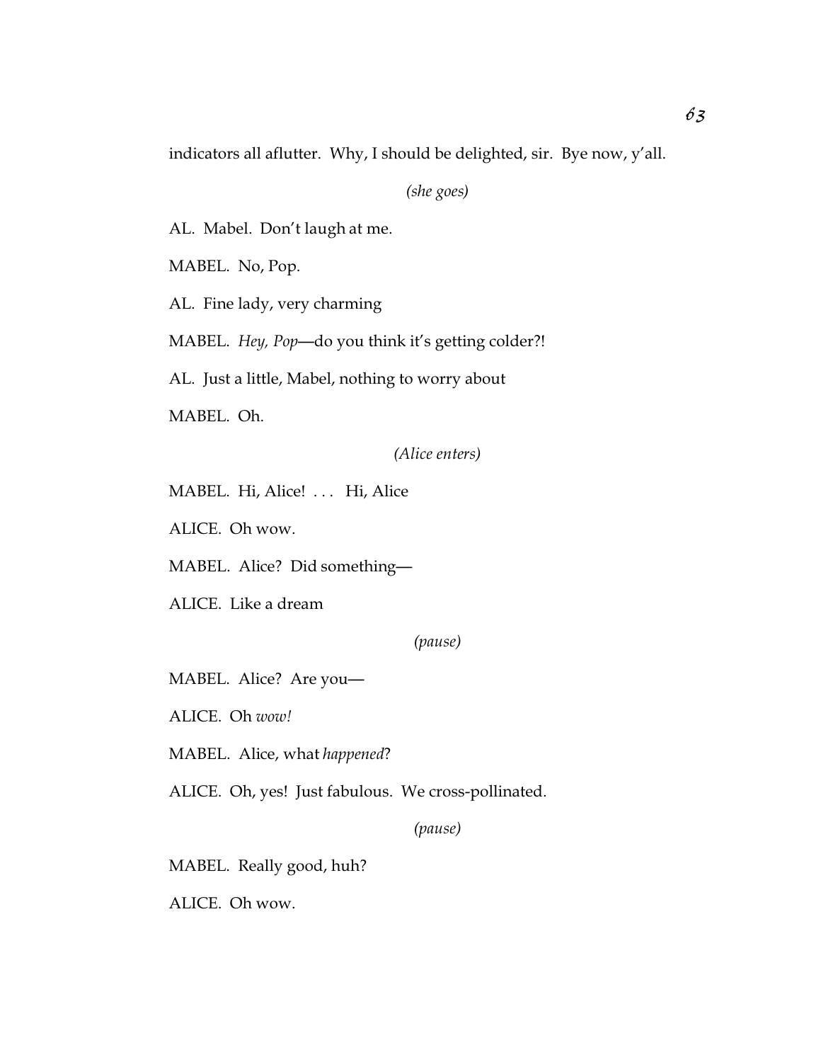indicators all aflutter. Why, I should be delighted, sir. Bye now, y'all.

*(she goes)*

AL. Mabel. Don't laugh at me.

MABEL. No, Pop.

AL. Fine lady, very charming

MABEL. *Hey, Pop*—do you think it's getting colder?!

AL. Just a little, Mabel, nothing to worry about

MABEL. Oh.

*(Alice enters)*

MABEL. Hi, Alice! . . . Hi, Alice

ALICE. Oh wow.

MABEL. Alice? Did something—

ALICE. Like a dream

*(pause)*

MABEL. Alice? Are you—

ALICE. Oh *wow!*

MABEL. Alice, what *happened*?

ALICE. Oh, yes! Just fabulous. We cross-pollinated.

*(pause)*

MABEL. Really good, huh?

ALICE. Oh wow.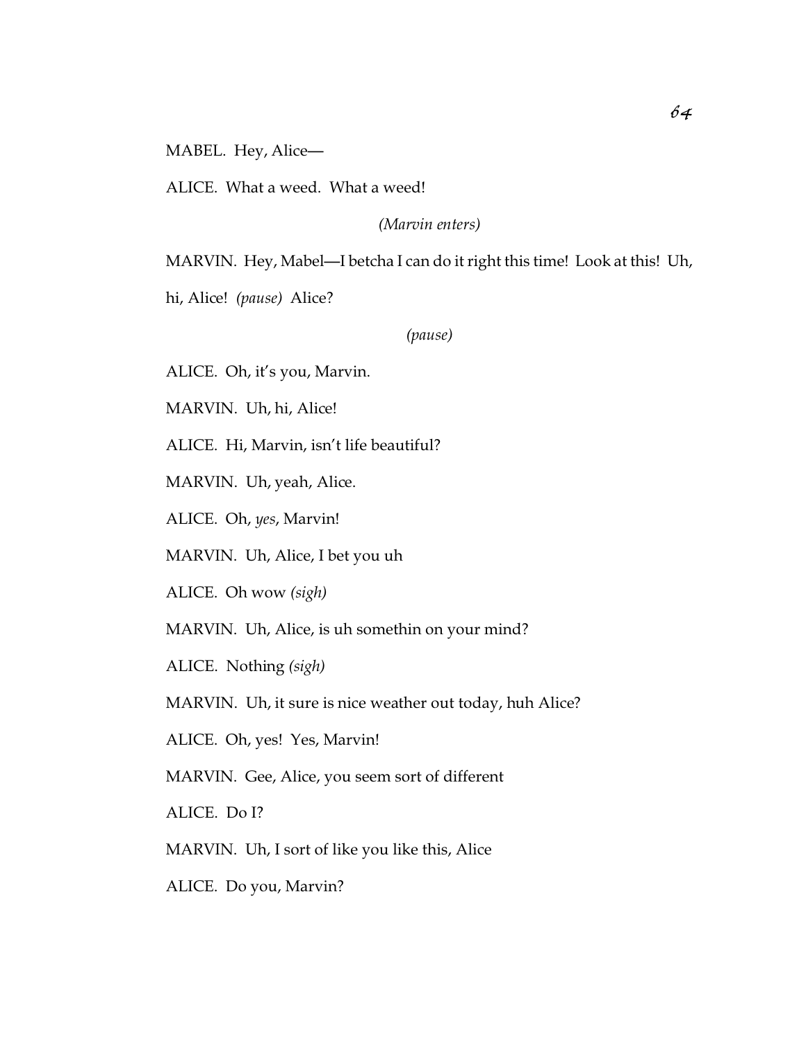MABEL. Hey, Alice—

ALICE. What a weed. What a weed!

*(Marvin enters)*

MARVIN. Hey, Mabel—I betcha I can do it right this time! Look at this! Uh, hi, Alice! *(pause)* Alice?

*(pause)*

ALICE. Oh, it's you, Marvin.

MARVIN. Uh, hi, Alice!

ALICE. Hi, Marvin, isn't life beautiful?

MARVIN. Uh, yeah, Alice.

ALICE. Oh, *yes*, Marvin!

MARVIN. Uh, Alice, I bet you uh

ALICE. Oh wow *(sigh)*

MARVIN. Uh, Alice, is uh somethin on your mind?

ALICE. Nothing *(sigh)*

MARVIN. Uh, it sure is nice weather out today, huh Alice?

ALICE. Oh, yes! Yes, Marvin!

MARVIN. Gee, Alice, you seem sort of different

ALICE. Do I?

MARVIN. Uh, I sort of like you like this, Alice

ALICE. Do you, Marvin?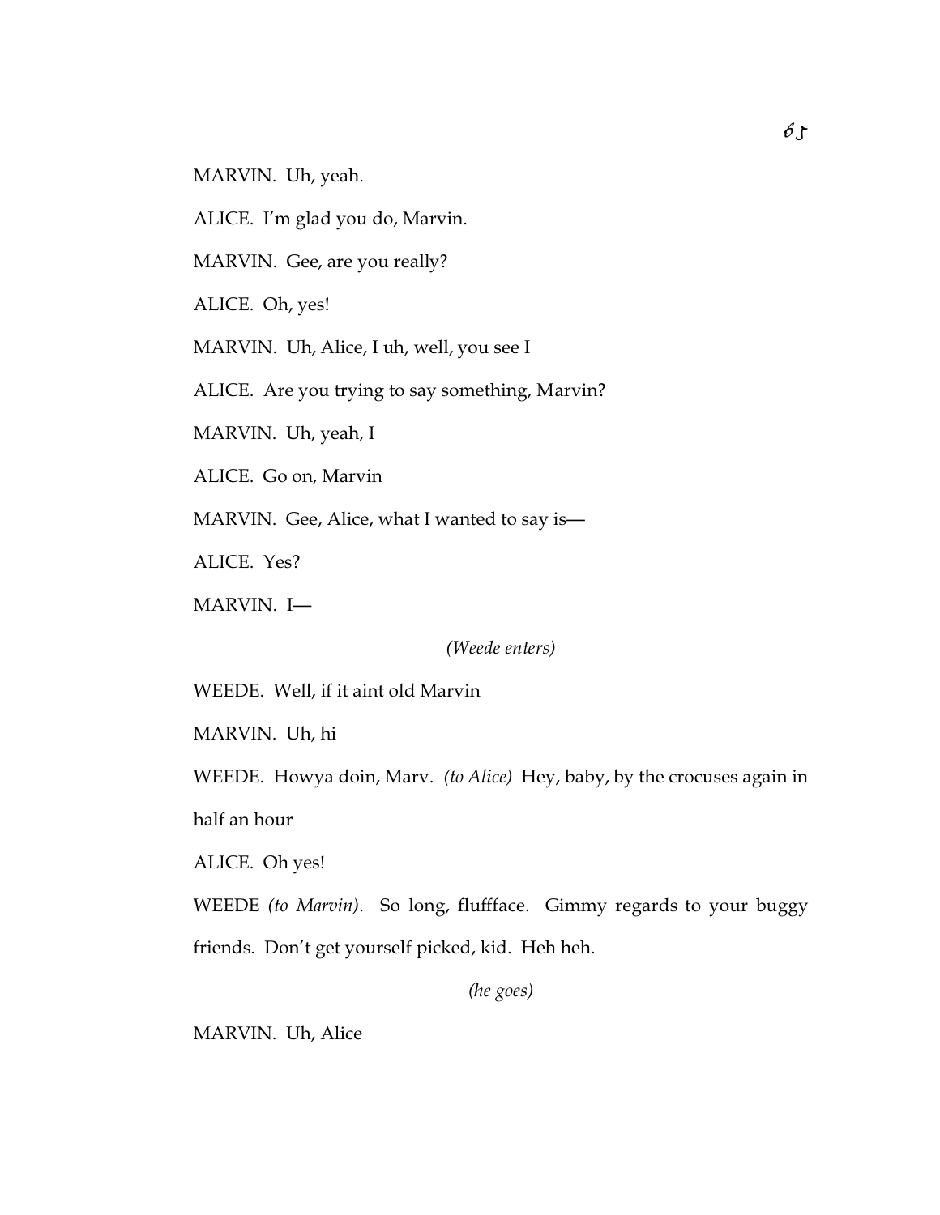MARVIN. Uh, yeah.

ALICE. I'm glad you do, Marvin.

MARVIN. Gee, are you really?

ALICE. Oh, yes!

MARVIN. Uh, Alice, I uh, well, you see I

ALICE. Are you trying to say something, Marvin?

MARVIN. Uh, yeah, I

ALICE. Go on, Marvin

MARVIN. Gee, Alice, what I wanted to say is—

ALICE. Yes?

MARVIN. I—

*(Weede enters)*

WEEDE. Well, if it aint old Marvin

MARVIN. Uh, hi

WEEDE. Howya doin, Marv. *(to Alice)* Hey, baby, by the crocuses again in half an hour

ALICE. Oh yes!

WEEDE *(to Marvin)*. So long, flufface. Gimmy regards to your buggy friends. Don't get yourself picked, kid. Heh heh.

*(he goes)*

MARVIN. Uh, Alice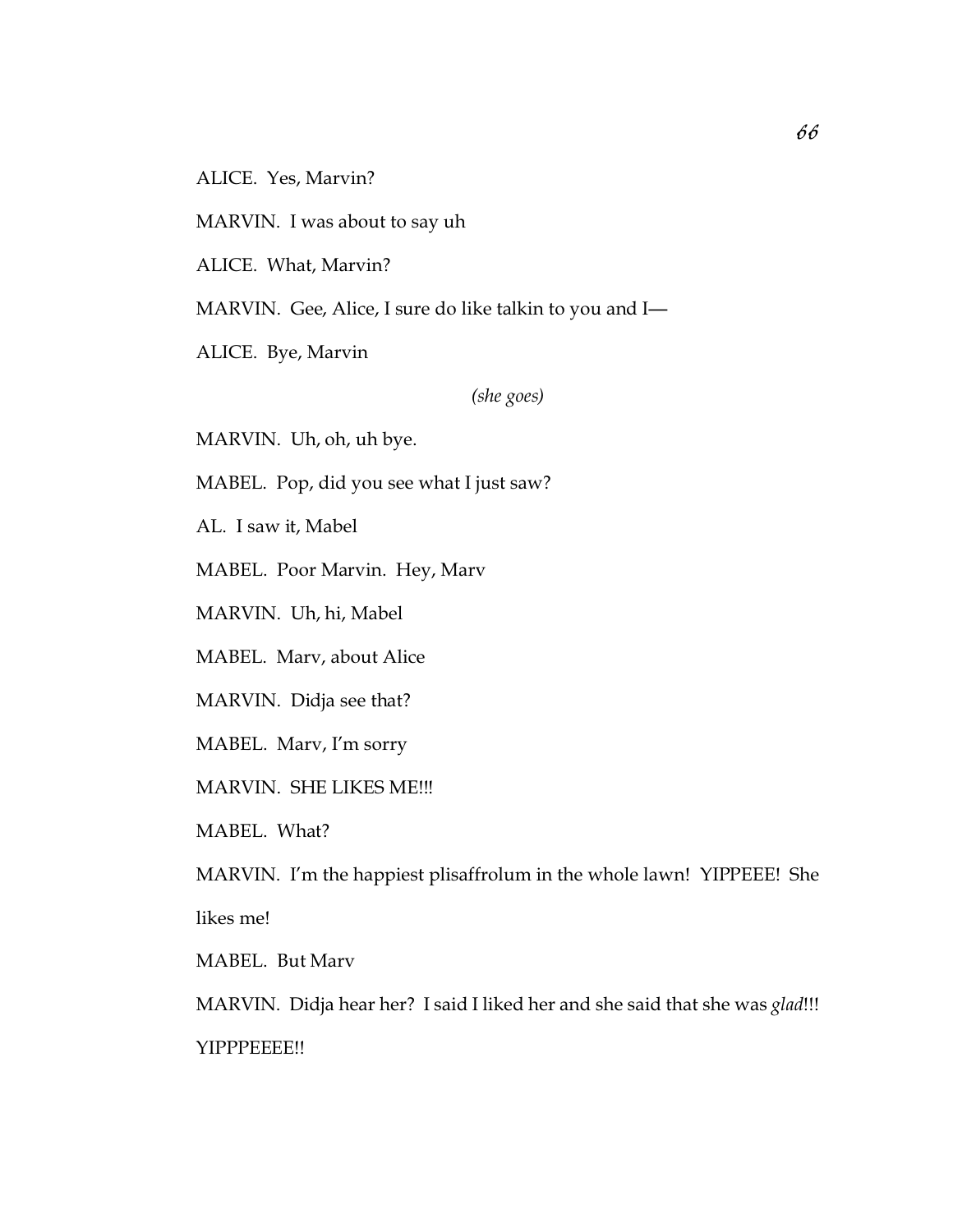ALICE. Yes, Marvin?

MARVIN. I was about to say uh

ALICE. What, Marvin?

MARVIN. Gee, Alice, I sure do like talkin to you and I—

ALICE. Bye, Marvin

*(she goes)*

MARVIN. Uh, oh, uh bye.

MABEL. Pop, did you see what I just saw?

AL. I saw it, Mabel

MABEL. Poor Marvin. Hey, Marv

MARVIN. Uh, hi, Mabel

MABEL. Marv, about Alice

MARVIN. Didja see that?

MABEL. Marv, I'm sorry

MARVIN. SHE LIKES ME!!!

MABEL. What?

MARVIN. I'm the happiest plisaffrolum in the whole lawn! YIPPEEE! She likes me!

MABEL. But Marv

MARVIN. Didja hear her? I said I liked her and she said that she was *glad*!!! YIPPPEEEE!!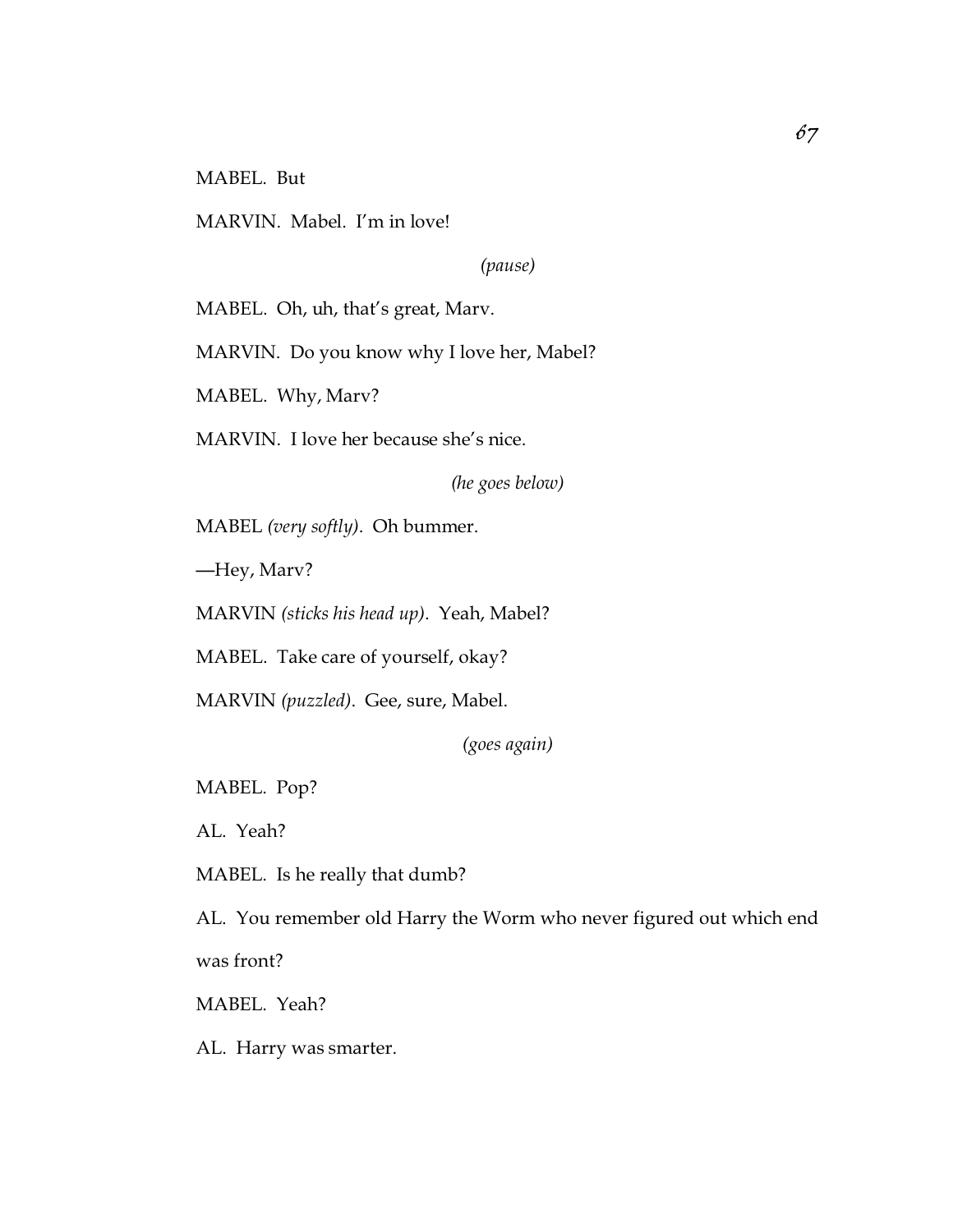MABEL. But

MARVIN. Mabel. I'm in love!

*(pause)*

MABEL. Oh, uh, that's great, Marv.

MARVIN. Do you know why I love her, Mabel?

MABEL. Why, Marv?

MARVIN. I love her because she's nice.

*(he goes below)*

MABEL *(very softly)*. Oh bummer.

—Hey, Marv?

MARVIN *(sticks his head up)*. Yeah, Mabel?

MABEL. Take care of yourself, okay?

MARVIN *(puzzled)*. Gee, sure, Mabel.

*(goes again)*

MABEL. Pop?

AL. Yeah?

MABEL. Is he really that dumb?

AL. You remember old Harry the Worm who never figured out which end was front?

MABEL. Yeah?

AL. Harry was smarter.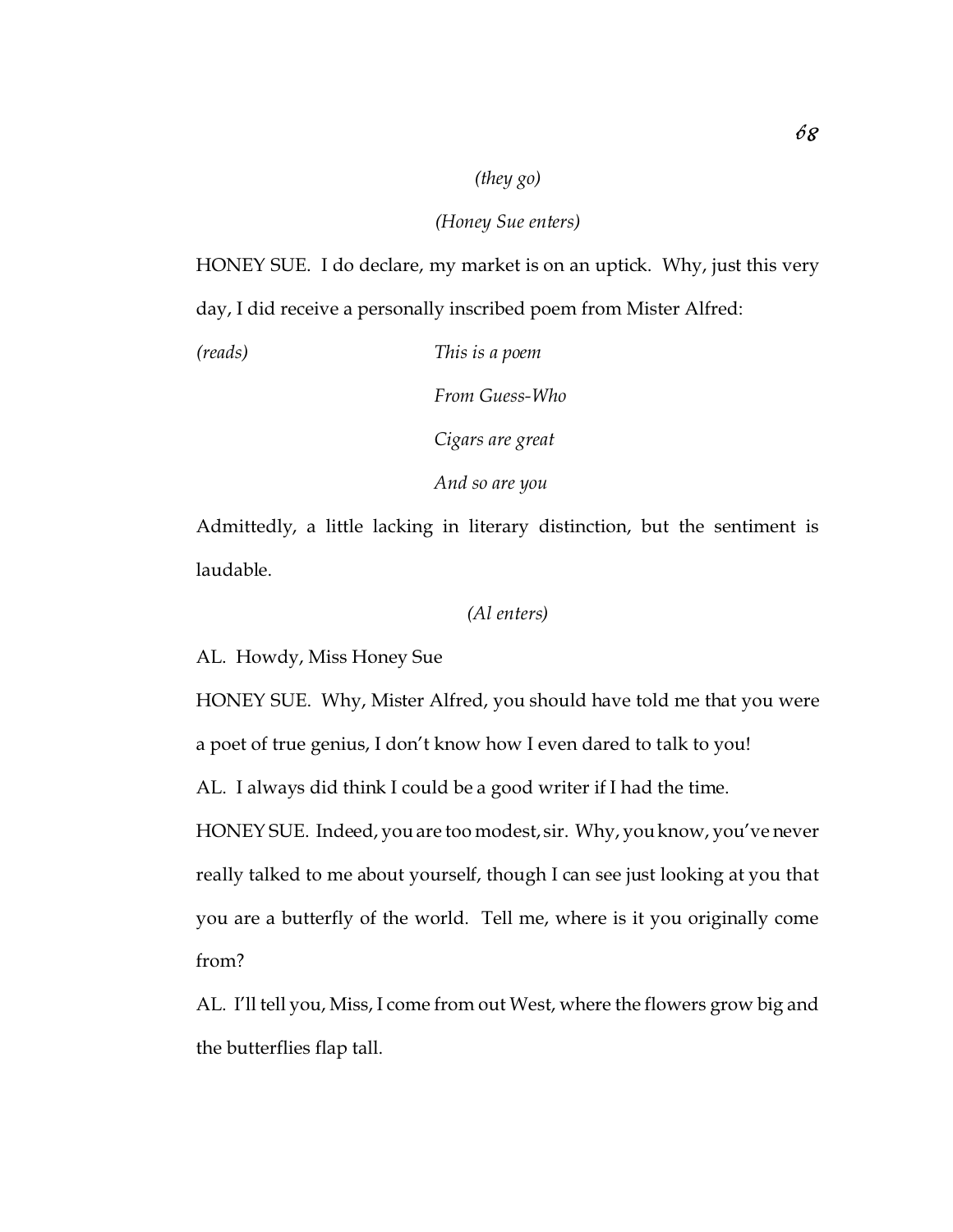*(they go)*

*(Honey Sue enters)*

HONEY SUE. I do declare, my market is on an uptick. Why, just this very day, I did receive a personally inscribed poem from Mister Alfred:

*(reads)*

*This is a poem*

*From Guess-Who*

*Cigars are great*

*And so are you*

Admittedly, a little lacking in literary distinction, but the sentiment is laudable.

*(Al enters)*

AL. Howdy, Miss Honey Sue

HONEY SUE. Why, Mister Alfred, you should have told me that you were a poet of true genius, I don't know how I even dared to talk to you!

AL. I always did think I could be a good writer if I had the time.

HONEY SUE. Indeed, you are too modest, sir. Why, you know, you've never really talked to me about yourself, though I can see just looking at you that you are a butterfly of the world. Tell me, where is it you originally come from?

AL. I'll tell you, Miss, I come from out West, where the flowers grow big and the butterflies flap tall.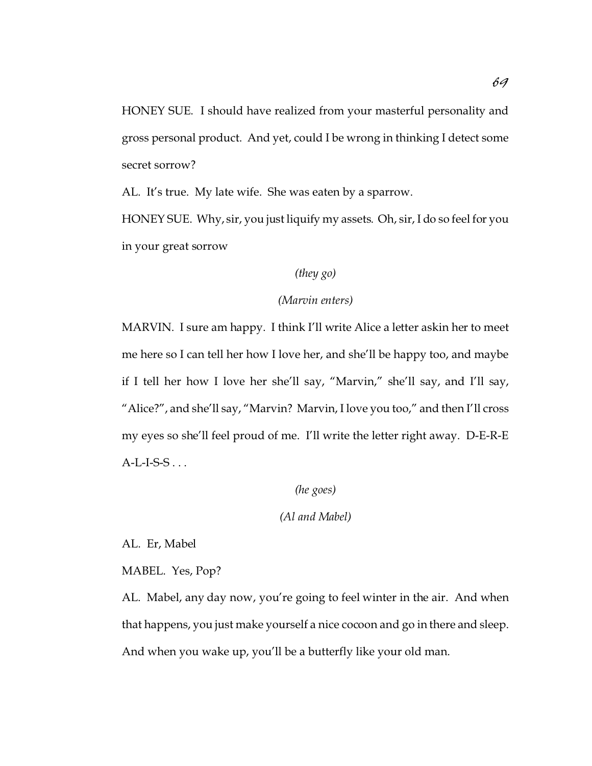HONEY SUE. I should have realized from your masterful personality and gross personal product. And yet, could I be wrong in thinking I detect some secret sorrow?

AL. It's true. My late wife. She was eaten by a sparrow.

HONEY SUE. Why, sir, you just liquify my assets. Oh, sir, I do so feel for you in your great sorrow

*(they go)*

*(Marvin enters)*

MARVIN. I sure am happy. I think I'll write Alice a letter askin her to meet me here so I can tell her how I love her, and she'll be happy too, and maybe if I tell her how I love her she'll say, "Marvin," she'll say, and I'll say, "Alice?", and she'll say, "Marvin? Marvin, I love you too," and then I'll cross my eyes so she'll feel proud of me. I'll write the letter right away. D-E-R-E A-L-I-S-S . . .

*(he goes)*

*(Al and Mabel)*

AL. Er, Mabel

MABEL. Yes, Pop?

AL. Mabel, any day now, you're going to feel winter in the air. And when that happens, you just make yourself a nice cocoon and go in there and sleep. And when you wake up, you'll be a butterfly like your old man.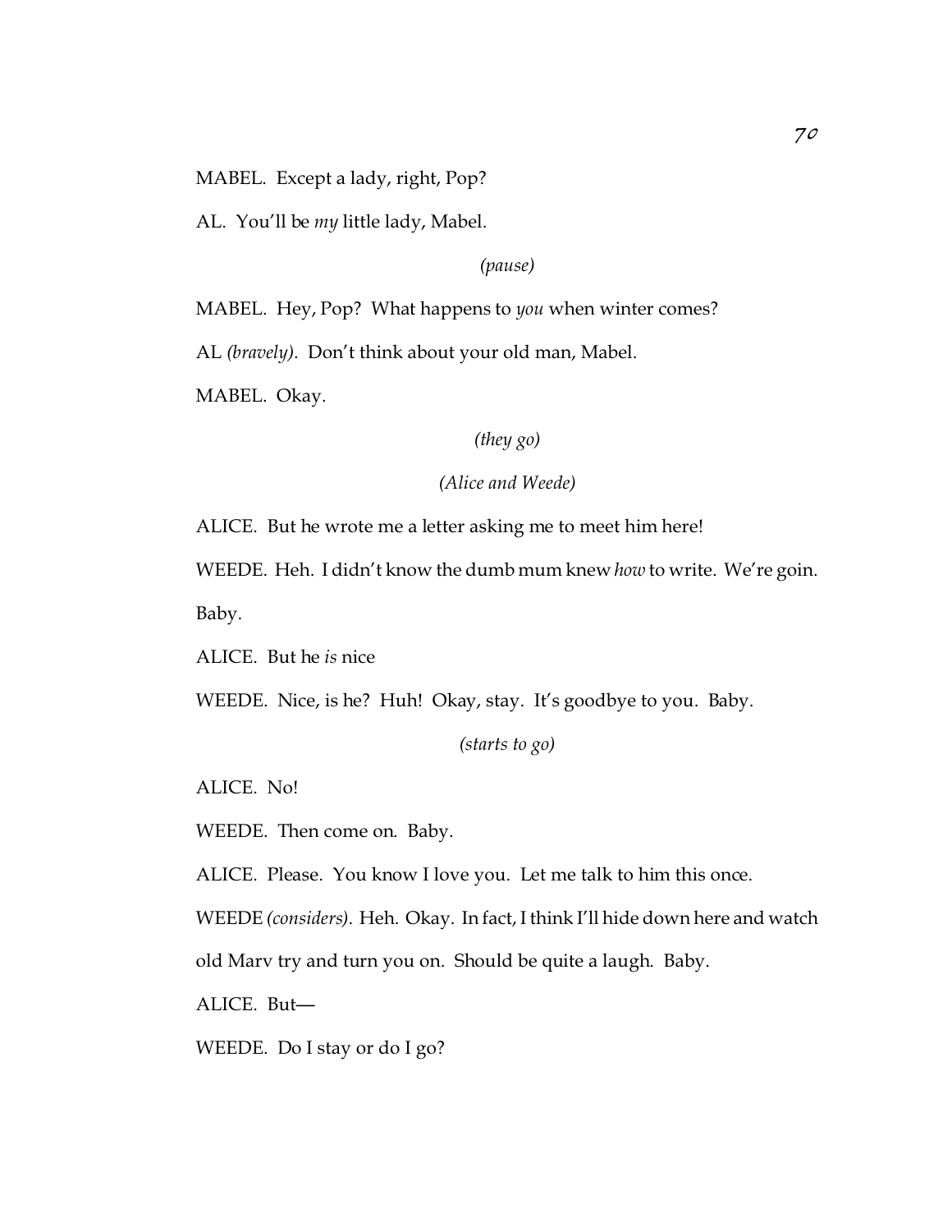MABEL. Except a lady, right, Pop?

AL. You'll be *my* little lady, Mabel.

*(pause)*

MABEL. Hey, Pop? What happens to *you* when winter comes?

AL *(bravely)*. Don't think about your old man, Mabel.

MABEL. Okay.

*(they go)*

*(Alice and Weede)*

ALICE. But he wrote me a letter asking me to meet him here!

WEEDE. Heh. I didn't know the dumb mum knew *how* to write. We're goin. Baby.

ALICE. But he *is* nice

WEEDE. Nice, is he? Huh! Okay, stay. It's goodbye to you. Baby.

*(starts to go)*

ALICE. No!

WEEDE. Then come on. Baby.

ALICE. Please. You know I love you. Let me talk to him this once.

WEEDE *(considers)*. Heh. Okay. In fact, I think I'll hide down here and watch old Marv try and turn you on. Should be quite a laugh. Baby.

ALICE. But—

WEEDE. Do I stay or do I go?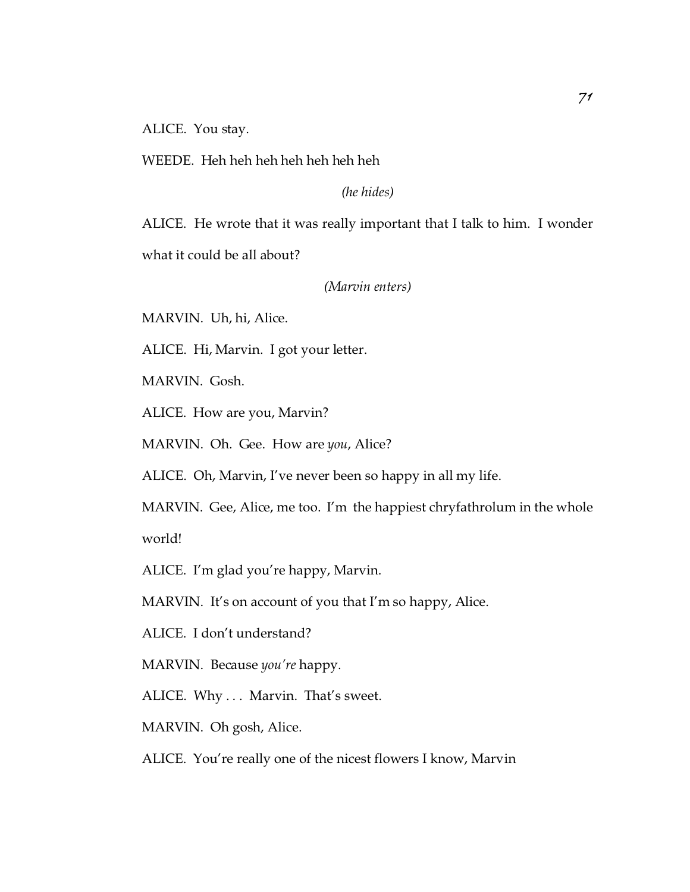ALICE. You stay.

WEEDE. Heh heh heh heh heh heh heh

*(he hides)*

ALICE. He wrote that it was really important that I talk to him. I wonder what it could be all about?

*(Marvin enters)*

MARVIN. Uh, hi, Alice.

ALICE. Hi, Marvin. I got your letter.

MARVIN. Gosh.

ALICE. How are you, Marvin?

MARVIN. Oh. Gee. How are *you*, Alice?

ALICE. Oh, Marvin, I've never been so happy in all my life.

MARVIN. Gee, Alice, me too. I'm the happiest chryfathrolum in the whole world!

ALICE. I'm glad you're happy, Marvin.

MARVIN. It's on account of you that I'm so happy, Alice.

ALICE. I don't understand?

MARVIN. Because *you're* happy.

ALICE. Why . . . Marvin. That's sweet.

MARVIN. Oh gosh, Alice.

ALICE. You're really one of the nicest flowers I know, Marvin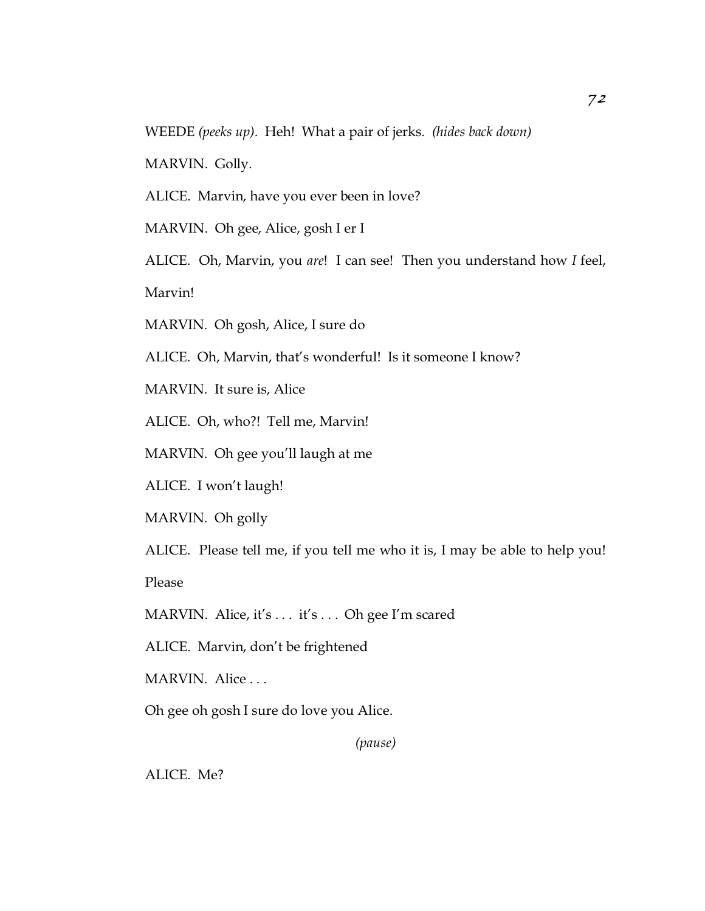WEEDE *(peeks up)*. Heh! What a pair of jerks. *(hides back down)*

MARVIN. Golly.

ALICE. Marvin, have you ever been in love?

MARVIN. Oh gee, Alice, gosh I er I

ALICE. Oh, Marvin, you *are*! I can see! Then you understand how *I* feel, Marvin!

MARVIN. Oh gosh, Alice, I sure do

ALICE. Oh, Marvin, that's wonderful! Is it someone I know?

MARVIN. It sure is, Alice

ALICE. Oh, who?! Tell me, Marvin!

MARVIN. Oh gee you'll laugh at me

ALICE. I won't laugh!

MARVIN. Oh golly

ALICE. Please tell me, if you tell me who it is, I may be able to help you! Please

MARVIN. Alice, it's . . . it's . . . Oh gee I'm scared

ALICE. Marvin, don't be frightened

MARVIN. Alice . . .

Oh gee oh gosh I sure do love you Alice.

*(pause)*

ALICE. Me?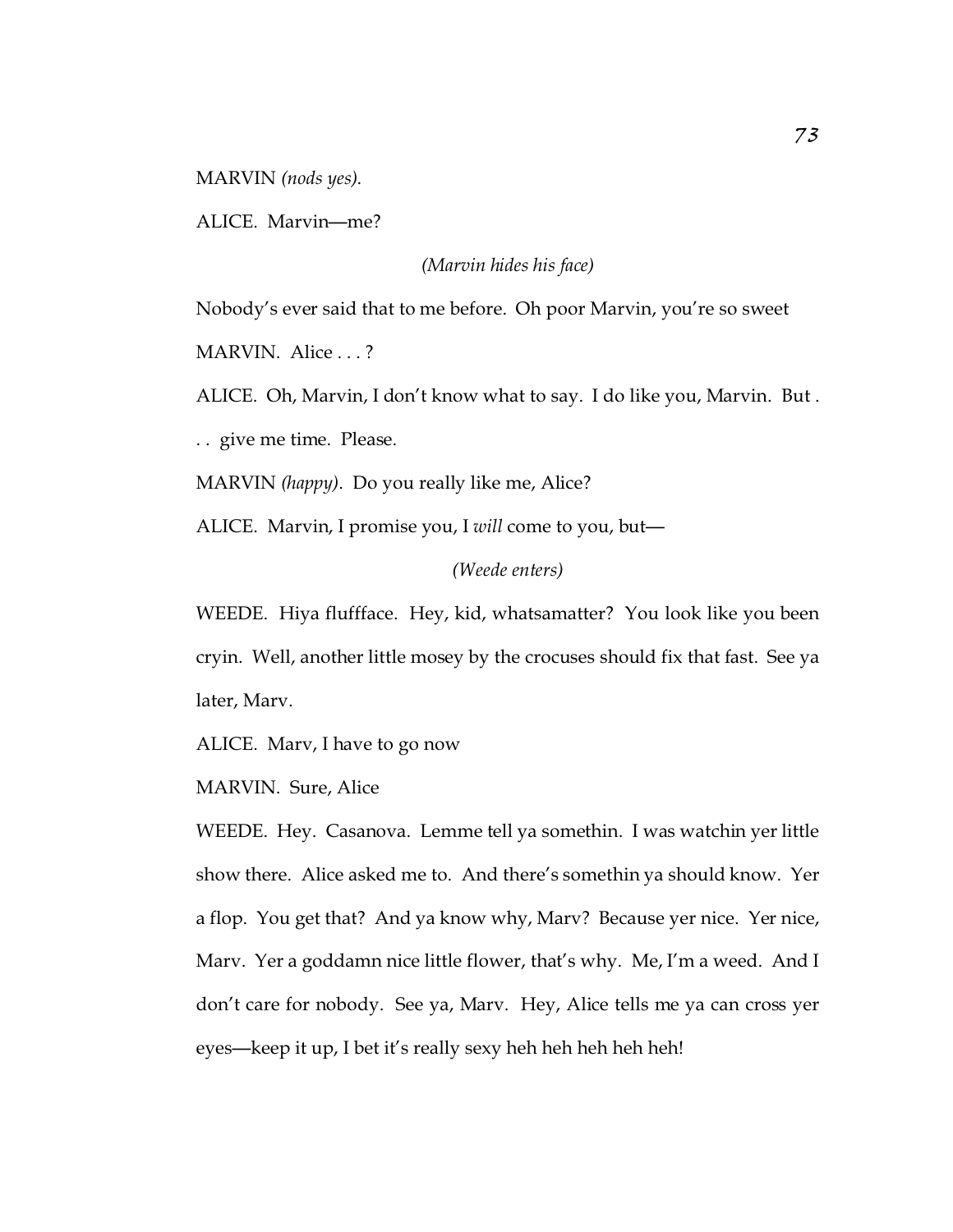MARVIN *(nods yes)*.

ALICE. Marvin—me?

*(Marvin hides his face)*

Nobody's ever said that to me before. Oh poor Marvin, you're so sweet

MARVIN. Alice . . . ?

ALICE. Oh, Marvin, I don't know what to say. I do like you, Marvin. But . . . give me time. Please.

MARVIN *(happy)*. Do you really like me, Alice?

ALICE. Marvin, I promise you, I *will* come to you, but—

*(Weede enters)*

WEEDE. Hiya flufffface. Hey, kid, whatsamatter? You look like you been cryin. Well, another little mosey by the crocuses should fix that fast. See ya later, Marv.

ALICE. Marv, I have to go now

MARVIN. Sure, Alice

WEEDE. Hey. Casanova. Lemme tell ya somethin. I was watchin yer little show there. Alice asked me to. And there's somethin ya should know. Yer a flop. You get that? And ya know why, Marv? Because yer nice. Yer nice, Marv. Yer a goddamn nice little flower, that's why. Me, I'm a weed. And I don't care for nobody. See ya, Marv. Hey, Alice tells me ya can cross yer eyes—keep it up, I bet it's really sexy heh heh heh heh heh!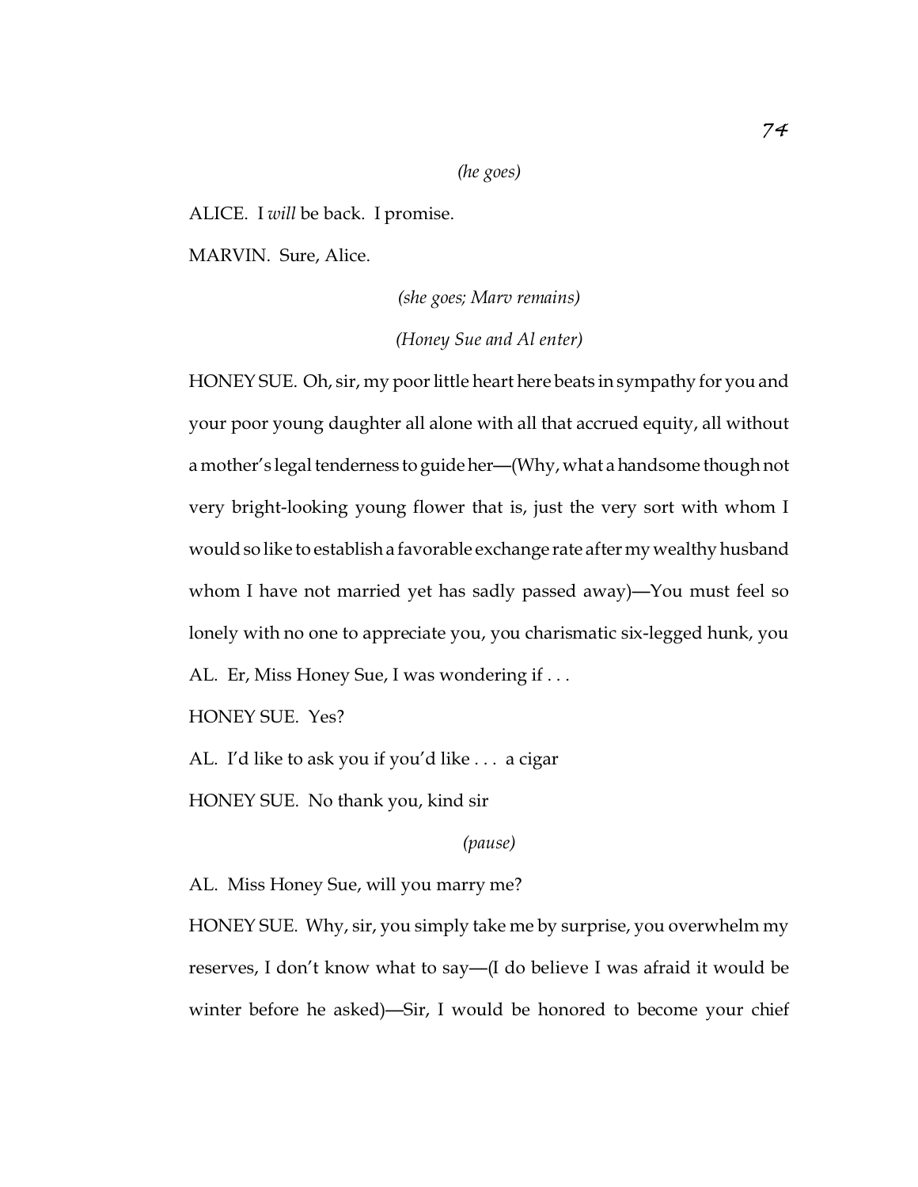*(he goes)*

ALICE. I *will* be back. I promise.

MARVIN. Sure, Alice.

*(she goes; Marv remains)*

*(Honey Sue and Al enter)*

HONEY SUE. Oh, sir, my poor little heart here beats in sympathy for you and your poor young daughter all alone with all that accrued equity, all without a mother's legal tenderness to guide her—(Why, what a handsome though not very bright-looking young flower that is, just the very sort with whom I would so like to establish a favorable exchange rate after my wealthy husband whom I have not married yet has sadly passed away)—You must feel so lonely with no one to appreciate you, you charismatic six-legged hunk, you

AL. Er, Miss Honey Sue, I was wondering if . . .

HONEY SUE. Yes?

AL. I'd like to ask you if you'd like . . . a cigar

HONEY SUE. No thank you, kind sir

*(pause)*

AL. Miss Honey Sue, will you marry me?

HONEY SUE. Why, sir, you simply take me by surprise, you overwhelm my reserves, I don't know what to say—(I do believe I was afraid it would be winter before he asked)—Sir, I would be honored to become your chief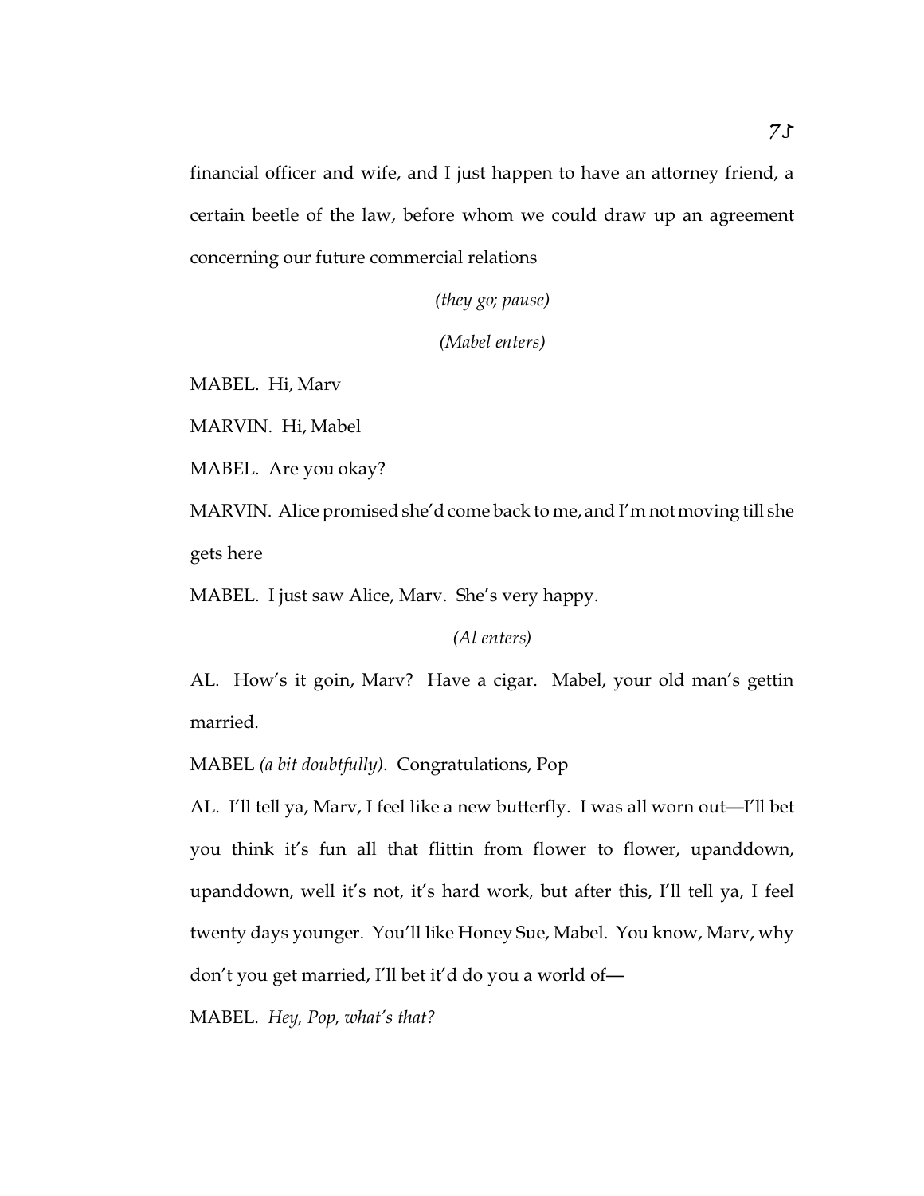financial officer and wife, and I just happen to have an attorney friend, a certain beetle of the law, before whom we could draw up an agreement concerning our future commercial relations

*(they go; pause)*

*(Mabel enters)*

MABEL. Hi, Marv

MARVIN. Hi, Mabel

MABEL. Are you okay?

MARVIN. Alice promised she'd come back to me, and I'm not moving till she gets here

MABEL. I just saw Alice, Marv. She's very happy.

*(Al enters)*

AL. How's it goin, Marv? Have a cigar. Mabel, your old man's gettin married.

MABEL *(a bit doubtfully)*. Congratulations, Pop

AL. I'll tell ya, Marv, I feel like a new butterfly. I was all worn out—I'll bet you think it's fun all that flittin from flower to flower, upanddown, upanddown, well it's not, it's hard work, but after this, I'll tell ya, I feel twenty days younger. You'll like Honey Sue, Mabel. You know, Marv, why don't you get married, I'll bet it'd do you a world of—

MABEL. *Hey, Pop, what's that?*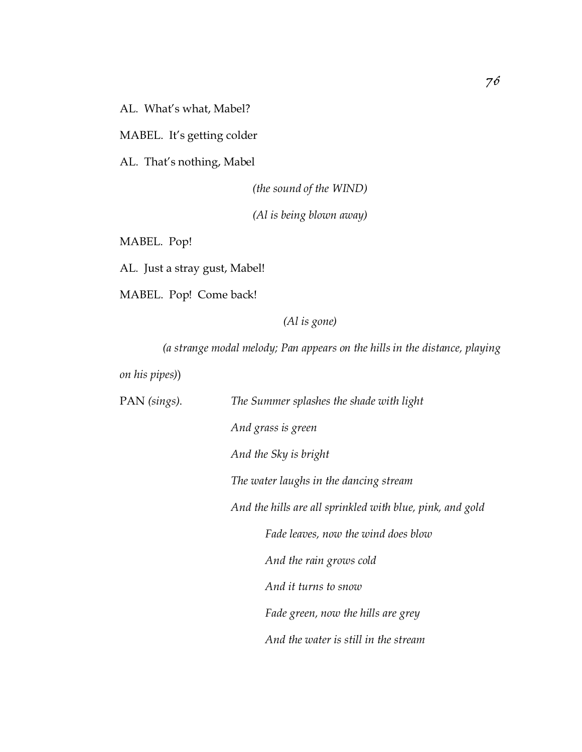AL. What's what, Mabel?

MABEL. It's getting colder

AL. That's nothing, Mabel

*(the sound of the WIND)*

*(Al is being blown away)*

MABEL. Pop!

AL. Just a stray gust, Mabel!

MABEL. Pop! Come back!

*(Al is gone)*

*(a strange modal melody; Pan appears on the hills in the distance, playing on his pipes)*)

PAN *(sings).*

*The Summer splashes the shade with light*

*And grass is green*

*And the Sky is bright*

*The water laughs in the dancing stream*

*And the hills are all sprinkled with blue, pink, and gold*

*Fade leaves, now the wind does blow*

*And the rain grows cold*

*And it turns to snow*

*Fade green, now the hills are grey*

*And the water is still in the stream*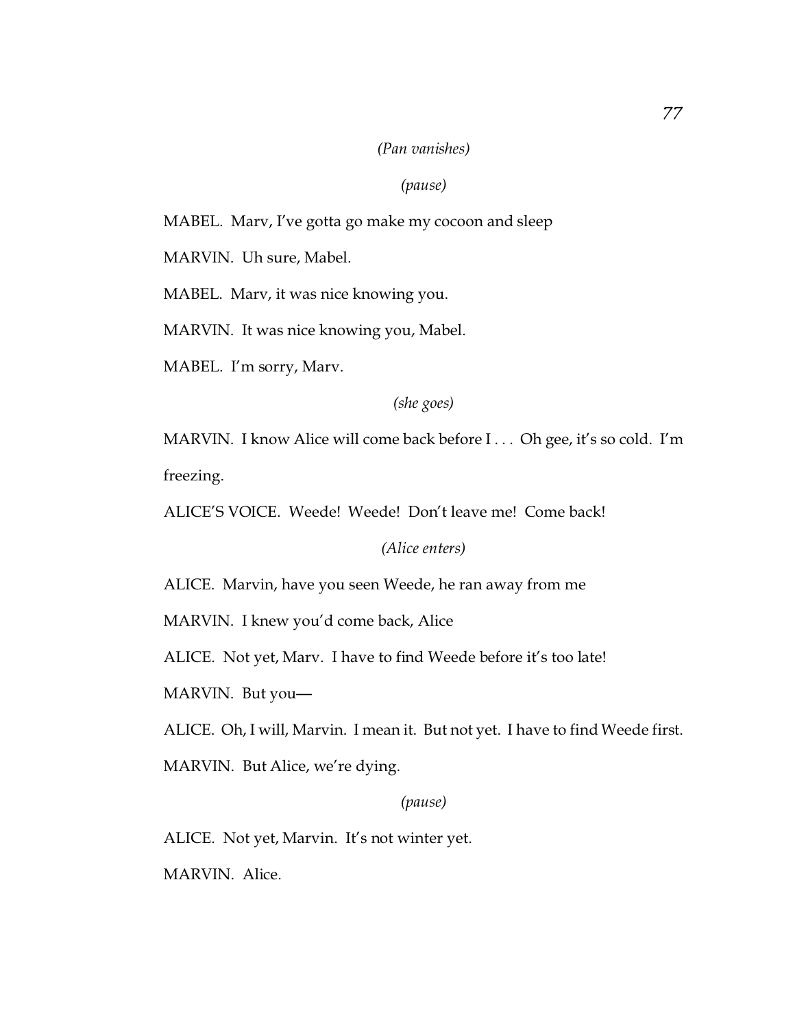*(Pan vanishes)*

*(pause)*

MABEL. Marv, I've gotta go make my cocoon and sleep

MARVIN. Uh sure, Mabel.

MABEL. Marv, it was nice knowing you.

MARVIN. It was nice knowing you, Mabel.

MABEL. I'm sorry, Marv.

*(she goes)*

MARVIN. I know Alice will come back before I . . . Oh gee, it's so cold. I'm freezing.

ALICE'S VOICE. Weede! Weede! Don't leave me! Come back!

*(Alice enters)*

ALICE. Marvin, have you seen Weede, he ran away from me

MARVIN. I knew you'd come back, Alice

ALICE. Not yet, Marv. I have to find Weede before it's too late!

MARVIN. But you—

ALICE. Oh, I will, Marvin. I mean it. But not yet. I have to find Weede first.

MARVIN. But Alice, we're dying.

*(pause)*

ALICE. Not yet, Marvin. It's not winter yet.

MARVIN. Alice.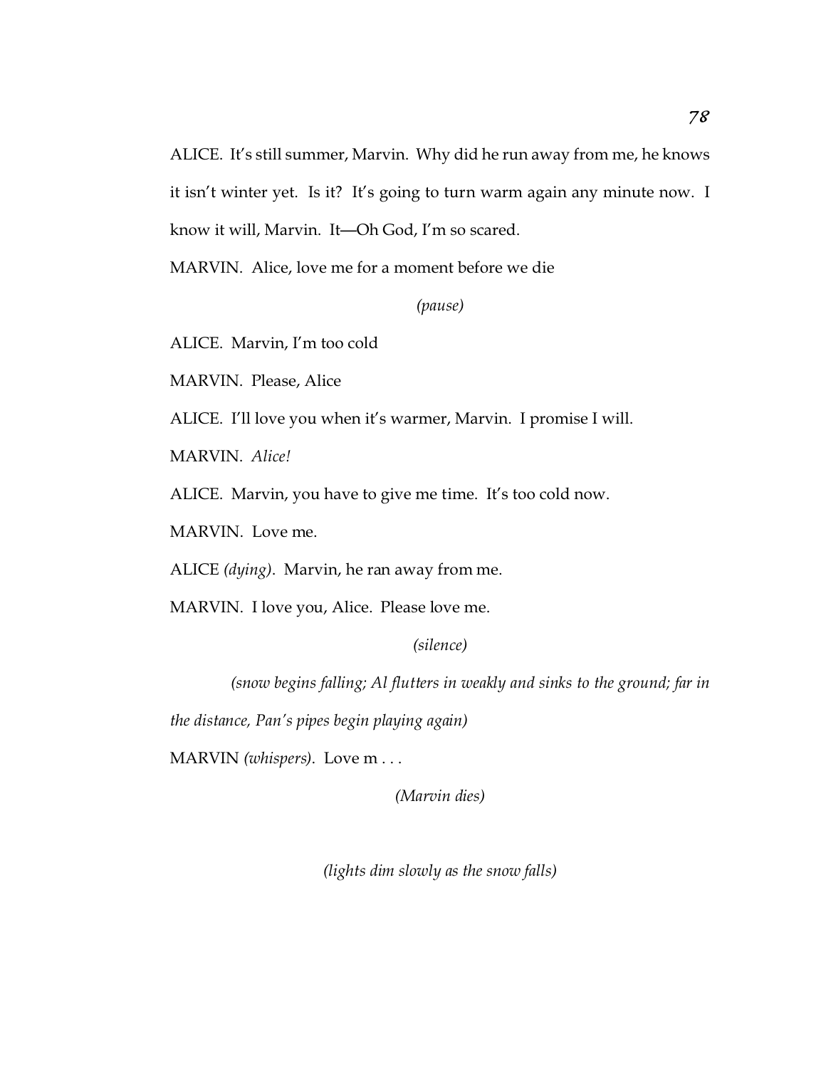ALICE. It's still summer, Marvin. Why did he run away from me, he knows it isn't winter yet. Is it? It's going to turn warm again any minute now. I know it will, Marvin. It—Oh God, I'm so scared.

MARVIN. Alice, love me for a moment before we die

*(pause)*

ALICE. Marvin, I'm too cold

MARVIN. Please, Alice

ALICE. I'll love you when it's warmer, Marvin. I promise I will.

MARVIN. *Alice!*

ALICE. Marvin, you have to give me time. It's too cold now.

MARVIN. Love me.

ALICE *(dying)*. Marvin, he ran away from me.

MARVIN. I love you, Alice. Please love me.

*(silence)*

*(snow begins falling; Al flutters in weakly and sinks to the ground; far in the distance, Pan's pipes begin playing again)*

MARVIN *(whispers)*. Love m . . .

*(Marvin dies)*

*(lights dim slowly as the snow falls)*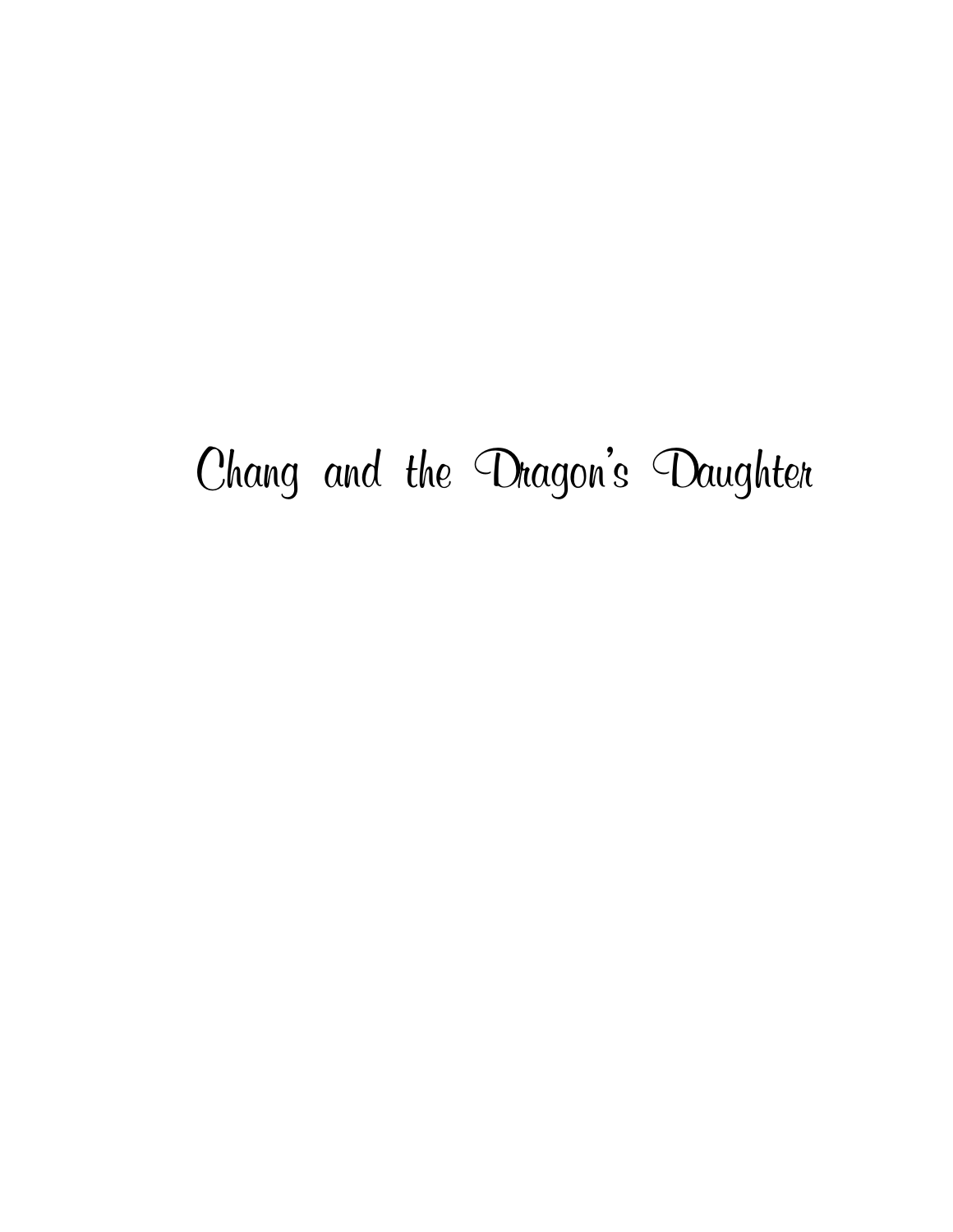# Chang and the Dragon's Daughter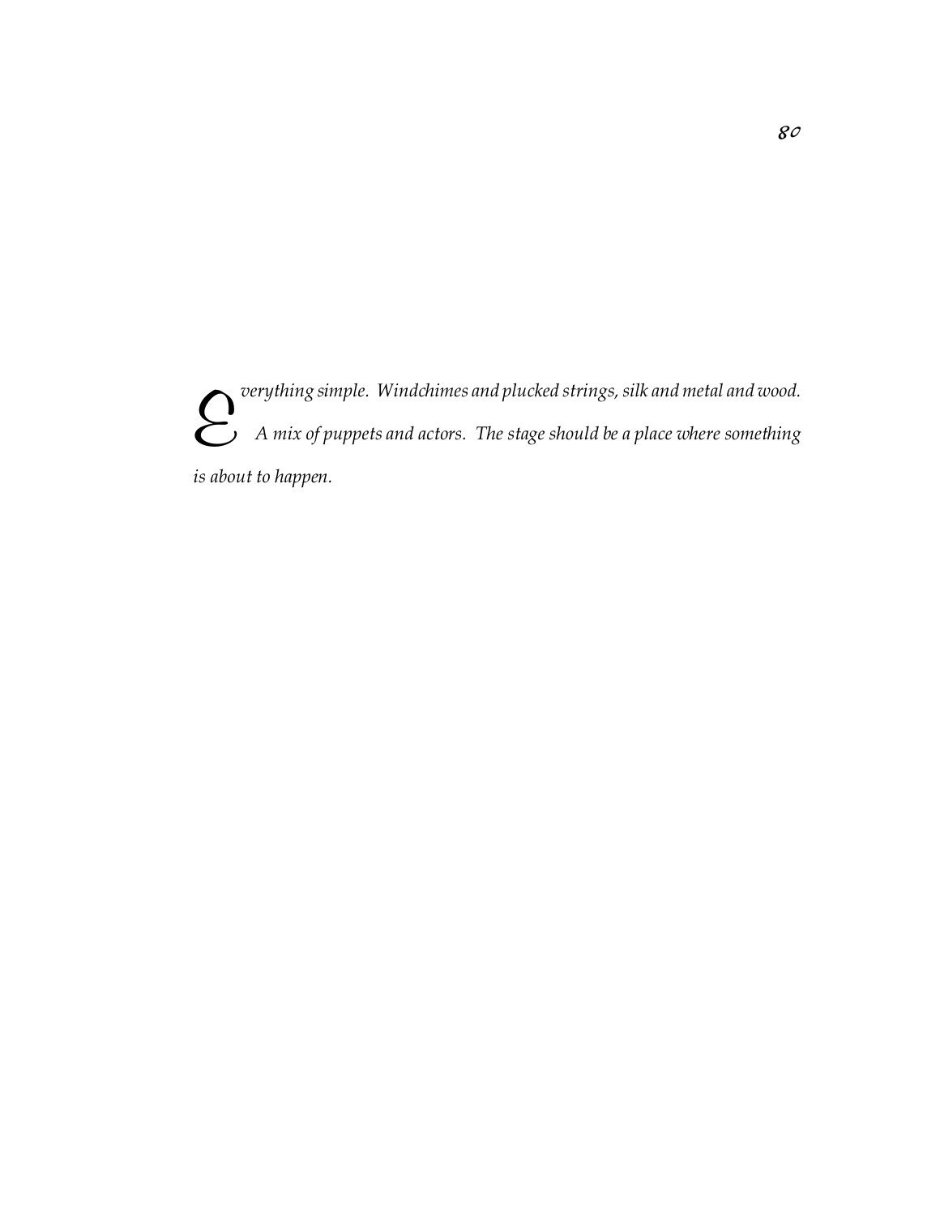*Everything simple. Windchimes and plucked strings, silk and metal and wood. A mix of puppets and actors. The stage should be a place where something is about to happen.*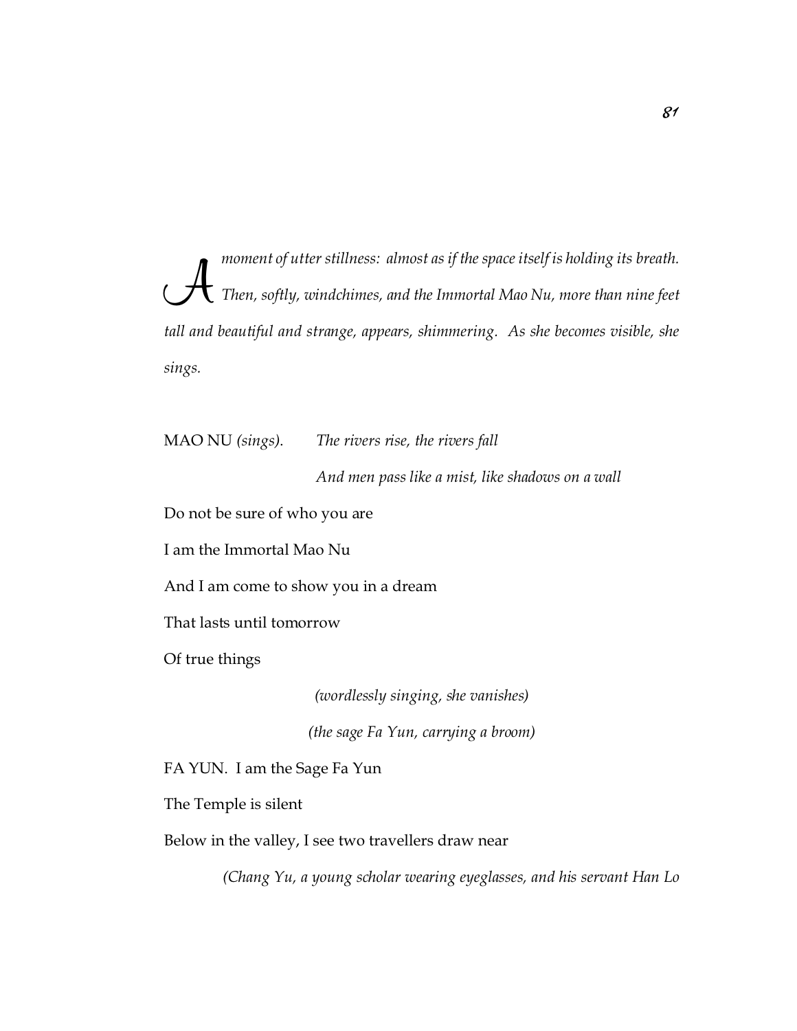*A moment of utter stillness: almost as if the space itself is holding its breath. Then, softly, windchimes, and the Immortal Mao Nu, more than nine feet tall and beautiful and strange, appears, shimmering. As she becomes visible, she sings.*

MAO NU *(sings).* *The rivers rise, the rivers fall*

*And men pass like a mist, like shadows on a wall*

Do not be sure of who you are

I am the Immortal Mao Nu

And I am come to show you in a dream

That lasts until tomorrow

Of true things

*(wordlessly singing, she vanishes)*

*(the sage Fa Yun, carrying a broom)*

FA YUN. I am the Sage Fa Yun

The Temple is silent

Below in the valley, I see two travellers draw near

*(Chang Yu, a young scholar wearing eyeglasses, and his servant Han Lo*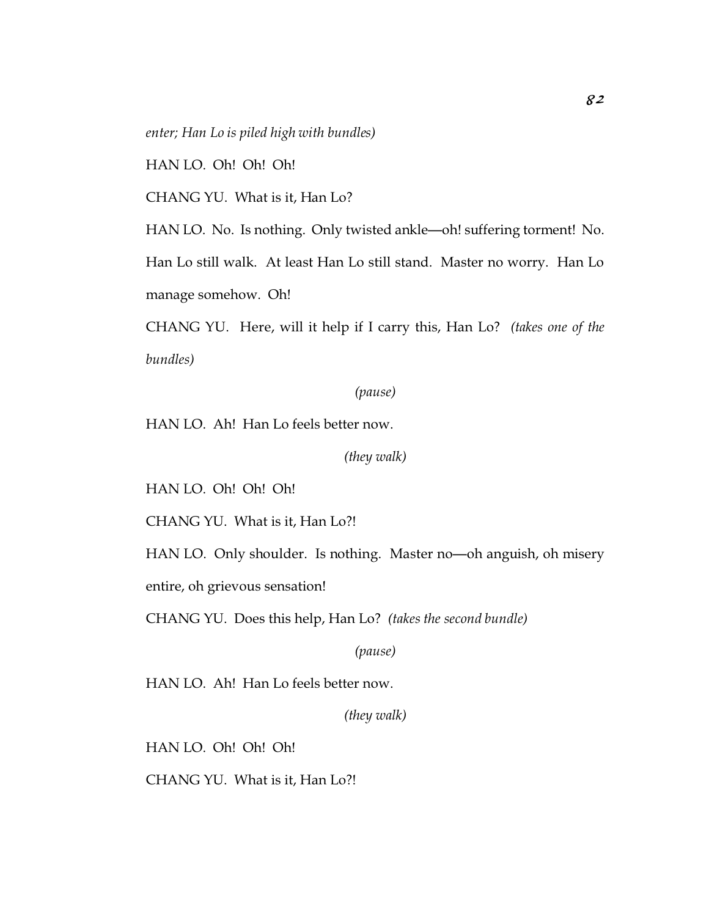*enter; Han Lo is piled high with bundles)*

HAN LO. Oh! Oh! Oh!

CHANG YU. What is it, Han Lo?

HAN LO. No. Is nothing. Only twisted ankle—oh! suffering torment! No. Han Lo still walk. At least Han Lo still stand. Master no worry. Han Lo manage somehow. Oh!

CHANG YU. Here, will it help if I carry this, Han Lo? *(takes one of the bundles)*

*(pause)*

HAN LO. Ah! Han Lo feels better now.

*(they walk)*

HAN LO. Oh! Oh! Oh!

CHANG YU. What is it, Han Lo?!

HAN LO. Only shoulder. Is nothing. Master no—oh anguish, oh misery entire, oh grievous sensation!

CHANG YU. Does this help, Han Lo? *(takes the second bundle)*

*(pause)*

HAN LO. Ah! Han Lo feels better now.

*(they walk)*

HAN LO. Oh! Oh! Oh!

CHANG YU. What is it, Han Lo?!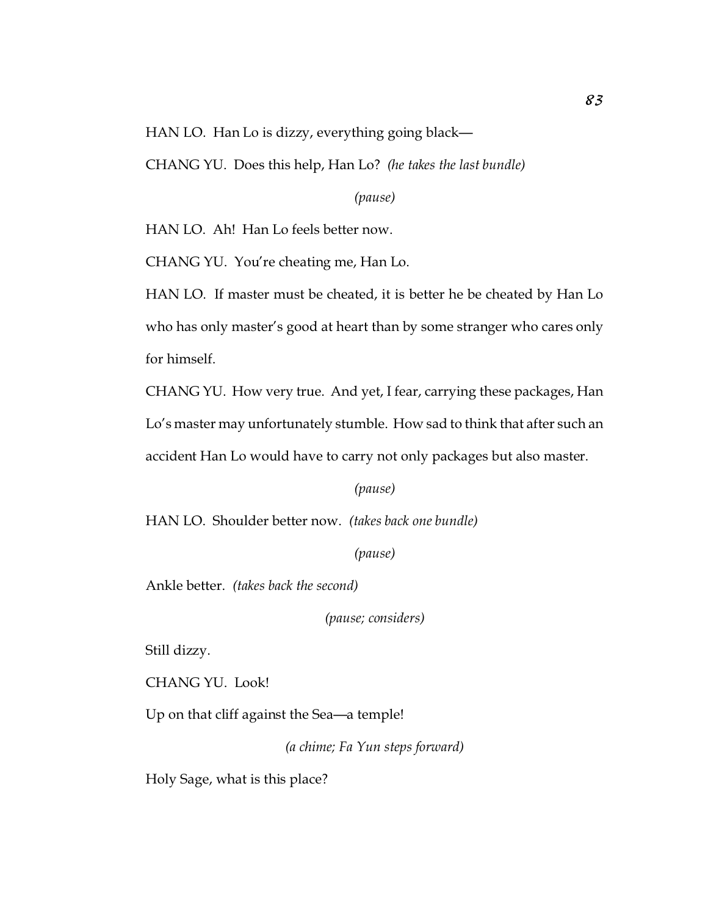HAN LO. Han Lo is dizzy, everything going black—

CHANG YU. Does this help, Han Lo? *(he takes the last bundle)*

*(pause)*

HAN LO. Ah! Han Lo feels better now.

CHANG YU. You're cheating me, Han Lo.

HAN LO. If master must be cheated, it is better he be cheated by Han Lo who has only master's good at heart than by some stranger who cares only for himself.

CHANG YU. How very true. And yet, I fear, carrying these packages, Han Lo's master may unfortunately stumble. How sad to think that after such an accident Han Lo would have to carry not only packages but also master.

*(pause)*

HAN LO. Shoulder better now. *(takes back one bundle)*

*(pause)*

Ankle better. *(takes back the second)*

*(pause; considers)*

Still dizzy.

CHANG YU. Look!

Up on that cliff against the Sea—a temple!

*(a chime; Fa Yun steps forward)*

Holy Sage, what is this place?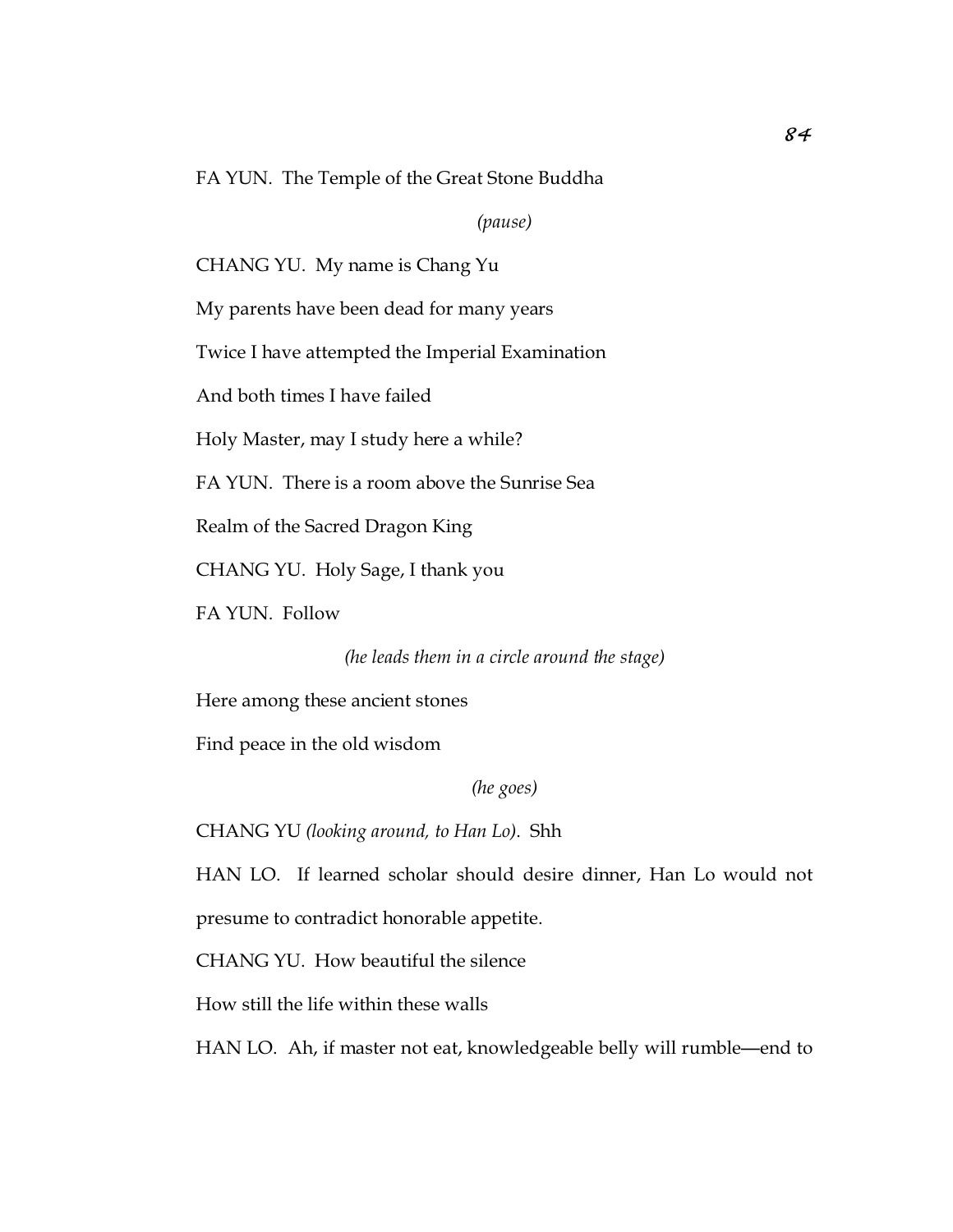FA YUN. The Temple of the Great Stone Buddha

*(pause)*

CHANG YU. My name is Chang Yu

My parents have been dead for many years

Twice I have attempted the Imperial Examination

And both times I have failed

Holy Master, may I study here a while?

FA YUN. There is a room above the Sunrise Sea

Realm of the Sacred Dragon King

CHANG YU. Holy Sage, I thank you

FA YUN. Follow

*(he leads them in a circle around the stage)*

Here among these ancient stones

Find peace in the old wisdom

*(he goes)*

CHANG YU *(looking around, to Han Lo)*. Shh

HAN LO. If learned scholar should desire dinner, Han Lo would not presume to contradict honorable appetite.

CHANG YU. How beautiful the silence

How still the life within these walls

HAN LO. Ah, if master not eat, knowledgeable belly will rumble—end to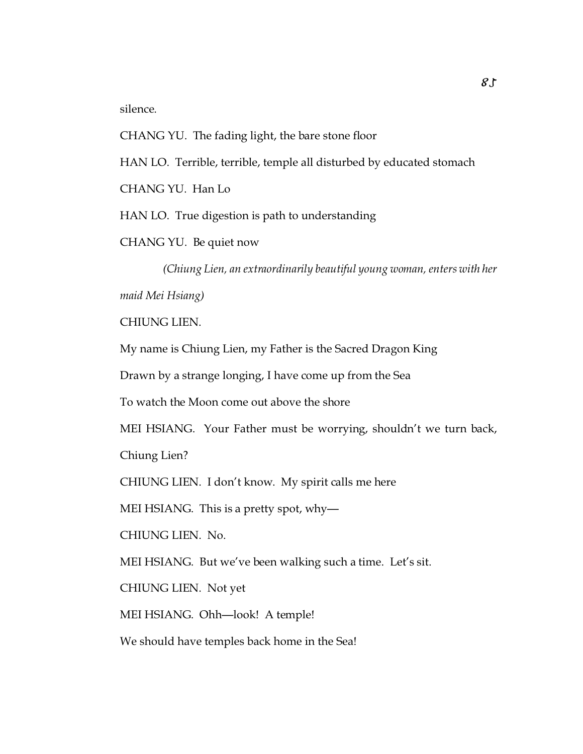silence.

CHANG YU. The fading light, the bare stone floor

HAN LO. Terrible, terrible, temple all disturbed by educated stomach

CHANG YU. Han Lo

HAN LO. True digestion is path to understanding

CHANG YU. Be quiet now

*(Chiung Lien, an extraordinarily beautiful young woman, enters with her maid Mei Hsiang)*

CHIUNG LIEN.

My name is Chiung Lien, my Father is the Sacred Dragon King

Drawn by a strange longing, I have come up from the Sea

To watch the Moon come out above the shore

MEI HSIANG. Your Father must be worrying, shouldn't we turn back, Chiung Lien?

CHIUNG LIEN. I don't know. My spirit calls me here

MEI HSIANG. This is a pretty spot, why—

CHIUNG LIEN. No.

MEI HSIANG. But we've been walking such a time. Let's sit.

CHIUNG LIEN. Not yet

MEI HSIANG. Ohh—look! A temple!

We should have temples back home in the Sea!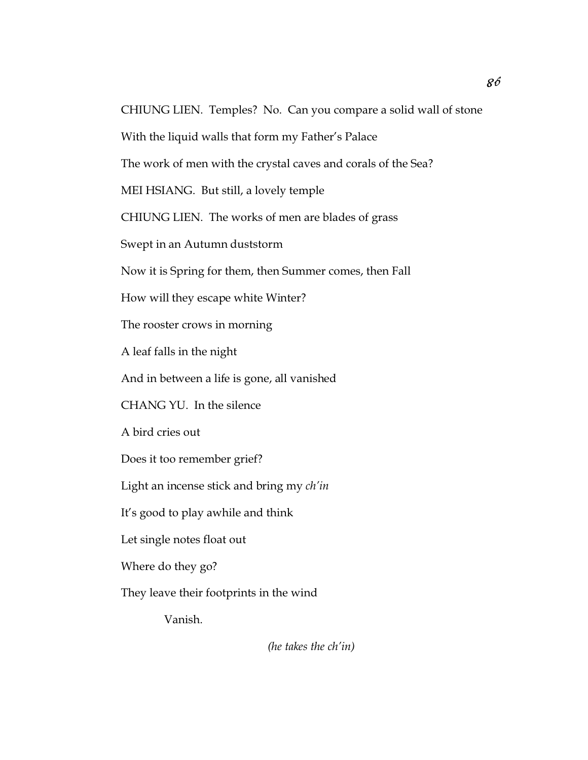CHIUNG LIEN. Temples? No. Can you compare a solid wall of stone

With the liquid walls that form my Father's Palace

The work of men with the crystal caves and corals of the Sea?

MEI HSIANG. But still, a lovely temple

CHIUNG LIEN. The works of men are blades of grass

Swept in an Autumn duststorm

Now it is Spring for them, then Summer comes, then Fall

How will they escape white Winter?

The rooster crows in morning

A leaf falls in the night

And in between a life is gone, all vanished

CHANG YU. In the silence

A bird cries out

Does it too remember grief?

Light an incense stick and bring my *ch'in*

It's good to play awhile and think

Let single notes float out

Where do they go?

They leave their footprints in the wind

Vanish.

*(he takes the ch'in)*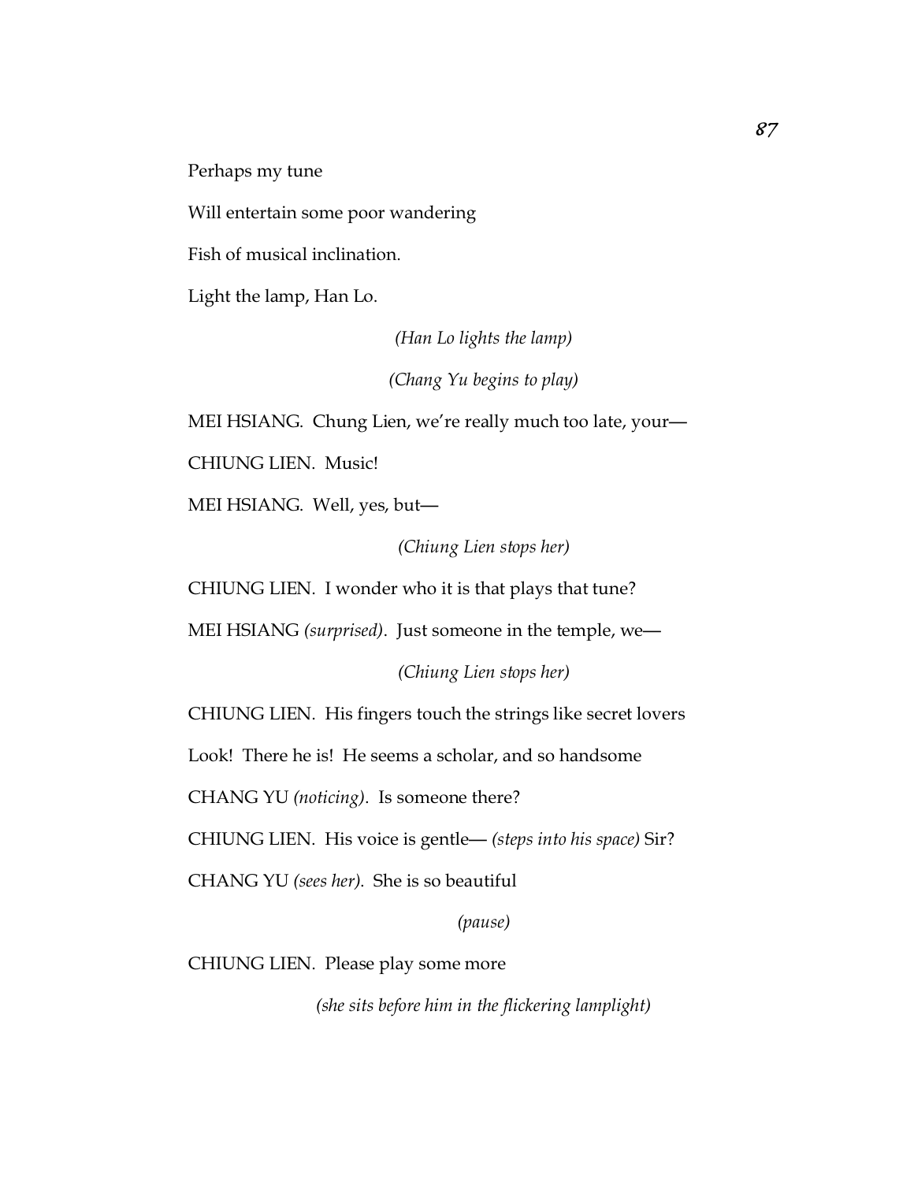Perhaps my tune

Will entertain some poor wandering

Fish of musical inclination.

Light the lamp, Han Lo.

*(Han Lo lights the lamp)*

*(Chang Yu begins to play)*

MEI HSIANG. Chung Lien, we're really much too late, your—

CHIUNG LIEN. Music!

MEI HSIANG. Well, yes, but—

*(Chiung Lien stops her)*

CHIUNG LIEN. I wonder who it is that plays that tune?

MEI HSIANG *(surprised)*. Just someone in the temple, we—

*(Chiung Lien stops her)*

CHIUNG LIEN. His fingers touch the strings like secret lovers

Look! There he is! He seems a scholar, and so handsome

CHANG YU *(noticing)*. Is someone there?

CHIUNG LIEN. His voice is gentle— *(steps into his space)* Sir?

CHANG YU *(sees her)*. She is so beautiful

*(pause)*

CHIUNG LIEN. Please play some more

*(she sits before him in the flickering lamplight)*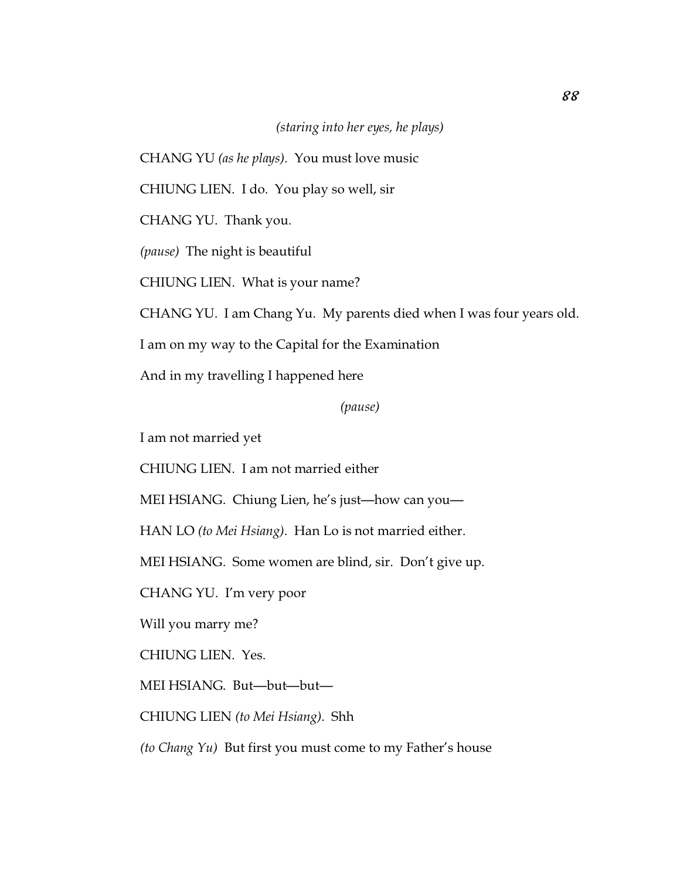*(staring into her eyes, he plays)*

CHANG YU *(as he plays)*. You must love music

CHIUNG LIEN. I do. You play so well, sir

CHANG YU. Thank you.

*(pause)* The night is beautiful

CHIUNG LIEN. What is your name?

CHANG YU. I am Chang Yu. My parents died when I was four years old.

I am on my way to the Capital for the Examination

And in my travelling I happened here

*(pause)*

I am not married yet

CHIUNG LIEN. I am not married either

MEI HSIANG. Chiung Lien, he's just—how can you—

HAN LO *(to Mei Hsiang)*. Han Lo is not married either.

MEI HSIANG. Some women are blind, sir. Don't give up.

CHANG YU. I'm very poor

Will you marry me?

CHIUNG LIEN. Yes.

MEI HSIANG. But—but—but—

CHIUNG LIEN *(to Mei Hsiang)*. Shh

*(to Chang Yu)* But first you must come to my Father's house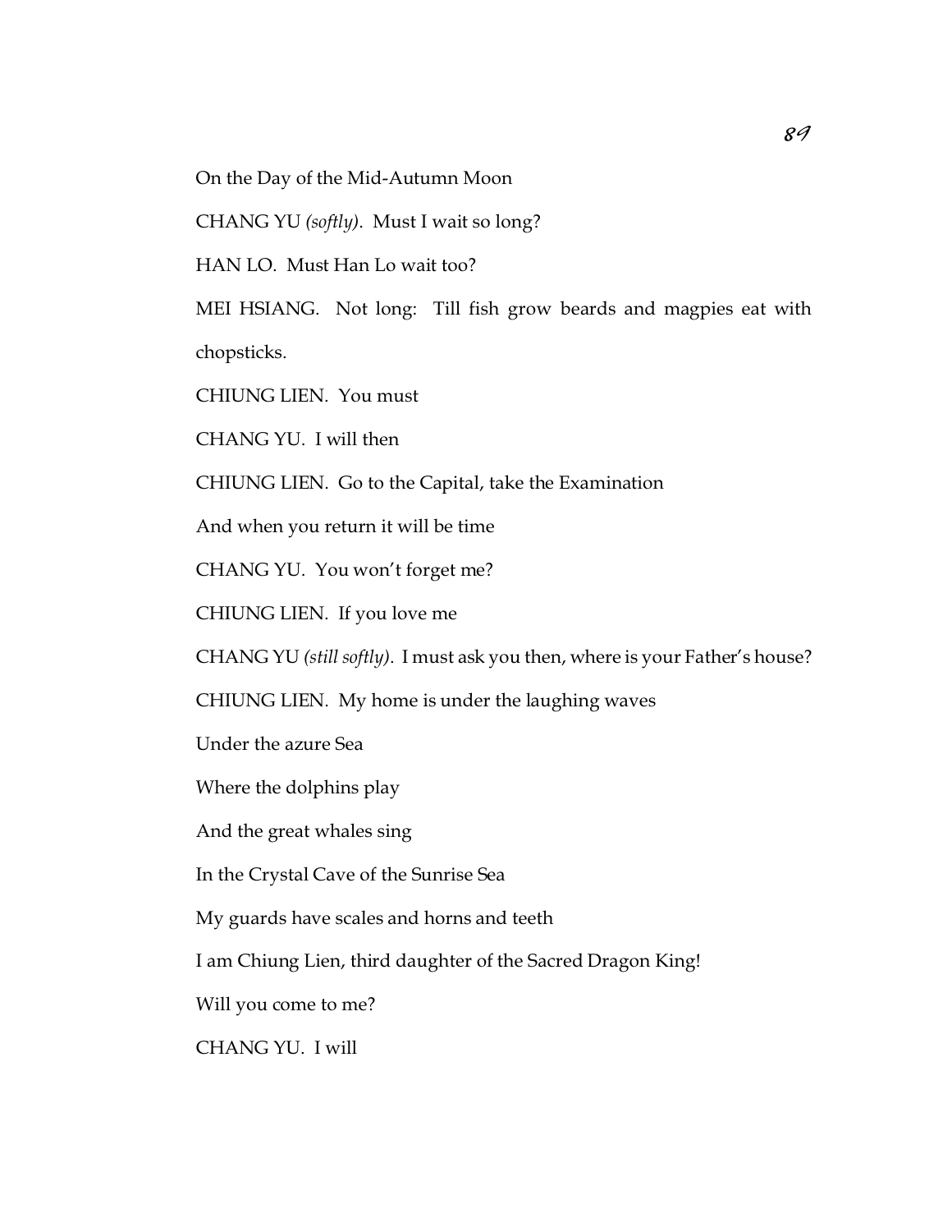On the Day of the Mid-Autumn Moon

CHANG YU *(softly)*. Must I wait so long?

HAN LO. Must Han Lo wait too?

MEI HSIANG. Not long: Till fish grow beards and magpies eat with chopsticks.

CHIUNG LIEN. You must

CHANG YU. I will then

CHIUNG LIEN. Go to the Capital, take the Examination

And when you return it will be time

CHANG YU. You won't forget me?

CHIUNG LIEN. If you love me

CHANG YU *(still softly)*. I must ask you then, where is your Father's house?

CHIUNG LIEN. My home is under the laughing waves

Under the azure Sea

Where the dolphins play

And the great whales sing

In the Crystal Cave of the Sunrise Sea

My guards have scales and horns and teeth

I am Chiung Lien, third daughter of the Sacred Dragon King!

Will you come to me?

CHANG YU. I will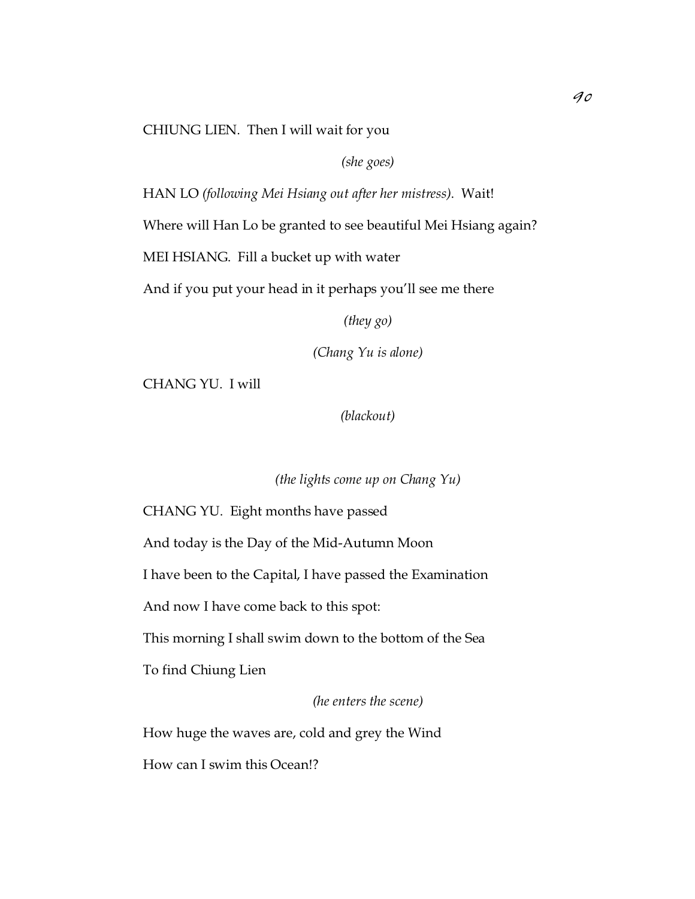CHIUNG LIEN. Then I will wait for you

*(she goes)*

HAN LO *(following Mei Hsiang out after her mistress).* Wait!

Where will Han Lo be granted to see beautiful Mei Hsiang again?

MEI HSIANG. Fill a bucket up with water

And if you put your head in it perhaps you'll see me there

*(they go)*

*(Chang Yu is alone)*

CHANG YU. I will

*(blackout)*

*(the lights come up on Chang Yu)*

CHANG YU. Eight months have passed

And today is the Day of the Mid-Autumn Moon

I have been to the Capital, I have passed the Examination

And now I have come back to this spot:

This morning I shall swim down to the bottom of the Sea

To find Chiung Lien

*(he enters the scene)*

How huge the waves are, cold and grey the Wind

How can I swim this Ocean!?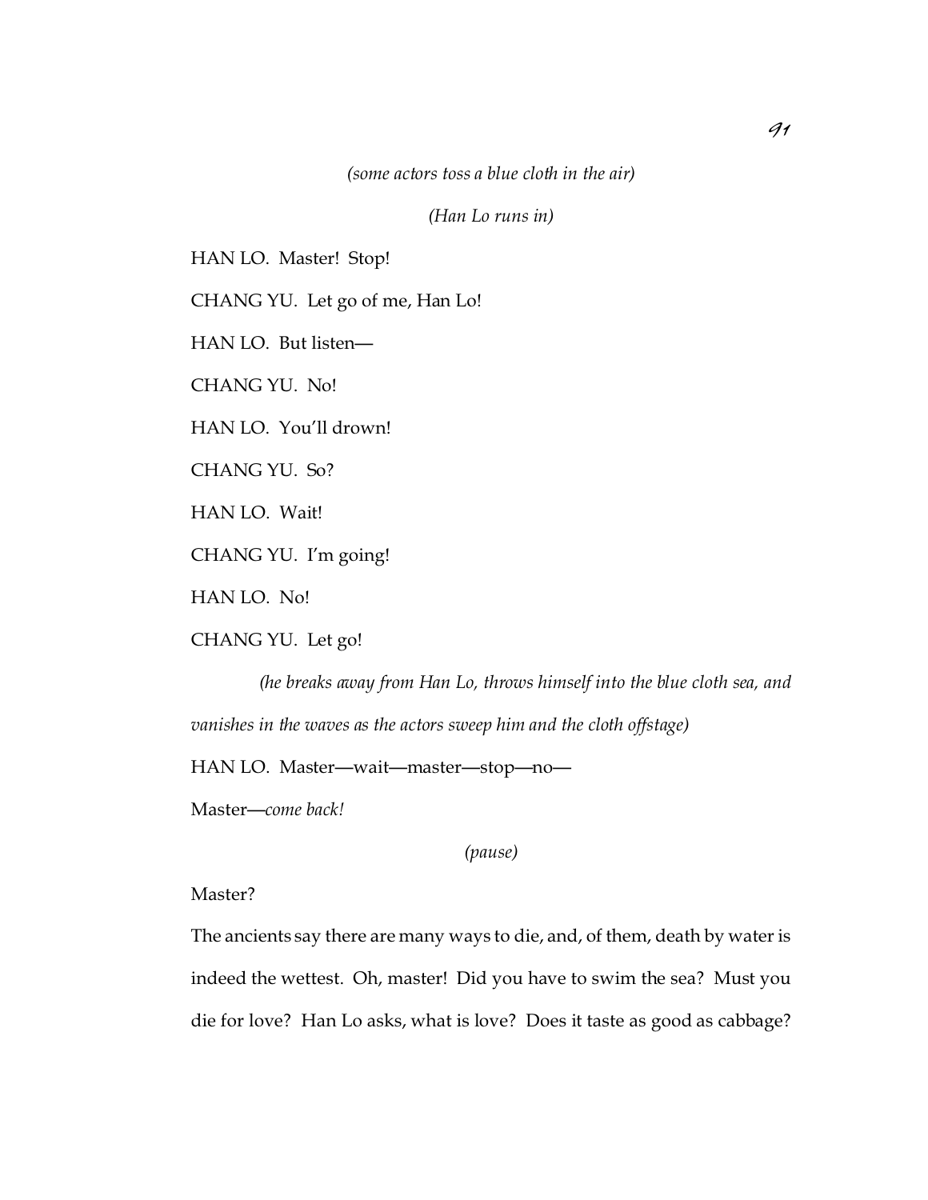*(some actors toss a blue cloth in the air)*

*(Han Lo runs in)*

HAN LO. Master! Stop!

CHANG YU. Let go of me, Han Lo!

HAN LO. But listen—

CHANG YU. No!

HAN LO. You'll drown!

CHANG YU. So?

HAN LO. Wait!

CHANG YU. I'm going!

HAN LO. No!

CHANG YU. Let go!

*(he breaks away from Han Lo, throws himself into the blue cloth sea, and vanishes in the waves as the actors sweep him and the cloth offstage)*

HAN LO. Master—wait—master—stop—no—

Master—*come back!*

*(pause)*

Master?

The ancients say there are many ways to die, and, of them, death by water is indeed the wettest. Oh, master! Did you have to swim the sea? Must you die for love? Han Lo asks, what is love? Does it taste as good as cabbage?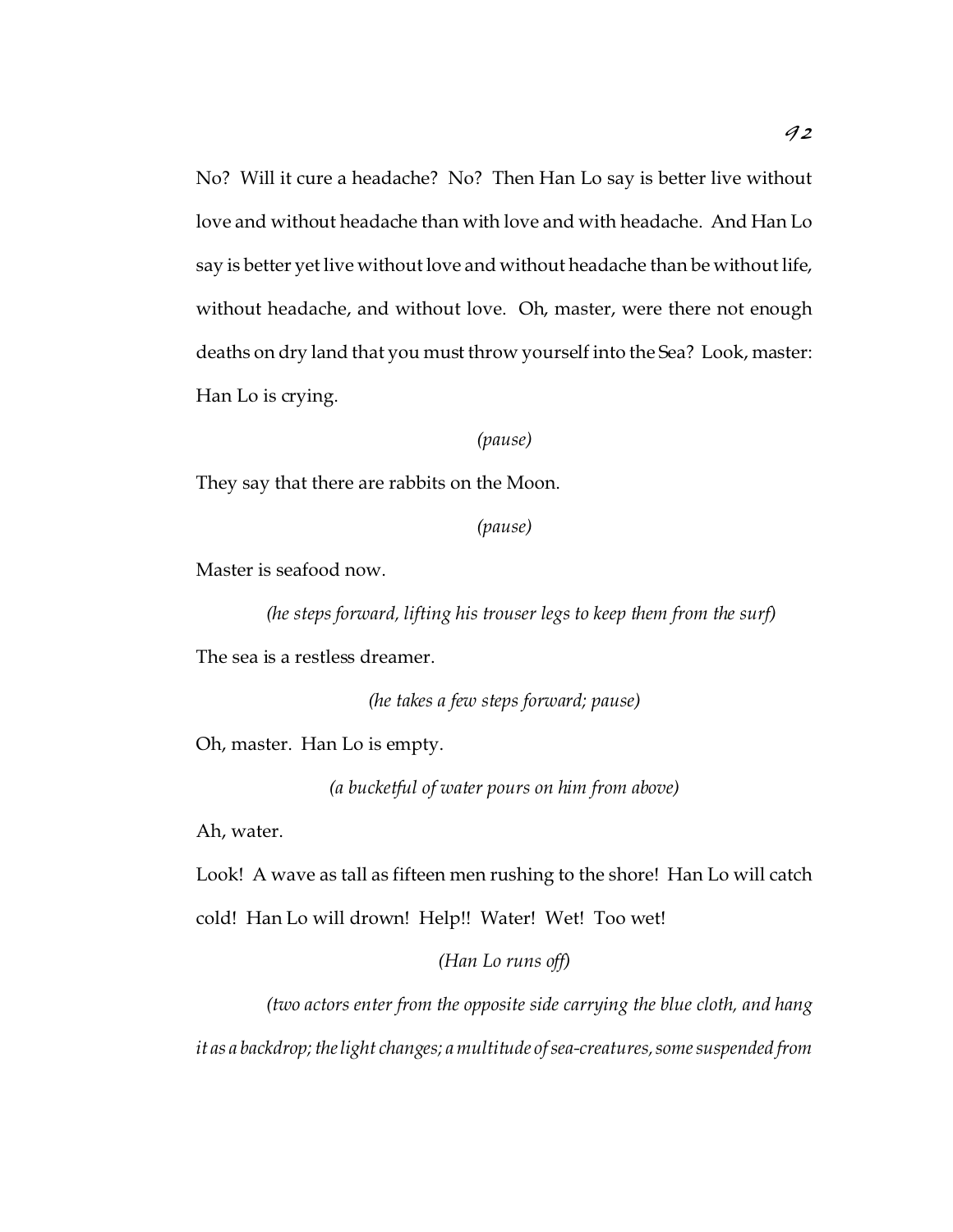No? Will it cure a headache? No? Then Han Lo say is better live without love and without headache than with love and with headache. And Han Lo say is better yet live without love and without headache than be without life, without headache, and without love. Oh, master, were there not enough deaths on dry land that you must throw yourself into the Sea? Look, master: Han Lo is crying.

*(pause)*

They say that there are rabbits on the Moon.

*(pause)*

Master is seafood now.

*(he steps forward, lifting his trouser legs to keep them from the surf)*

The sea is a restless dreamer.

*(he takes a few steps forward; pause)*

Oh, master. Han Lo is empty.

*(a bucketful of water pours on him from above)*

Ah, water.

Look! A wave as tall as fifteen men rushing to the shore! Han Lo will catch cold! Han Lo will drown! Help!! Water! Wet! Too wet!

*(Han Lo runs off)*

*(two actors enter from the opposite side carrying the blue cloth, and hang it as a backdrop; the light changes; a multitude of sea-creatures, some suspended from*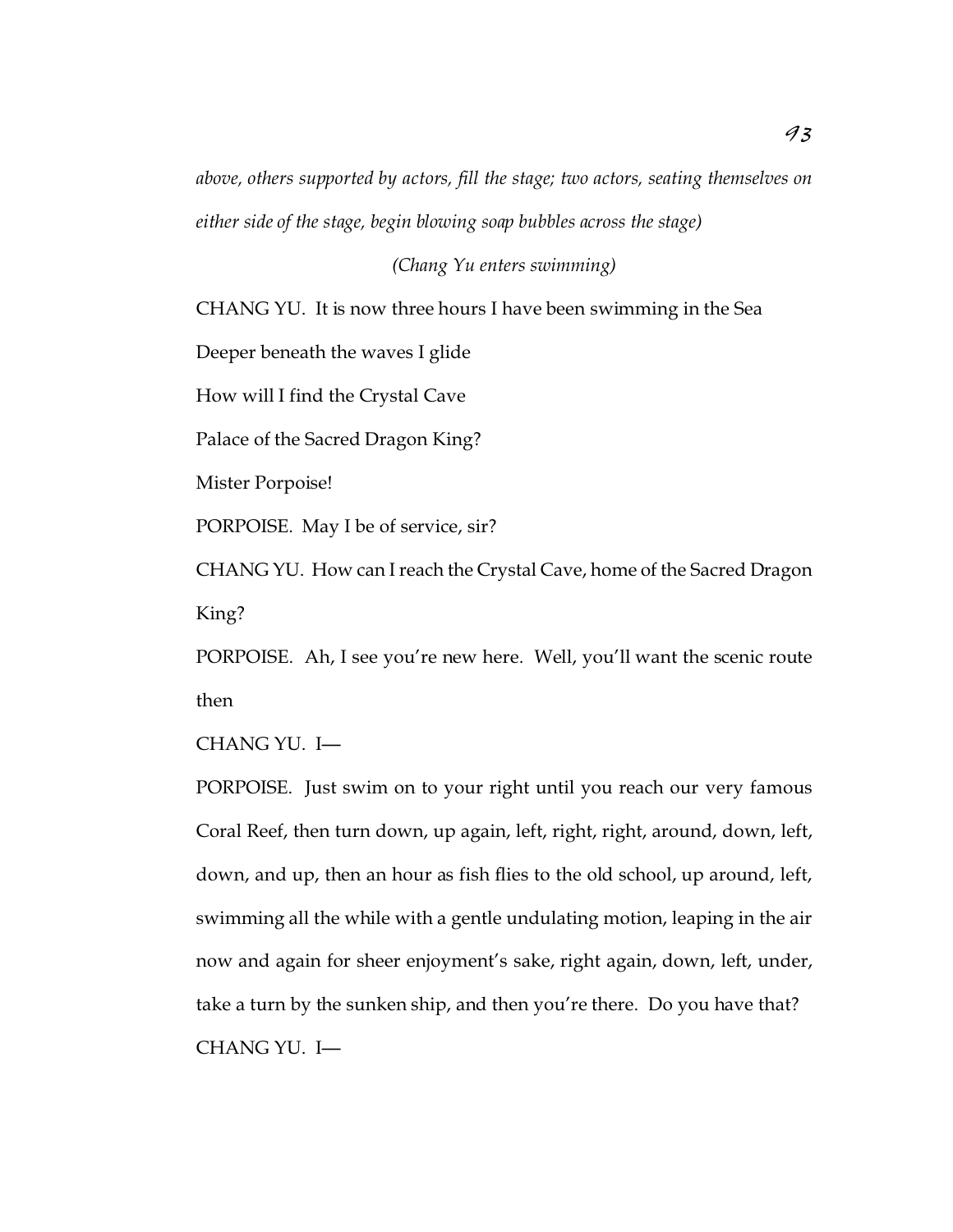*above, others supported by actors, fill the stage; two actors, seating themselves on either side of the stage, begin blowing soap bubbles across the stage)*

*(Chang Yu enters swimming)*

CHANG YU. It is now three hours I have been swimming in the Sea

Deeper beneath the waves I glide

How will I find the Crystal Cave

Palace of the Sacred Dragon King?

Mister Porpoise!

PORPOISE. May I be of service, sir?

CHANG YU. How can I reach the Crystal Cave, home of the Sacred Dragon King?

PORPOISE. Ah, I see you're new here. Well, you'll want the scenic route then

CHANG YU. I—

PORPOISE. Just swim on to your right until you reach our very famous Coral Reef, then turn down, up again, left, right, right, around, down, left, down, and up, then an hour as fish flies to the old school, up around, left, swimming all the while with a gentle undulating motion, leaping in the air now and again for sheer enjoyment's sake, right again, down, left, under, take a turn by the sunken ship, and then you're there. Do you have that?

CHANG YU. I—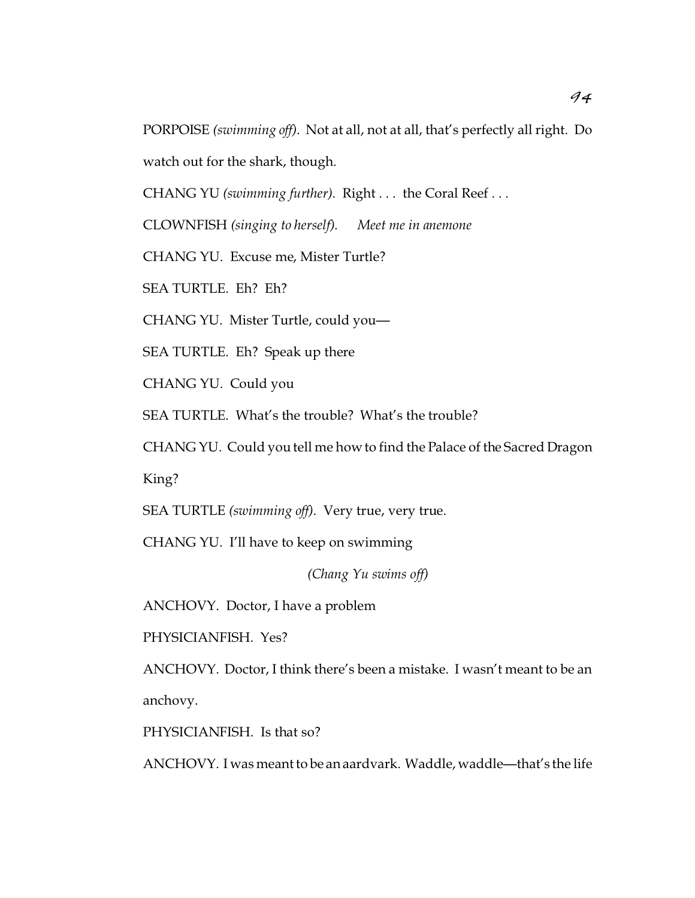PORPOISE *(swimming off)*. Not at all, not at all, that's perfectly all right. Do watch out for the shark, though.

CHANG YU *(swimming further)*. Right . . . the Coral Reef . . .

CLOWNFISH *(singing to herself)*. *Meet me in anemone*

CHANG YU. Excuse me, Mister Turtle?

SEA TURTLE. Eh? Eh?

CHANG YU. Mister Turtle, could you—

SEA TURTLE. Eh? Speak up there

CHANG YU. Could you

SEA TURTLE. What's the trouble? What's the trouble?

CHANG YU. Could you tell me how to find the Palace of the Sacred Dragon King?

SEA TURTLE *(swimming off)*. Very true, very true.

CHANG YU. I'll have to keep on swimming

*(Chang Yu swims off)*

ANCHOVY. Doctor, I have a problem

PHYSICIANFISH. Yes?

ANCHOVY. Doctor, I think there's been a mistake. I wasn't meant to be an anchovy.

PHYSICIANFISH. Is that so?

ANCHOVY. I was meant to be an aardvark. Waddle, waddle—that's the life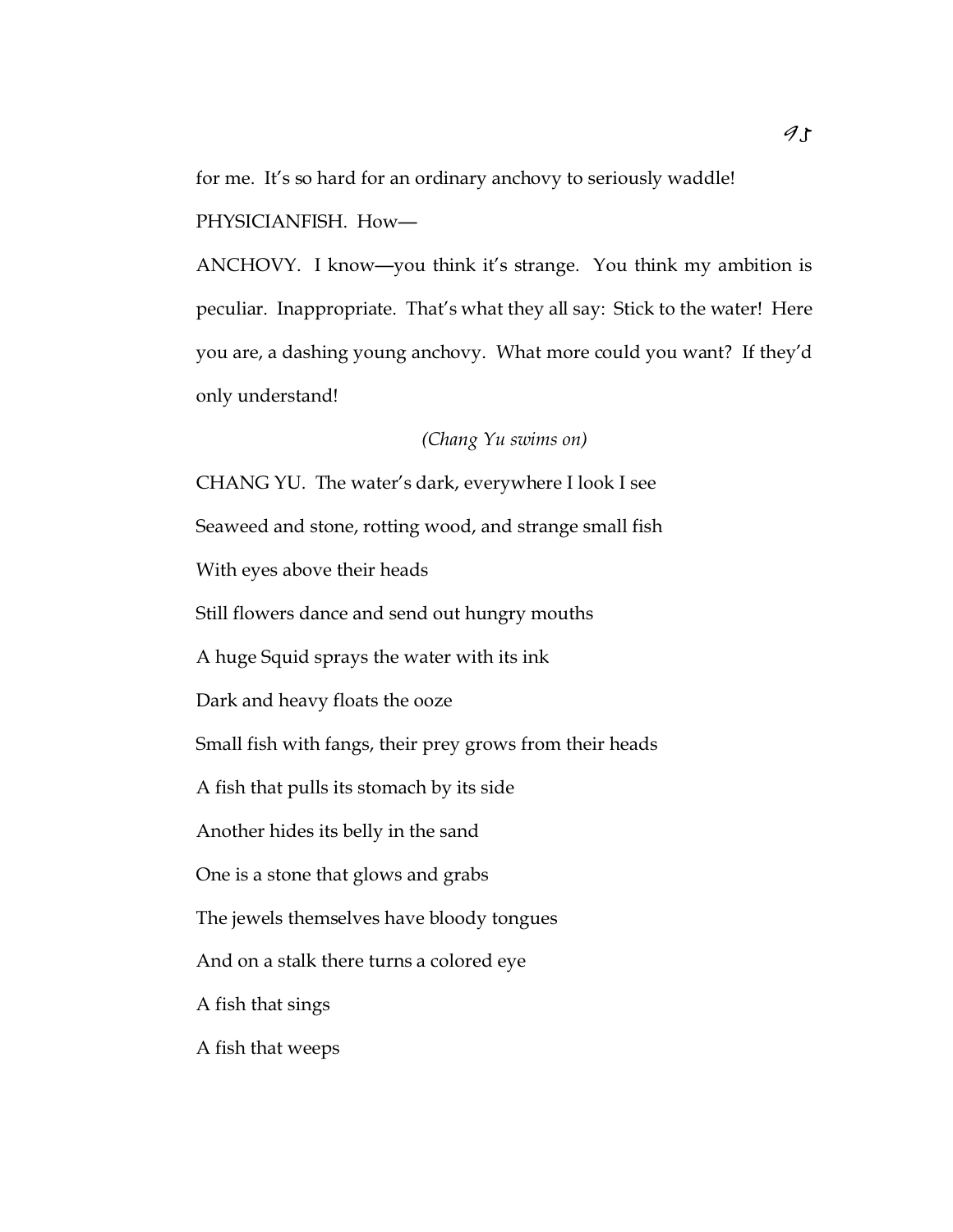for me. It's so hard for an ordinary anchovy to seriously waddle!

PHYSICIANFISH. How—

ANCHOVY. I know—you think it's strange. You think my ambition is peculiar. Inappropriate. That's what they all say: Stick to the water! Here you are, a dashing young anchovy. What more could you want? If they'd only understand!

*(Chang Yu swims on)*

CHANG YU. The water's dark, everywhere I look I see

Seaweed and stone, rotting wood, and strange small fish

With eyes above their heads

Still flowers dance and send out hungry mouths

A huge Squid sprays the water with its ink

Dark and heavy floats the ooze

Small fish with fangs, their prey grows from their heads

A fish that pulls its stomach by its side

Another hides its belly in the sand

One is a stone that glows and grabs

The jewels themselves have bloody tongues

And on a stalk there turns a colored eye

A fish that sings

A fish that weeps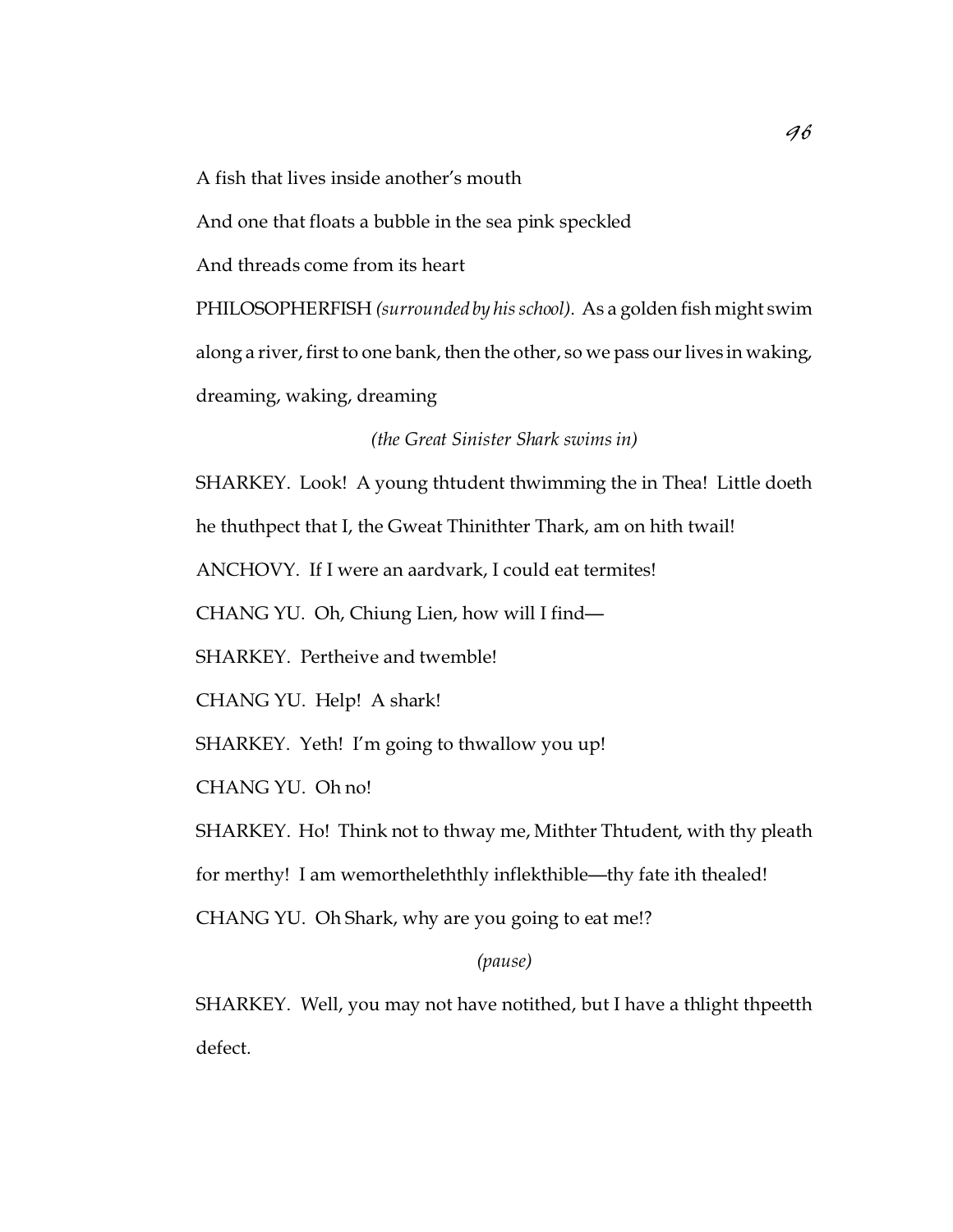A fish that lives inside another's mouth

And one that floats a bubble in the sea pink speckled

And threads come from its heart

PHILOSOPHERFISH *(surrounded by his school)*. As a golden fish might swim along a river, first to one bank, then the other, so we pass our lives in waking, dreaming, waking, dreaming

*(the Great Sinister Shark swims in)*

SHARKEY. Look! A young thtudent thwimming the in Thea! Little doeth he thuthpect that I, the Gweat Thinithter Thark, am on hith twail!

ANCHOVY. If I were an aardvark, I could eat termites!

CHANG YU. Oh, Chiung Lien, how will I find—

SHARKEY. Pertheive and twemble!

CHANG YU. Help! A shark!

SHARKEY. Yeth! I'm going to thwallow you up!

CHANG YU. Oh no!

SHARKEY. Ho! Think not to thway me, Mithter Thtudent, with thy pleath for merthy! I am wemortheleththly inflekthible—thy fate ith thealed!

CHANG YU. Oh Shark, why are you going to eat me!?

*(pause)*

SHARKEY. Well, you may not have notithed, but I have a thlight thpeetth defect.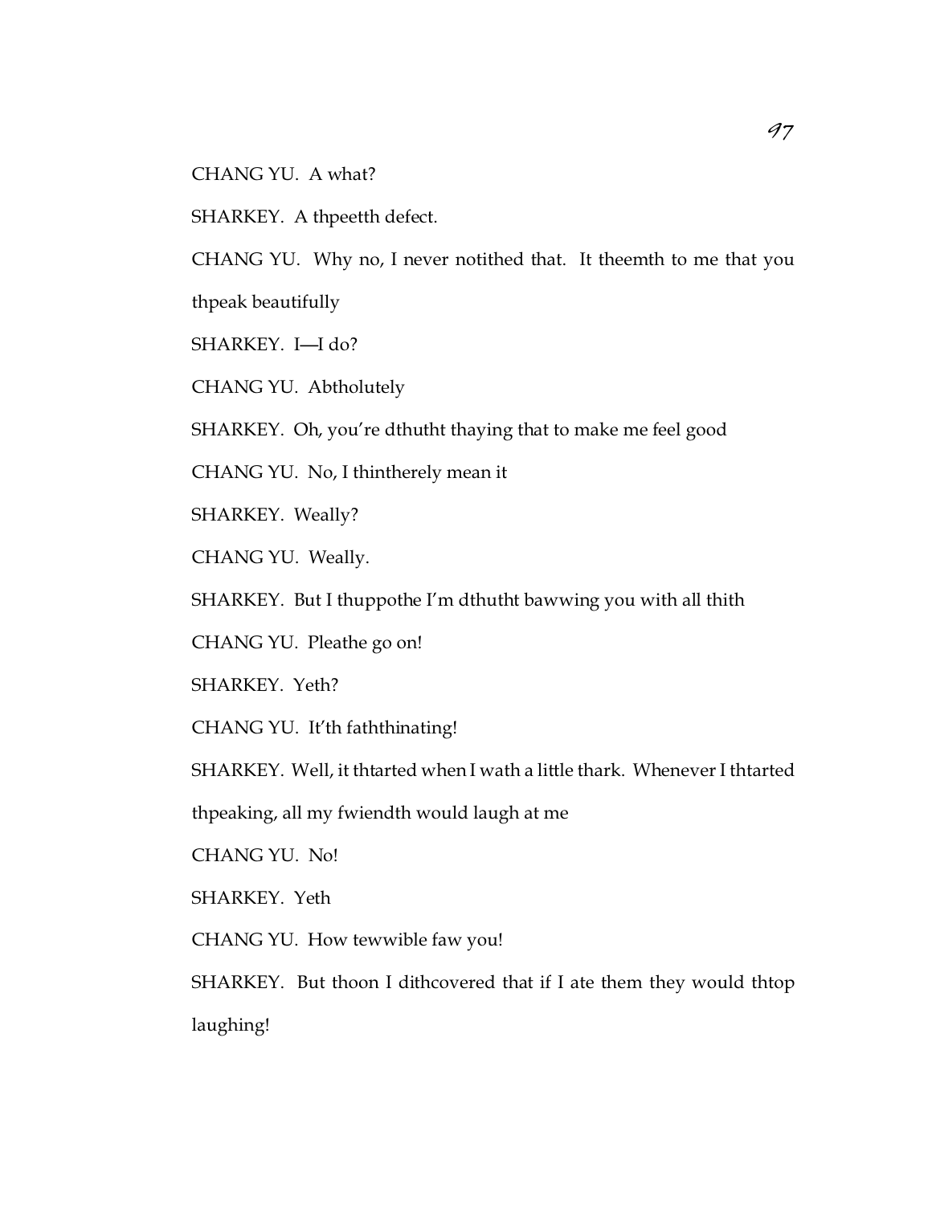CHANG YU.  A what?

SHARKEY.  A thpeetth defect.

CHANG YU.  Why no, I never notithed that.  It theemth to me that you thpeak beautifully

SHARKEY.  I—I do?

CHANG YU.  Abtholutely

SHARKEY.  Oh, you're dthutht thaying that to make me feel good

CHANG YU.  No, I thintherely mean it

SHARKEY.  Weally?

CHANG YU.  Weally.

SHARKEY.  But I thuppothe I'm dthutht bawwing you with all thith

CHANG YU.  Pleathe go on!

SHARKEY.  Yeth?

CHANG YU.  It'th faththinating!

SHARKEY.  Well, it thtarted when I wath a little thark.  Whenever I thtarted thpeaking, all my fwiendth would laugh at me

CHANG YU.  No!

SHARKEY.  Yeth

CHANG YU.  How tewwible faw you!

SHARKEY.  But thoon I dithcovered that if I ate them they would thtop laughing!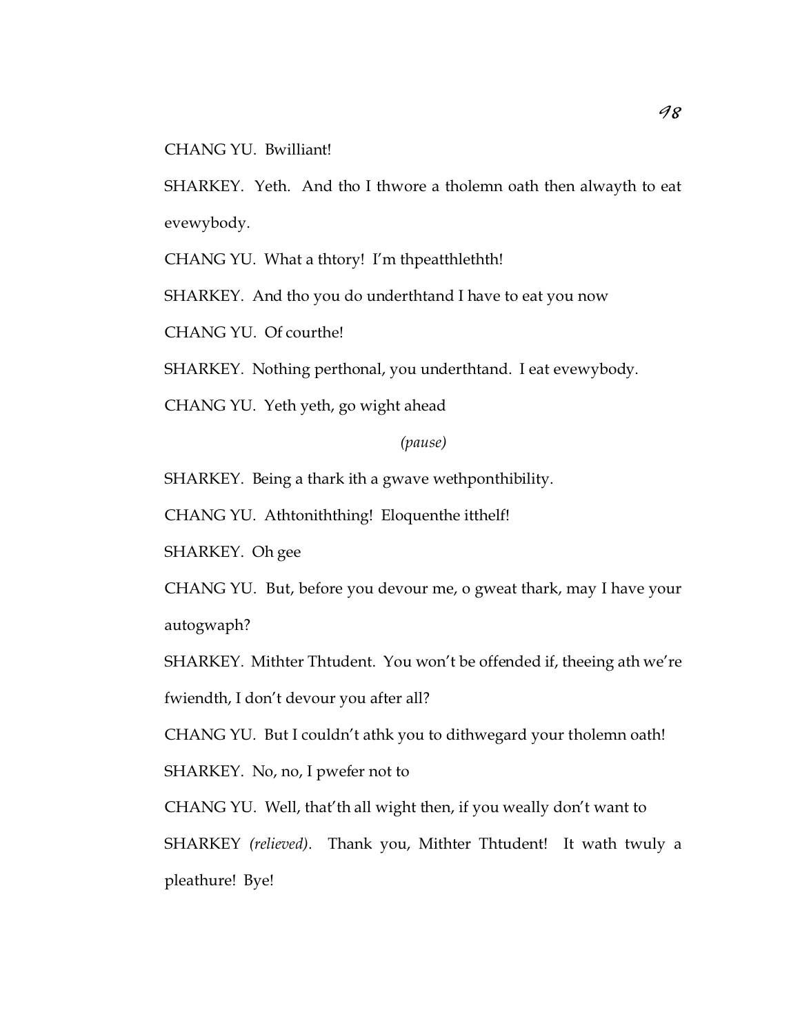CHANG YU. Bwilliant!

SHARKEY. Yeth. And tho I thwore a tholemn oath then alwayth to eat evewybody.

CHANG YU. What a thtory! I'm thpeatthlethth!

SHARKEY. And tho you do underthtand I have to eat you now

CHANG YU. Of courthe!

SHARKEY. Nothing perthonal, you underthtand. I eat evewybody.

CHANG YU. Yeth yeth, go wight ahead

*(pause)*

SHARKEY. Being a thark ith a gwave wethponthibility.

CHANG YU. Athtoniththing! Eloquenthe itthelf!

SHARKEY. Oh gee

CHANG YU. But, before you devour me, o gweat thark, may I have your autogwaph?

SHARKEY. Mithter Thtudent. You won't be offended if, theeing ath we're fwiendth, I don't devour you after all?

CHANG YU. But I couldn't athk you to dithwegard your tholemn oath!

SHARKEY. No, no, I pwefer not to

CHANG YU. Well, that'th all wight then, if you weally don't want to

SHARKEY *(relieved)*. Thank you, Mithter Thtudent! It wath twuly a pleathure! Bye!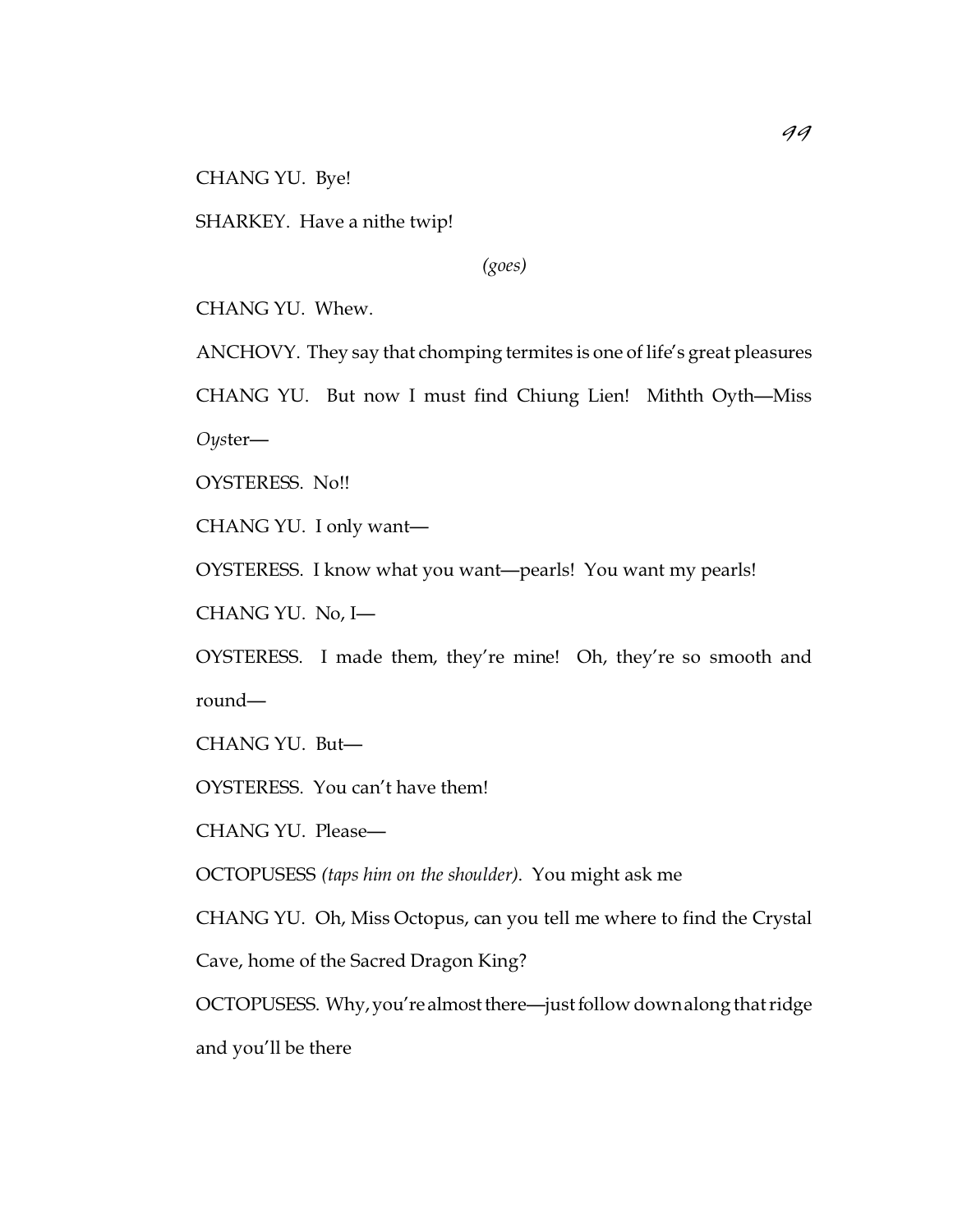CHANG YU. Bye!

SHARKEY. Have a nithe twip!

*(goes)*

CHANG YU. Whew.

ANCHOVY. They say that chomping termites is one of life's great pleasures

CHANG YU. But now I must find Chiung Lien! Mithth Oyth—Miss *Oys*ter—

OYSTERESS. No!!

CHANG YU. I only want—

OYSTERESS. I know what you want—pearls! You want my pearls!

CHANG YU. No, I—

OYSTERESS. I made them, they're mine! Oh, they're so smooth and round—

CHANG YU. But—

OYSTERESS. You can't have them!

CHANG YU. Please—

OCTOPUSESS *(taps him on the shoulder)*. You might ask me

CHANG YU. Oh, Miss Octopus, can you tell me where to find the Crystal Cave, home of the Sacred Dragon King?

OCTOPUSESS. Why, you're almost there—just follow down along that ridge and you'll be there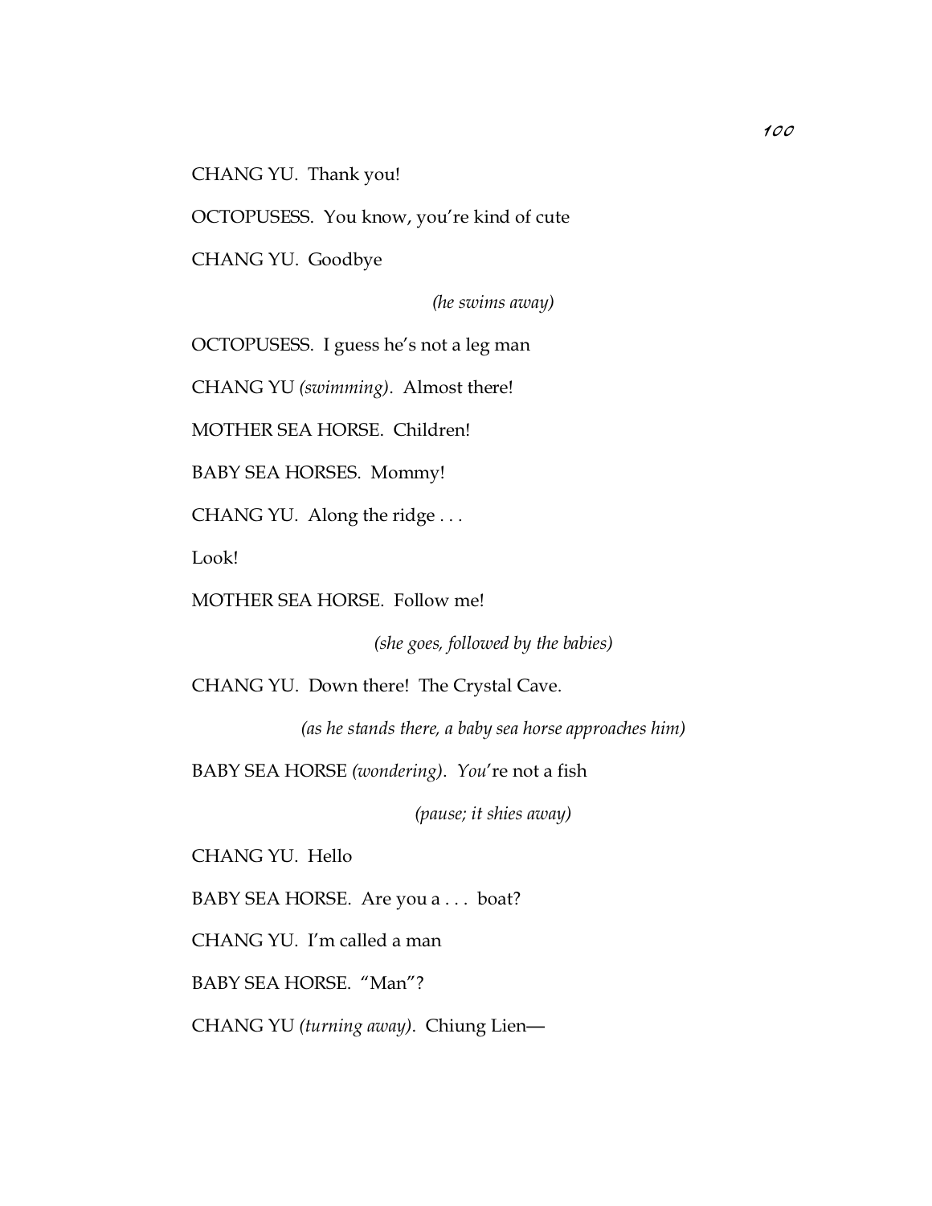CHANG YU. Thank you!

OCTOPUSESS. You know, you're kind of cute

CHANG YU. Goodbye

*(he swims away)*

OCTOPUSESS. I guess he's not a leg man

CHANG YU *(swimming)*. Almost there!

MOTHER SEA HORSE. Children!

BABY SEA HORSES. Mommy!

CHANG YU. Along the ridge . . .

Look!

MOTHER SEA HORSE. Follow me!

*(she goes, followed by the babies)*

CHANG YU. Down there! The Crystal Cave.

*(as he stands there, a baby sea horse approaches him)*

BABY SEA HORSE *(wondering)*. *You*'re not a fish

*(pause; it shies away)*

CHANG YU. Hello

BABY SEA HORSE. Are you a . . . boat?

CHANG YU. I'm called a man

BABY SEA HORSE. "Man"?

CHANG YU *(turning away)*. Chiung Lien—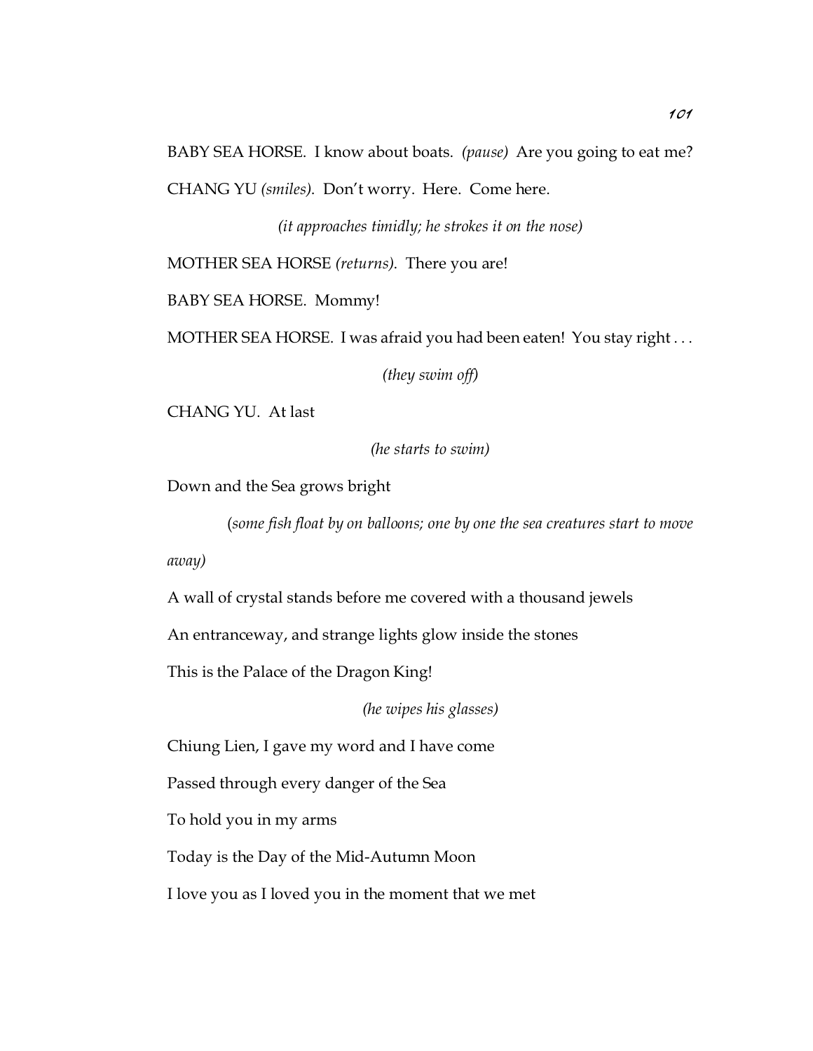BABY SEA HORSE. I know about boats. *(pause)* Are you going to eat me?

CHANG YU *(smiles)*. Don't worry. Here. Come here.

*(it approaches timidly; he strokes it on the nose)*

MOTHER SEA HORSE *(returns)*. There you are!

BABY SEA HORSE. Mommy!

MOTHER SEA HORSE. I was afraid you had been eaten! You stay right . . .

*(they swim off)*

CHANG YU. At last

*(he starts to swim)*

Down and the Sea grows bright

*(some fish float by on balloons; one by one the sea creatures start to move away)*

A wall of crystal stands before me covered with a thousand jewels

An entranceway, and strange lights glow inside the stones

This is the Palace of the Dragon King!

*(he wipes his glasses)*

Chiung Lien, I gave my word and I have come

Passed through every danger of the Sea

To hold you in my arms

Today is the Day of the Mid-Autumn Moon

I love you as I loved you in the moment that we met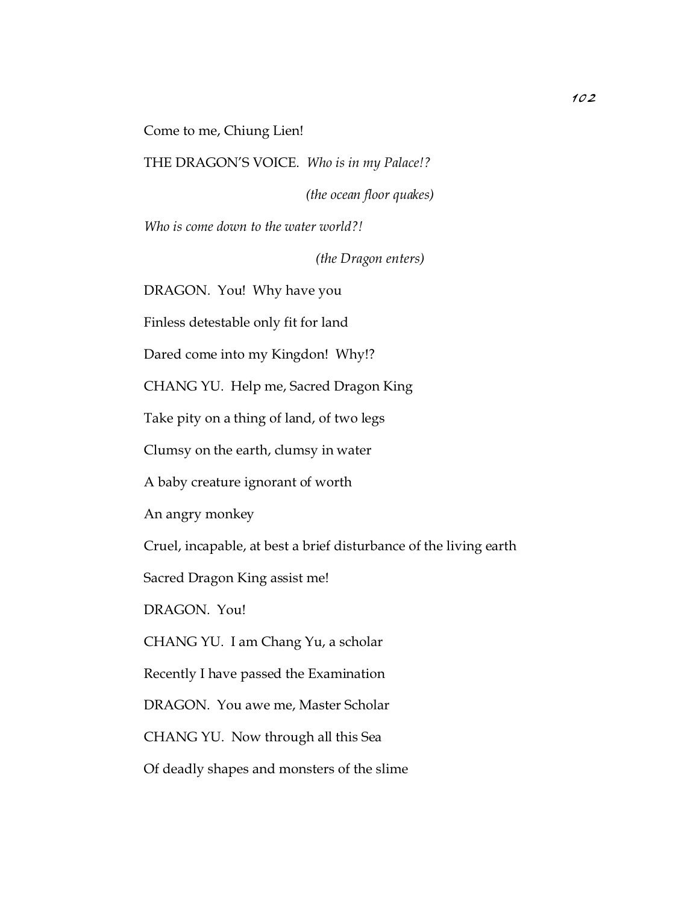Come to me, Chiung Lien!

THE DRAGON'S VOICE. *Who is in my Palace!?*

*(the ocean floor quakes)*

*Who is come down to the water world?!*

*(the Dragon enters)*

DRAGON. You! Why have you

Finless detestable only fit for land

Dared come into my Kingdon! Why!?

CHANG YU. Help me, Sacred Dragon King

Take pity on a thing of land, of two legs

Clumsy on the earth, clumsy in water

A baby creature ignorant of worth

An angry monkey

Cruel, incapable, at best a brief disturbance of the living earth

Sacred Dragon King assist me!

DRAGON. You!

CHANG YU. I am Chang Yu, a scholar

Recently I have passed the Examination

DRAGON. You awe me, Master Scholar

CHANG YU. Now through all this Sea

Of deadly shapes and monsters of the slime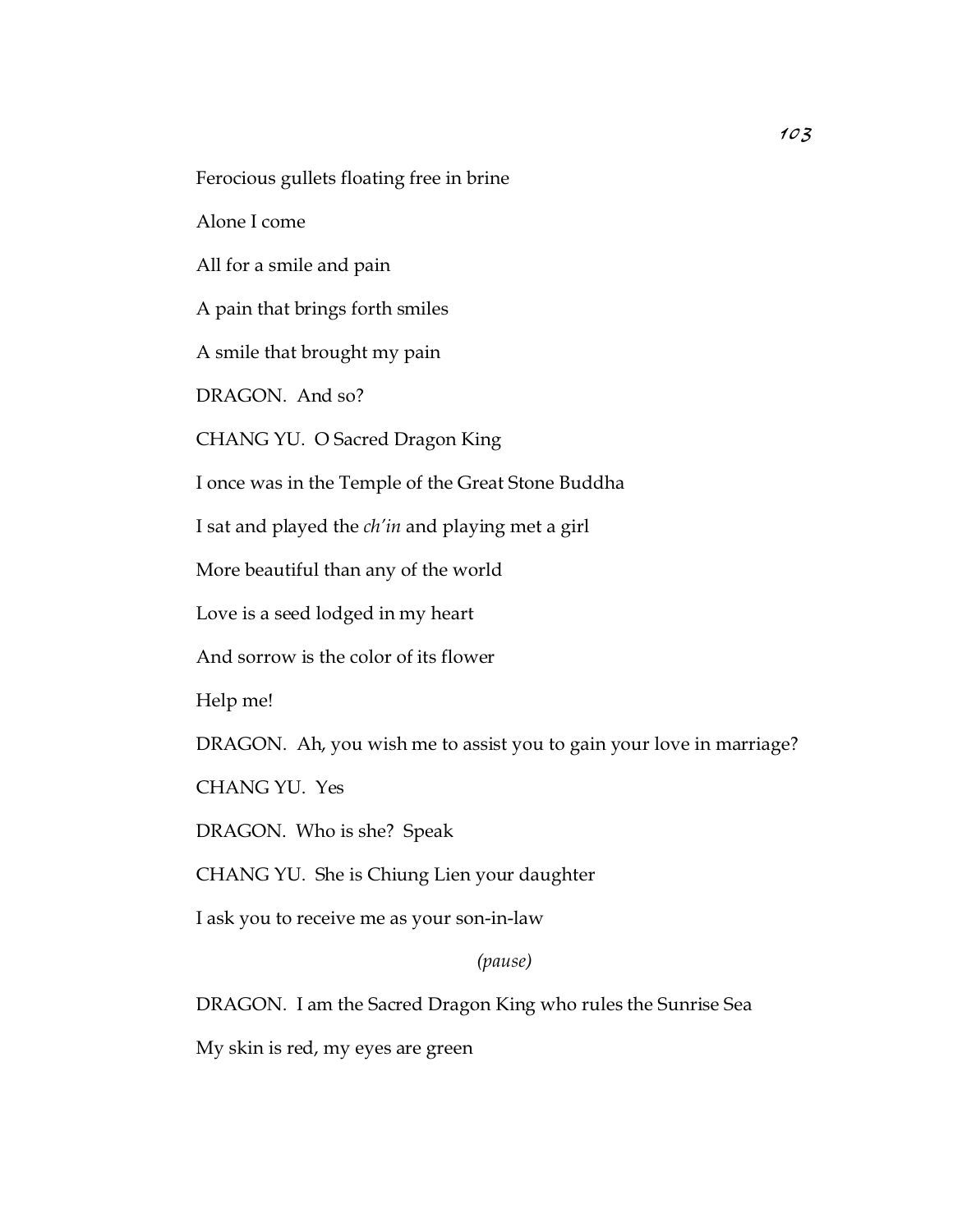Ferocious gullets floating free in brine

Alone I come

All for a smile and pain

A pain that brings forth smiles

A smile that brought my pain

DRAGON. And so?

CHANG YU. O Sacred Dragon King

I once was in the Temple of the Great Stone Buddha

I sat and played the *ch'in* and playing met a girl

More beautiful than any of the world

Love is a seed lodged in my heart

And sorrow is the color of its flower

Help me!

DRAGON. Ah, you wish me to assist you to gain your love in marriage?

CHANG YU. Yes

DRAGON. Who is she? Speak

CHANG YU. She is Chiung Lien your daughter

I ask you to receive me as your son-in-law

*(pause)*

DRAGON. I am the Sacred Dragon King who rules the Sunrise Sea

My skin is red, my eyes are green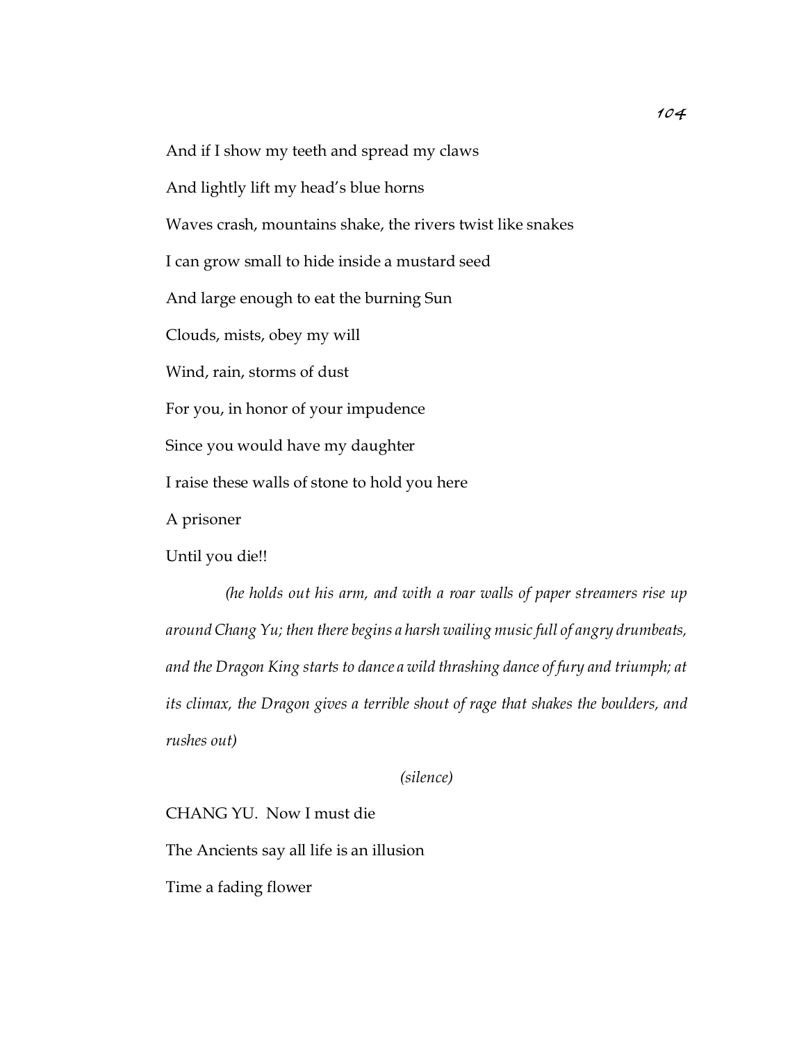And if I show my teeth and spread my claws

And lightly lift my head's blue horns

Waves crash, mountains shake, the rivers twist like snakes

I can grow small to hide inside a mustard seed

And large enough to eat the burning Sun

Clouds, mists, obey my will

Wind, rain, storms of dust

For you, in honor of your impudence

Since you would have my daughter

I raise these walls of stone to hold you here

A prisoner

Until you die!!

*(he holds out his arm, and with a roar walls of paper streamers rise up around Chang Yu; then there begins a harsh wailing music full of angry drumbeats, and the Dragon King starts to dance a wild thrashing dance of fury and triumph; at its climax, the Dragon gives a terrible shout of rage that shakes the boulders, and rushes out)*

*(silence)*

CHANG YU. Now I must die

The Ancients say all life is an illusion

Time a fading flower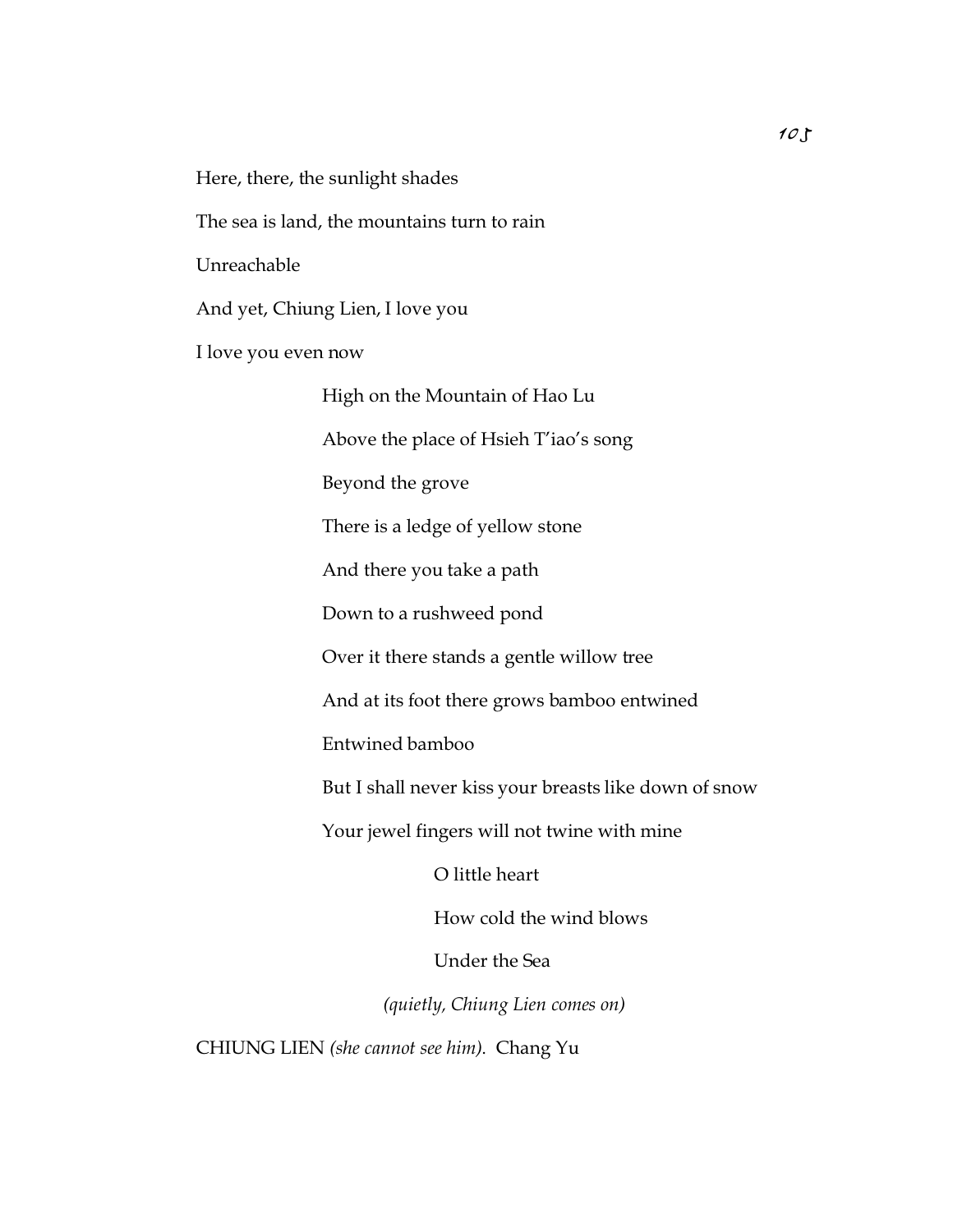Here, there, the sunlight shades

The sea is land, the mountains turn to rain

Unreachable

And yet, Chiung Lien, I love you

I love you even now

> High on the Mountain of Hao Lu
>
> Above the place of Hsieh T'iao's song
>
> Beyond the grove
>
> There is a ledge of yellow stone
>
> And there you take a path
>
> Down to a rushweed pond
>
> Over it there stands a gentle willow tree
>
> And at its foot there grows bamboo entwined
>
> Entwined bamboo
>
> But I shall never kiss your breasts like down of snow
>
> Your jewel fingers will not twine with mine
>
> > O little heart
> >
> > How cold the wind blows
> >
> > Under the Sea

*(quietly, Chiung Lien comes on)*

CHIUNG LIEN *(she cannot see him)*. Chang Yu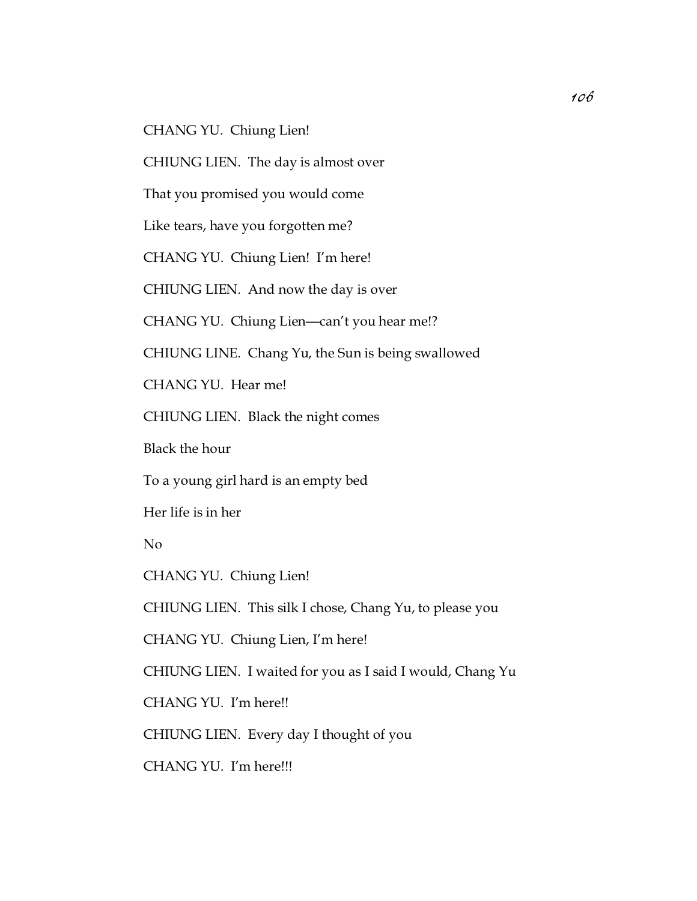CHANG YU. Chiung Lien!

CHIUNG LIEN. The day is almost over

That you promised you would come

Like tears, have you forgotten me?

CHANG YU. Chiung Lien! I'm here!

CHIUNG LIEN. And now the day is over

CHANG YU. Chiung Lien—can't you hear me!?

CHIUNG LINE. Chang Yu, the Sun is being swallowed

CHANG YU. Hear me!

CHIUNG LIEN. Black the night comes

Black the hour

To a young girl hard is an empty bed

Her life is in her

No

CHANG YU. Chiung Lien!

CHIUNG LIEN. This silk I chose, Chang Yu, to please you

CHANG YU. Chiung Lien, I'm here!

CHIUNG LIEN. I waited for you as I said I would, Chang Yu

CHANG YU. I'm here!!

CHIUNG LIEN. Every day I thought of you

CHANG YU. I'm here!!!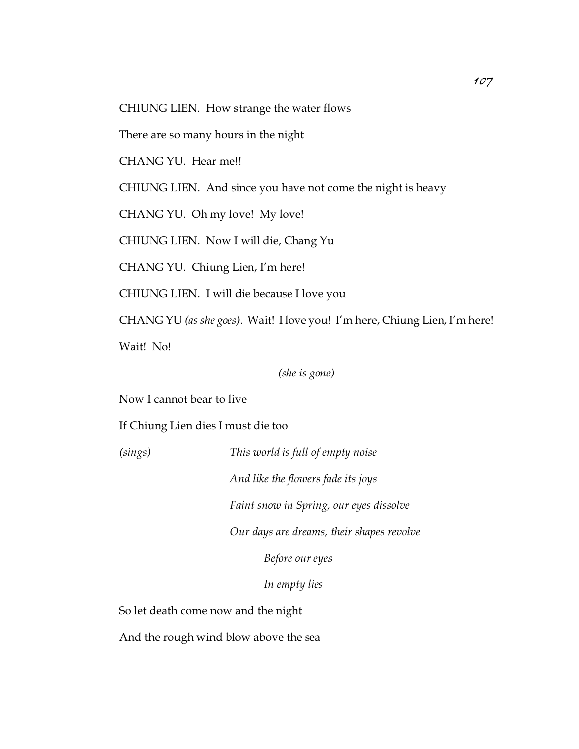CHIUNG LIEN.  How strange the water flows

There are so many hours in the night

CHANG YU.  Hear me!!

CHIUNG LIEN.  And since you have not come the night is heavy

CHANG YU.  Oh my love!  My love!

CHIUNG LIEN.  Now I will die, Chang Yu

CHANG YU.  Chiung Lien, I'm here!

CHIUNG LIEN.  I will die because I love you

CHANG YU *(as she goes)*.  Wait!  I love you!  I'm here, Chiung Lien, I'm here!

Wait!  No!

*(she is gone)*

Now I cannot bear to live

If Chiung Lien dies I must die too

*(sings)*

*This world is full of empty noise*

*And like the flowers fade its joys*

*Faint snow in Spring, our eyes dissolve*

*Our days are dreams, their shapes revolve*

*Before our eyes*

*In empty lies*

So let death come now and the night

And the rough wind blow above the sea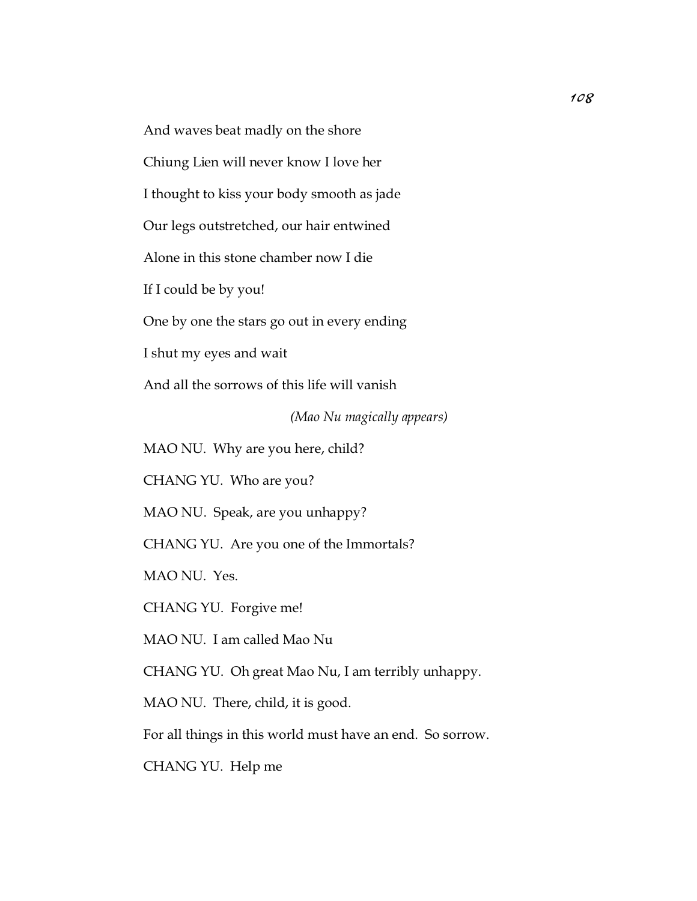And waves beat madly on the shore

Chiung Lien will never know I love her

I thought to kiss your body smooth as jade

Our legs outstretched, our hair entwined

Alone in this stone chamber now I die

If I could be by you!

One by one the stars go out in every ending

I shut my eyes and wait

And all the sorrows of this life will vanish

*(Mao Nu magically appears)*

MAO NU. Why are you here, child?

CHANG YU. Who are you?

MAO NU. Speak, are you unhappy?

CHANG YU. Are you one of the Immortals?

MAO NU. Yes.

CHANG YU. Forgive me!

MAO NU. I am called Mao Nu

CHANG YU. Oh great Mao Nu, I am terribly unhappy.

MAO NU. There, child, it is good.

For all things in this world must have an end. So sorrow.

CHANG YU. Help me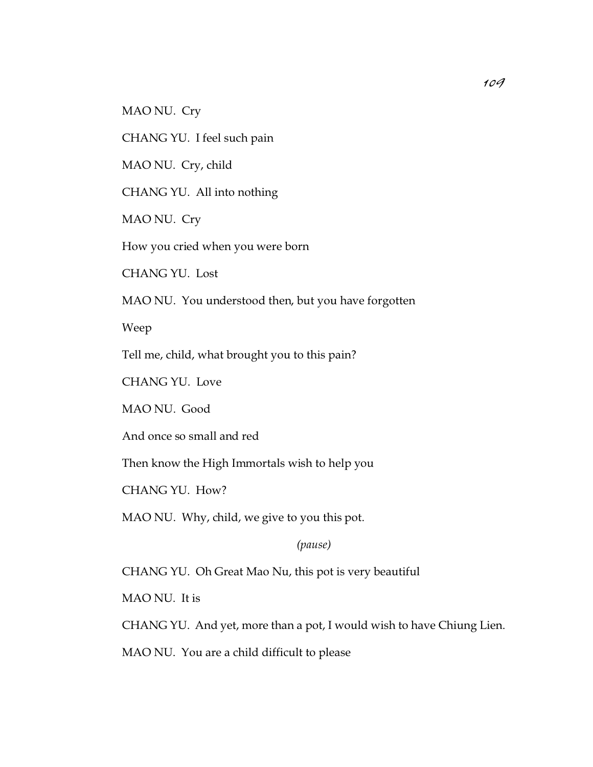MAO NU. Cry

CHANG YU. I feel such pain

MAO NU. Cry, child

CHANG YU. All into nothing

MAO NU. Cry

How you cried when you were born

CHANG YU. Lost

MAO NU. You understood then, but you have forgotten

Weep

Tell me, child, what brought you to this pain?

CHANG YU. Love

MAO NU. Good

And once so small and red

Then know the High Immortals wish to help you

CHANG YU. How?

MAO NU. Why, child, we give to you this pot.

*(pause)*

CHANG YU. Oh Great Mao Nu, this pot is very beautiful

MAO NU. It is

CHANG YU. And yet, more than a pot, I would wish to have Chiung Lien.

MAO NU. You are a child difficult to please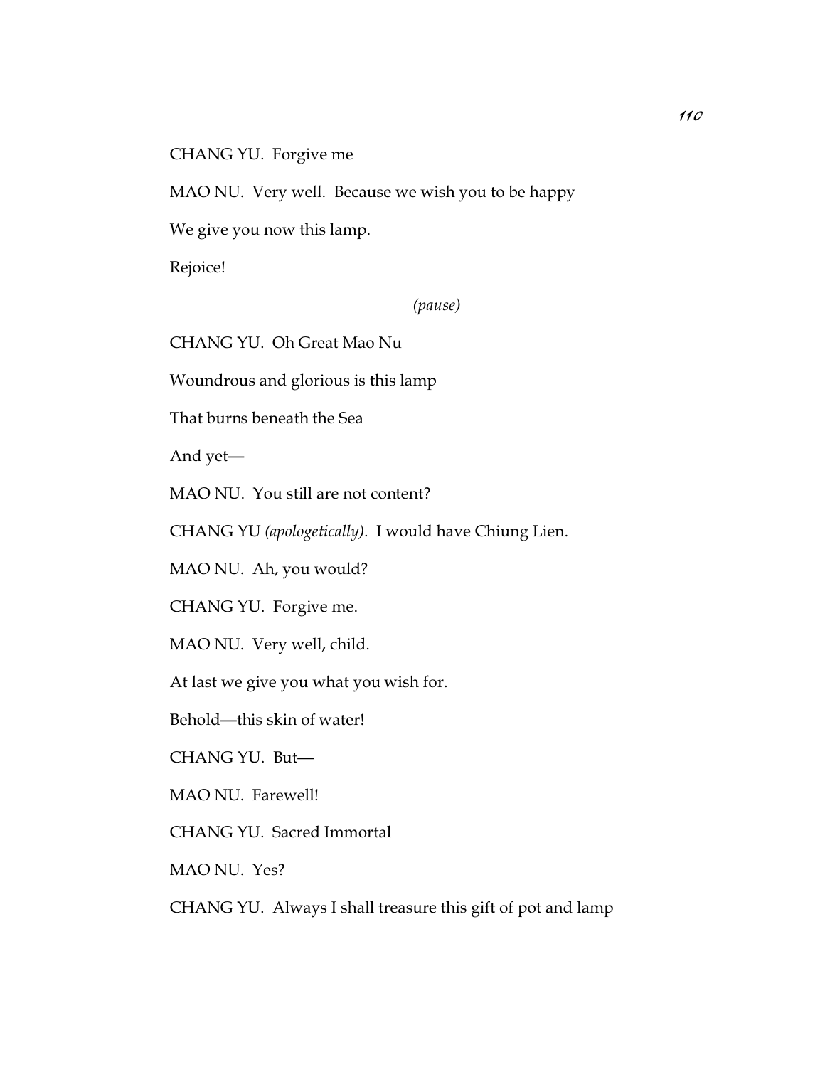CHANG YU. Forgive me

MAO NU. Very well. Because we wish you to be happy

We give you now this lamp.

Rejoice!

*(pause)*

CHANG YU. Oh Great Mao Nu

Woundrous and glorious is this lamp

That burns beneath the Sea

And yet—

MAO NU. You still are not content?

CHANG YU *(apologetically)*. I would have Chiung Lien.

MAO NU. Ah, you would?

CHANG YU. Forgive me.

MAO NU. Very well, child.

At last we give you what you wish for.

Behold—this skin of water!

CHANG YU. But—

MAO NU. Farewell!

CHANG YU. Sacred Immortal

MAO NU. Yes?

CHANG YU. Always I shall treasure this gift of pot and lamp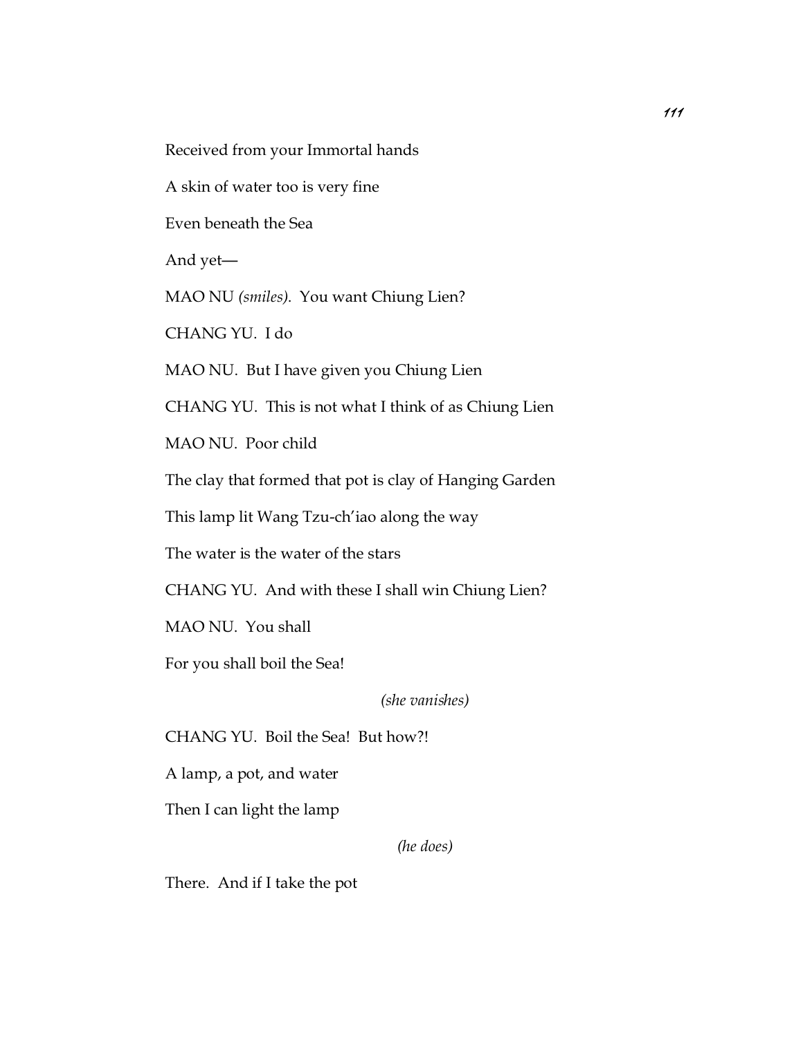Received from your Immortal hands

A skin of water too is very fine

Even beneath the Sea

And yet—

MAO NU *(smiles)*. You want Chiung Lien?

CHANG YU. I do

MAO NU. But I have given you Chiung Lien

CHANG YU. This is not what I think of as Chiung Lien

MAO NU. Poor child

The clay that formed that pot is clay of Hanging Garden

This lamp lit Wang Tzu-ch'iao along the way

The water is the water of the stars

CHANG YU. And with these I shall win Chiung Lien?

MAO NU. You shall

For you shall boil the Sea!

*(she vanishes)*

CHANG YU. Boil the Sea! But how?!

A lamp, a pot, and water

Then I can light the lamp

*(he does)*

There. And if I take the pot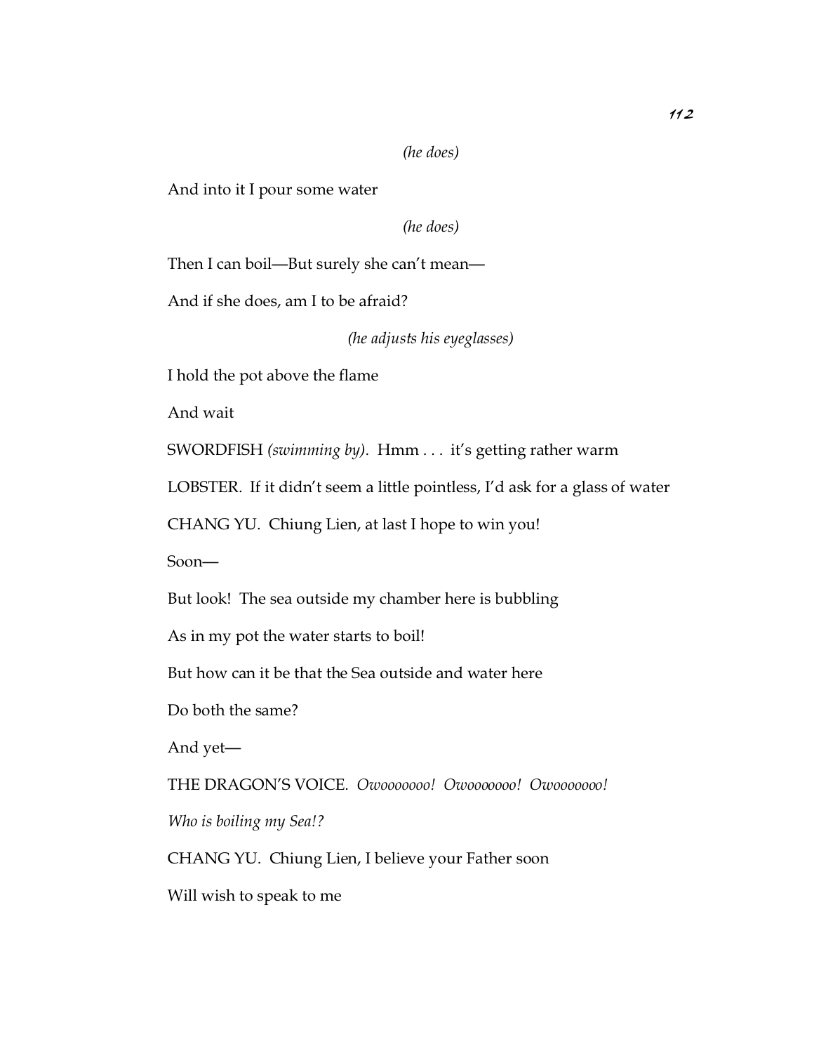*(he does)*

And into it I pour some water

*(he does)*

Then I can boil—But surely she can't mean—

And if she does, am I to be afraid?

*(he adjusts his eyeglasses)*

I hold the pot above the flame

And wait

SWORDFISH *(swimming by)*. Hmm . . . it's getting rather warm

LOBSTER. If it didn't seem a little pointless, I'd ask for a glass of water

CHANG YU. Chiung Lien, at last I hope to win you!

Soon—

But look! The sea outside my chamber here is bubbling

As in my pot the water starts to boil!

But how can it be that the Sea outside and water here

Do both the same?

And yet—

THE DRAGON'S VOICE. *Owoooooooo! Owoooooooo! Owoooooooo!*

*Who is boiling my Sea!?*

CHANG YU. Chiung Lien, I believe your Father soon

Will wish to speak to me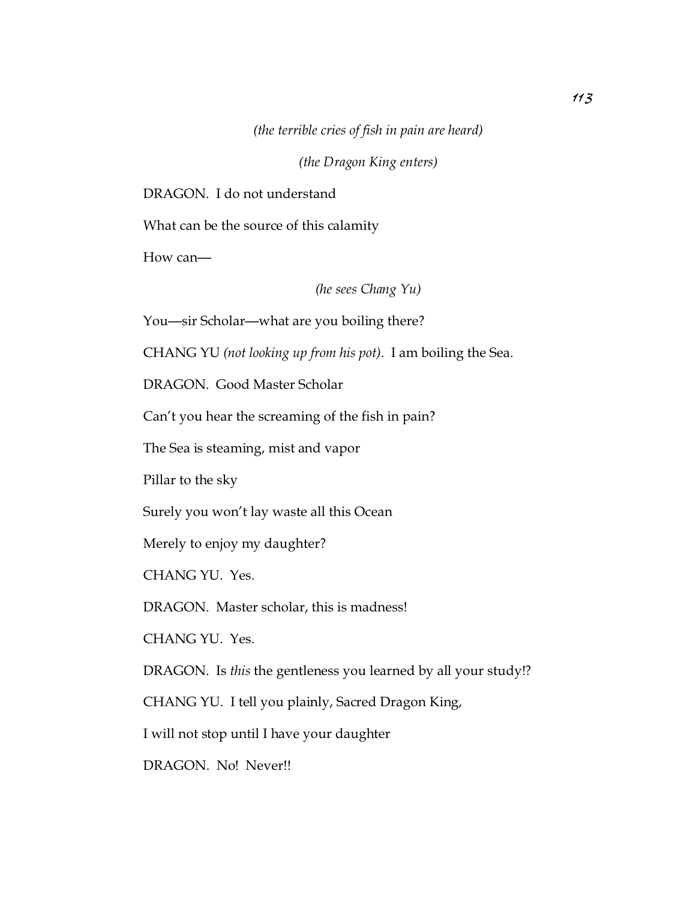*(the terrible cries of fish in pain are heard)*

*(the Dragon King enters)*

DRAGON. I do not understand

What can be the source of this calamity

How can—

*(he sees Chang Yu)*

You—sir Scholar—what are you boiling there?

CHANG YU *(not looking up from his pot)*. I am boiling the Sea.

DRAGON. Good Master Scholar

Can't you hear the screaming of the fish in pain?

The Sea is steaming, mist and vapor

Pillar to the sky

Surely you won't lay waste all this Ocean

Merely to enjoy my daughter?

CHANG YU. Yes.

DRAGON. Master scholar, this is madness!

CHANG YU. Yes.

DRAGON. Is *this* the gentleness you learned by all your study!?

CHANG YU. I tell you plainly, Sacred Dragon King,

I will not stop until I have your daughter

DRAGON. No! Never!!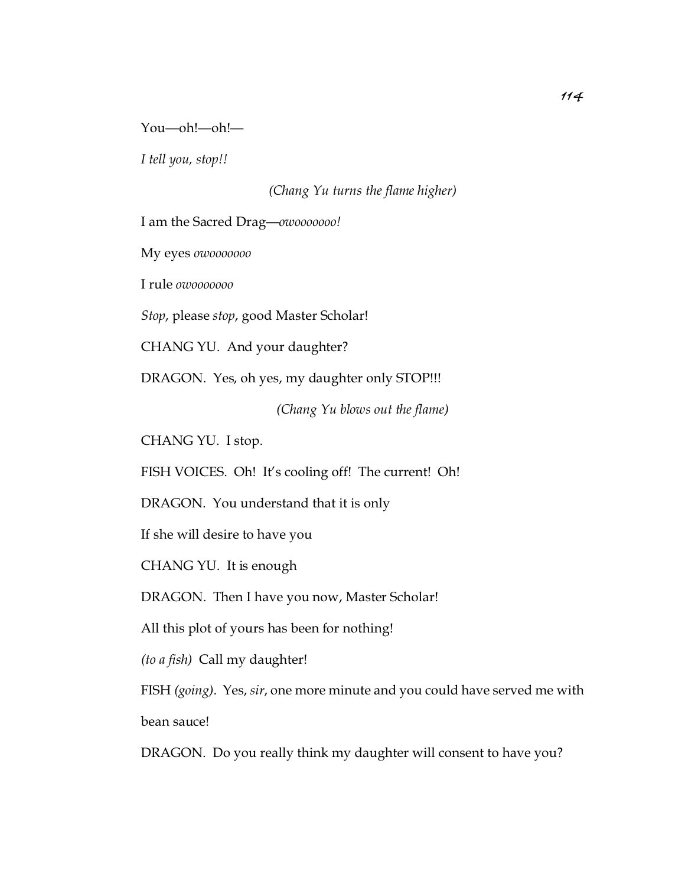You—oh!—oh!—

*I tell you, stop!!*

*(Chang Yu turns the flame higher)*

I am the Sacred Drag—*owoooooooo!*

My eyes *owoooooooo*

I rule *owoooooooo*

*Stop*, please *stop*, good Master Scholar!

CHANG YU. And your daughter?

DRAGON. Yes, oh yes, my daughter only STOP!!!

*(Chang Yu blows out the flame)*

CHANG YU. I stop.

FISH VOICES. Oh! It's cooling off! The current! Oh!

DRAGON. You understand that it is only

If she will desire to have you

CHANG YU. It is enough

DRAGON. Then I have you now, Master Scholar!

All this plot of yours has been for nothing!

*(to a fish)* Call my daughter!

FISH *(going)*. Yes, *sir*, one more minute and you could have served me with bean sauce!

DRAGON. Do you really think my daughter will consent to have you?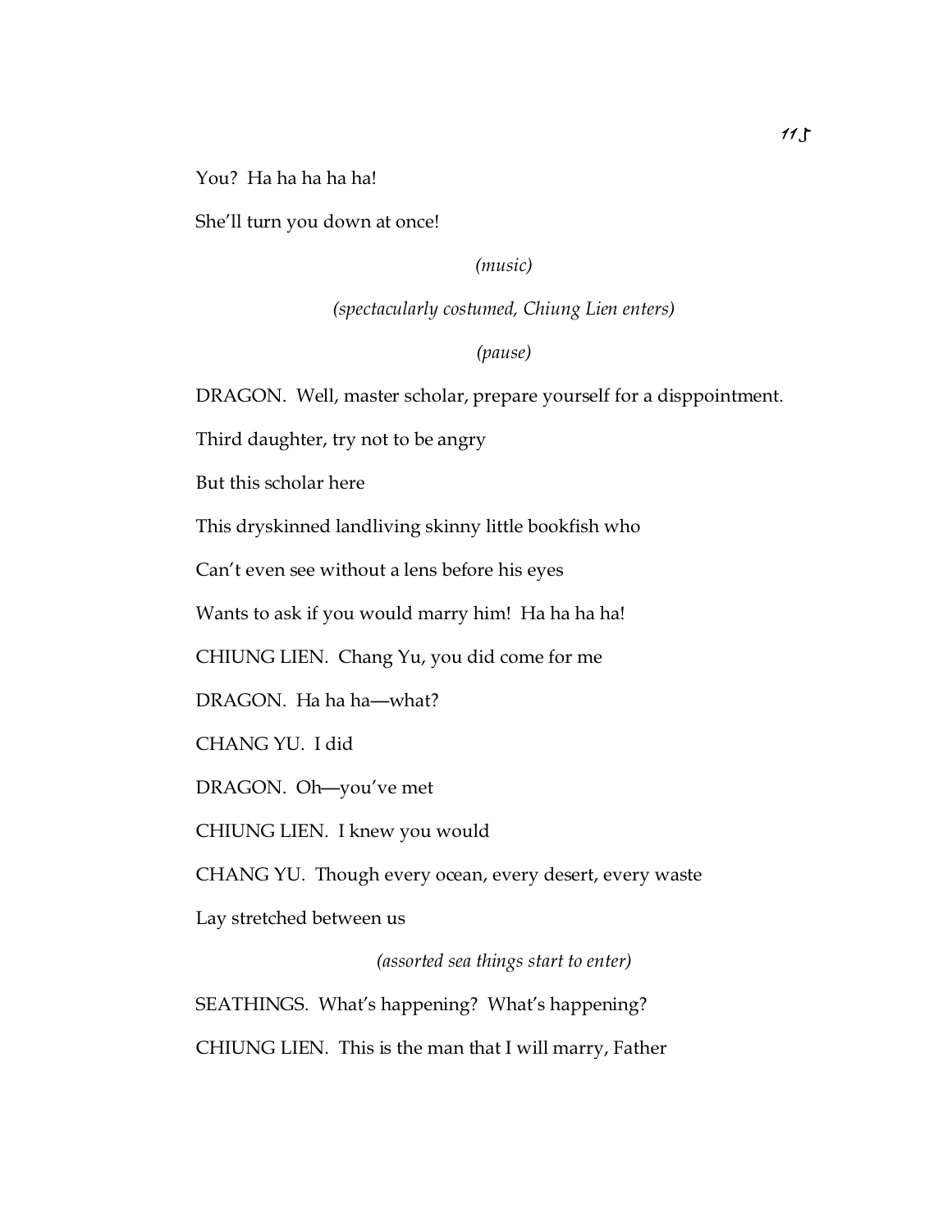You? Ha ha ha ha ha!

She'll turn you down at once!

*(music)*

*(spectacularly costumed, Chiung Lien enters)*

*(pause)*

DRAGON. Well, master scholar, prepare yourself for a disppointment.

Third daughter, try not to be angry

But this scholar here

This dryskinned landliving skinny little bookfish who

Can't even see without a lens before his eyes

Wants to ask if you would marry him! Ha ha ha ha!

CHIUNG LIEN. Chang Yu, you did come for me

DRAGON. Ha ha ha—what?

CHANG YU. I did

DRAGON. Oh—you've met

CHIUNG LIEN. I knew you would

CHANG YU. Though every ocean, every desert, every waste

Lay stretched between us

*(assorted sea things start to enter)*

SEATHINGS. What's happening? What's happening?

CHIUNG LIEN. This is the man that I will marry, Father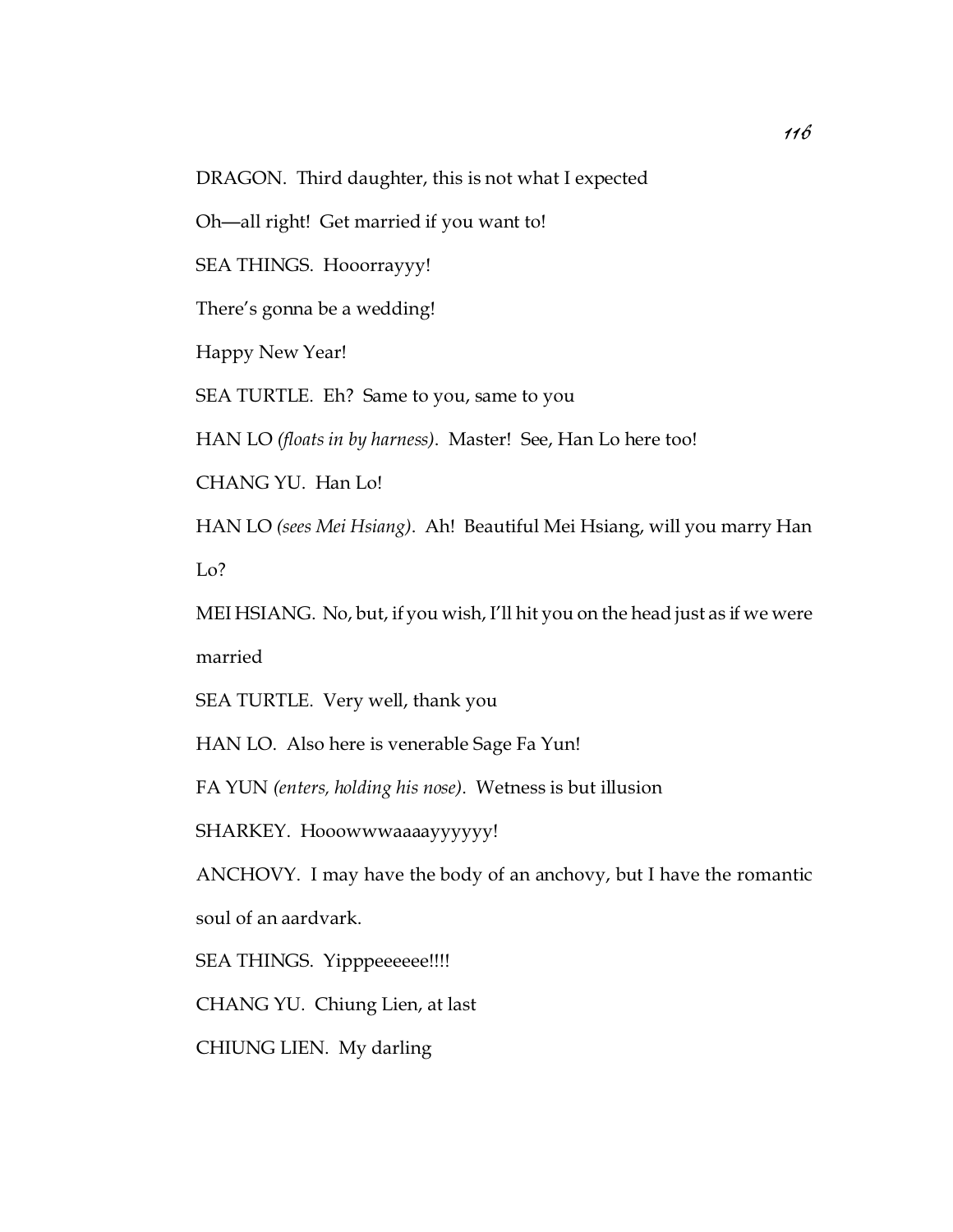DRAGON. Third daughter, this is not what I expected

Oh—all right! Get married if you want to!

SEA THINGS. Hooorrayyy!

There's gonna be a wedding!

Happy New Year!

SEA TURTLE. Eh? Same to you, same to you

HAN LO *(floats in by harness)*. Master! See, Han Lo here too!

CHANG YU. Han Lo!

HAN LO *(sees Mei Hsiang)*. Ah! Beautiful Mei Hsiang, will you marry Han Lo?

MEI HSIANG. No, but, if you wish, I'll hit you on the head just as if we were married

SEA TURTLE. Very well, thank you

HAN LO. Also here is venerable Sage Fa Yun!

FA YUN *(enters, holding his nose)*. Wetness is but illusion

SHARKEY. Hooowwwaaaayyyyyy!

ANCHOVY. I may have the body of an anchovy, but I have the romantic soul of an aardvark.

SEA THINGS. Yipppeeeeee!!!!

CHANG YU. Chiung Lien, at last

CHIUNG LIEN. My darling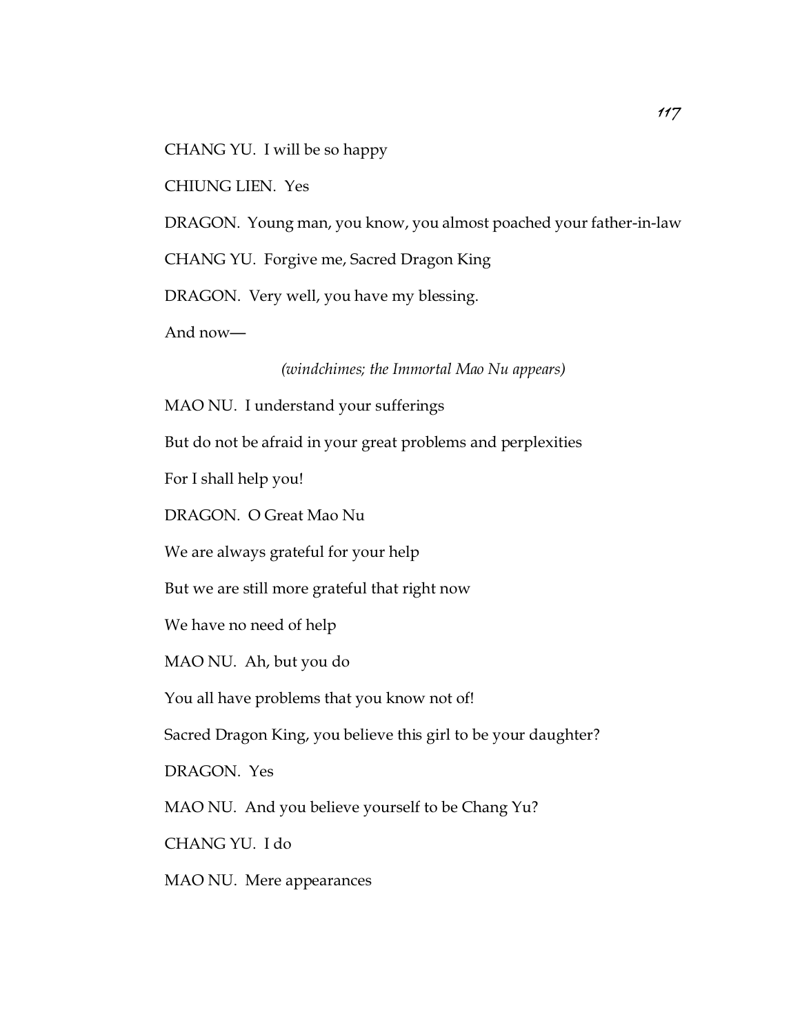CHANG YU. I will be so happy

CHIUNG LIEN. Yes

DRAGON. Young man, you know, you almost poached your father-in-law

CHANG YU. Forgive me, Sacred Dragon King

DRAGON. Very well, you have my blessing.

And now—

*(windchimes; the Immortal Mao Nu appears)*

MAO NU. I understand your sufferings

But do not be afraid in your great problems and perplexities

For I shall help you!

DRAGON. O Great Mao Nu

We are always grateful for your help

But we are still more grateful that right now

We have no need of help

MAO NU. Ah, but you do

You all have problems that you know not of!

Sacred Dragon King, you believe this girl to be your daughter?

DRAGON. Yes

MAO NU. And you believe yourself to be Chang Yu?

CHANG YU. I do

MAO NU. Mere appearances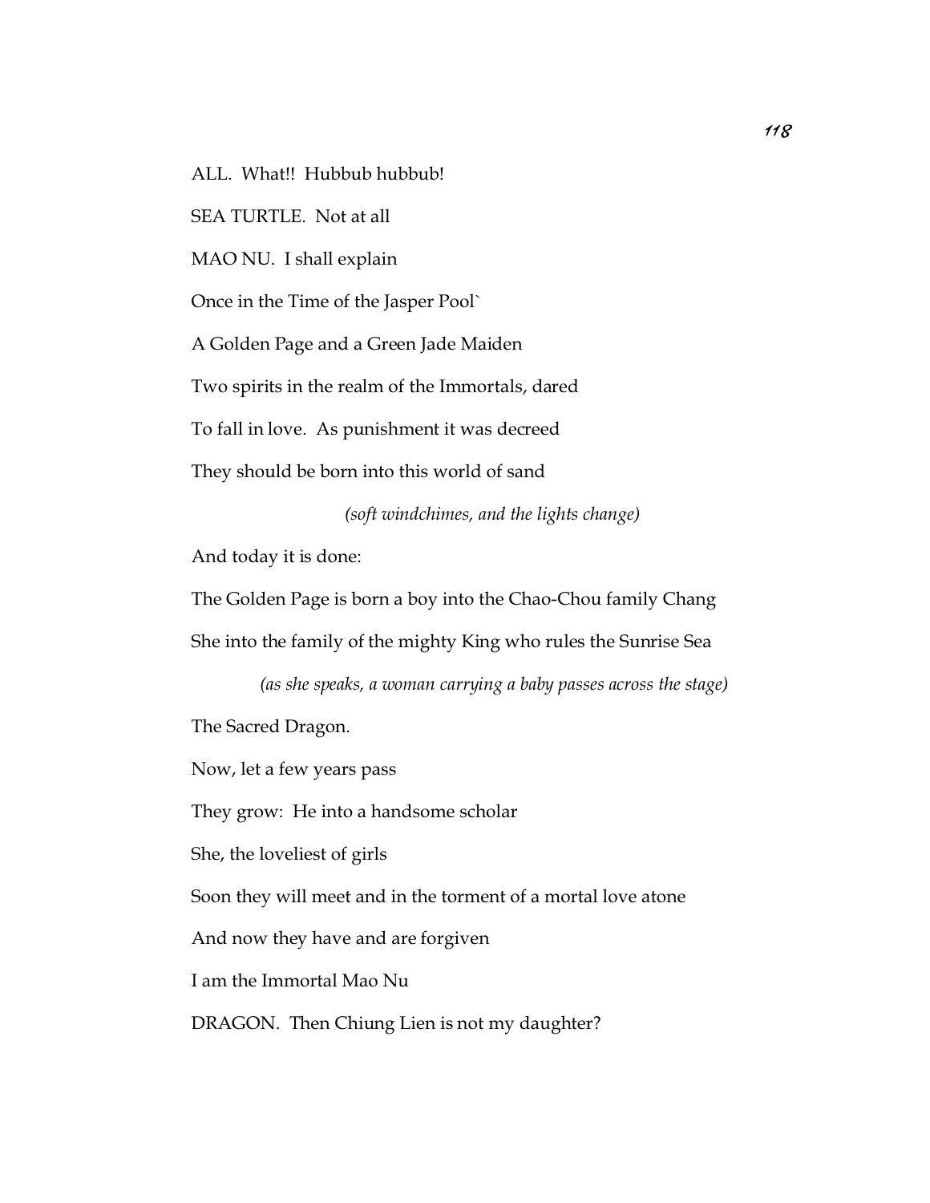ALL. What!! Hubbub hubbub!

SEA TURTLE. Not at all

MAO NU. I shall explain

Once in the Time of the Jasper Pool`

A Golden Page and a Green Jade Maiden

Two spirits in the realm of the Immortals, dared

To fall in love. As punishment it was decreed

They should be born into this world of sand

*(soft windchimes, and the lights change)*

And today it is done:

The Golden Page is born a boy into the Chao-Chou family Chang

She into the family of the mighty King who rules the Sunrise Sea

*(as she speaks, a woman carrying a baby passes across the stage)*

The Sacred Dragon.

Now, let a few years pass

They grow: He into a handsome scholar

She, the loveliest of girls

Soon they will meet and in the torment of a mortal love atone

And now they have and are forgiven

I am the Immortal Mao Nu

DRAGON. Then Chiung Lien is not my daughter?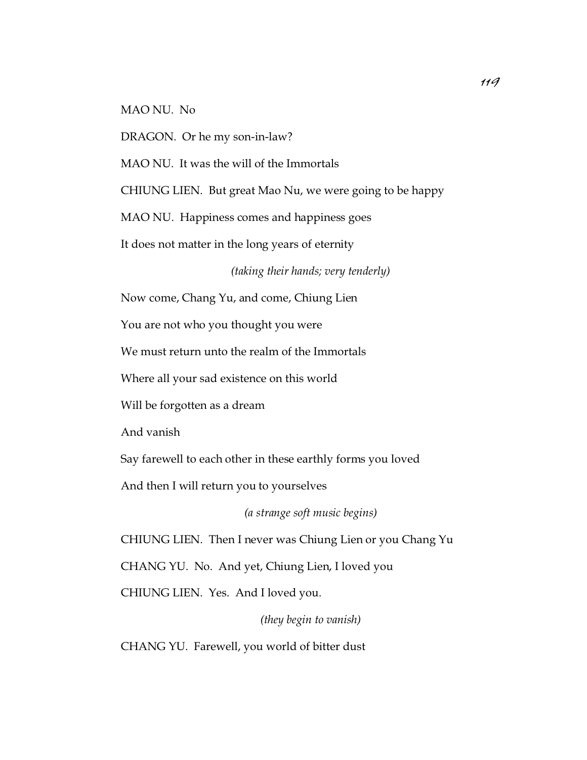MAO NU.  No

DRAGON.  Or he my son-in-law?

MAO NU.  It was the will of the Immortals

CHIUNG LIEN.  But great Mao Nu, we were going to be happy

MAO NU.  Happiness comes and happiness goes

It does not matter in the long years of eternity

*(taking their hands; very tenderly)*

Now come, Chang Yu, and come, Chiung Lien

You are not who you thought you were

We must return unto the realm of the Immortals

Where all your sad existence on this world

Will be forgotten as a dream

And vanish

Say farewell to each other in these earthly forms you loved

And then I will return you to yourselves

*(a strange soft music begins)*

CHIUNG LIEN.  Then I never was Chiung Lien or you Chang Yu

CHANG YU.  No.  And yet, Chiung Lien, I loved you

CHIUNG LIEN.  Yes.  And I loved you.

*(they begin to vanish)*

CHANG YU.  Farewell, you world of bitter dust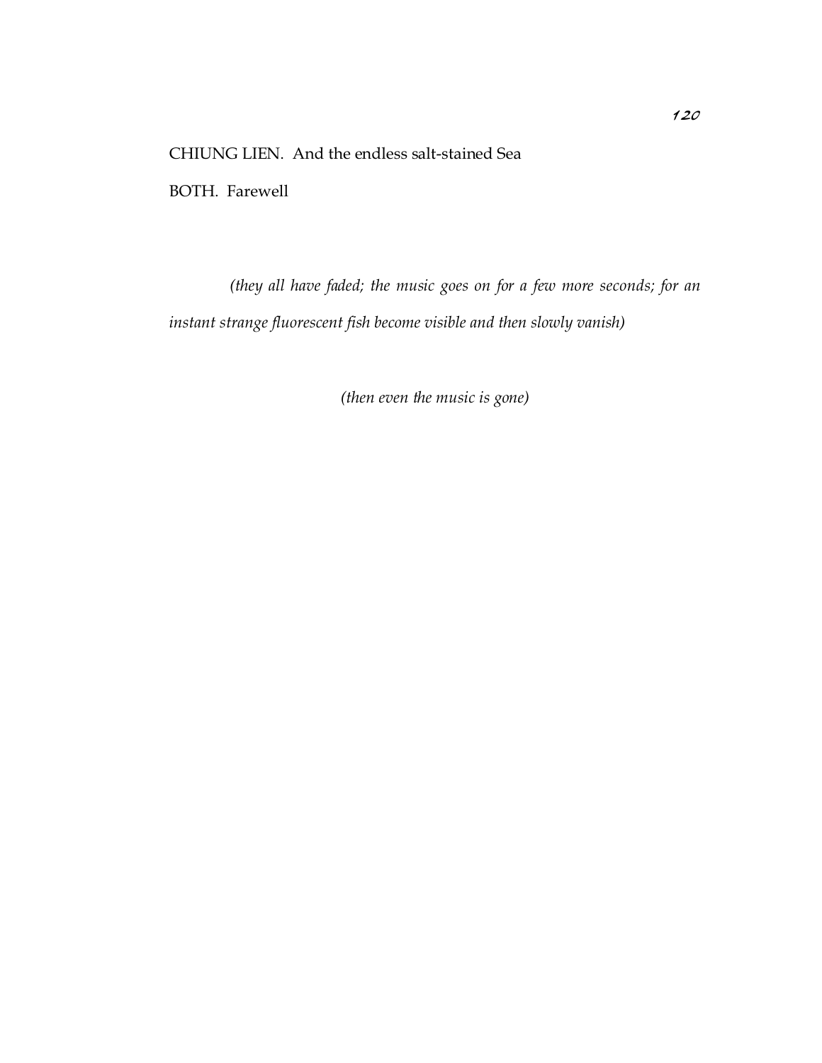CHIUNG LIEN. And the endless salt-stained Sea

BOTH. Farewell

*(they all have faded; the music goes on for a few more seconds; for an instant strange fluorescent fish become visible and then slowly vanish)*

*(then even the music is gone)*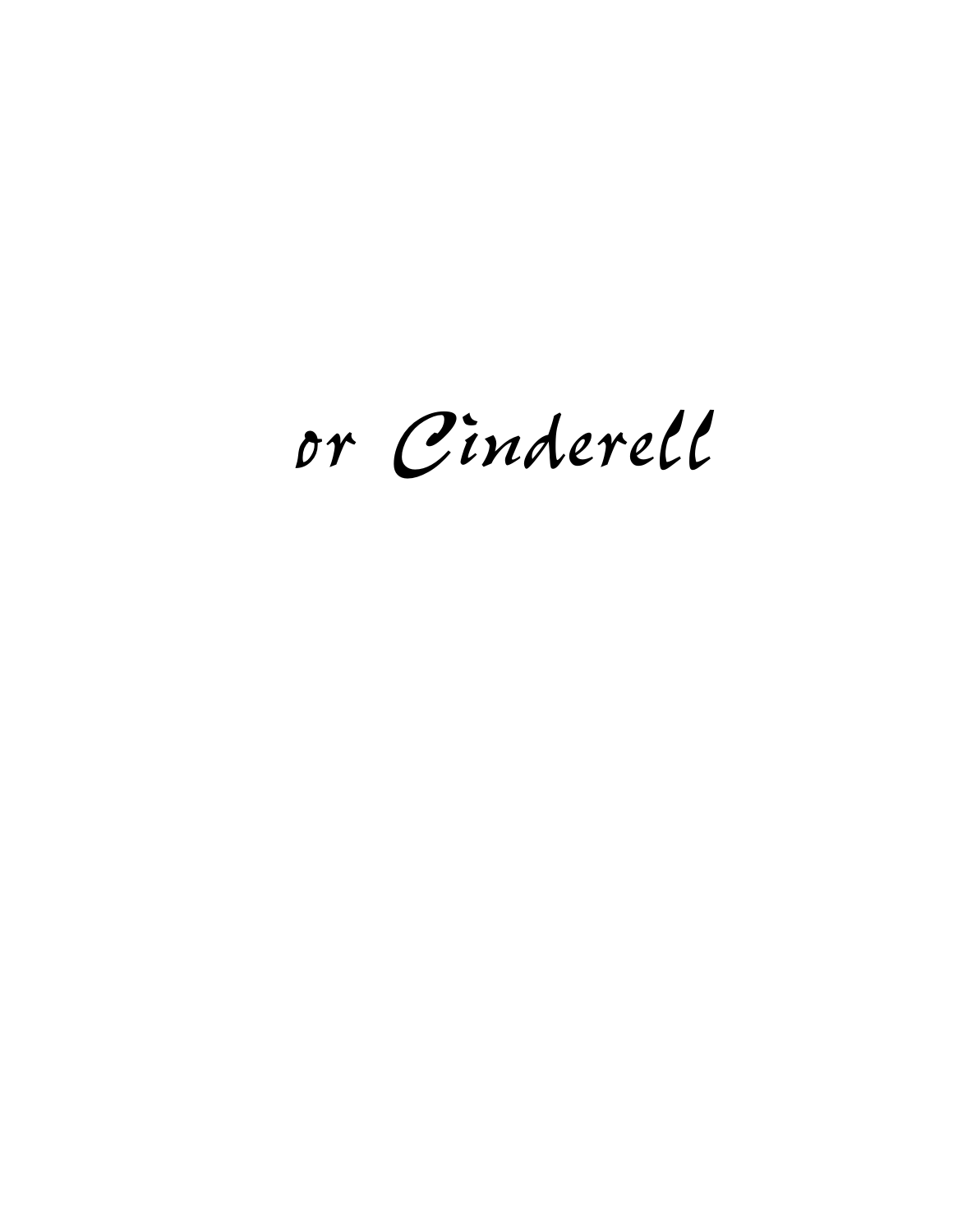*or Cinderell*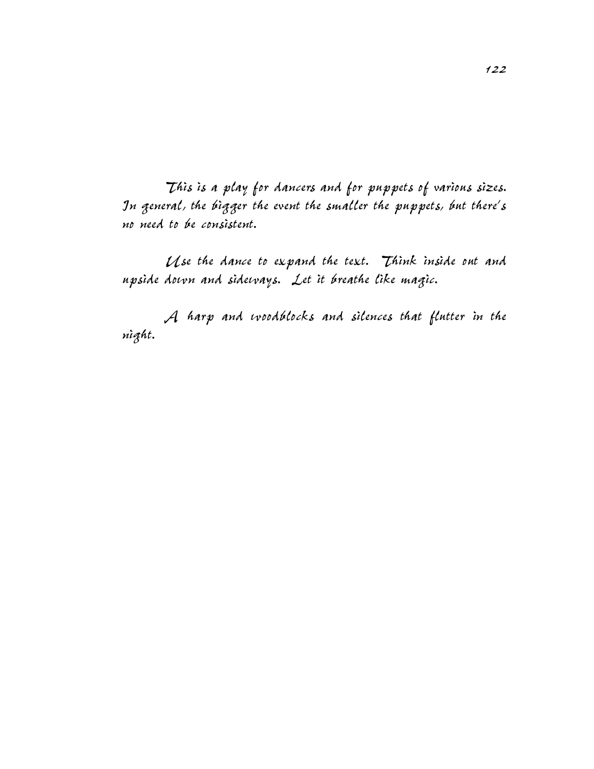*This is a play for dancers and for puppets of various sizes. In general, the bigger the event the smaller the puppets, but there's no need to be consistent.*

*Use the dance to expand the text. Think inside out and upside down and sideways. Let it breathe like magic.*

*A harp and woodblocks and silences that flutter in the night.*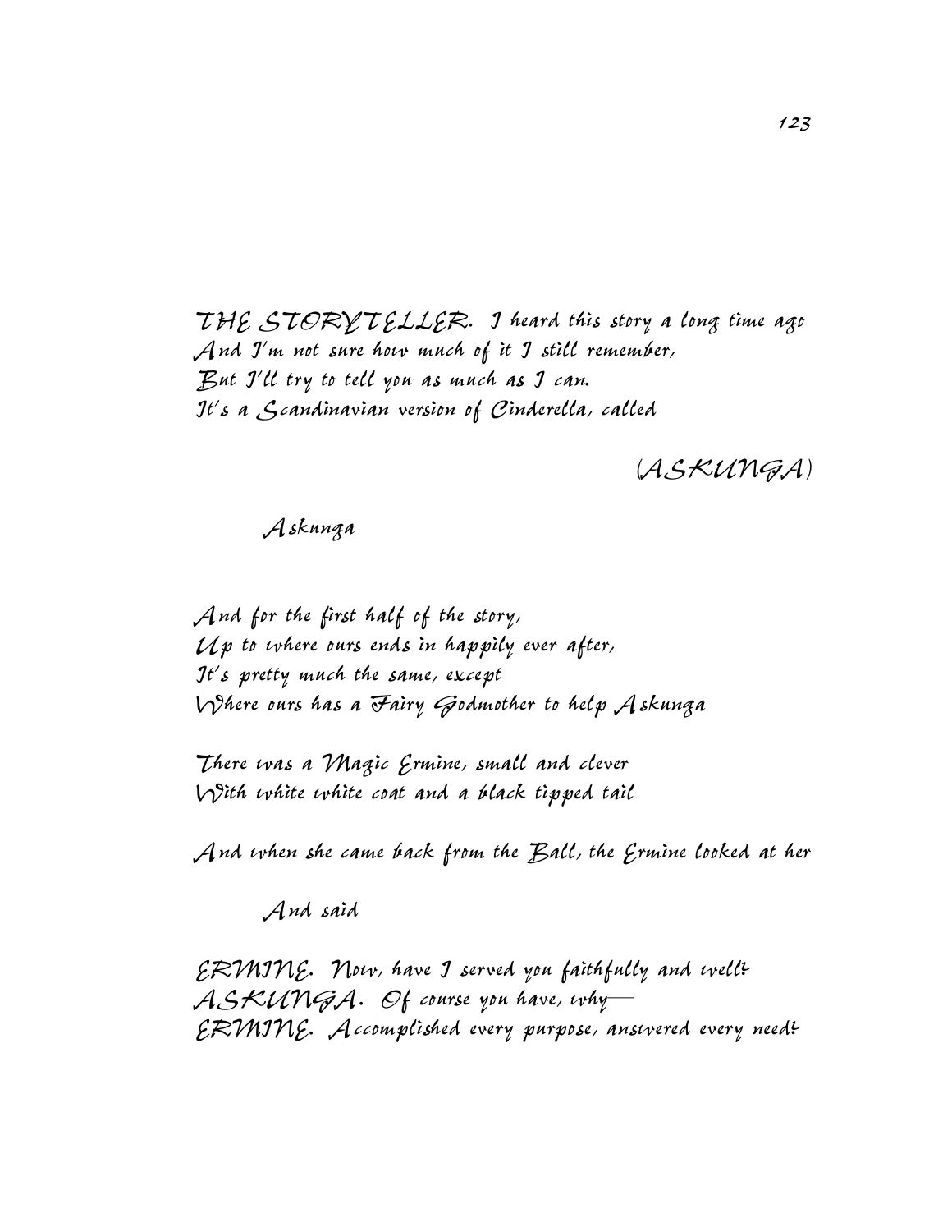THE STORYTELLER. I heard this story a long time ago
And I'm not sure how much of it I still remember,
But I'll try to tell you as much as I can.
It's a Scandinavian version of Cinderella, called

(ASKUNGA)

Askunga

And for the first half of the story,
Up to where ours ends in happily ever after,
It's pretty much the same, except
Where ours has a Fairy Godmother to help Askunga

There was a Magic Ermine, small and clever
With white white coat and a black tipped tail

And when she came back from the Ball, the Ermine looked at her

And said

ERMINE. Now, have I served you faithfully and well?
ASKUNGA. Of course you have, why—
ERMINE. Accomplished every purpose, answered every need?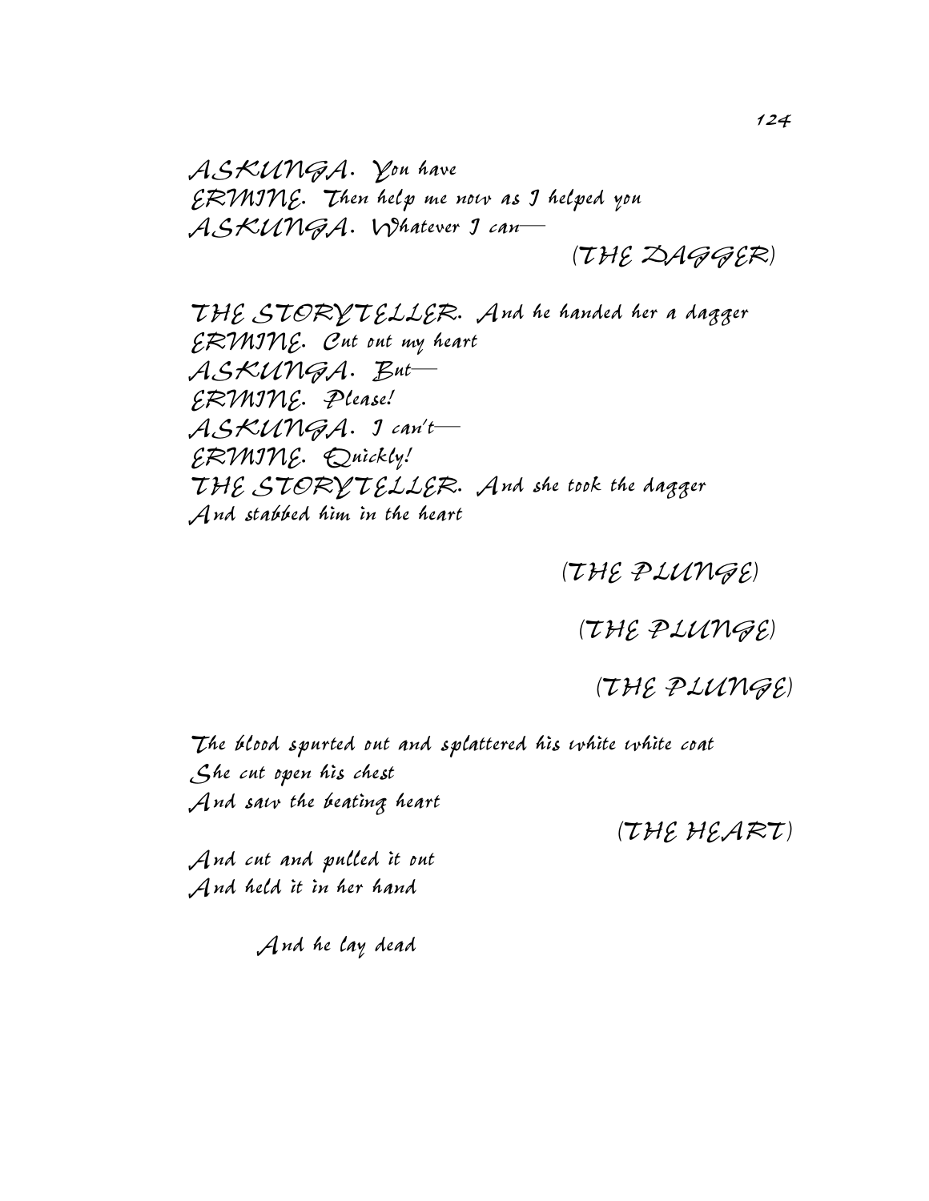ASKUNGA. You have
ERMINE. Then help me now as I helped you
ASKUNGA. Whatever I can—

(THE DAGGER)

THE STORYTELLER. And he handed her a dagger
ERMINE. Cut out my heart
ASKUNGA. But—
ERMINE. Please!
ASKUNGA. I can't—
ERMINE. Quickly!
THE STORYTELLER. And she took the dagger
And stabbed him in the heart

(THE PLUNGE)

(THE PLUNGE)

(THE PLUNGE)

The blood spurted out and splattered his white white coat
She cut open his chest
And saw the beating heart

(THE HEART)

And cut and pulled it out
And held it in her hand

And he lay dead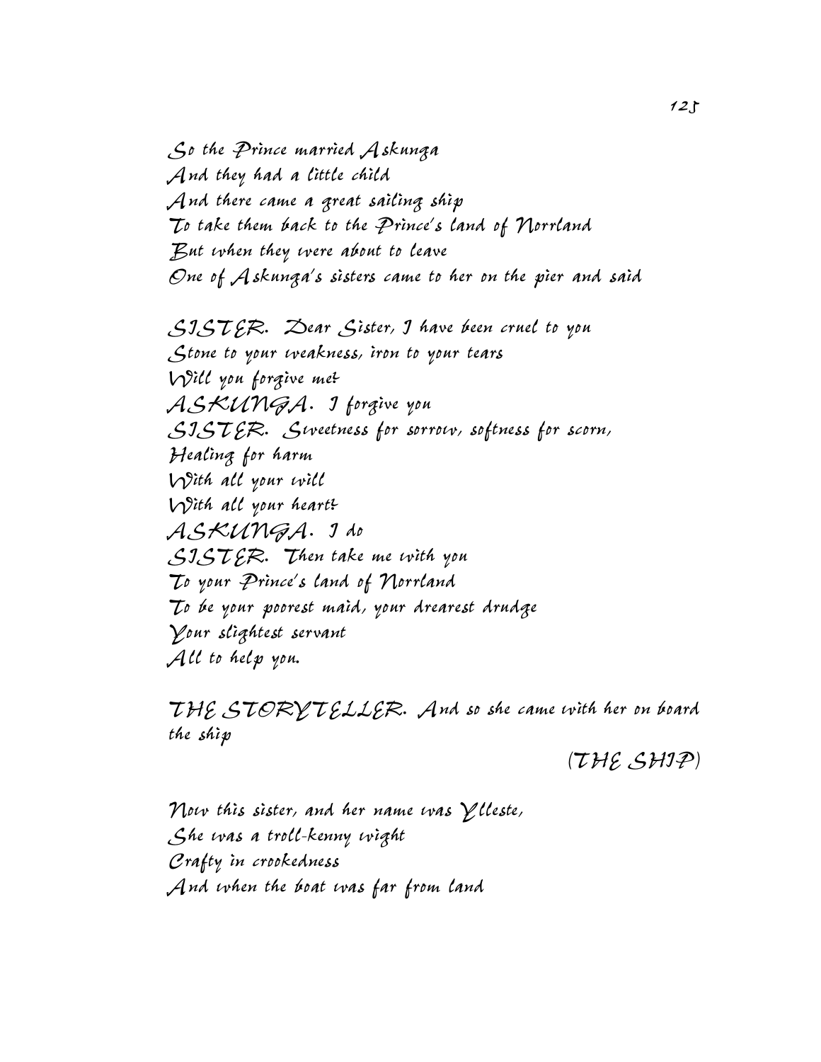So the Prince married Askunga
And they had a little child
And there came a great sailing ship
To take them back to the Prince's land of Norrland
But when they were about to leave
One of Askunga's sisters came to her on the pier and said

SISTER. Dear Sister, I have been cruel to you
Stone to your weakness, iron to your tears
Will you forgive me?
ASKUNGA. I forgive you
SISTER. Sweetness for sorrow, softness for scorn,
Healing for harm
With all your will
With all your heart?
ASKUNGA. I do
SISTER. Then take me with you
To your Prince's land of Norrland
To be your poorest maid, your drearest drudge
Your slightest servant
All to help you.

THE STORYTELLER. And so she came with her on board the ship

(THE SHIP)

Now this sister, and her name was Ylleste,
She was a troll-kenny wight
Crafty in crookedness
And when the boat was far from land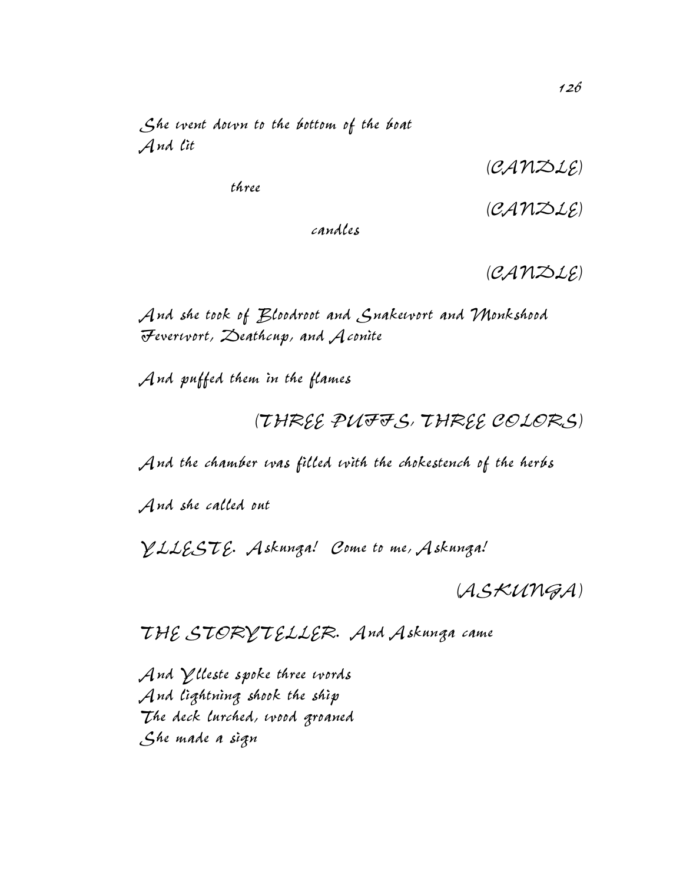She went down to the bottom of the boat
And lit

(CANDLE)

three

(CANDLE)

candles

(CANDLE)

And she took of Bloodroot and Snakewort and Monkshood
Feverwort, Deathcup, and Aconite

And puffed them in the flames

(THREE PUFFS, THREE COLORS)

And the chamber was filled with the chokestench of the herbs

And she called out

YLLESTE. Askunga! Come to me, Askunga!

(ASKUNGA)

THE STORYTELLER. And Askunga came

And Ylleste spoke three words
And lightning shook the ship
The deck lurched, wood groaned
She made a sign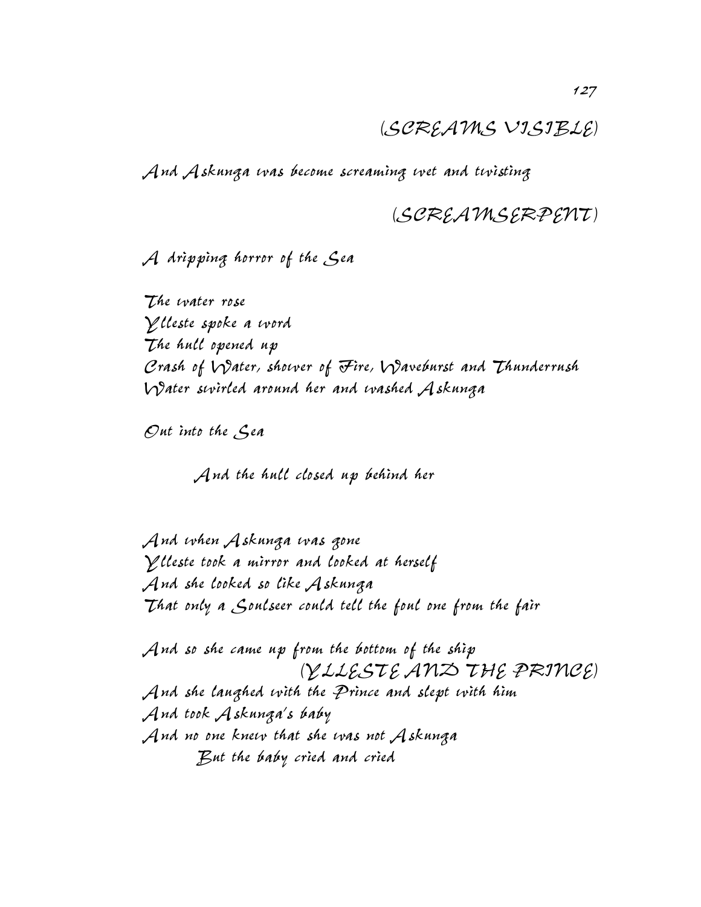(SCREAMS VISIBLE)

*And Askunga was become screaming wet and twisting*

(SCREAMSERPENT)

*A dripping horror of the Sea*

*The water rose*
*Ylleste spoke a word*
*The hull opened up*
*Crash of Water, shower of Fire, Waveburst and Thunderrush*
*Water swirled around her and washed Askunga*

*Out into the Sea*

*And the hull closed up behind her*

*And when Askunga was gone*
*Ylleste took a mirror and looked at herself*
*And she looked so like Askunga*
*That only a Soulseer could tell the foul one from the fair*

*And so she came up from the bottom of the ship*

(YLLESTE AND THE PRINCE)

*And she laughed with the Prince and slept with him*
*And took Askunga's baby*
*And no one knew that she was not Askunga*
*But the baby cried and cried*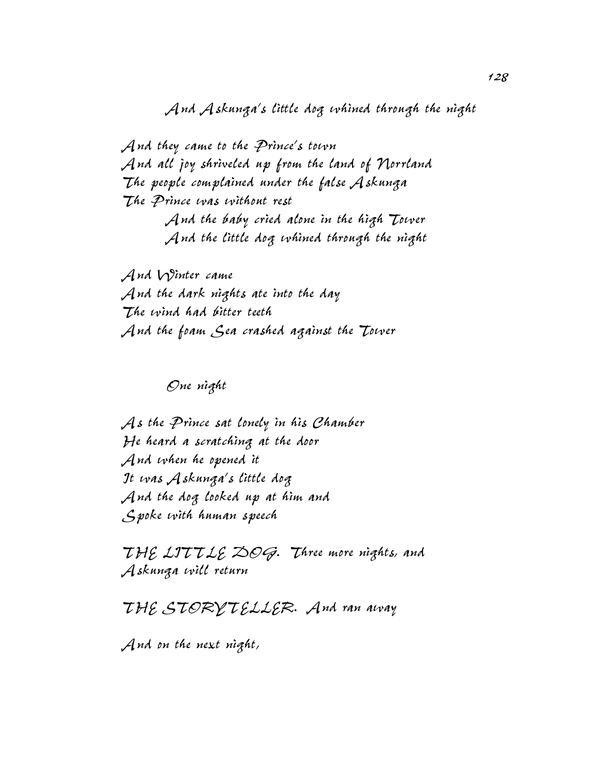And Askunga's little dog whined through the night

And they came to the Prince's town
And all joy shriveled up from the land of Norrland
The people complained under the false Askunga
The Prince was without rest
        And the baby cried alone in the high Tower
        And the little dog whined through the night

And Winter came
And the dark nights ate into the day
The wind had bitter teeth
And the foam Sea crashed against the Tower

        One night

As the Prince sat lonely in his Chamber
He heard a scratching at the door
And when he opened it
It was Askunga's little dog
And the dog looked up at him and
Spoke with human speech

THE LITTLE DOG. Three more nights, and
Askunga will return

THE STORYTELLER. And ran away

And on the next night,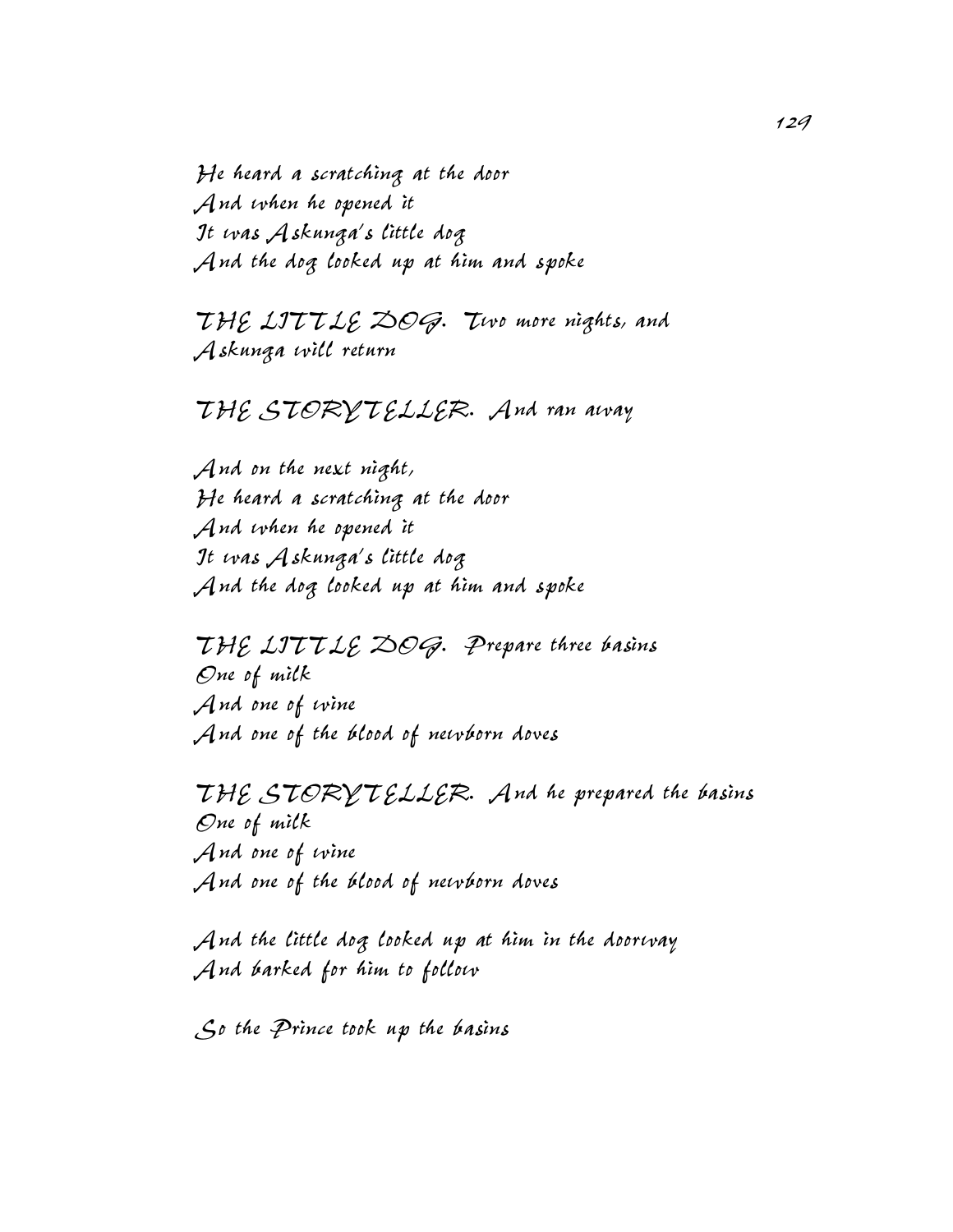He heard a scratching at the door
And when he opened it
It was Askunga's little dog
And the dog looked up at him and spoke

THE LITTLE DOG. Two more nights, and
Askunga will return

THE STORYTELLER. And ran away

And on the next night,
He heard a scratching at the door
And when he opened it
It was Askunga's little dog
And the dog looked up at him and spoke

THE LITTLE DOG. Prepare three basins
One of milk
And one of wine
And one of the blood of newborn doves

THE STORYTELLER. And he prepared the basins
One of milk
And one of wine
And one of the blood of newborn doves

And the little dog looked up at him in the doorway
And barked for him to follow

So the Prince took up the basins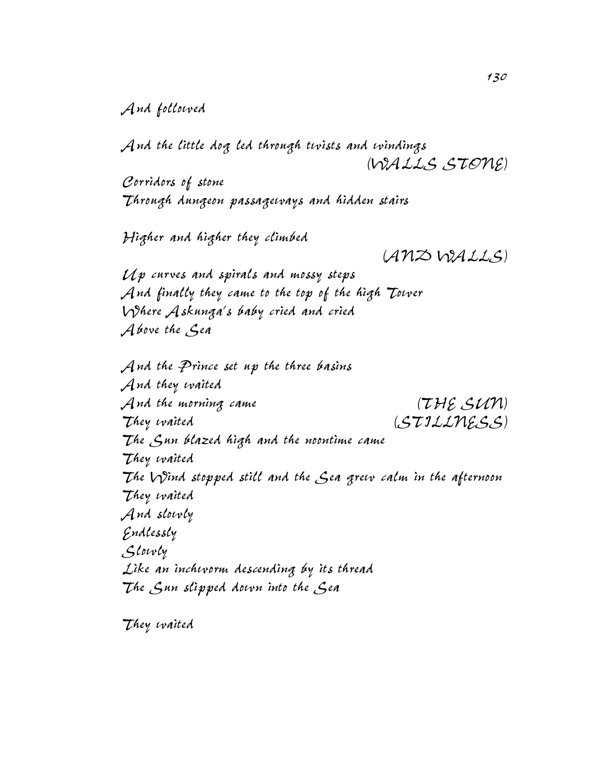*And followed*

*And the little dog led through twists and windings*
(WALLS STONE)
*Corridors of stone*
*Through dungeon passageways and hidden stairs*

*Higher and higher they climbed*
(AND WALLS)
*Up curves and spirals and mossy steps*
*And finally they came to the top of the high Tower*
*Where Askunga's baby cried and cried*
*Above the Sea*

*And the Prince set up the three basins*
*And they waited*
*And the morning came* (THE SUN)
*They waited* (STILLNESS)
*The Sun blazed high and the noontime came*
*They waited*
*The Wind stopped still and the Sea grew calm in the afternoon*
*They waited*
*And slowly*
*Endlessly*
*Slowly*
*Like an inchworm descending by its thread*
*The Sun slipped down into the Sea*

*They waited*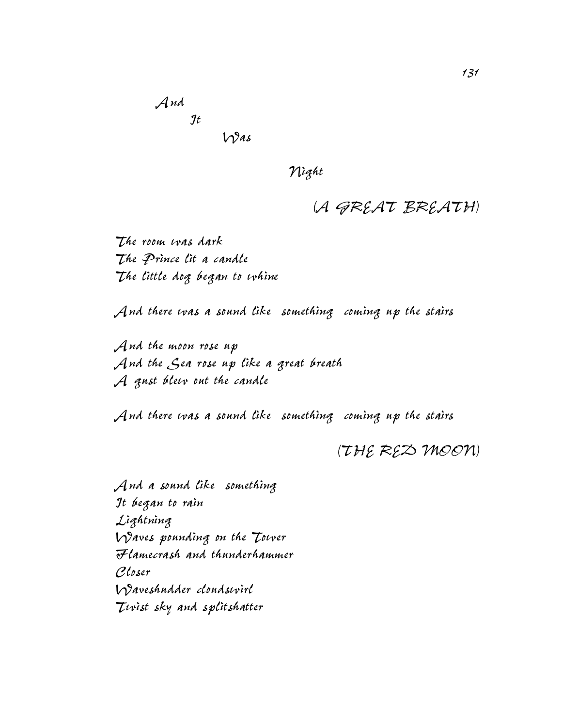And
It
Was

Night

(A GREAT BREATH)

The room was dark
The Prince lit a candle
The little dog began to whine

And there was a sound like something coming up the stairs

And the moon rose up
And the Sea rose up like a great breath
A gust blew out the candle

And there was a sound like something coming up the stairs

(THE RED MOON)

And a sound like something
It began to rain
Lightning
Waves pounding on the Tower
Flamecrash and thunderhammer
Closer
Waveshudder cloudswirl
Twist sky and splitshatter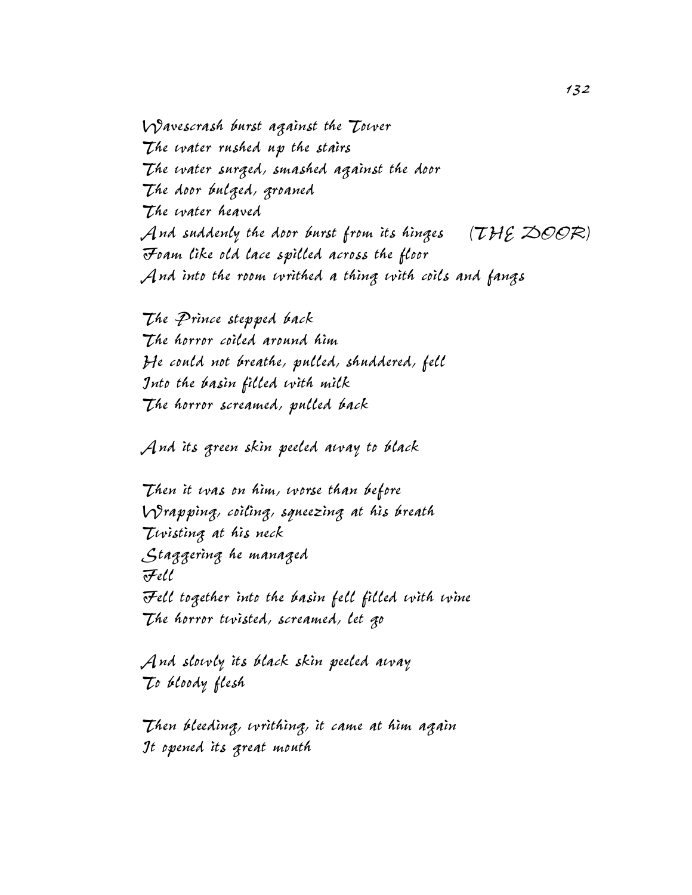*Wavescrash burst against the Tower*
*The water rushed up the stairs*
*The water surged, smashed against the door*
*The door bulged, groaned*
*The water heaved*
*And suddenly the door burst from its hinges* (THE DOOR)
*Foam like old lace spilled across the floor*
*And into the room writhed a thing with coils and fangs*

*The Prince stepped back*
*The horror coiled around him*
*He could not breathe, pulled, shuddered, fell*
*Into the basin filled with milk*
*The horror screamed, pulled back*

*And its green skin peeled away to black*

*Then it was on him, worse than before*
*Wrapping, coiling, squeezing at his breath*
*Twisting at his neck*
*Staggering he managed*
*Fell*
*Fell together into the basin fell filled with wine*
*The horror twisted, screamed, let go*

*And slowly its black skin peeled away*
*To bloody flesh*

*Then bleeding, writhing, it came at him again*
*It opened its great mouth*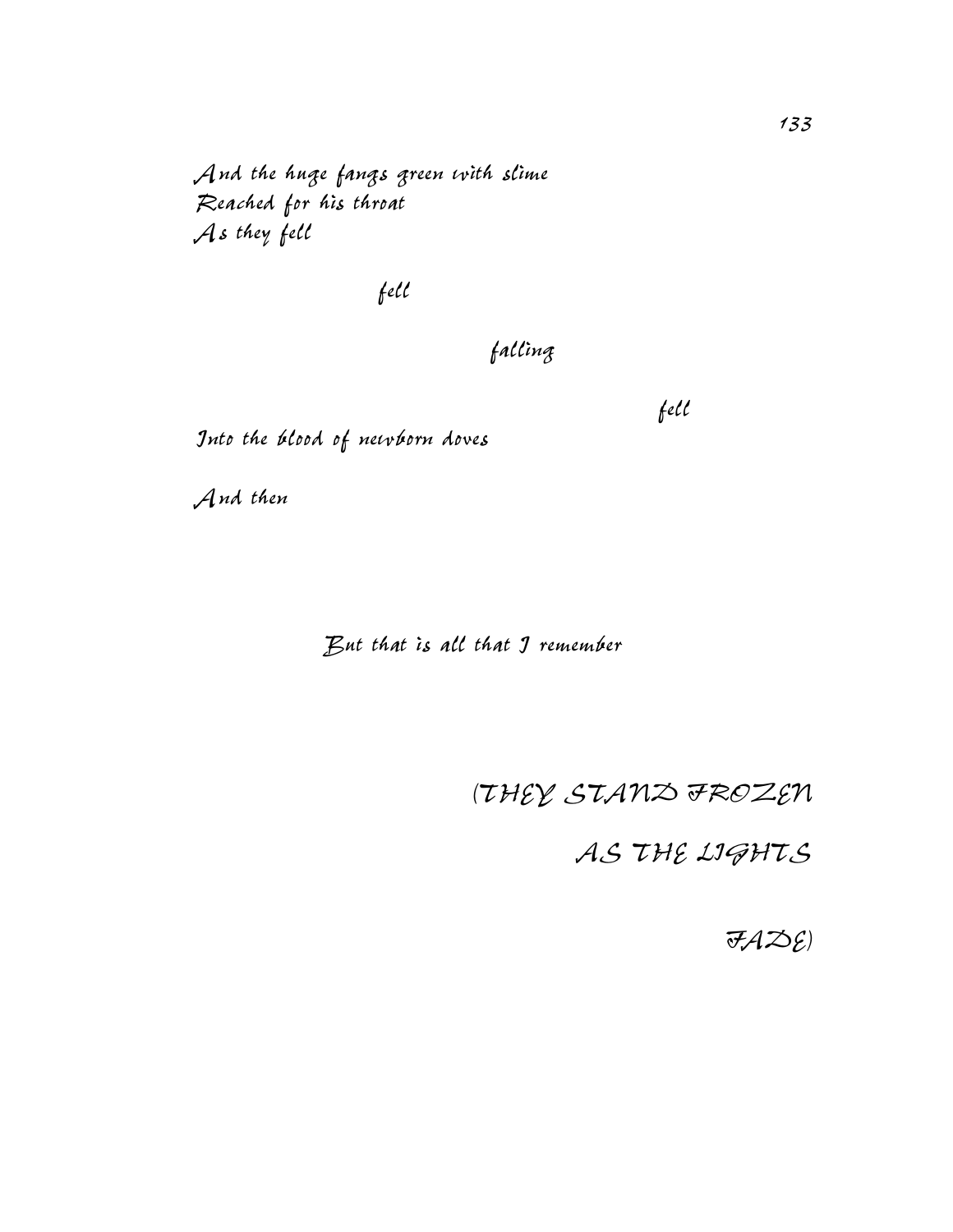*And the huge fangs green with slime*
*Reached for his throat*
*As they fell*

*fell*

*falling*

*fell*

*Into the blood of newborn doves*

*And then*

*But that is all that I remember*

*(THEY STAND FROZEN*

*AS THE LIGHTS*

*FADE)*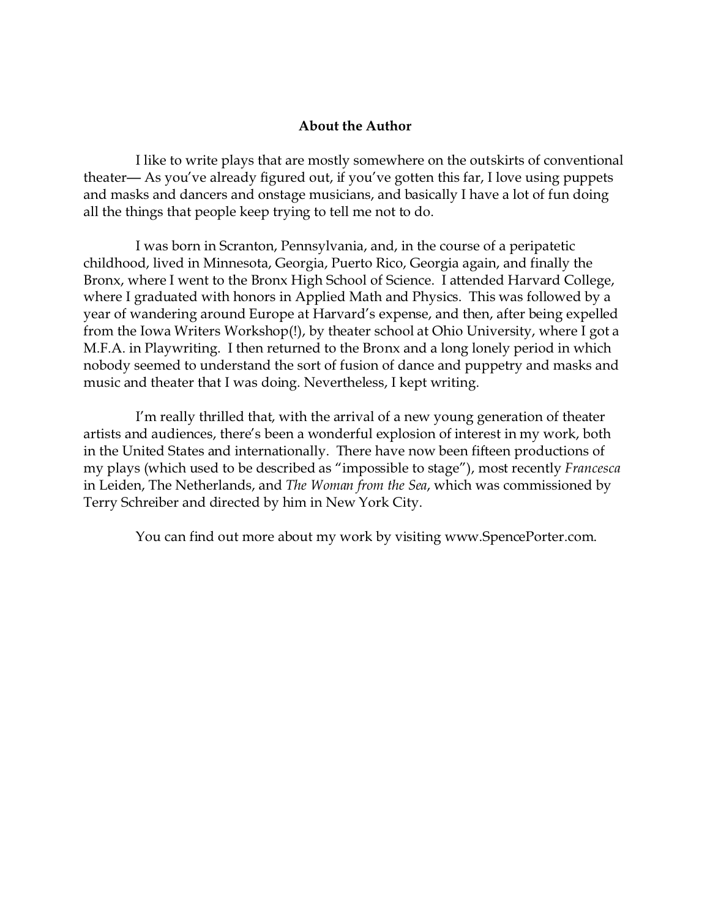**About the Author**

I like to write plays that are mostly somewhere on the outskirts of conventional theater— As you've already figured out, if you've gotten this far, I love using puppets and masks and dancers and onstage musicians, and basically I have a lot of fun doing all the things that people keep trying to tell me not to do.

I was born in Scranton, Pennsylvania, and, in the course of a peripatetic childhood, lived in Minnesota, Georgia, Puerto Rico, Georgia again, and finally the Bronx, where I went to the Bronx High School of Science. I attended Harvard College, where I graduated with honors in Applied Math and Physics. This was followed by a year of wandering around Europe at Harvard's expense, and then, after being expelled from the Iowa Writers Workshop(!), by theater school at Ohio University, where I got a M.F.A. in Playwriting. I then returned to the Bronx and a long lonely period in which nobody seemed to understand the sort of fusion of dance and puppetry and masks and music and theater that I was doing. Nevertheless, I kept writing.

I'm really thrilled that, with the arrival of a new young generation of theater artists and audiences, there's been a wonderful explosion of interest in my work, both in the United States and internationally. There have now been fifteen productions of my plays (which used to be described as "impossible to stage"), most recently *Francesca* in Leiden, The Netherlands, and *The Woman from the Sea*, which was commissioned by Terry Schreiber and directed by him in New York City.

You can find out more about my work by visiting www.SpencePorter.com.